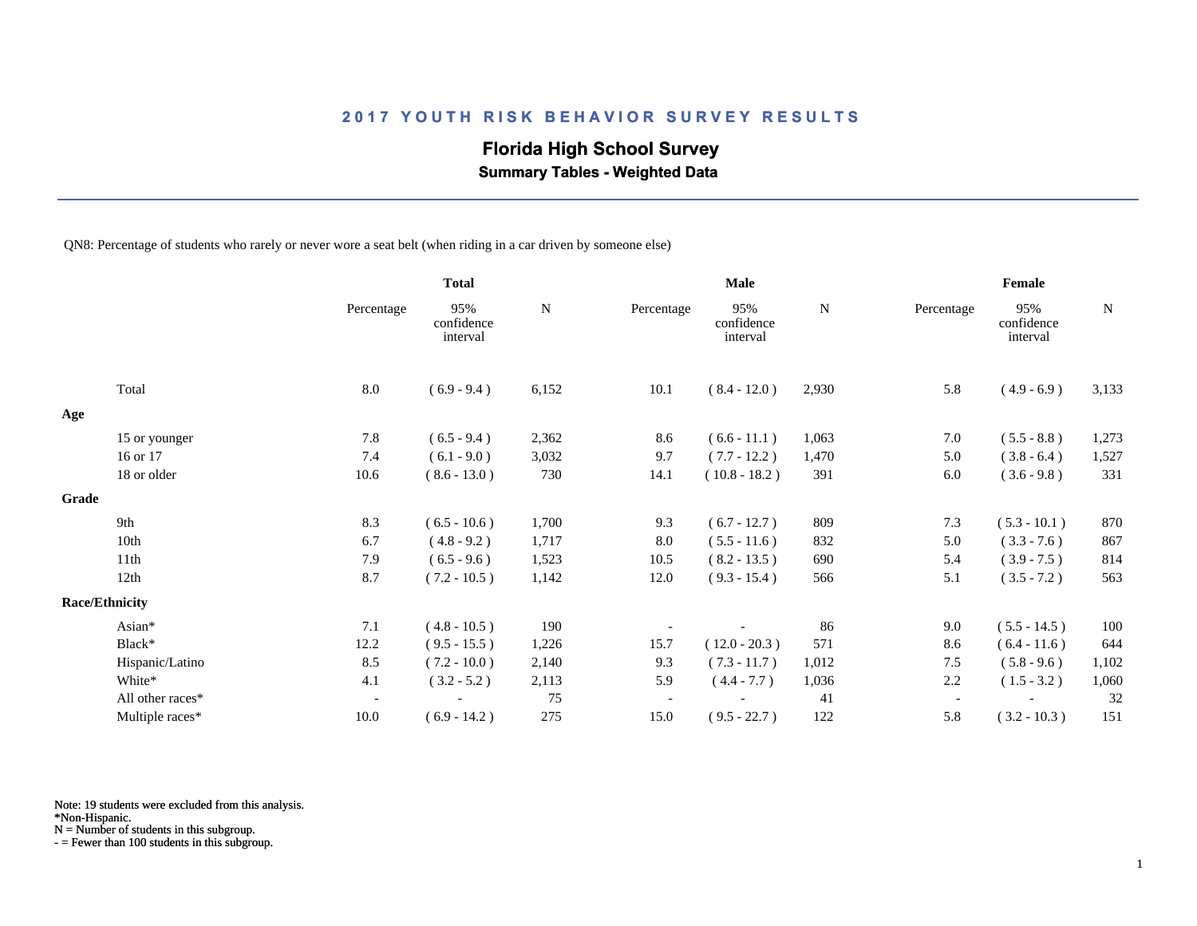# 2017 YOUTH RISK BEHAVIOR SURVEY RESULTS

## Florida High School Survey

### Summary Tables - Weighted Data

QN8: Percentage of students who rarely or never wore a seat belt (when riding in a car driven by someone else)

| | Total | | | Male | | | Female | | |
|---|---|---|---|---|---|---|---|---|---|
| | Percentage | 95% confidence interval | N | Percentage | 95% confidence interval | N | Percentage | 95% confidence interval | N |
| Total | 8.0 | ( 6.9 - 9.4 ) | 6,152 | 10.1 | ( 8.4 - 12.0 ) | 2,930 | 5.8 | ( 4.9 - 6.9 ) | 3,133 |
| **Age** | | | | | | | | | |
| 15 or younger | 7.8 | ( 6.5 - 9.4 ) | 2,362 | 8.6 | ( 6.6 - 11.1 ) | 1,063 | 7.0 | ( 5.5 - 8.8 ) | 1,273 |
| 16 or 17 | 7.4 | ( 6.1 - 9.0 ) | 3,032 | 9.7 | ( 7.7 - 12.2 ) | 1,470 | 5.0 | ( 3.8 - 6.4 ) | 1,527 |
| 18 or older | 10.6 | ( 8.6 - 13.0 ) | 730 | 14.1 | ( 10.8 - 18.2 ) | 391 | 6.0 | ( 3.6 - 9.8 ) | 331 |
| **Grade** | | | | | | | | | |
| 9th | 8.3 | ( 6.5 - 10.6 ) | 1,700 | 9.3 | ( 6.7 - 12.7 ) | 809 | 7.3 | ( 5.3 - 10.1 ) | 870 |
| 10th | 6.7 | ( 4.8 - 9.2 ) | 1,717 | 8.0 | ( 5.5 - 11.6 ) | 832 | 5.0 | ( 3.3 - 7.6 ) | 867 |
| 11th | 7.9 | ( 6.5 - 9.6 ) | 1,523 | 10.5 | ( 8.2 - 13.5 ) | 690 | 5.4 | ( 3.9 - 7.5 ) | 814 |
| 12th | 8.7 | ( 7.2 - 10.5 ) | 1,142 | 12.0 | ( 9.3 - 15.4 ) | 566 | 5.1 | ( 3.5 - 7.2 ) | 563 |
| **Race/Ethnicity** | | | | | | | | | |
| Asian* | 7.1 | ( 4.8 - 10.5 ) | 190 | - | - | 86 | 9.0 | ( 5.5 - 14.5 ) | 100 |
| Black* | 12.2 | ( 9.5 - 15.5 ) | 1,226 | 15.7 | ( 12.0 - 20.3 ) | 571 | 8.6 | ( 6.4 - 11.6 ) | 644 |
| Hispanic/Latino | 8.5 | ( 7.2 - 10.0 ) | 2,140 | 9.3 | ( 7.3 - 11.7 ) | 1,012 | 7.5 | ( 5.8 - 9.6 ) | 1,102 |
| White* | 4.1 | ( 3.2 - 5.2 ) | 2,113 | 5.9 | ( 4.4 - 7.7 ) | 1,036 | 2.2 | ( 1.5 - 3.2 ) | 1,060 |
| All other races* | - | - | 75 | - | - | 41 | - | - | 32 |
| Multiple races* | 10.0 | ( 6.9 - 14.2 ) | 275 | 15.0 | ( 9.5 - 22.7 ) | 122 | 5.8 | ( 3.2 - 10.3 ) | 151 |

Note: 19 students were excluded from this analysis.
*Non-Hispanic.
N = Number of students in this subgroup.
- = Fewer than 100 students in this subgroup.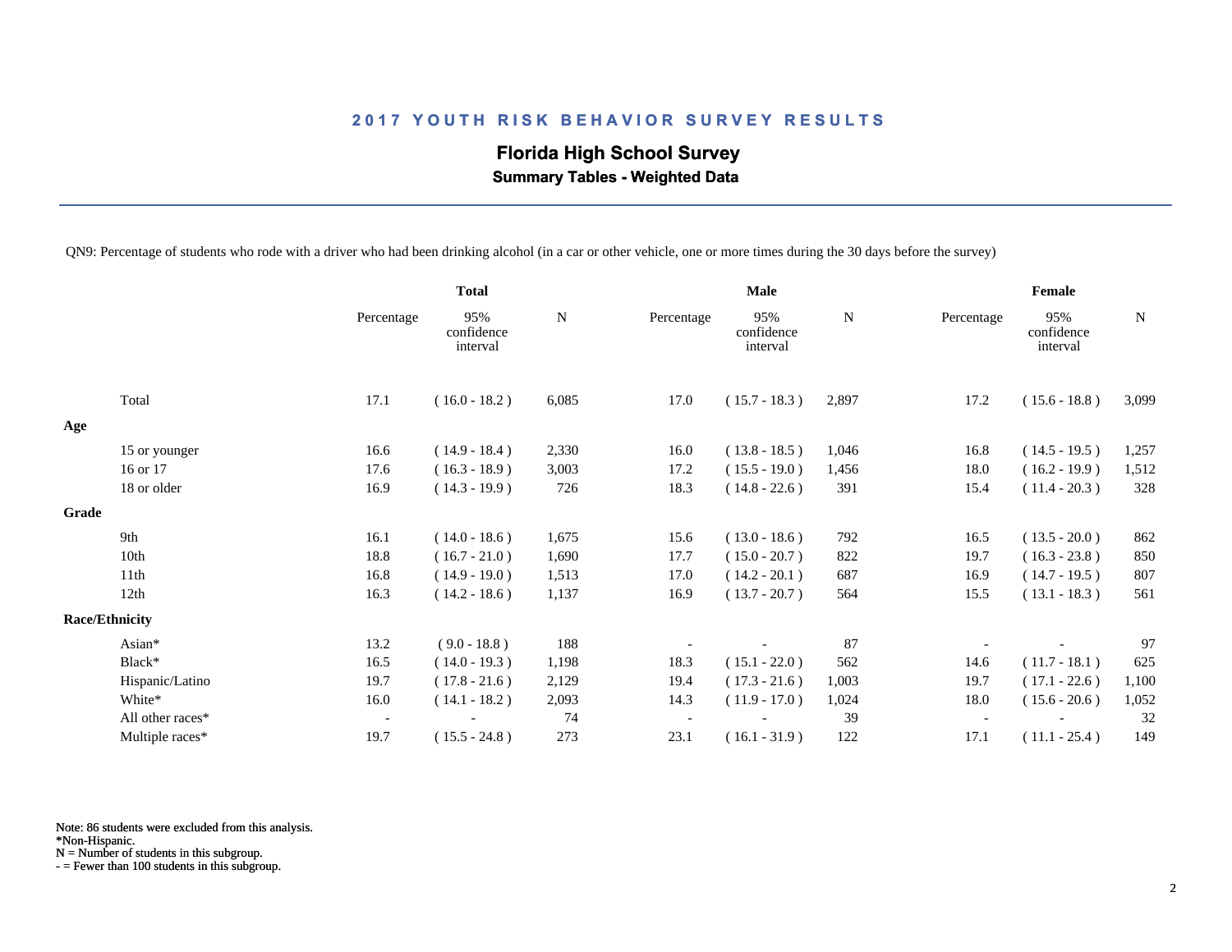# 2017 YOUTH RISK BEHAVIOR SURVEY RESULTS

## Florida High School Survey

### Summary Tables - Weighted Data

QN9: Percentage of students who rode with a driver who had been drinking alcohol (in a car or other vehicle, one or more times during the 30 days before the survey)

| | Total | | | Male | | | Female | | |
|---|---|---|---|---|---|---|---|---|---|
| | Percentage | 95% confidence interval | N | Percentage | 95% confidence interval | N | Percentage | 95% confidence interval | N |
| Total | 17.1 | ( 16.0 - 18.2 ) | 6,085 | 17.0 | ( 15.7 - 18.3 ) | 2,897 | 17.2 | ( 15.6 - 18.8 ) | 3,099 |
| **Age** | | | | | | | | | |
| 15 or younger | 16.6 | ( 14.9 - 18.4 ) | 2,330 | 16.0 | ( 13.8 - 18.5 ) | 1,046 | 16.8 | ( 14.5 - 19.5 ) | 1,257 |
| 16 or 17 | 17.6 | ( 16.3 - 18.9 ) | 3,003 | 17.2 | ( 15.5 - 19.0 ) | 1,456 | 18.0 | ( 16.2 - 19.9 ) | 1,512 |
| 18 or older | 16.9 | ( 14.3 - 19.9 ) | 726 | 18.3 | ( 14.8 - 22.6 ) | 391 | 15.4 | ( 11.4 - 20.3 ) | 328 |
| **Grade** | | | | | | | | | |
| 9th | 16.1 | ( 14.0 - 18.6 ) | 1,675 | 15.6 | ( 13.0 - 18.6 ) | 792 | 16.5 | ( 13.5 - 20.0 ) | 862 |
| 10th | 18.8 | ( 16.7 - 21.0 ) | 1,690 | 17.7 | ( 15.0 - 20.7 ) | 822 | 19.7 | ( 16.3 - 23.8 ) | 850 |
| 11th | 16.8 | ( 14.9 - 19.0 ) | 1,513 | 17.0 | ( 14.2 - 20.1 ) | 687 | 16.9 | ( 14.7 - 19.5 ) | 807 |
| 12th | 16.3 | ( 14.2 - 18.6 ) | 1,137 | 16.9 | ( 13.7 - 20.7 ) | 564 | 15.5 | ( 13.1 - 18.3 ) | 561 |
| **Race/Ethnicity** | | | | | | | | | |
| Asian* | 13.2 | ( 9.0 - 18.8 ) | 188 | - | - | 87 | - | - | 97 |
| Black* | 16.5 | ( 14.0 - 19.3 ) | 1,198 | 18.3 | ( 15.1 - 22.0 ) | 562 | 14.6 | ( 11.7 - 18.1 ) | 625 |
| Hispanic/Latino | 19.7 | ( 17.8 - 21.6 ) | 2,129 | 19.4 | ( 17.3 - 21.6 ) | 1,003 | 19.7 | ( 17.1 - 22.6 ) | 1,100 |
| White* | 16.0 | ( 14.1 - 18.2 ) | 2,093 | 14.3 | ( 11.9 - 17.0 ) | 1,024 | 18.0 | ( 15.6 - 20.6 ) | 1,052 |
| All other races* | - | - | 74 | - | - | 39 | - | - | 32 |
| Multiple races* | 19.7 | ( 15.5 - 24.8 ) | 273 | 23.1 | ( 16.1 - 31.9 ) | 122 | 17.1 | ( 11.1 - 25.4 ) | 149 |

Note: 86 students were excluded from this analysis.
*Non-Hispanic.
N = Number of students in this subgroup.
- = Fewer than 100 students in this subgroup.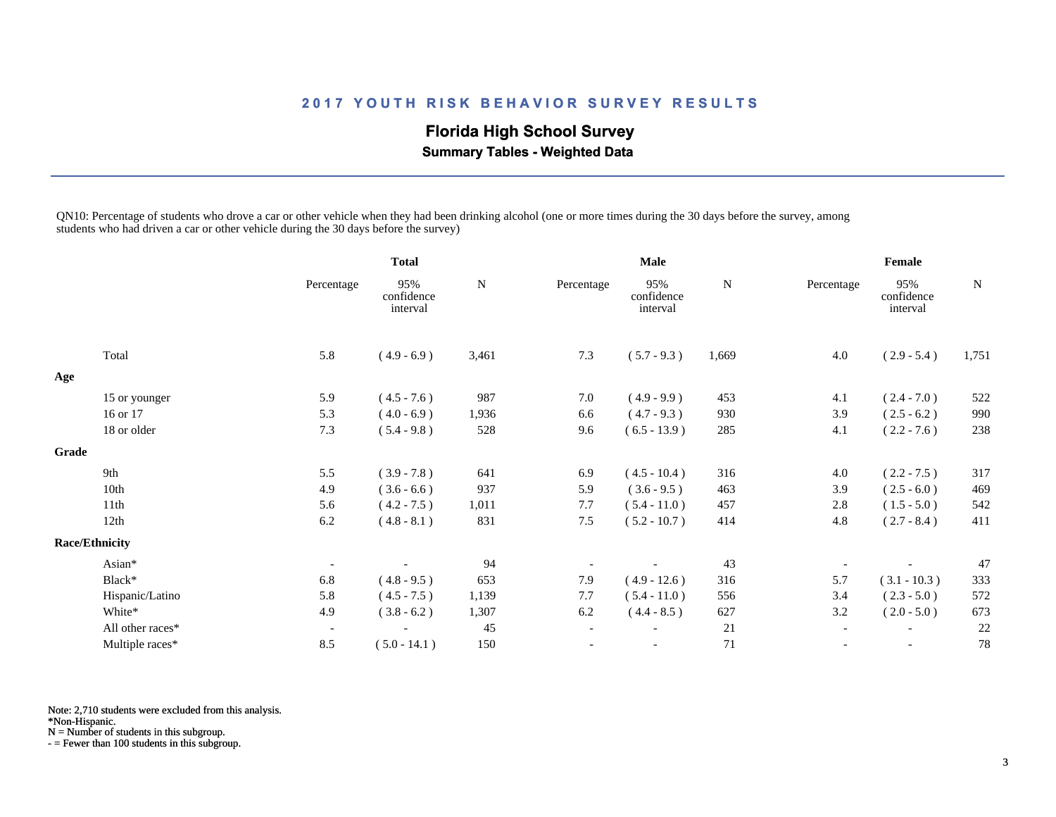# 2017 YOUTH RISK BEHAVIOR SURVEY RESULTS

## Florida High School Survey

### Summary Tables - Weighted Data

QN10: Percentage of students who drove a car or other vehicle when they had been drinking alcohol (one or more times during the 30 days before the survey, among students who had driven a car or other vehicle during the 30 days before the survey)

| | Total | | | Male | | | Female | | |
|---|---|---|---|---|---|---|---|---|---|
| | Percentage | 95% confidence interval | N | Percentage | 95% confidence interval | N | Percentage | 95% confidence interval | N |
| Total | 5.8 | ( 4.9 - 6.9 ) | 3,461 | 7.3 | ( 5.7 - 9.3 ) | 1,669 | 4.0 | ( 2.9 - 5.4 ) | 1,751 |
| **Age** | | | | | | | | | |
| 15 or younger | 5.9 | ( 4.5 - 7.6 ) | 987 | 7.0 | ( 4.9 - 9.9 ) | 453 | 4.1 | ( 2.4 - 7.0 ) | 522 |
| 16 or 17 | 5.3 | ( 4.0 - 6.9 ) | 1,936 | 6.6 | ( 4.7 - 9.3 ) | 930 | 3.9 | ( 2.5 - 6.2 ) | 990 |
| 18 or older | 7.3 | ( 5.4 - 9.8 ) | 528 | 9.6 | ( 6.5 - 13.9 ) | 285 | 4.1 | ( 2.2 - 7.6 ) | 238 |
| **Grade** | | | | | | | | | |
| 9th | 5.5 | ( 3.9 - 7.8 ) | 641 | 6.9 | ( 4.5 - 10.4 ) | 316 | 4.0 | ( 2.2 - 7.5 ) | 317 |
| 10th | 4.9 | ( 3.6 - 6.6 ) | 937 | 5.9 | ( 3.6 - 9.5 ) | 463 | 3.9 | ( 2.5 - 6.0 ) | 469 |
| 11th | 5.6 | ( 4.2 - 7.5 ) | 1,011 | 7.7 | ( 5.4 - 11.0 ) | 457 | 2.8 | ( 1.5 - 5.0 ) | 542 |
| 12th | 6.2 | ( 4.8 - 8.1 ) | 831 | 7.5 | ( 5.2 - 10.7 ) | 414 | 4.8 | ( 2.7 - 8.4 ) | 411 |
| **Race/Ethnicity** | | | | | | | | | |
| Asian* | - | - | 94 | - | - | 43 | - | - | 47 |
| Black* | 6.8 | ( 4.8 - 9.5 ) | 653 | 7.9 | ( 4.9 - 12.6 ) | 316 | 5.7 | ( 3.1 - 10.3 ) | 333 |
| Hispanic/Latino | 5.8 | ( 4.5 - 7.5 ) | 1,139 | 7.7 | ( 5.4 - 11.0 ) | 556 | 3.4 | ( 2.3 - 5.0 ) | 572 |
| White* | 4.9 | ( 3.8 - 6.2 ) | 1,307 | 6.2 | ( 4.4 - 8.5 ) | 627 | 3.2 | ( 2.0 - 5.0 ) | 673 |
| All other races* | - | - | 45 | - | - | 21 | - | - | 22 |
| Multiple races* | 8.5 | ( 5.0 - 14.1 ) | 150 | - | - | 71 | - | - | 78 |

Note: 2,710 students were excluded from this analysis.
*Non-Hispanic.
N = Number of students in this subgroup.
- = Fewer than 100 students in this subgroup.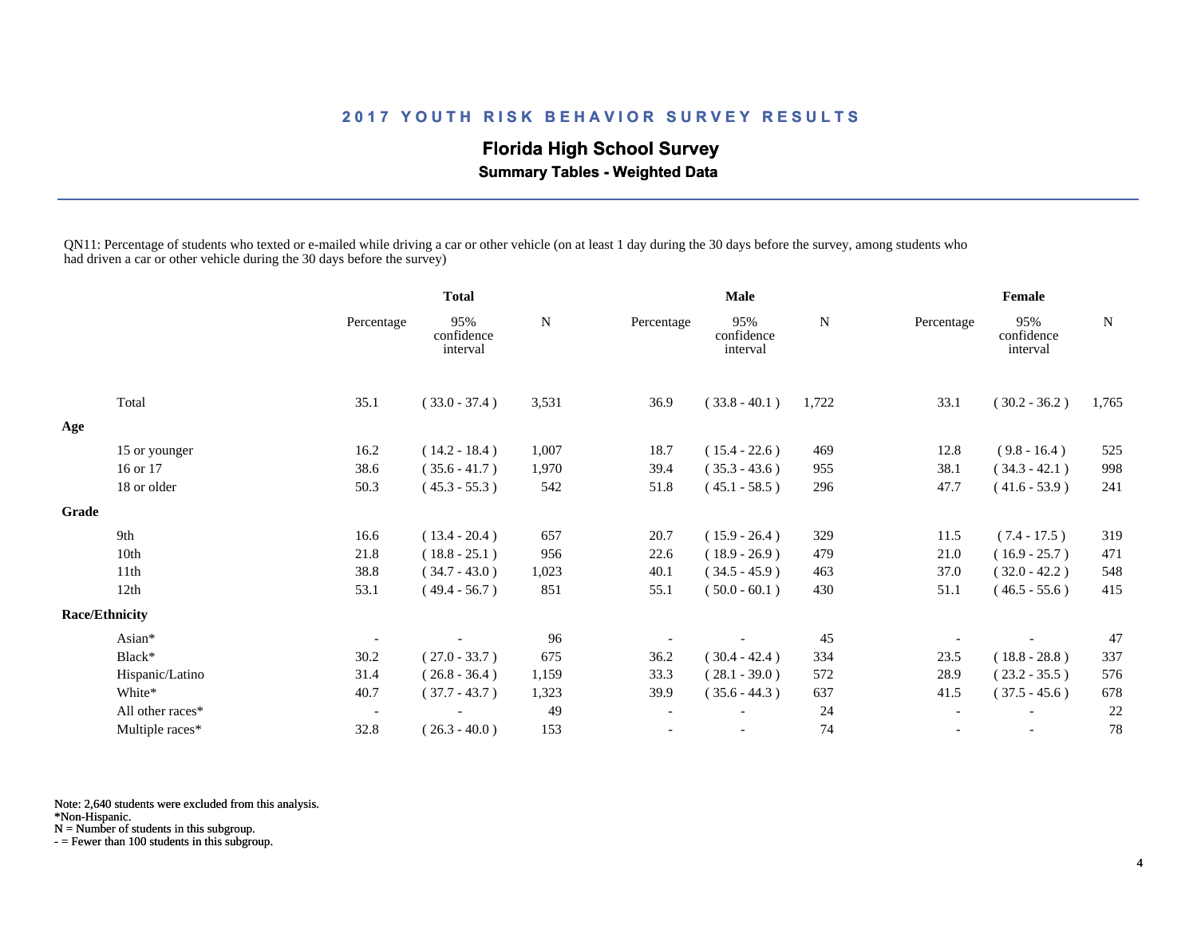# 2017 YOUTH RISK BEHAVIOR SURVEY RESULTS

## Florida High School Survey

### Summary Tables - Weighted Data

QN11: Percentage of students who texted or e-mailed while driving a car or other vehicle (on at least 1 day during the 30 days before the survey, among students who had driven a car or other vehicle during the 30 days before the survey)

| | Total | | | Male | | | Female | | |
|---|---|---|---|---|---|---|---|---|---|
| | Percentage | 95% confidence interval | N | Percentage | 95% confidence interval | N | Percentage | 95% confidence interval | N |
| Total | 35.1 | ( 33.0 - 37.4 ) | 3,531 | 36.9 | ( 33.8 - 40.1 ) | 1,722 | 33.1 | ( 30.2 - 36.2 ) | 1,765 |
| **Age** | | | | | | | | | |
| 15 or younger | 16.2 | ( 14.2 - 18.4 ) | 1,007 | 18.7 | ( 15.4 - 22.6 ) | 469 | 12.8 | ( 9.8 - 16.4 ) | 525 |
| 16 or 17 | 38.6 | ( 35.6 - 41.7 ) | 1,970 | 39.4 | ( 35.3 - 43.6 ) | 955 | 38.1 | ( 34.3 - 42.1 ) | 998 |
| 18 or older | 50.3 | ( 45.3 - 55.3 ) | 542 | 51.8 | ( 45.1 - 58.5 ) | 296 | 47.7 | ( 41.6 - 53.9 ) | 241 |
| **Grade** | | | | | | | | | |
| 9th | 16.6 | ( 13.4 - 20.4 ) | 657 | 20.7 | ( 15.9 - 26.4 ) | 329 | 11.5 | ( 7.4 - 17.5 ) | 319 |
| 10th | 21.8 | ( 18.8 - 25.1 ) | 956 | 22.6 | ( 18.9 - 26.9 ) | 479 | 21.0 | ( 16.9 - 25.7 ) | 471 |
| 11th | 38.8 | ( 34.7 - 43.0 ) | 1,023 | 40.1 | ( 34.5 - 45.9 ) | 463 | 37.0 | ( 32.0 - 42.2 ) | 548 |
| 12th | 53.1 | ( 49.4 - 56.7 ) | 851 | 55.1 | ( 50.0 - 60.1 ) | 430 | 51.1 | ( 46.5 - 55.6 ) | 415 |
| **Race/Ethnicity** | | | | | | | | | |
| Asian* | - | - | 96 | - | - | 45 | - | - | 47 |
| Black* | 30.2 | ( 27.0 - 33.7 ) | 675 | 36.2 | ( 30.4 - 42.4 ) | 334 | 23.5 | ( 18.8 - 28.8 ) | 337 |
| Hispanic/Latino | 31.4 | ( 26.8 - 36.4 ) | 1,159 | 33.3 | ( 28.1 - 39.0 ) | 572 | 28.9 | ( 23.2 - 35.5 ) | 576 |
| White* | 40.7 | ( 37.7 - 43.7 ) | 1,323 | 39.9 | ( 35.6 - 44.3 ) | 637 | 41.5 | ( 37.5 - 45.6 ) | 678 |
| All other races* | - | - | 49 | - | - | 24 | - | - | 22 |
| Multiple races* | 32.8 | ( 26.3 - 40.0 ) | 153 | - | - | 74 | - | - | 78 |

Note: 2,640 students were excluded from this analysis.
*Non-Hispanic.
N = Number of students in this subgroup.
- = Fewer than 100 students in this subgroup.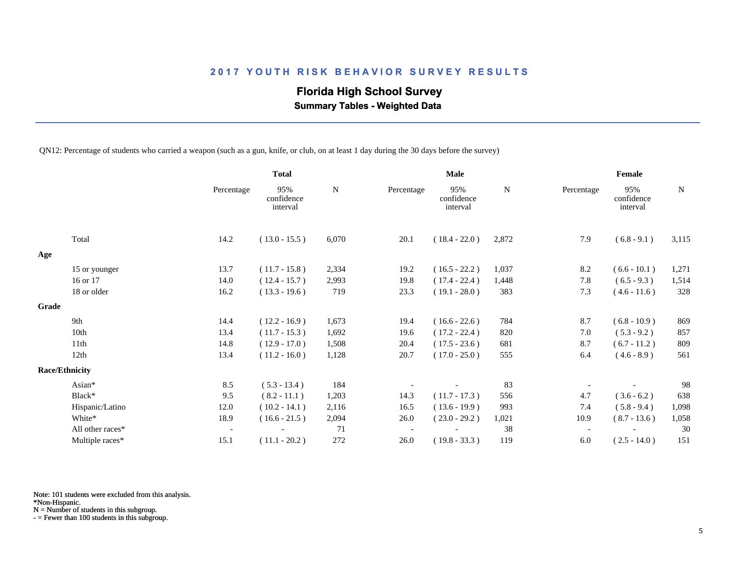## 2017 YOUTH RISK BEHAVIOR SURVEY RESULTS

### Florida High School Survey

**Summary Tables - Weighted Data**

QN12: Percentage of students who carried a weapon (such as a gun, knife, or club, on at least 1 day during the 30 days before the survey)

| | Total | | | Male | | | Female | | |
|---|---|---|---|---|---|---|---|---|---|
| | Percentage | 95% confidence interval | N | Percentage | 95% confidence interval | N | Percentage | 95% confidence interval | N |
| Total | 14.2 | ( 13.0 - 15.5 ) | 6,070 | 20.1 | ( 18.4 - 22.0 ) | 2,872 | 7.9 | ( 6.8 - 9.1 ) | 3,115 |
| **Age** | | | | | | | | | |
| 15 or younger | 13.7 | ( 11.7 - 15.8 ) | 2,334 | 19.2 | ( 16.5 - 22.2 ) | 1,037 | 8.2 | ( 6.6 - 10.1 ) | 1,271 |
| 16 or 17 | 14.0 | ( 12.4 - 15.7 ) | 2,993 | 19.8 | ( 17.4 - 22.4 ) | 1,448 | 7.8 | ( 6.5 - 9.3 ) | 1,514 |
| 18 or older | 16.2 | ( 13.3 - 19.6 ) | 719 | 23.3 | ( 19.1 - 28.0 ) | 383 | 7.3 | ( 4.6 - 11.6 ) | 328 |
| **Grade** | | | | | | | | | |
| 9th | 14.4 | ( 12.2 - 16.9 ) | 1,673 | 19.4 | ( 16.6 - 22.6 ) | 784 | 8.7 | ( 6.8 - 10.9 ) | 869 |
| 10th | 13.4 | ( 11.7 - 15.3 ) | 1,692 | 19.6 | ( 17.2 - 22.4 ) | 820 | 7.0 | ( 5.3 - 9.2 ) | 857 |
| 11th | 14.8 | ( 12.9 - 17.0 ) | 1,508 | 20.4 | ( 17.5 - 23.6 ) | 681 | 8.7 | ( 6.7 - 11.2 ) | 809 |
| 12th | 13.4 | ( 11.2 - 16.0 ) | 1,128 | 20.7 | ( 17.0 - 25.0 ) | 555 | 6.4 | ( 4.6 - 8.9 ) | 561 |
| **Race/Ethnicity** | | | | | | | | | |
| Asian* | 8.5 | ( 5.3 - 13.4 ) | 184 | - | - | 83 | - | - | 98 |
| Black* | 9.5 | ( 8.2 - 11.1 ) | 1,203 | 14.3 | ( 11.7 - 17.3 ) | 556 | 4.7 | ( 3.6 - 6.2 ) | 638 |
| Hispanic/Latino | 12.0 | ( 10.2 - 14.1 ) | 2,116 | 16.5 | ( 13.6 - 19.9 ) | 993 | 7.4 | ( 5.8 - 9.4 ) | 1,098 |
| White* | 18.9 | ( 16.6 - 21.5 ) | 2,094 | 26.0 | ( 23.0 - 29.2 ) | 1,021 | 10.9 | ( 8.7 - 13.6 ) | 1,058 |
| All other races* | - | - | 71 | - | - | 38 | - | - | 30 |
| Multiple races* | 15.1 | ( 11.1 - 20.2 ) | 272 | 26.0 | ( 19.8 - 33.3 ) | 119 | 6.0 | ( 2.5 - 14.0 ) | 151 |

Note: 101 students were excluded from this analysis.
*Non-Hispanic.
N = Number of students in this subgroup.
- = Fewer than 100 students in this subgroup.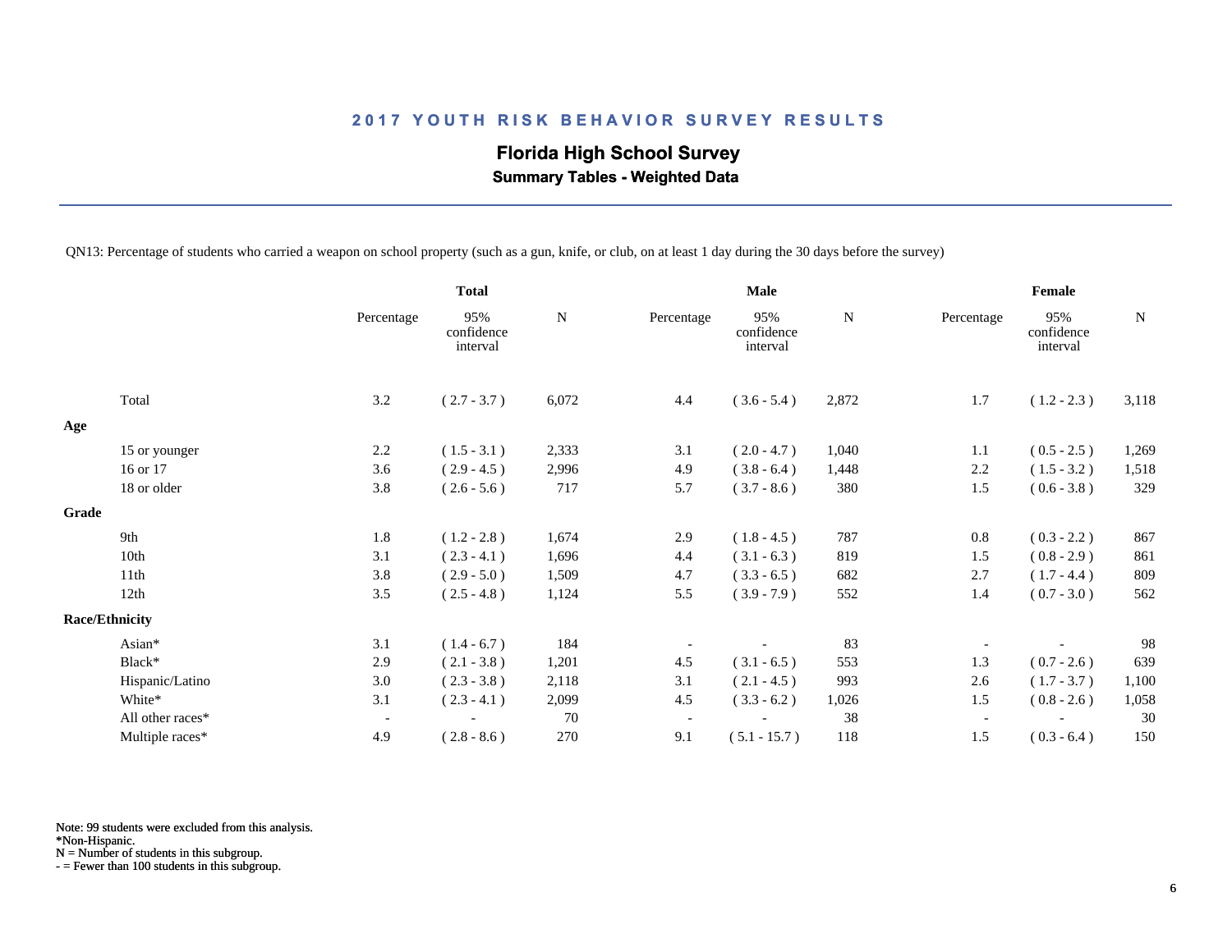# 2017 YOUTH RISK BEHAVIOR SURVEY RESULTS

## Florida High School Survey

### Summary Tables - Weighted Data

QN13: Percentage of students who carried a weapon on school property (such as a gun, knife, or club, on at least 1 day during the 30 days before the survey)

| | Total | | | Male | | | Female | | |
|---|---|---|---|---|---|---|---|---|---|
| | Percentage | 95% confidence interval | N | Percentage | 95% confidence interval | N | Percentage | 95% confidence interval | N |
| Total | 3.2 | ( 2.7 - 3.7 ) | 6,072 | 4.4 | ( 3.6 - 5.4 ) | 2,872 | 1.7 | ( 1.2 - 2.3 ) | 3,118 |
| **Age** | | | | | | | | | |
| 15 or younger | 2.2 | ( 1.5 - 3.1 ) | 2,333 | 3.1 | ( 2.0 - 4.7 ) | 1,040 | 1.1 | ( 0.5 - 2.5 ) | 1,269 |
| 16 or 17 | 3.6 | ( 2.9 - 4.5 ) | 2,996 | 4.9 | ( 3.8 - 6.4 ) | 1,448 | 2.2 | ( 1.5 - 3.2 ) | 1,518 |
| 18 or older | 3.8 | ( 2.6 - 5.6 ) | 717 | 5.7 | ( 3.7 - 8.6 ) | 380 | 1.5 | ( 0.6 - 3.8 ) | 329 |
| **Grade** | | | | | | | | | |
| 9th | 1.8 | ( 1.2 - 2.8 ) | 1,674 | 2.9 | ( 1.8 - 4.5 ) | 787 | 0.8 | ( 0.3 - 2.2 ) | 867 |
| 10th | 3.1 | ( 2.3 - 4.1 ) | 1,696 | 4.4 | ( 3.1 - 6.3 ) | 819 | 1.5 | ( 0.8 - 2.9 ) | 861 |
| 11th | 3.8 | ( 2.9 - 5.0 ) | 1,509 | 4.7 | ( 3.3 - 6.5 ) | 682 | 2.7 | ( 1.7 - 4.4 ) | 809 |
| 12th | 3.5 | ( 2.5 - 4.8 ) | 1,124 | 5.5 | ( 3.9 - 7.9 ) | 552 | 1.4 | ( 0.7 - 3.0 ) | 562 |
| **Race/Ethnicity** | | | | | | | | | |
| Asian* | 3.1 | ( 1.4 - 6.7 ) | 184 | - | - | 83 | - | - | 98 |
| Black* | 2.9 | ( 2.1 - 3.8 ) | 1,201 | 4.5 | ( 3.1 - 6.5 ) | 553 | 1.3 | ( 0.7 - 2.6 ) | 639 |
| Hispanic/Latino | 3.0 | ( 2.3 - 3.8 ) | 2,118 | 3.1 | ( 2.1 - 4.5 ) | 993 | 2.6 | ( 1.7 - 3.7 ) | 1,100 |
| White* | 3.1 | ( 2.3 - 4.1 ) | 2,099 | 4.5 | ( 3.3 - 6.2 ) | 1,026 | 1.5 | ( 0.8 - 2.6 ) | 1,058 |
| All other races* | - | - | 70 | - | - | 38 | - | - | 30 |
| Multiple races* | 4.9 | ( 2.8 - 8.6 ) | 270 | 9.1 | ( 5.1 - 15.7 ) | 118 | 1.5 | ( 0.3 - 6.4 ) | 150 |

Note: 99 students were excluded from this analysis.
*Non-Hispanic.
N = Number of students in this subgroup.
- = Fewer than 100 students in this subgroup.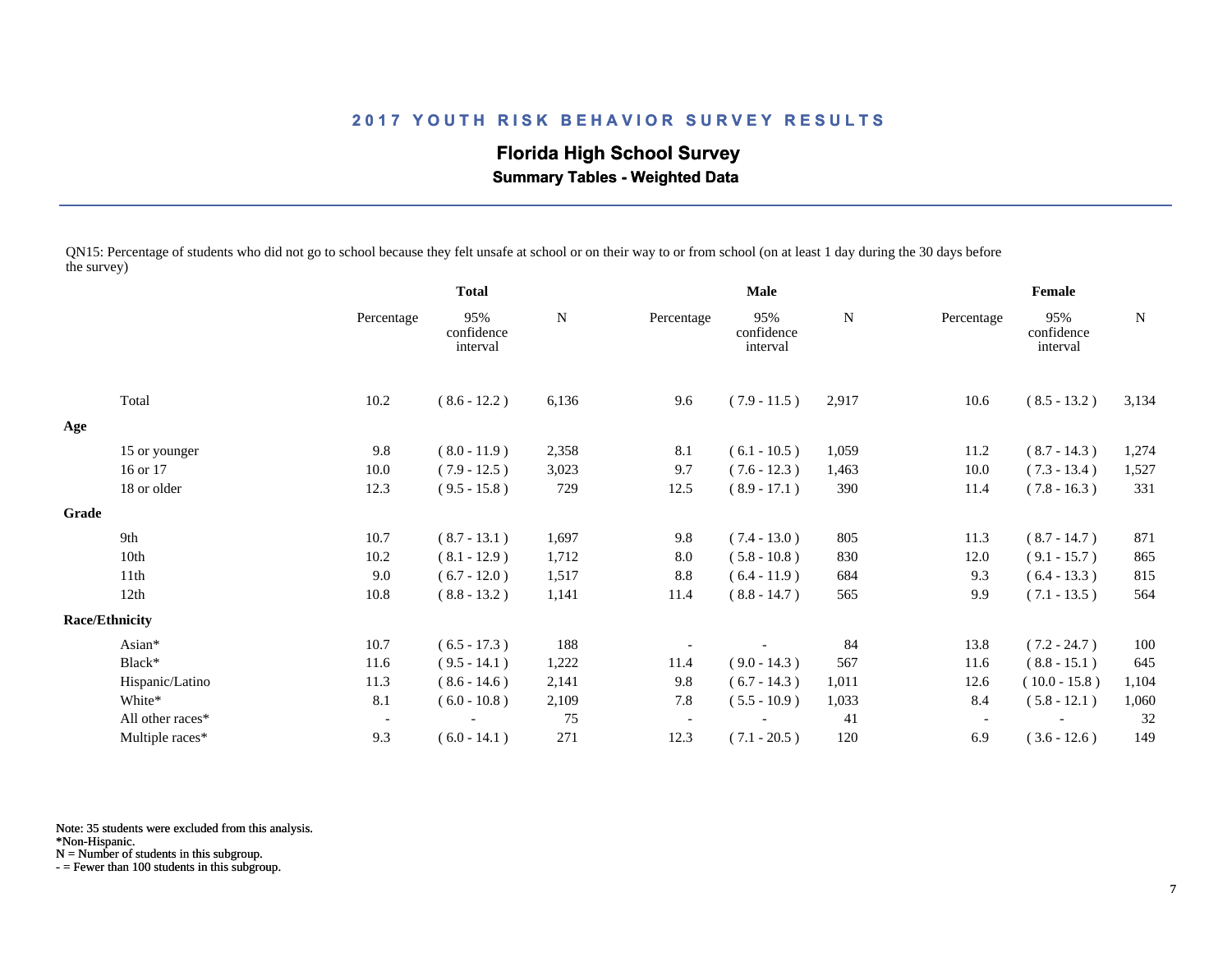# 2017 YOUTH RISK BEHAVIOR SURVEY RESULTS

## Florida High School Survey

### Summary Tables - Weighted Data

QN15: Percentage of students who did not go to school because they felt unsafe at school or on their way to or from school (on at least 1 day during the 30 days before the survey)

| | Total | | | Male | | | Female | | |
|---|---|---|---|---|---|---|---|---|---|
| | Percentage | 95% confidence interval | N | Percentage | 95% confidence interval | N | Percentage | 95% confidence interval | N |
| Total | 10.2 | ( 8.6 - 12.2 ) | 6,136 | 9.6 | ( 7.9 - 11.5 ) | 2,917 | 10.6 | ( 8.5 - 13.2 ) | 3,134 |
| **Age** | | | | | | | | | |
| 15 or younger | 9.8 | ( 8.0 - 11.9 ) | 2,358 | 8.1 | ( 6.1 - 10.5 ) | 1,059 | 11.2 | ( 8.7 - 14.3 ) | 1,274 |
| 16 or 17 | 10.0 | ( 7.9 - 12.5 ) | 3,023 | 9.7 | ( 7.6 - 12.3 ) | 1,463 | 10.0 | ( 7.3 - 13.4 ) | 1,527 |
| 18 or older | 12.3 | ( 9.5 - 15.8 ) | 729 | 12.5 | ( 8.9 - 17.1 ) | 390 | 11.4 | ( 7.8 - 16.3 ) | 331 |
| **Grade** | | | | | | | | | |
| 9th | 10.7 | ( 8.7 - 13.1 ) | 1,697 | 9.8 | ( 7.4 - 13.0 ) | 805 | 11.3 | ( 8.7 - 14.7 ) | 871 |
| 10th | 10.2 | ( 8.1 - 12.9 ) | 1,712 | 8.0 | ( 5.8 - 10.8 ) | 830 | 12.0 | ( 9.1 - 15.7 ) | 865 |
| 11th | 9.0 | ( 6.7 - 12.0 ) | 1,517 | 8.8 | ( 6.4 - 11.9 ) | 684 | 9.3 | ( 6.4 - 13.3 ) | 815 |
| 12th | 10.8 | ( 8.8 - 13.2 ) | 1,141 | 11.4 | ( 8.8 - 14.7 ) | 565 | 9.9 | ( 7.1 - 13.5 ) | 564 |
| **Race/Ethnicity** | | | | | | | | | |
| Asian* | 10.7 | ( 6.5 - 17.3 ) | 188 | - | - | 84 | 13.8 | ( 7.2 - 24.7 ) | 100 |
| Black* | 11.6 | ( 9.5 - 14.1 ) | 1,222 | 11.4 | ( 9.0 - 14.3 ) | 567 | 11.6 | ( 8.8 - 15.1 ) | 645 |
| Hispanic/Latino | 11.3 | ( 8.6 - 14.6 ) | 2,141 | 9.8 | ( 6.7 - 14.3 ) | 1,011 | 12.6 | ( 10.0 - 15.8 ) | 1,104 |
| White* | 8.1 | ( 6.0 - 10.8 ) | 2,109 | 7.8 | ( 5.5 - 10.9 ) | 1,033 | 8.4 | ( 5.8 - 12.1 ) | 1,060 |
| All other races* | - | - | 75 | - | - | 41 | - | - | 32 |
| Multiple races* | 9.3 | ( 6.0 - 14.1 ) | 271 | 12.3 | ( 7.1 - 20.5 ) | 120 | 6.9 | ( 3.6 - 12.6 ) | 149 |

Note: 35 students were excluded from this analysis.
*Non-Hispanic.
N = Number of students in this subgroup.
- = Fewer than 100 students in this subgroup.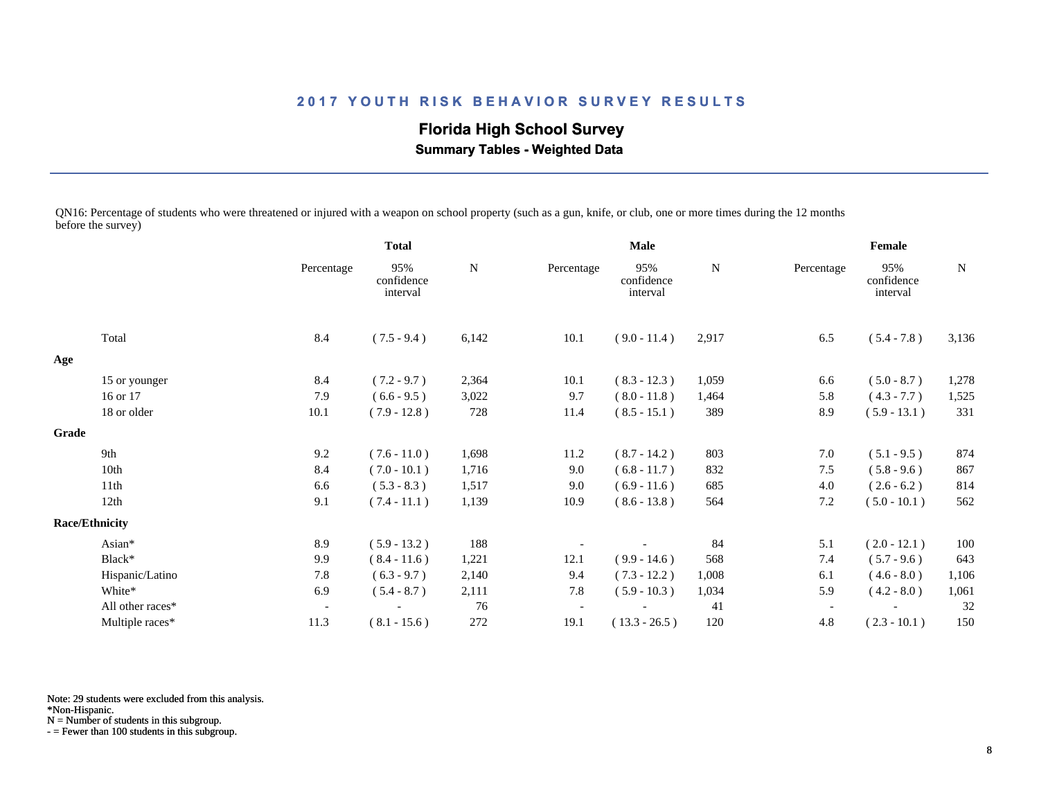# 2017 YOUTH RISK BEHAVIOR SURVEY RESULTS

## Florida High School Survey

### Summary Tables - Weighted Data

QN16: Percentage of students who were threatened or injured with a weapon on school property (such as a gun, knife, or club, one or more times during the 12 months before the survey)

| | Total | | | Male | | | Female | | |
|---|---|---|---|---|---|---|---|---|---|
| | Percentage | 95% confidence interval | N | Percentage | 95% confidence interval | N | Percentage | 95% confidence interval | N |
| Total | 8.4 | ( 7.5 - 9.4 ) | 6,142 | 10.1 | ( 9.0 - 11.4 ) | 2,917 | 6.5 | ( 5.4 - 7.8 ) | 3,136 |
| **Age** | | | | | | | | | |
| 15 or younger | 8.4 | ( 7.2 - 9.7 ) | 2,364 | 10.1 | ( 8.3 - 12.3 ) | 1,059 | 6.6 | ( 5.0 - 8.7 ) | 1,278 |
| 16 or 17 | 7.9 | ( 6.6 - 9.5 ) | 3,022 | 9.7 | ( 8.0 - 11.8 ) | 1,464 | 5.8 | ( 4.3 - 7.7 ) | 1,525 |
| 18 or older | 10.1 | ( 7.9 - 12.8 ) | 728 | 11.4 | ( 8.5 - 15.1 ) | 389 | 8.9 | ( 5.9 - 13.1 ) | 331 |
| **Grade** | | | | | | | | | |
| 9th | 9.2 | ( 7.6 - 11.0 ) | 1,698 | 11.2 | ( 8.7 - 14.2 ) | 803 | 7.0 | ( 5.1 - 9.5 ) | 874 |
| 10th | 8.4 | ( 7.0 - 10.1 ) | 1,716 | 9.0 | ( 6.8 - 11.7 ) | 832 | 7.5 | ( 5.8 - 9.6 ) | 867 |
| 11th | 6.6 | ( 5.3 - 8.3 ) | 1,517 | 9.0 | ( 6.9 - 11.6 ) | 685 | 4.0 | ( 2.6 - 6.2 ) | 814 |
| 12th | 9.1 | ( 7.4 - 11.1 ) | 1,139 | 10.9 | ( 8.6 - 13.8 ) | 564 | 7.2 | ( 5.0 - 10.1 ) | 562 |
| **Race/Ethnicity** | | | | | | | | | |
| Asian* | 8.9 | ( 5.9 - 13.2 ) | 188 | - | - | 84 | 5.1 | ( 2.0 - 12.1 ) | 100 |
| Black* | 9.9 | ( 8.4 - 11.6 ) | 1,221 | 12.1 | ( 9.9 - 14.6 ) | 568 | 7.4 | ( 5.7 - 9.6 ) | 643 |
| Hispanic/Latino | 7.8 | ( 6.3 - 9.7 ) | 2,140 | 9.4 | ( 7.3 - 12.2 ) | 1,008 | 6.1 | ( 4.6 - 8.0 ) | 1,106 |
| White* | 6.9 | ( 5.4 - 8.7 ) | 2,111 | 7.8 | ( 5.9 - 10.3 ) | 1,034 | 5.9 | ( 4.2 - 8.0 ) | 1,061 |
| All other races* | - | - | 76 | - | - | 41 | - | - | 32 |
| Multiple races* | 11.3 | ( 8.1 - 15.6 ) | 272 | 19.1 | ( 13.3 - 26.5 ) | 120 | 4.8 | ( 2.3 - 10.1 ) | 150 |

Note: 29 students were excluded from this analysis.
*Non-Hispanic.
N = Number of students in this subgroup.
- = Fewer than 100 students in this subgroup.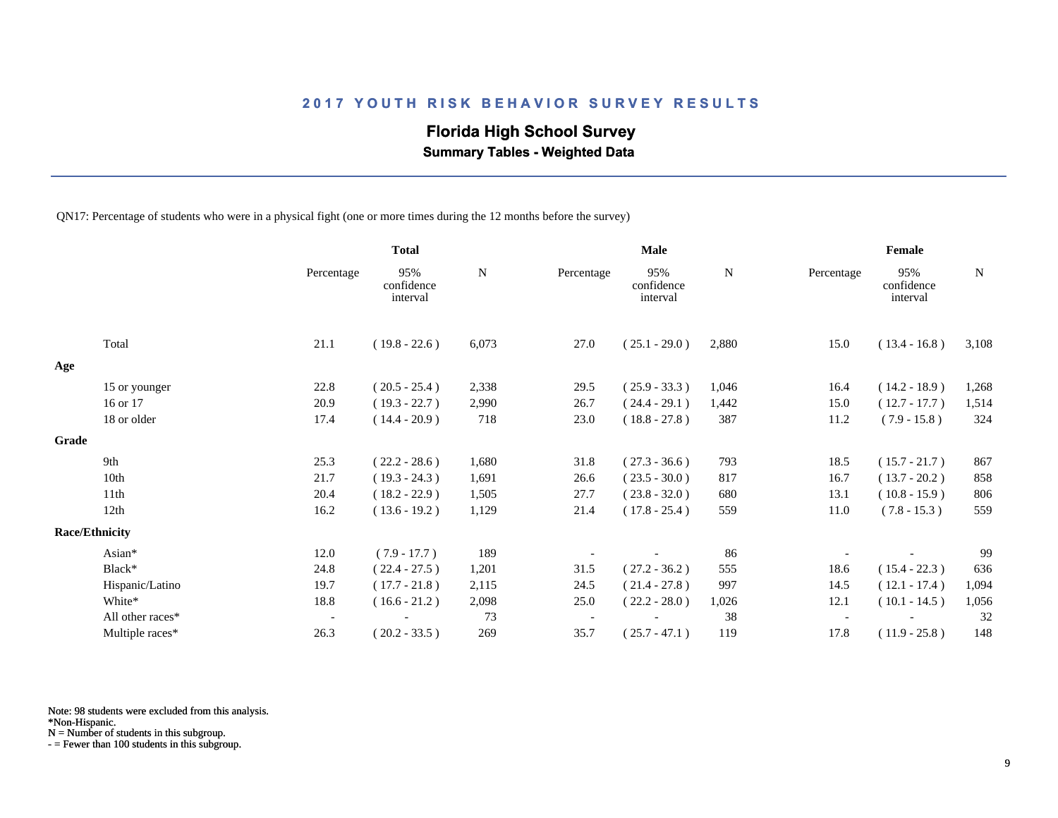## 2017 YOUTH RISK BEHAVIOR SURVEY RESULTS

### Florida High School Survey

**Summary Tables - Weighted Data**

QN17: Percentage of students who were in a physical fight (one or more times during the 12 months before the survey)

| | Total | | | Male | | | Female | | |
|---|---|---|---|---|---|---|---|---|---|
| | Percentage | 95% confidence interval | N | Percentage | 95% confidence interval | N | Percentage | 95% confidence interval | N |
| Total | 21.1 | ( 19.8 - 22.6 ) | 6,073 | 27.0 | ( 25.1 - 29.0 ) | 2,880 | 15.0 | ( 13.4 - 16.8 ) | 3,108 |
| **Age** | | | | | | | | | |
| 15 or younger | 22.8 | ( 20.5 - 25.4 ) | 2,338 | 29.5 | ( 25.9 - 33.3 ) | 1,046 | 16.4 | ( 14.2 - 18.9 ) | 1,268 |
| 16 or 17 | 20.9 | ( 19.3 - 22.7 ) | 2,990 | 26.7 | ( 24.4 - 29.1 ) | 1,442 | 15.0 | ( 12.7 - 17.7 ) | 1,514 |
| 18 or older | 17.4 | ( 14.4 - 20.9 ) | 718 | 23.0 | ( 18.8 - 27.8 ) | 387 | 11.2 | ( 7.9 - 15.8 ) | 324 |
| **Grade** | | | | | | | | | |
| 9th | 25.3 | ( 22.2 - 28.6 ) | 1,680 | 31.8 | ( 27.3 - 36.6 ) | 793 | 18.5 | ( 15.7 - 21.7 ) | 867 |
| 10th | 21.7 | ( 19.3 - 24.3 ) | 1,691 | 26.6 | ( 23.5 - 30.0 ) | 817 | 16.7 | ( 13.7 - 20.2 ) | 858 |
| 11th | 20.4 | ( 18.2 - 22.9 ) | 1,505 | 27.7 | ( 23.8 - 32.0 ) | 680 | 13.1 | ( 10.8 - 15.9 ) | 806 |
| 12th | 16.2 | ( 13.6 - 19.2 ) | 1,129 | 21.4 | ( 17.8 - 25.4 ) | 559 | 11.0 | ( 7.8 - 15.3 ) | 559 |
| **Race/Ethnicity** | | | | | | | | | |
| Asian* | 12.0 | ( 7.9 - 17.7 ) | 189 | - | - | 86 | - | - | 99 |
| Black* | 24.8 | ( 22.4 - 27.5 ) | 1,201 | 31.5 | ( 27.2 - 36.2 ) | 555 | 18.6 | ( 15.4 - 22.3 ) | 636 |
| Hispanic/Latino | 19.7 | ( 17.7 - 21.8 ) | 2,115 | 24.5 | ( 21.4 - 27.8 ) | 997 | 14.5 | ( 12.1 - 17.4 ) | 1,094 |
| White* | 18.8 | ( 16.6 - 21.2 ) | 2,098 | 25.0 | ( 22.2 - 28.0 ) | 1,026 | 12.1 | ( 10.1 - 14.5 ) | 1,056 |
| All other races* | - | - | 73 | - | - | 38 | - | - | 32 |
| Multiple races* | 26.3 | ( 20.2 - 33.5 ) | 269 | 35.7 | ( 25.7 - 47.1 ) | 119 | 17.8 | ( 11.9 - 25.8 ) | 148 |

Note: 98 students were excluded from this analysis.
*Non-Hispanic.
N = Number of students in this subgroup.
- = Fewer than 100 students in this subgroup.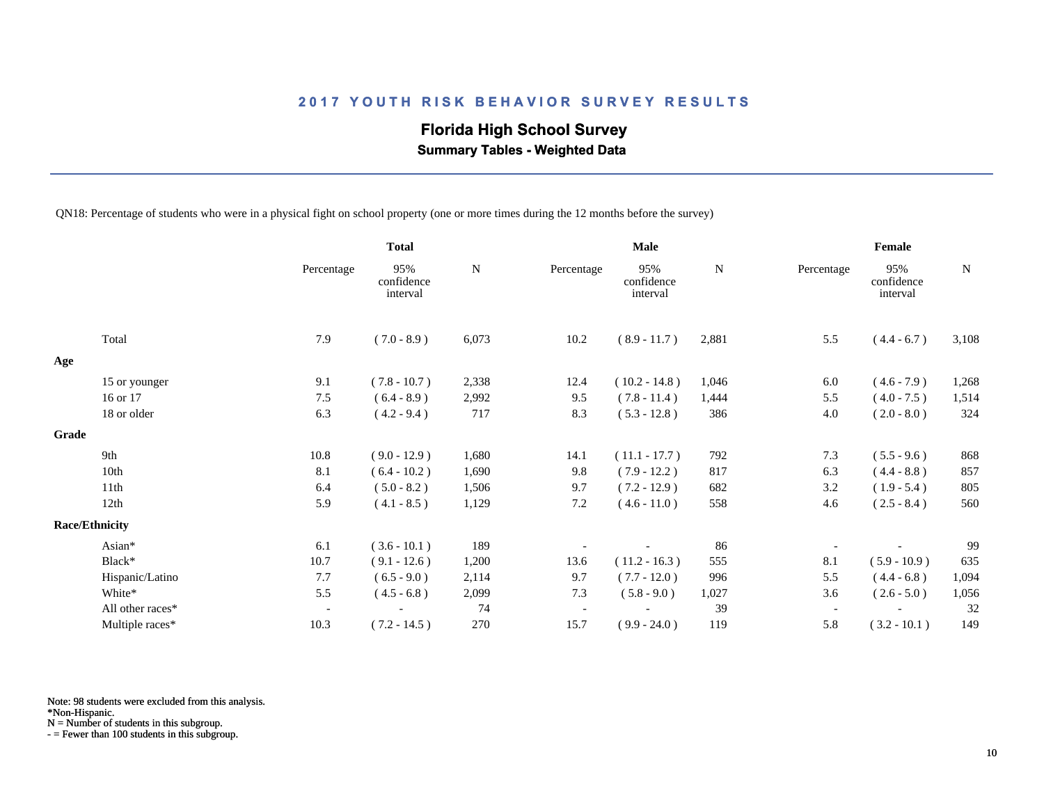## 2017 YOUTH RISK BEHAVIOR SURVEY RESULTS

### Florida High School Survey

**Summary Tables - Weighted Data**

QN18: Percentage of students who were in a physical fight on school property (one or more times during the 12 months before the survey)

| | Total | | | Male | | | Female | | |
|---|---|---|---|---|---|---|---|---|---|
| | Percentage | 95% confidence interval | N | Percentage | 95% confidence interval | N | Percentage | 95% confidence interval | N |
| Total | 7.9 | ( 7.0 - 8.9 ) | 6,073 | 10.2 | ( 8.9 - 11.7 ) | 2,881 | 5.5 | ( 4.4 - 6.7 ) | 3,108 |
| **Age** | | | | | | | | | |
| 15 or younger | 9.1 | ( 7.8 - 10.7 ) | 2,338 | 12.4 | ( 10.2 - 14.8 ) | 1,046 | 6.0 | ( 4.6 - 7.9 ) | 1,268 |
| 16 or 17 | 7.5 | ( 6.4 - 8.9 ) | 2,992 | 9.5 | ( 7.8 - 11.4 ) | 1,444 | 5.5 | ( 4.0 - 7.5 ) | 1,514 |
| 18 or older | 6.3 | ( 4.2 - 9.4 ) | 717 | 8.3 | ( 5.3 - 12.8 ) | 386 | 4.0 | ( 2.0 - 8.0 ) | 324 |
| **Grade** | | | | | | | | | |
| 9th | 10.8 | ( 9.0 - 12.9 ) | 1,680 | 14.1 | ( 11.1 - 17.7 ) | 792 | 7.3 | ( 5.5 - 9.6 ) | 868 |
| 10th | 8.1 | ( 6.4 - 10.2 ) | 1,690 | 9.8 | ( 7.9 - 12.2 ) | 817 | 6.3 | ( 4.4 - 8.8 ) | 857 |
| 11th | 6.4 | ( 5.0 - 8.2 ) | 1,506 | 9.7 | ( 7.2 - 12.9 ) | 682 | 3.2 | ( 1.9 - 5.4 ) | 805 |
| 12th | 5.9 | ( 4.1 - 8.5 ) | 1,129 | 7.2 | ( 4.6 - 11.0 ) | 558 | 4.6 | ( 2.5 - 8.4 ) | 560 |
| **Race/Ethnicity** | | | | | | | | | |
| Asian* | 6.1 | ( 3.6 - 10.1 ) | 189 | - | - | 86 | - | - | 99 |
| Black* | 10.7 | ( 9.1 - 12.6 ) | 1,200 | 13.6 | ( 11.2 - 16.3 ) | 555 | 8.1 | ( 5.9 - 10.9 ) | 635 |
| Hispanic/Latino | 7.7 | ( 6.5 - 9.0 ) | 2,114 | 9.7 | ( 7.7 - 12.0 ) | 996 | 5.5 | ( 4.4 - 6.8 ) | 1,094 |
| White* | 5.5 | ( 4.5 - 6.8 ) | 2,099 | 7.3 | ( 5.8 - 9.0 ) | 1,027 | 3.6 | ( 2.6 - 5.0 ) | 1,056 |
| All other races* | - | - | 74 | - | - | 39 | - | - | 32 |
| Multiple races* | 10.3 | ( 7.2 - 14.5 ) | 270 | 15.7 | ( 9.9 - 24.0 ) | 119 | 5.8 | ( 3.2 - 10.1 ) | 149 |

Note: 98 students were excluded from this analysis.
*Non-Hispanic.
N = Number of students in this subgroup.
- = Fewer than 100 students in this subgroup.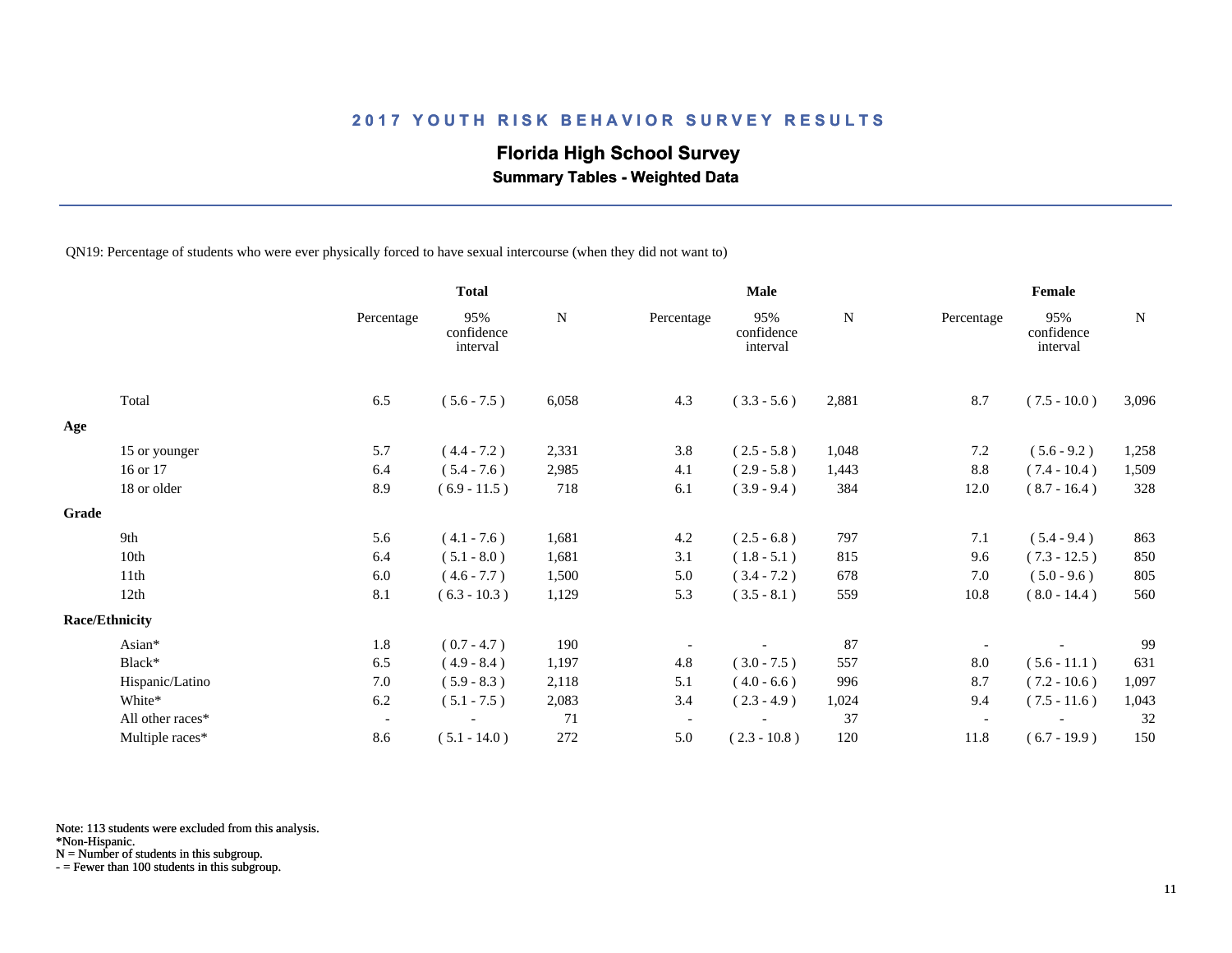## 2017 YOUTH RISK BEHAVIOR SURVEY RESULTS

### Florida High School Survey

**Summary Tables - Weighted Data**

QN19: Percentage of students who were ever physically forced to have sexual intercourse (when they did not want to)

| | Total | | | Male | | | Female | | |
|---|---|---|---|---|---|---|---|---|---|
| | Percentage | 95% confidence interval | N | Percentage | 95% confidence interval | N | Percentage | 95% confidence interval | N |
| Total | 6.5 | ( 5.6 - 7.5 ) | 6,058 | 4.3 | ( 3.3 - 5.6 ) | 2,881 | 8.7 | ( 7.5 - 10.0 ) | 3,096 |
| **Age** | | | | | | | | | |
| 15 or younger | 5.7 | ( 4.4 - 7.2 ) | 2,331 | 3.8 | ( 2.5 - 5.8 ) | 1,048 | 7.2 | ( 5.6 - 9.2 ) | 1,258 |
| 16 or 17 | 6.4 | ( 5.4 - 7.6 ) | 2,985 | 4.1 | ( 2.9 - 5.8 ) | 1,443 | 8.8 | ( 7.4 - 10.4 ) | 1,509 |
| 18 or older | 8.9 | ( 6.9 - 11.5 ) | 718 | 6.1 | ( 3.9 - 9.4 ) | 384 | 12.0 | ( 8.7 - 16.4 ) | 328 |
| **Grade** | | | | | | | | | |
| 9th | 5.6 | ( 4.1 - 7.6 ) | 1,681 | 4.2 | ( 2.5 - 6.8 ) | 797 | 7.1 | ( 5.4 - 9.4 ) | 863 |
| 10th | 6.4 | ( 5.1 - 8.0 ) | 1,681 | 3.1 | ( 1.8 - 5.1 ) | 815 | 9.6 | ( 7.3 - 12.5 ) | 850 |
| 11th | 6.0 | ( 4.6 - 7.7 ) | 1,500 | 5.0 | ( 3.4 - 7.2 ) | 678 | 7.0 | ( 5.0 - 9.6 ) | 805 |
| 12th | 8.1 | ( 6.3 - 10.3 ) | 1,129 | 5.3 | ( 3.5 - 8.1 ) | 559 | 10.8 | ( 8.0 - 14.4 ) | 560 |
| **Race/Ethnicity** | | | | | | | | | |
| Asian* | 1.8 | ( 0.7 - 4.7 ) | 190 | - | - | 87 | - | - | 99 |
| Black* | 6.5 | ( 4.9 - 8.4 ) | 1,197 | 4.8 | ( 3.0 - 7.5 ) | 557 | 8.0 | ( 5.6 - 11.1 ) | 631 |
| Hispanic/Latino | 7.0 | ( 5.9 - 8.3 ) | 2,118 | 5.1 | ( 4.0 - 6.6 ) | 996 | 8.7 | ( 7.2 - 10.6 ) | 1,097 |
| White* | 6.2 | ( 5.1 - 7.5 ) | 2,083 | 3.4 | ( 2.3 - 4.9 ) | 1,024 | 9.4 | ( 7.5 - 11.6 ) | 1,043 |
| All other races* | - | - | 71 | - | - | 37 | - | - | 32 |
| Multiple races* | 8.6 | ( 5.1 - 14.0 ) | 272 | 5.0 | ( 2.3 - 10.8 ) | 120 | 11.8 | ( 6.7 - 19.9 ) | 150 |

Note: 113 students were excluded from this analysis.
*Non-Hispanic.
N = Number of students in this subgroup.
- = Fewer than 100 students in this subgroup.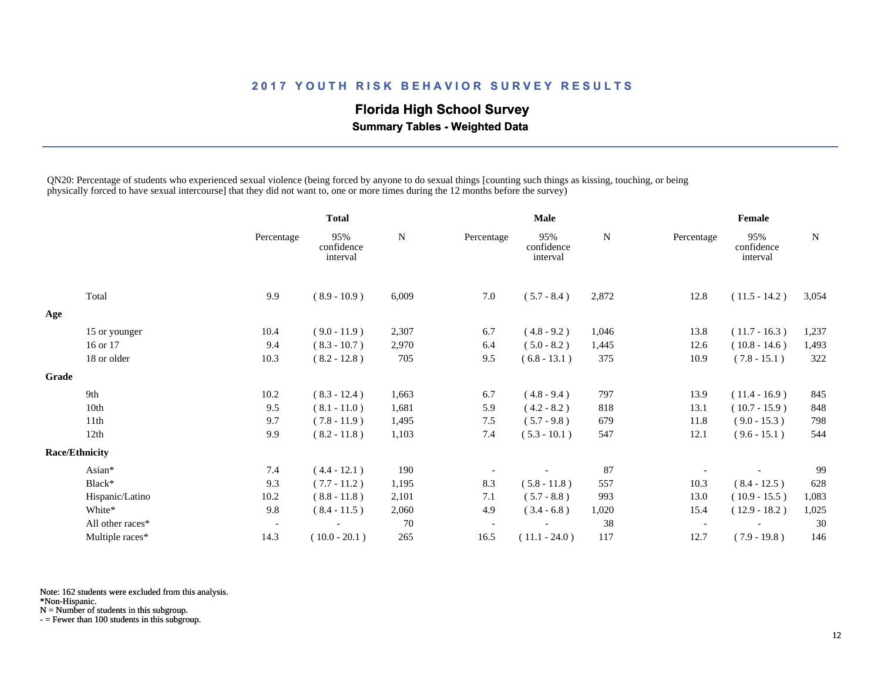# 2017 YOUTH RISK BEHAVIOR SURVEY RESULTS

## Florida High School Survey

### Summary Tables - Weighted Data

QN20: Percentage of students who experienced sexual violence (being forced by anyone to do sexual things [counting such things as kissing, touching, or being physically forced to have sexual intercourse] that they did not want to, one or more times during the 12 months before the survey)

| | Total | | | Male | | | Female | | |
|---|---|---|---|---|---|---|---|---|---|
| | Percentage | 95% confidence interval | N | Percentage | 95% confidence interval | N | Percentage | 95% confidence interval | N |
| Total | 9.9 | ( 8.9 - 10.9 ) | 6,009 | 7.0 | ( 5.7 - 8.4 ) | 2,872 | 12.8 | ( 11.5 - 14.2 ) | 3,054 |
| **Age** | | | | | | | | | |
| 15 or younger | 10.4 | ( 9.0 - 11.9 ) | 2,307 | 6.7 | ( 4.8 - 9.2 ) | 1,046 | 13.8 | ( 11.7 - 16.3 ) | 1,237 |
| 16 or 17 | 9.4 | ( 8.3 - 10.7 ) | 2,970 | 6.4 | ( 5.0 - 8.2 ) | 1,445 | 12.6 | ( 10.8 - 14.6 ) | 1,493 |
| 18 or older | 10.3 | ( 8.2 - 12.8 ) | 705 | 9.5 | ( 6.8 - 13.1 ) | 375 | 10.9 | ( 7.8 - 15.1 ) | 322 |
| **Grade** | | | | | | | | | |
| 9th | 10.2 | ( 8.3 - 12.4 ) | 1,663 | 6.7 | ( 4.8 - 9.4 ) | 797 | 13.9 | ( 11.4 - 16.9 ) | 845 |
| 10th | 9.5 | ( 8.1 - 11.0 ) | 1,681 | 5.9 | ( 4.2 - 8.2 ) | 818 | 13.1 | ( 10.7 - 15.9 ) | 848 |
| 11th | 9.7 | ( 7.8 - 11.9 ) | 1,495 | 7.5 | ( 5.7 - 9.8 ) | 679 | 11.8 | ( 9.0 - 15.3 ) | 798 |
| 12th | 9.9 | ( 8.2 - 11.8 ) | 1,103 | 7.4 | ( 5.3 - 10.1 ) | 547 | 12.1 | ( 9.6 - 15.1 ) | 544 |
| **Race/Ethnicity** | | | | | | | | | |
| Asian* | 7.4 | ( 4.4 - 12.1 ) | 190 | - | - | 87 | - | - | 99 |
| Black* | 9.3 | ( 7.7 - 11.2 ) | 1,195 | 8.3 | ( 5.8 - 11.8 ) | 557 | 10.3 | ( 8.4 - 12.5 ) | 628 |
| Hispanic/Latino | 10.2 | ( 8.8 - 11.8 ) | 2,101 | 7.1 | ( 5.7 - 8.8 ) | 993 | 13.0 | ( 10.9 - 15.5 ) | 1,083 |
| White* | 9.8 | ( 8.4 - 11.5 ) | 2,060 | 4.9 | ( 3.4 - 6.8 ) | 1,020 | 15.4 | ( 12.9 - 18.2 ) | 1,025 |
| All other races* | - | - | 70 | - | - | 38 | - | - | 30 |
| Multiple races* | 14.3 | ( 10.0 - 20.1 ) | 265 | 16.5 | ( 11.1 - 24.0 ) | 117 | 12.7 | ( 7.9 - 19.8 ) | 146 |

Note: 162 students were excluded from this analysis.
*Non-Hispanic.
N = Number of students in this subgroup.
- = Fewer than 100 students in this subgroup.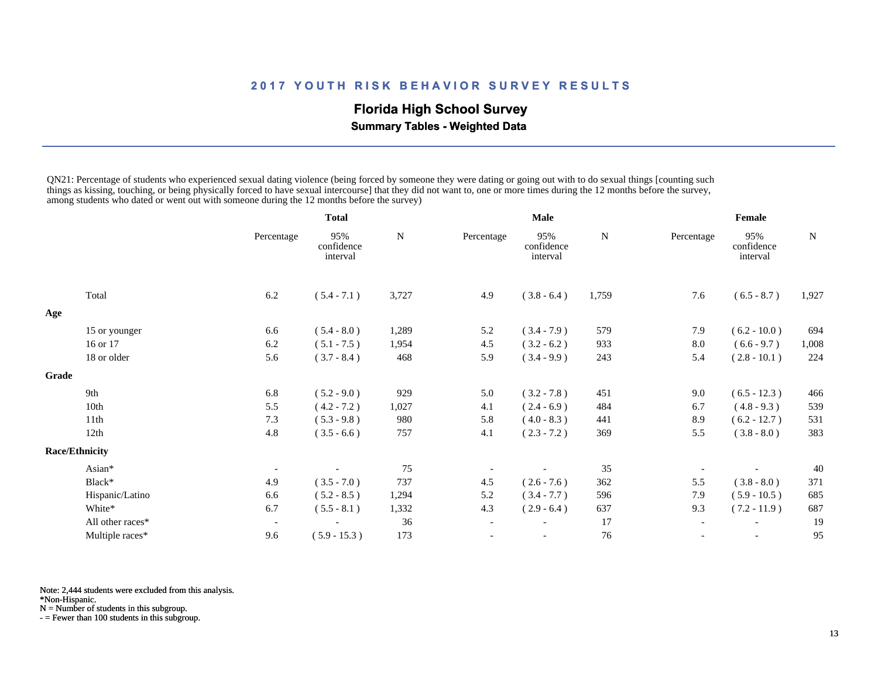# 2017 YOUTH RISK BEHAVIOR SURVEY RESULTS

## Florida High School Survey

### Summary Tables - Weighted Data

QN21: Percentage of students who experienced sexual dating violence (being forced by someone they were dating or going out with to do sexual things [counting such things as kissing, touching, or being physically forced to have sexual intercourse] that they did not want to, one or more times during the 12 months before the survey, among students who dated or went out with someone during the 12 months before the survey)

| | Total | | | Male | | | Female | | |
|---|---|---|---|---|---|---|---|---|---|
| | Percentage | 95% confidence interval | N | Percentage | 95% confidence interval | N | Percentage | 95% confidence interval | N |
| Total | 6.2 | ( 5.4 - 7.1 ) | 3,727 | 4.9 | ( 3.8 - 6.4 ) | 1,759 | 7.6 | ( 6.5 - 8.7 ) | 1,927 |
| **Age** | | | | | | | | | |
| 15 or younger | 6.6 | ( 5.4 - 8.0 ) | 1,289 | 5.2 | ( 3.4 - 7.9 ) | 579 | 7.9 | ( 6.2 - 10.0 ) | 694 |
| 16 or 17 | 6.2 | ( 5.1 - 7.5 ) | 1,954 | 4.5 | ( 3.2 - 6.2 ) | 933 | 8.0 | ( 6.6 - 9.7 ) | 1,008 |
| 18 or older | 5.6 | ( 3.7 - 8.4 ) | 468 | 5.9 | ( 3.4 - 9.9 ) | 243 | 5.4 | ( 2.8 - 10.1 ) | 224 |
| **Grade** | | | | | | | | | |
| 9th | 6.8 | ( 5.2 - 9.0 ) | 929 | 5.0 | ( 3.2 - 7.8 ) | 451 | 9.0 | ( 6.5 - 12.3 ) | 466 |
| 10th | 5.5 | ( 4.2 - 7.2 ) | 1,027 | 4.1 | ( 2.4 - 6.9 ) | 484 | 6.7 | ( 4.8 - 9.3 ) | 539 |
| 11th | 7.3 | ( 5.3 - 9.8 ) | 980 | 5.8 | ( 4.0 - 8.3 ) | 441 | 8.9 | ( 6.2 - 12.7 ) | 531 |
| 12th | 4.8 | ( 3.5 - 6.6 ) | 757 | 4.1 | ( 2.3 - 7.2 ) | 369 | 5.5 | ( 3.8 - 8.0 ) | 383 |
| **Race/Ethnicity** | | | | | | | | | |
| Asian* | - | - | 75 | - | - | 35 | - | - | 40 |
| Black* | 4.9 | ( 3.5 - 7.0 ) | 737 | 4.5 | ( 2.6 - 7.6 ) | 362 | 5.5 | ( 3.8 - 8.0 ) | 371 |
| Hispanic/Latino | 6.6 | ( 5.2 - 8.5 ) | 1,294 | 5.2 | ( 3.4 - 7.7 ) | 596 | 7.9 | ( 5.9 - 10.5 ) | 685 |
| White* | 6.7 | ( 5.5 - 8.1 ) | 1,332 | 4.3 | ( 2.9 - 6.4 ) | 637 | 9.3 | ( 7.2 - 11.9 ) | 687 |
| All other races* | - | - | 36 | - | - | 17 | - | - | 19 |
| Multiple races* | 9.6 | ( 5.9 - 15.3 ) | 173 | - | - | 76 | - | - | 95 |

Note: 2,444 students were excluded from this analysis.
*Non-Hispanic.
N = Number of students in this subgroup.
- = Fewer than 100 students in this subgroup.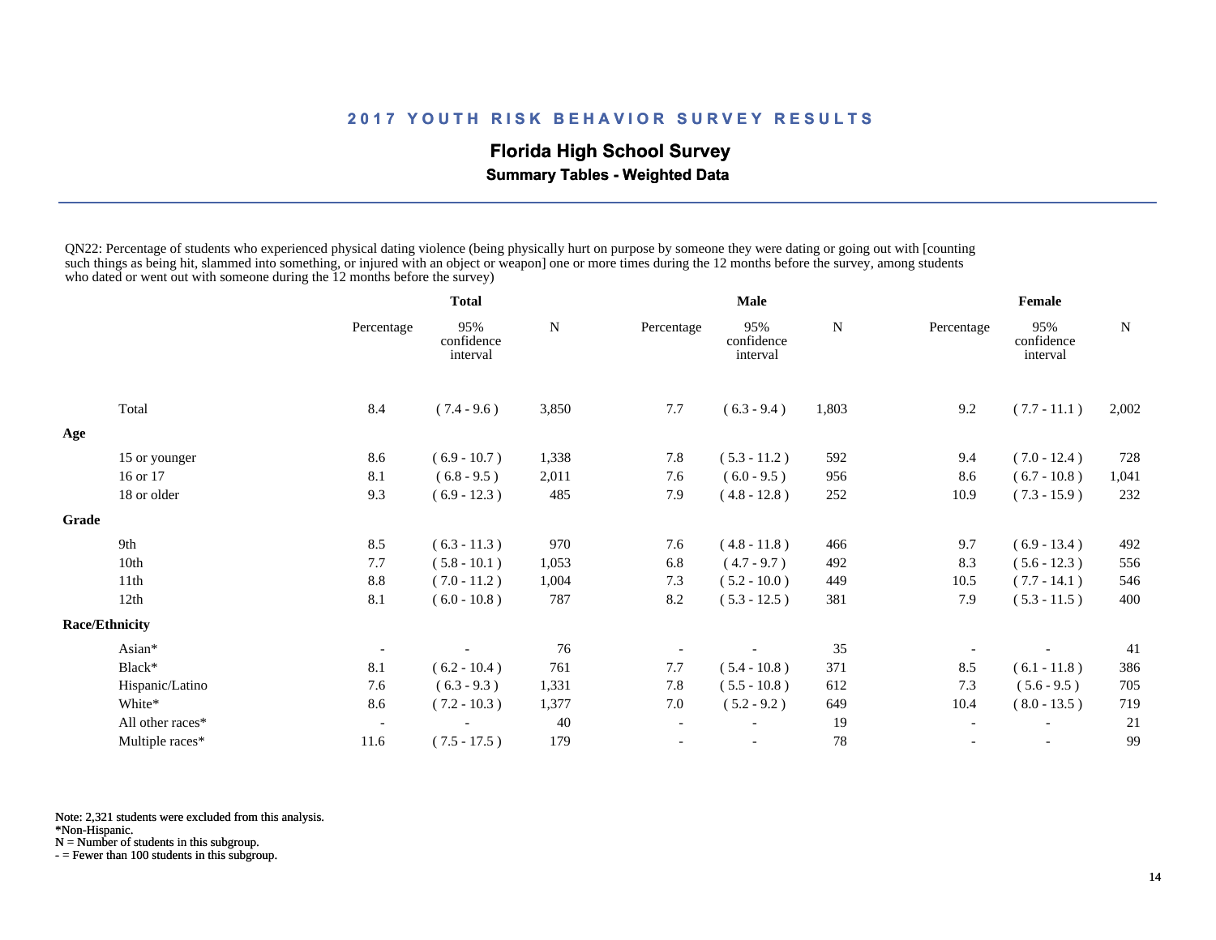## 2017 YOUTH RISK BEHAVIOR SURVEY RESULTS

### Florida High School Survey

**Summary Tables - Weighted Data**

QN22: Percentage of students who experienced physical dating violence (being physically hurt on purpose by someone they were dating or going out with [counting such things as being hit, slammed into something, or injured with an object or weapon] one or more times during the 12 months before the survey, among students who dated or went out with someone during the 12 months before the survey)

| | Total | | | Male | | | Female | | |
|---|---|---|---|---|---|---|---|---|---|
| | Percentage | 95% confidence interval | N | Percentage | 95% confidence interval | N | Percentage | 95% confidence interval | N |
| Total | 8.4 | ( 7.4 - 9.6 ) | 3,850 | 7.7 | ( 6.3 - 9.4 ) | 1,803 | 9.2 | ( 7.7 - 11.1 ) | 2,002 |
| **Age** | | | | | | | | | |
| 15 or younger | 8.6 | ( 6.9 - 10.7 ) | 1,338 | 7.8 | ( 5.3 - 11.2 ) | 592 | 9.4 | ( 7.0 - 12.4 ) | 728 |
| 16 or 17 | 8.1 | ( 6.8 - 9.5 ) | 2,011 | 7.6 | ( 6.0 - 9.5 ) | 956 | 8.6 | ( 6.7 - 10.8 ) | 1,041 |
| 18 or older | 9.3 | ( 6.9 - 12.3 ) | 485 | 7.9 | ( 4.8 - 12.8 ) | 252 | 10.9 | ( 7.3 - 15.9 ) | 232 |
| **Grade** | | | | | | | | | |
| 9th | 8.5 | ( 6.3 - 11.3 ) | 970 | 7.6 | ( 4.8 - 11.8 ) | 466 | 9.7 | ( 6.9 - 13.4 ) | 492 |
| 10th | 7.7 | ( 5.8 - 10.1 ) | 1,053 | 6.8 | ( 4.7 - 9.7 ) | 492 | 8.3 | ( 5.6 - 12.3 ) | 556 |
| 11th | 8.8 | ( 7.0 - 11.2 ) | 1,004 | 7.3 | ( 5.2 - 10.0 ) | 449 | 10.5 | ( 7.7 - 14.1 ) | 546 |
| 12th | 8.1 | ( 6.0 - 10.8 ) | 787 | 8.2 | ( 5.3 - 12.5 ) | 381 | 7.9 | ( 5.3 - 11.5 ) | 400 |
| **Race/Ethnicity** | | | | | | | | | |
| Asian* | - | - | 76 | - | - | 35 | - | - | 41 |
| Black* | 8.1 | ( 6.2 - 10.4 ) | 761 | 7.7 | ( 5.4 - 10.8 ) | 371 | 8.5 | ( 6.1 - 11.8 ) | 386 |
| Hispanic/Latino | 7.6 | ( 6.3 - 9.3 ) | 1,331 | 7.8 | ( 5.5 - 10.8 ) | 612 | 7.3 | ( 5.6 - 9.5 ) | 705 |
| White* | 8.6 | ( 7.2 - 10.3 ) | 1,377 | 7.0 | ( 5.2 - 9.2 ) | 649 | 10.4 | ( 8.0 - 13.5 ) | 719 |
| All other races* | - | - | 40 | - | - | 19 | - | - | 21 |
| Multiple races* | 11.6 | ( 7.5 - 17.5 ) | 179 | - | - | 78 | - | - | 99 |

Note: 2,321 students were excluded from this analysis.
*Non-Hispanic.
N = Number of students in this subgroup.
- = Fewer than 100 students in this subgroup.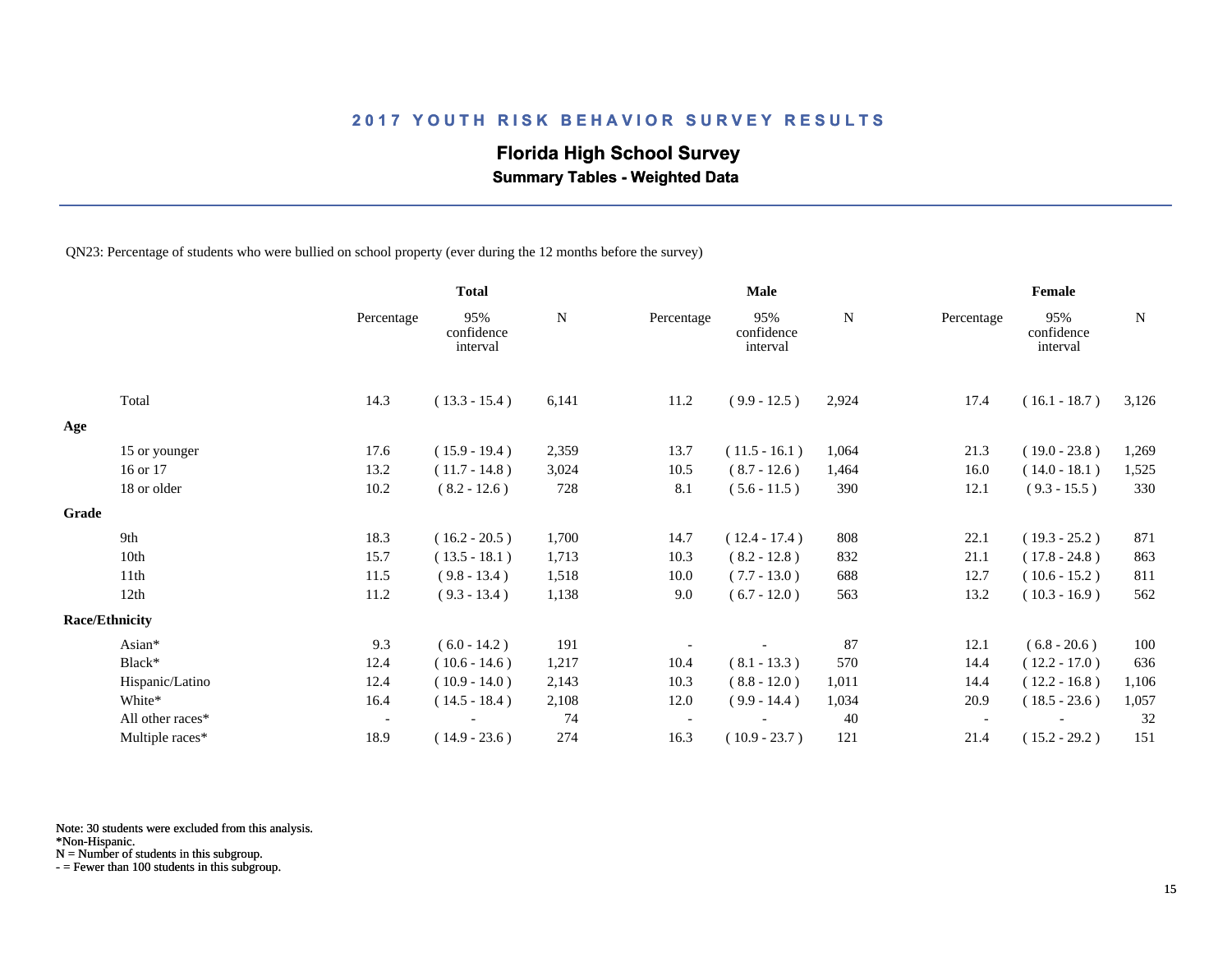## 2017 YOUTH RISK BEHAVIOR SURVEY RESULTS

### Florida High School Survey

**Summary Tables - Weighted Data**

QN23: Percentage of students who were bullied on school property (ever during the 12 months before the survey)

| | Total | | | Male | | | Female | | |
|---|---|---|---|---|---|---|---|---|---|
| | Percentage | 95% confidence interval | N | Percentage | 95% confidence interval | N | Percentage | 95% confidence interval | N |
| Total | 14.3 | ( 13.3 - 15.4 ) | 6,141 | 11.2 | ( 9.9 - 12.5 ) | 2,924 | 17.4 | ( 16.1 - 18.7 ) | 3,126 |
| **Age** | | | | | | | | | |
| 15 or younger | 17.6 | ( 15.9 - 19.4 ) | 2,359 | 13.7 | ( 11.5 - 16.1 ) | 1,064 | 21.3 | ( 19.0 - 23.8 ) | 1,269 |
| 16 or 17 | 13.2 | ( 11.7 - 14.8 ) | 3,024 | 10.5 | ( 8.7 - 12.6 ) | 1,464 | 16.0 | ( 14.0 - 18.1 ) | 1,525 |
| 18 or older | 10.2 | ( 8.2 - 12.6 ) | 728 | 8.1 | ( 5.6 - 11.5 ) | 390 | 12.1 | ( 9.3 - 15.5 ) | 330 |
| **Grade** | | | | | | | | | |
| 9th | 18.3 | ( 16.2 - 20.5 ) | 1,700 | 14.7 | ( 12.4 - 17.4 ) | 808 | 22.1 | ( 19.3 - 25.2 ) | 871 |
| 10th | 15.7 | ( 13.5 - 18.1 ) | 1,713 | 10.3 | ( 8.2 - 12.8 ) | 832 | 21.1 | ( 17.8 - 24.8 ) | 863 |
| 11th | 11.5 | ( 9.8 - 13.4 ) | 1,518 | 10.0 | ( 7.7 - 13.0 ) | 688 | 12.7 | ( 10.6 - 15.2 ) | 811 |
| 12th | 11.2 | ( 9.3 - 13.4 ) | 1,138 | 9.0 | ( 6.7 - 12.0 ) | 563 | 13.2 | ( 10.3 - 16.9 ) | 562 |
| **Race/Ethnicity** | | | | | | | | | |
| Asian* | 9.3 | ( 6.0 - 14.2 ) | 191 | - | - | 87 | 12.1 | ( 6.8 - 20.6 ) | 100 |
| Black* | 12.4 | ( 10.6 - 14.6 ) | 1,217 | 10.4 | ( 8.1 - 13.3 ) | 570 | 14.4 | ( 12.2 - 17.0 ) | 636 |
| Hispanic/Latino | 12.4 | ( 10.9 - 14.0 ) | 2,143 | 10.3 | ( 8.8 - 12.0 ) | 1,011 | 14.4 | ( 12.2 - 16.8 ) | 1,106 |
| White* | 16.4 | ( 14.5 - 18.4 ) | 2,108 | 12.0 | ( 9.9 - 14.4 ) | 1,034 | 20.9 | ( 18.5 - 23.6 ) | 1,057 |
| All other races* | - | - | 74 | - | - | 40 | - | - | 32 |
| Multiple races* | 18.9 | ( 14.9 - 23.6 ) | 274 | 16.3 | ( 10.9 - 23.7 ) | 121 | 21.4 | ( 15.2 - 29.2 ) | 151 |

Note: 30 students were excluded from this analysis.
*Non-Hispanic.
N = Number of students in this subgroup.
- = Fewer than 100 students in this subgroup.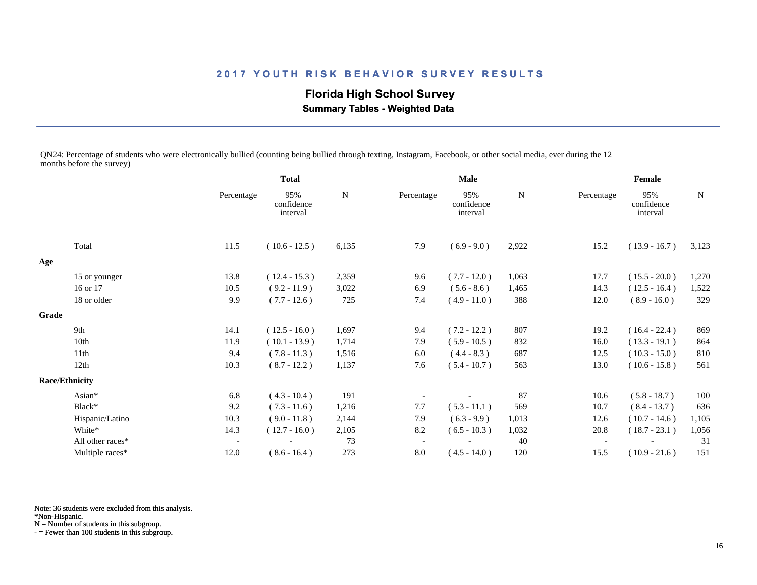# 2017 YOUTH RISK BEHAVIOR SURVEY RESULTS

## Florida High School Survey

### Summary Tables - Weighted Data

QN24: Percentage of students who were electronically bullied (counting being bullied through texting, Instagram, Facebook, or other social media, ever during the 12 months before the survey)

| | Total | | | Male | | | Female | | |
|---|---|---|---|---|---|---|---|---|---|
| | Percentage | 95% confidence interval | N | Percentage | 95% confidence interval | N | Percentage | 95% confidence interval | N |
| Total | 11.5 | ( 10.6 - 12.5 ) | 6,135 | 7.9 | ( 6.9 - 9.0 ) | 2,922 | 15.2 | ( 13.9 - 16.7 ) | 3,123 |
| **Age** | | | | | | | | | |
| 15 or younger | 13.8 | ( 12.4 - 15.3 ) | 2,359 | 9.6 | ( 7.7 - 12.0 ) | 1,063 | 17.7 | ( 15.5 - 20.0 ) | 1,270 |
| 16 or 17 | 10.5 | ( 9.2 - 11.9 ) | 3,022 | 6.9 | ( 5.6 - 8.6 ) | 1,465 | 14.3 | ( 12.5 - 16.4 ) | 1,522 |
| 18 or older | 9.9 | ( 7.7 - 12.6 ) | 725 | 7.4 | ( 4.9 - 11.0 ) | 388 | 12.0 | ( 8.9 - 16.0 ) | 329 |
| **Grade** | | | | | | | | | |
| 9th | 14.1 | ( 12.5 - 16.0 ) | 1,697 | 9.4 | ( 7.2 - 12.2 ) | 807 | 19.2 | ( 16.4 - 22.4 ) | 869 |
| 10th | 11.9 | ( 10.1 - 13.9 ) | 1,714 | 7.9 | ( 5.9 - 10.5 ) | 832 | 16.0 | ( 13.3 - 19.1 ) | 864 |
| 11th | 9.4 | ( 7.8 - 11.3 ) | 1,516 | 6.0 | ( 4.4 - 8.3 ) | 687 | 12.5 | ( 10.3 - 15.0 ) | 810 |
| 12th | 10.3 | ( 8.7 - 12.2 ) | 1,137 | 7.6 | ( 5.4 - 10.7 ) | 563 | 13.0 | ( 10.6 - 15.8 ) | 561 |
| **Race/Ethnicity** | | | | | | | | | |
| Asian* | 6.8 | ( 4.3 - 10.4 ) | 191 | - | - | 87 | 10.6 | ( 5.8 - 18.7 ) | 100 |
| Black* | 9.2 | ( 7.3 - 11.6 ) | 1,216 | 7.7 | ( 5.3 - 11.1 ) | 569 | 10.7 | ( 8.4 - 13.7 ) | 636 |
| Hispanic/Latino | 10.3 | ( 9.0 - 11.8 ) | 2,144 | 7.9 | ( 6.3 - 9.9 ) | 1,013 | 12.6 | ( 10.7 - 14.6 ) | 1,105 |
| White* | 14.3 | ( 12.7 - 16.0 ) | 2,105 | 8.2 | ( 6.5 - 10.3 ) | 1,032 | 20.8 | ( 18.7 - 23.1 ) | 1,056 |
| All other races* | - | - | 73 | - | - | 40 | - | - | 31 |
| Multiple races* | 12.0 | ( 8.6 - 16.4 ) | 273 | 8.0 | ( 4.5 - 14.0 ) | 120 | 15.5 | ( 10.9 - 21.6 ) | 151 |

Note: 36 students were excluded from this analysis.
*Non-Hispanic.
N = Number of students in this subgroup.
- = Fewer than 100 students in this subgroup.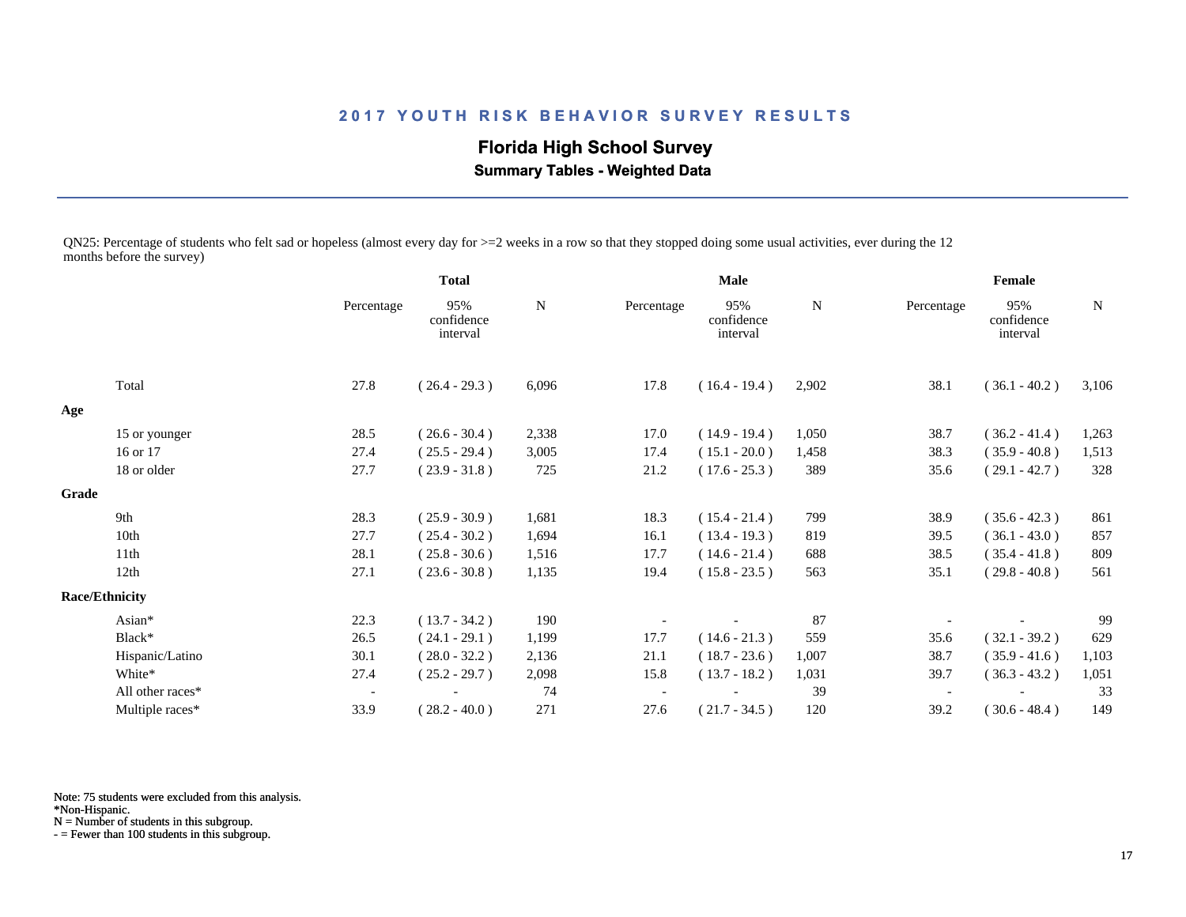## 2017 YOUTH RISK BEHAVIOR SURVEY RESULTS

### Florida High School Survey

**Summary Tables - Weighted Data**

QN25: Percentage of students who felt sad or hopeless (almost every day for >=2 weeks in a row so that they stopped doing some usual activities, ever during the 12 months before the survey)

| | Total | | | Male | | | Female | | |
|---|---|---|---|---|---|---|---|---|---|
| | Percentage | 95% confidence interval | N | Percentage | 95% confidence interval | N | Percentage | 95% confidence interval | N |
| Total | 27.8 | ( 26.4 - 29.3 ) | 6,096 | 17.8 | ( 16.4 - 19.4 ) | 2,902 | 38.1 | ( 36.1 - 40.2 ) | 3,106 |
| **Age** | | | | | | | | | |
| 15 or younger | 28.5 | ( 26.6 - 30.4 ) | 2,338 | 17.0 | ( 14.9 - 19.4 ) | 1,050 | 38.7 | ( 36.2 - 41.4 ) | 1,263 |
| 16 or 17 | 27.4 | ( 25.5 - 29.4 ) | 3,005 | 17.4 | ( 15.1 - 20.0 ) | 1,458 | 38.3 | ( 35.9 - 40.8 ) | 1,513 |
| 18 or older | 27.7 | ( 23.9 - 31.8 ) | 725 | 21.2 | ( 17.6 - 25.3 ) | 389 | 35.6 | ( 29.1 - 42.7 ) | 328 |
| **Grade** | | | | | | | | | |
| 9th | 28.3 | ( 25.9 - 30.9 ) | 1,681 | 18.3 | ( 15.4 - 21.4 ) | 799 | 38.9 | ( 35.6 - 42.3 ) | 861 |
| 10th | 27.7 | ( 25.4 - 30.2 ) | 1,694 | 16.1 | ( 13.4 - 19.3 ) | 819 | 39.5 | ( 36.1 - 43.0 ) | 857 |
| 11th | 28.1 | ( 25.8 - 30.6 ) | 1,516 | 17.7 | ( 14.6 - 21.4 ) | 688 | 38.5 | ( 35.4 - 41.8 ) | 809 |
| 12th | 27.1 | ( 23.6 - 30.8 ) | 1,135 | 19.4 | ( 15.8 - 23.5 ) | 563 | 35.1 | ( 29.8 - 40.8 ) | 561 |
| **Race/Ethnicity** | | | | | | | | | |
| Asian* | 22.3 | ( 13.7 - 34.2 ) | 190 | - | - | 87 | - | - | 99 |
| Black* | 26.5 | ( 24.1 - 29.1 ) | 1,199 | 17.7 | ( 14.6 - 21.3 ) | 559 | 35.6 | ( 32.1 - 39.2 ) | 629 |
| Hispanic/Latino | 30.1 | ( 28.0 - 32.2 ) | 2,136 | 21.1 | ( 18.7 - 23.6 ) | 1,007 | 38.7 | ( 35.9 - 41.6 ) | 1,103 |
| White* | 27.4 | ( 25.2 - 29.7 ) | 2,098 | 15.8 | ( 13.7 - 18.2 ) | 1,031 | 39.7 | ( 36.3 - 43.2 ) | 1,051 |
| All other races* | - | - | 74 | - | - | 39 | - | - | 33 |
| Multiple races* | 33.9 | ( 28.2 - 40.0 ) | 271 | 27.6 | ( 21.7 - 34.5 ) | 120 | 39.2 | ( 30.6 - 48.4 ) | 149 |

Note: 75 students were excluded from this analysis.
*Non-Hispanic.
N = Number of students in this subgroup.
- = Fewer than 100 students in this subgroup.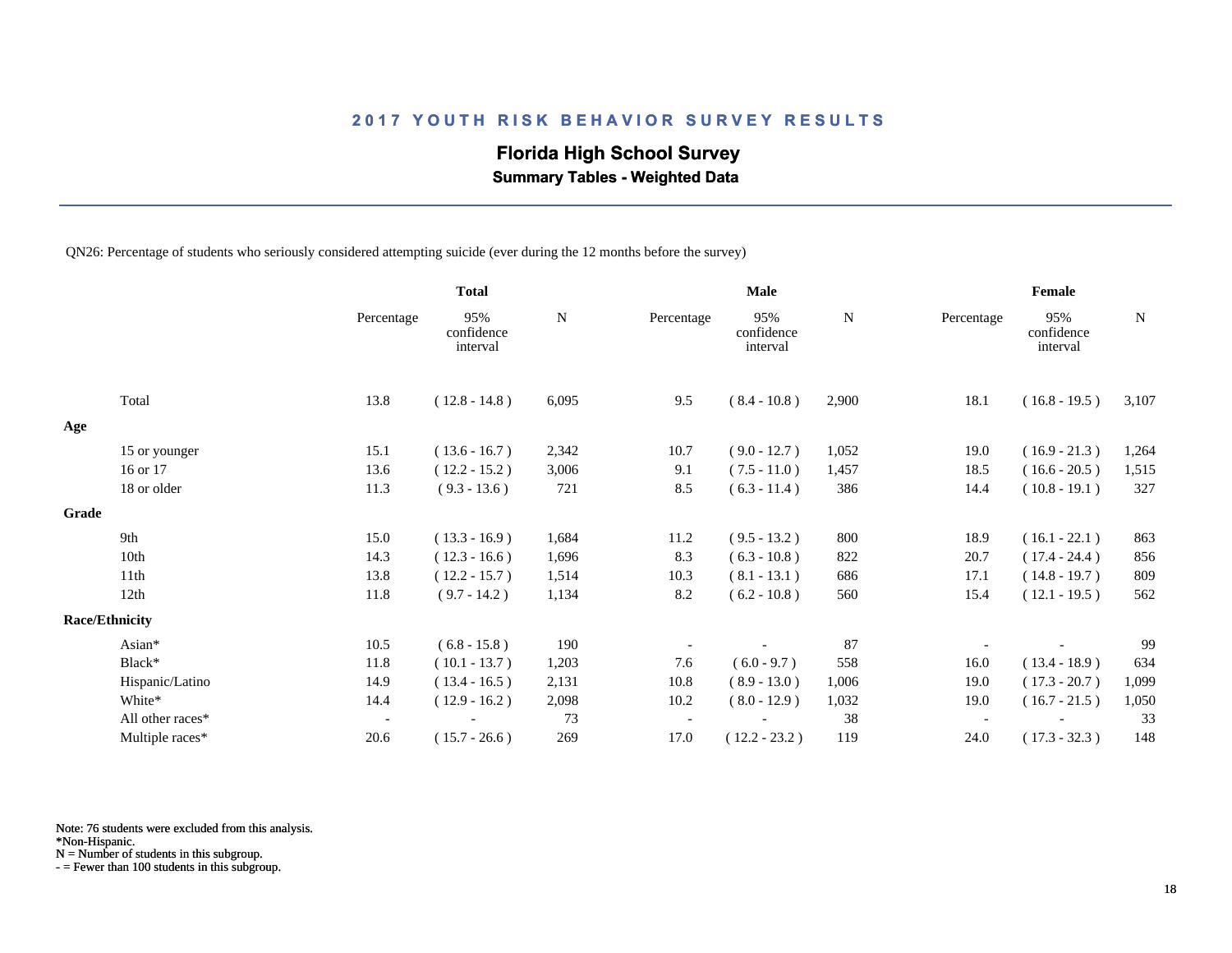# 2017 YOUTH RISK BEHAVIOR SURVEY RESULTS

## Florida High School Survey

### Summary Tables - Weighted Data

QN26: Percentage of students who seriously considered attempting suicide (ever during the 12 months before the survey)

| | Total | | | Male | | | Female | | |
|---|---|---|---|---|---|---|---|---|---|
| | Percentage | 95% confidence interval | N | Percentage | 95% confidence interval | N | Percentage | 95% confidence interval | N |
| Total | 13.8 | ( 12.8 - 14.8 ) | 6,095 | 9.5 | ( 8.4 - 10.8 ) | 2,900 | 18.1 | ( 16.8 - 19.5 ) | 3,107 |
| **Age** | | | | | | | | | |
| 15 or younger | 15.1 | ( 13.6 - 16.7 ) | 2,342 | 10.7 | ( 9.0 - 12.7 ) | 1,052 | 19.0 | ( 16.9 - 21.3 ) | 1,264 |
| 16 or 17 | 13.6 | ( 12.2 - 15.2 ) | 3,006 | 9.1 | ( 7.5 - 11.0 ) | 1,457 | 18.5 | ( 16.6 - 20.5 ) | 1,515 |
| 18 or older | 11.3 | ( 9.3 - 13.6 ) | 721 | 8.5 | ( 6.3 - 11.4 ) | 386 | 14.4 | ( 10.8 - 19.1 ) | 327 |
| **Grade** | | | | | | | | | |
| 9th | 15.0 | ( 13.3 - 16.9 ) | 1,684 | 11.2 | ( 9.5 - 13.2 ) | 800 | 18.9 | ( 16.1 - 22.1 ) | 863 |
| 10th | 14.3 | ( 12.3 - 16.6 ) | 1,696 | 8.3 | ( 6.3 - 10.8 ) | 822 | 20.7 | ( 17.4 - 24.4 ) | 856 |
| 11th | 13.8 | ( 12.2 - 15.7 ) | 1,514 | 10.3 | ( 8.1 - 13.1 ) | 686 | 17.1 | ( 14.8 - 19.7 ) | 809 |
| 12th | 11.8 | ( 9.7 - 14.2 ) | 1,134 | 8.2 | ( 6.2 - 10.8 ) | 560 | 15.4 | ( 12.1 - 19.5 ) | 562 |
| **Race/Ethnicity** | | | | | | | | | |
| Asian* | 10.5 | ( 6.8 - 15.8 ) | 190 | - | - | 87 | - | - | 99 |
| Black* | 11.8 | ( 10.1 - 13.7 ) | 1,203 | 7.6 | ( 6.0 - 9.7 ) | 558 | 16.0 | ( 13.4 - 18.9 ) | 634 |
| Hispanic/Latino | 14.9 | ( 13.4 - 16.5 ) | 2,131 | 10.8 | ( 8.9 - 13.0 ) | 1,006 | 19.0 | ( 17.3 - 20.7 ) | 1,099 |
| White* | 14.4 | ( 12.9 - 16.2 ) | 2,098 | 10.2 | ( 8.0 - 12.9 ) | 1,032 | 19.0 | ( 16.7 - 21.5 ) | 1,050 |
| All other races* | - | - | 73 | - | - | 38 | - | - | 33 |
| Multiple races* | 20.6 | ( 15.7 - 26.6 ) | 269 | 17.0 | ( 12.2 - 23.2 ) | 119 | 24.0 | ( 17.3 - 32.3 ) | 148 |

Note: 76 students were excluded from this analysis.
*Non-Hispanic.
N = Number of students in this subgroup.
- = Fewer than 100 students in this subgroup.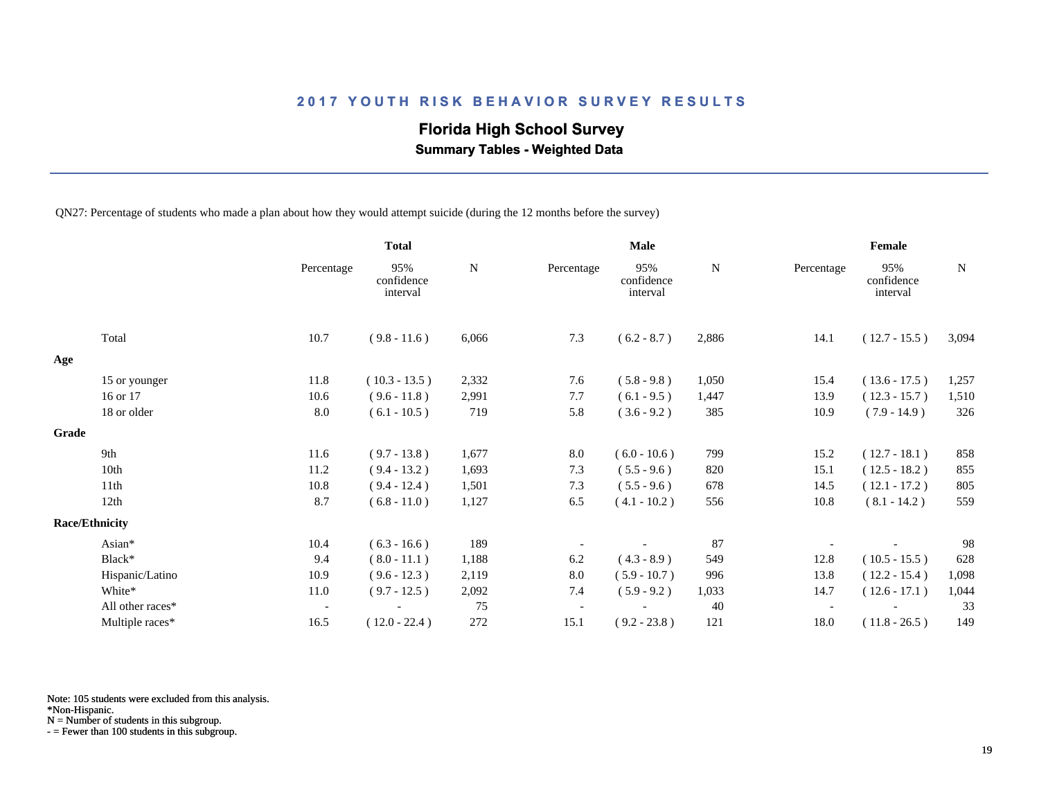## 2017 YOUTH RISK BEHAVIOR SURVEY RESULTS

### Florida High School Survey

**Summary Tables - Weighted Data**

QN27: Percentage of students who made a plan about how they would attempt suicide (during the 12 months before the survey)

| | Total | | | Male | | | Female | | |
|---|---|---|---|---|---|---|---|---|---|
| | Percentage | 95% confidence interval | N | Percentage | 95% confidence interval | N | Percentage | 95% confidence interval | N |
| Total | 10.7 | ( 9.8 - 11.6 ) | 6,066 | 7.3 | ( 6.2 - 8.7 ) | 2,886 | 14.1 | ( 12.7 - 15.5 ) | 3,094 |
| **Age** | | | | | | | | | |
| 15 or younger | 11.8 | ( 10.3 - 13.5 ) | 2,332 | 7.6 | ( 5.8 - 9.8 ) | 1,050 | 15.4 | ( 13.6 - 17.5 ) | 1,257 |
| 16 or 17 | 10.6 | ( 9.6 - 11.8 ) | 2,991 | 7.7 | ( 6.1 - 9.5 ) | 1,447 | 13.9 | ( 12.3 - 15.7 ) | 1,510 |
| 18 or older | 8.0 | ( 6.1 - 10.5 ) | 719 | 5.8 | ( 3.6 - 9.2 ) | 385 | 10.9 | ( 7.9 - 14.9 ) | 326 |
| **Grade** | | | | | | | | | |
| 9th | 11.6 | ( 9.7 - 13.8 ) | 1,677 | 8.0 | ( 6.0 - 10.6 ) | 799 | 15.2 | ( 12.7 - 18.1 ) | 858 |
| 10th | 11.2 | ( 9.4 - 13.2 ) | 1,693 | 7.3 | ( 5.5 - 9.6 ) | 820 | 15.1 | ( 12.5 - 18.2 ) | 855 |
| 11th | 10.8 | ( 9.4 - 12.4 ) | 1,501 | 7.3 | ( 5.5 - 9.6 ) | 678 | 14.5 | ( 12.1 - 17.2 ) | 805 |
| 12th | 8.7 | ( 6.8 - 11.0 ) | 1,127 | 6.5 | ( 4.1 - 10.2 ) | 556 | 10.8 | ( 8.1 - 14.2 ) | 559 |
| **Race/Ethnicity** | | | | | | | | | |
| Asian* | 10.4 | ( 6.3 - 16.6 ) | 189 | - | - | 87 | - | - | 98 |
| Black* | 9.4 | ( 8.0 - 11.1 ) | 1,188 | 6.2 | ( 4.3 - 8.9 ) | 549 | 12.8 | ( 10.5 - 15.5 ) | 628 |
| Hispanic/Latino | 10.9 | ( 9.6 - 12.3 ) | 2,119 | 8.0 | ( 5.9 - 10.7 ) | 996 | 13.8 | ( 12.2 - 15.4 ) | 1,098 |
| White* | 11.0 | ( 9.7 - 12.5 ) | 2,092 | 7.4 | ( 5.9 - 9.2 ) | 1,033 | 14.7 | ( 12.6 - 17.1 ) | 1,044 |
| All other races* | - | - | 75 | - | - | 40 | - | - | 33 |
| Multiple races* | 16.5 | ( 12.0 - 22.4 ) | 272 | 15.1 | ( 9.2 - 23.8 ) | 121 | 18.0 | ( 11.8 - 26.5 ) | 149 |

Note: 105 students were excluded from this analysis.
*Non-Hispanic.
N = Number of students in this subgroup.
- = Fewer than 100 students in this subgroup.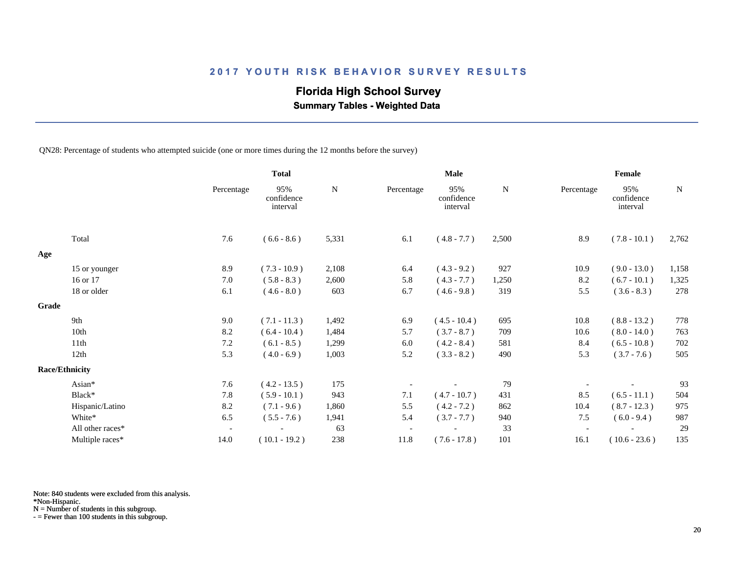# 2017 YOUTH RISK BEHAVIOR SURVEY RESULTS

## Florida High School Survey

### Summary Tables - Weighted Data

QN28: Percentage of students who attempted suicide (one or more times during the 12 months before the survey)

| | Total | | | Male | | | Female | | |
|---|---|---|---|---|---|---|---|---|---|
| | Percentage | 95% confidence interval | N | Percentage | 95% confidence interval | N | Percentage | 95% confidence interval | N |
| Total | 7.6 | ( 6.6 - 8.6 ) | 5,331 | 6.1 | ( 4.8 - 7.7 ) | 2,500 | 8.9 | ( 7.8 - 10.1 ) | 2,762 |
| **Age** | | | | | | | | | |
| 15 or younger | 8.9 | ( 7.3 - 10.9 ) | 2,108 | 6.4 | ( 4.3 - 9.2 ) | 927 | 10.9 | ( 9.0 - 13.0 ) | 1,158 |
| 16 or 17 | 7.0 | ( 5.8 - 8.3 ) | 2,600 | 5.8 | ( 4.3 - 7.7 ) | 1,250 | 8.2 | ( 6.7 - 10.1 ) | 1,325 |
| 18 or older | 6.1 | ( 4.6 - 8.0 ) | 603 | 6.7 | ( 4.6 - 9.8 ) | 319 | 5.5 | ( 3.6 - 8.3 ) | 278 |
| **Grade** | | | | | | | | | |
| 9th | 9.0 | ( 7.1 - 11.3 ) | 1,492 | 6.9 | ( 4.5 - 10.4 ) | 695 | 10.8 | ( 8.8 - 13.2 ) | 778 |
| 10th | 8.2 | ( 6.4 - 10.4 ) | 1,484 | 5.7 | ( 3.7 - 8.7 ) | 709 | 10.6 | ( 8.0 - 14.0 ) | 763 |
| 11th | 7.2 | ( 6.1 - 8.5 ) | 1,299 | 6.0 | ( 4.2 - 8.4 ) | 581 | 8.4 | ( 6.5 - 10.8 ) | 702 |
| 12th | 5.3 | ( 4.0 - 6.9 ) | 1,003 | 5.2 | ( 3.3 - 8.2 ) | 490 | 5.3 | ( 3.7 - 7.6 ) | 505 |
| **Race/Ethnicity** | | | | | | | | | |
| Asian* | 7.6 | ( 4.2 - 13.5 ) | 175 | - | - | 79 | - | - | 93 |
| Black* | 7.8 | ( 5.9 - 10.1 ) | 943 | 7.1 | ( 4.7 - 10.7 ) | 431 | 8.5 | ( 6.5 - 11.1 ) | 504 |
| Hispanic/Latino | 8.2 | ( 7.1 - 9.6 ) | 1,860 | 5.5 | ( 4.2 - 7.2 ) | 862 | 10.4 | ( 8.7 - 12.3 ) | 975 |
| White* | 6.5 | ( 5.5 - 7.6 ) | 1,941 | 5.4 | ( 3.7 - 7.7 ) | 940 | 7.5 | ( 6.0 - 9.4 ) | 987 |
| All other races* | - | - | 63 | - | - | 33 | - | - | 29 |
| Multiple races* | 14.0 | ( 10.1 - 19.2 ) | 238 | 11.8 | ( 7.6 - 17.8 ) | 101 | 16.1 | ( 10.6 - 23.6 ) | 135 |

Note: 840 students were excluded from this analysis.
*Non-Hispanic.
N = Number of students in this subgroup.
- = Fewer than 100 students in this subgroup.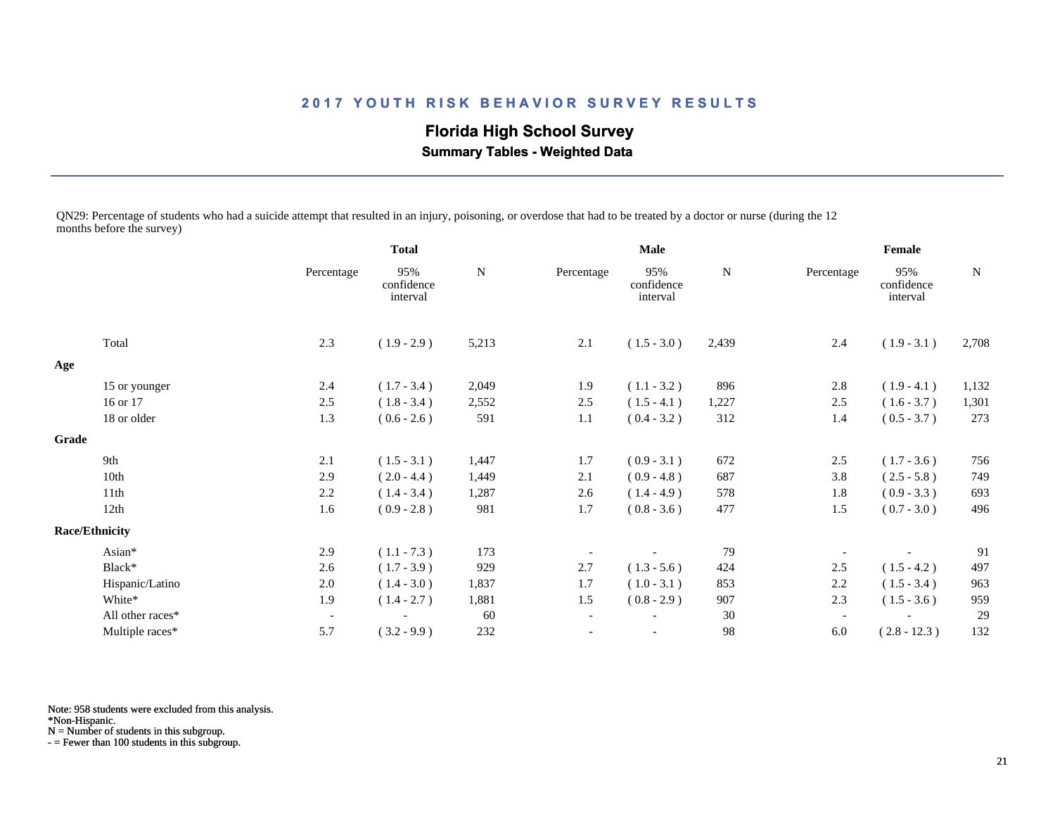## 2017 YOUTH RISK BEHAVIOR SURVEY RESULTS

### Florida High School Survey

**Summary Tables - Weighted Data**

QN29: Percentage of students who had a suicide attempt that resulted in an injury, poisoning, or overdose that had to be treated by a doctor or nurse (during the 12 months before the survey)

| | Total | | | Male | | | Female | | |
|---|---|---|---|---|---|---|---|---|---|
| | Percentage | 95% confidence interval | N | Percentage | 95% confidence interval | N | Percentage | 95% confidence interval | N |
| Total | 2.3 | ( 1.9 - 2.9 ) | 5,213 | 2.1 | ( 1.5 - 3.0 ) | 2,439 | 2.4 | ( 1.9 - 3.1 ) | 2,708 |
| **Age** | | | | | | | | | |
| 15 or younger | 2.4 | ( 1.7 - 3.4 ) | 2,049 | 1.9 | ( 1.1 - 3.2 ) | 896 | 2.8 | ( 1.9 - 4.1 ) | 1,132 |
| 16 or 17 | 2.5 | ( 1.8 - 3.4 ) | 2,552 | 2.5 | ( 1.5 - 4.1 ) | 1,227 | 2.5 | ( 1.6 - 3.7 ) | 1,301 |
| 18 or older | 1.3 | ( 0.6 - 2.6 ) | 591 | 1.1 | ( 0.4 - 3.2 ) | 312 | 1.4 | ( 0.5 - 3.7 ) | 273 |
| **Grade** | | | | | | | | | |
| 9th | 2.1 | ( 1.5 - 3.1 ) | 1,447 | 1.7 | ( 0.9 - 3.1 ) | 672 | 2.5 | ( 1.7 - 3.6 ) | 756 |
| 10th | 2.9 | ( 2.0 - 4.4 ) | 1,449 | 2.1 | ( 0.9 - 4.8 ) | 687 | 3.8 | ( 2.5 - 5.8 ) | 749 |
| 11th | 2.2 | ( 1.4 - 3.4 ) | 1,287 | 2.6 | ( 1.4 - 4.9 ) | 578 | 1.8 | ( 0.9 - 3.3 ) | 693 |
| 12th | 1.6 | ( 0.9 - 2.8 ) | 981 | 1.7 | ( 0.8 - 3.6 ) | 477 | 1.5 | ( 0.7 - 3.0 ) | 496 |
| **Race/Ethnicity** | | | | | | | | | |
| Asian* | 2.9 | ( 1.1 - 7.3 ) | 173 | - | - | 79 | - | - | 91 |
| Black* | 2.6 | ( 1.7 - 3.9 ) | 929 | 2.7 | ( 1.3 - 5.6 ) | 424 | 2.5 | ( 1.5 - 4.2 ) | 497 |
| Hispanic/Latino | 2.0 | ( 1.4 - 3.0 ) | 1,837 | 1.7 | ( 1.0 - 3.1 ) | 853 | 2.2 | ( 1.5 - 3.4 ) | 963 |
| White* | 1.9 | ( 1.4 - 2.7 ) | 1,881 | 1.5 | ( 0.8 - 2.9 ) | 907 | 2.3 | ( 1.5 - 3.6 ) | 959 |
| All other races* | - | - | 60 | - | - | 30 | - | - | 29 |
| Multiple races* | 5.7 | ( 3.2 - 9.9 ) | 232 | - | - | 98 | 6.0 | ( 2.8 - 12.3 ) | 132 |

Note: 958 students were excluded from this analysis.
*Non-Hispanic.
N = Number of students in this subgroup.
- = Fewer than 100 students in this subgroup.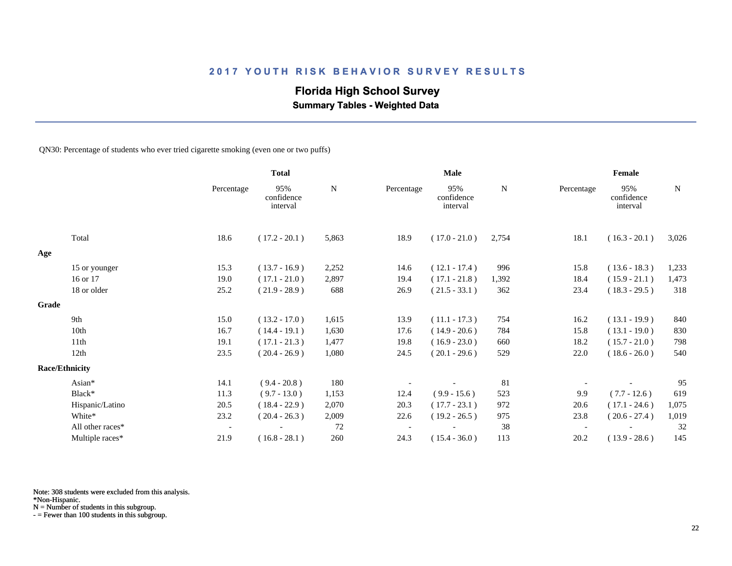# 2017 YOUTH RISK BEHAVIOR SURVEY RESULTS

## Florida High School Survey

### Summary Tables - Weighted Data

QN30: Percentage of students who ever tried cigarette smoking (even one or two puffs)

| | Total | | | Male | | | Female | | |
|---|---|---|---|---|---|---|---|---|---|
| | Percentage | 95% confidence interval | N | Percentage | 95% confidence interval | N | Percentage | 95% confidence interval | N |
| Total | 18.6 | ( 17.2 - 20.1 ) | 5,863 | 18.9 | ( 17.0 - 21.0 ) | 2,754 | 18.1 | ( 16.3 - 20.1 ) | 3,026 |
| **Age** | | | | | | | | | |
| 15 or younger | 15.3 | ( 13.7 - 16.9 ) | 2,252 | 14.6 | ( 12.1 - 17.4 ) | 996 | 15.8 | ( 13.6 - 18.3 ) | 1,233 |
| 16 or 17 | 19.0 | ( 17.1 - 21.0 ) | 2,897 | 19.4 | ( 17.1 - 21.8 ) | 1,392 | 18.4 | ( 15.9 - 21.1 ) | 1,473 |
| 18 or older | 25.2 | ( 21.9 - 28.9 ) | 688 | 26.9 | ( 21.5 - 33.1 ) | 362 | 23.4 | ( 18.3 - 29.5 ) | 318 |
| **Grade** | | | | | | | | | |
| 9th | 15.0 | ( 13.2 - 17.0 ) | 1,615 | 13.9 | ( 11.1 - 17.3 ) | 754 | 16.2 | ( 13.1 - 19.9 ) | 840 |
| 10th | 16.7 | ( 14.4 - 19.1 ) | 1,630 | 17.6 | ( 14.9 - 20.6 ) | 784 | 15.8 | ( 13.1 - 19.0 ) | 830 |
| 11th | 19.1 | ( 17.1 - 21.3 ) | 1,477 | 19.8 | ( 16.9 - 23.0 ) | 660 | 18.2 | ( 15.7 - 21.0 ) | 798 |
| 12th | 23.5 | ( 20.4 - 26.9 ) | 1,080 | 24.5 | ( 20.1 - 29.6 ) | 529 | 22.0 | ( 18.6 - 26.0 ) | 540 |
| **Race/Ethnicity** | | | | | | | | | |
| Asian* | 14.1 | ( 9.4 - 20.8 ) | 180 | - | - | 81 | - | - | 95 |
| Black* | 11.3 | ( 9.7 - 13.0 ) | 1,153 | 12.4 | ( 9.9 - 15.6 ) | 523 | 9.9 | ( 7.7 - 12.6 ) | 619 |
| Hispanic/Latino | 20.5 | ( 18.4 - 22.9 ) | 2,070 | 20.3 | ( 17.7 - 23.1 ) | 972 | 20.6 | ( 17.1 - 24.6 ) | 1,075 |
| White* | 23.2 | ( 20.4 - 26.3 ) | 2,009 | 22.6 | ( 19.2 - 26.5 ) | 975 | 23.8 | ( 20.6 - 27.4 ) | 1,019 |
| All other races* | - | - | 72 | - | - | 38 | - | - | 32 |
| Multiple races* | 21.9 | ( 16.8 - 28.1 ) | 260 | 24.3 | ( 15.4 - 36.0 ) | 113 | 20.2 | ( 13.9 - 28.6 ) | 145 |

Note: 308 students were excluded from this analysis.
*Non-Hispanic.
N = Number of students in this subgroup.
- = Fewer than 100 students in this subgroup.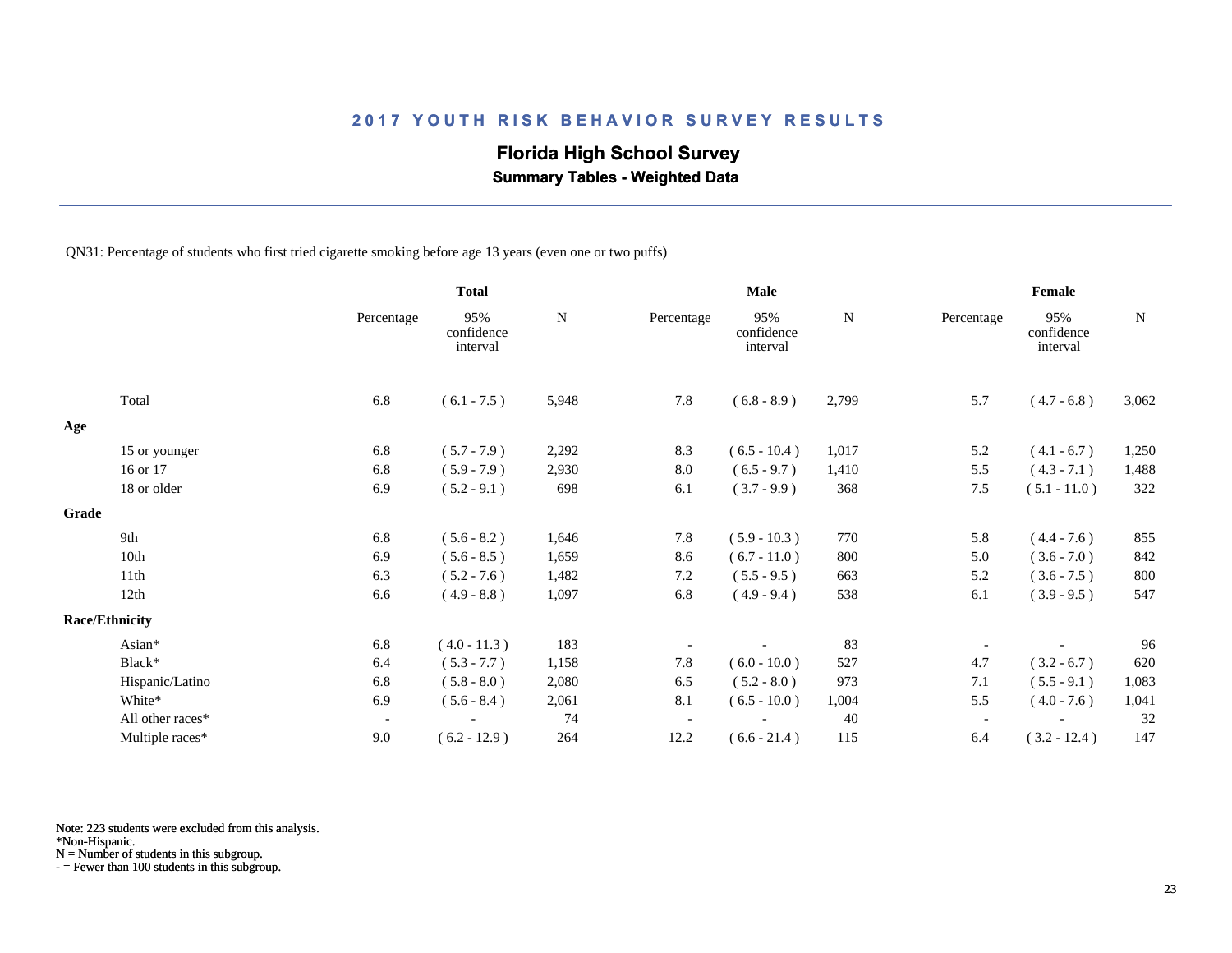# 2017 YOUTH RISK BEHAVIOR SURVEY RESULTS

## Florida High School Survey

### Summary Tables - Weighted Data

QN31: Percentage of students who first tried cigarette smoking before age 13 years (even one or two puffs)

| | Total | | | Male | | | Female | | |
|---|---|---|---|---|---|---|---|---|---|
| | Percentage | 95% confidence interval | N | Percentage | 95% confidence interval | N | Percentage | 95% confidence interval | N |
| Total | 6.8 | ( 6.1 - 7.5 ) | 5,948 | 7.8 | ( 6.8 - 8.9 ) | 2,799 | 5.7 | ( 4.7 - 6.8 ) | 3,062 |
| **Age** | | | | | | | | | |
| 15 or younger | 6.8 | ( 5.7 - 7.9 ) | 2,292 | 8.3 | ( 6.5 - 10.4 ) | 1,017 | 5.2 | ( 4.1 - 6.7 ) | 1,250 |
| 16 or 17 | 6.8 | ( 5.9 - 7.9 ) | 2,930 | 8.0 | ( 6.5 - 9.7 ) | 1,410 | 5.5 | ( 4.3 - 7.1 ) | 1,488 |
| 18 or older | 6.9 | ( 5.2 - 9.1 ) | 698 | 6.1 | ( 3.7 - 9.9 ) | 368 | 7.5 | ( 5.1 - 11.0 ) | 322 |
| **Grade** | | | | | | | | | |
| 9th | 6.8 | ( 5.6 - 8.2 ) | 1,646 | 7.8 | ( 5.9 - 10.3 ) | 770 | 5.8 | ( 4.4 - 7.6 ) | 855 |
| 10th | 6.9 | ( 5.6 - 8.5 ) | 1,659 | 8.6 | ( 6.7 - 11.0 ) | 800 | 5.0 | ( 3.6 - 7.0 ) | 842 |
| 11th | 6.3 | ( 5.2 - 7.6 ) | 1,482 | 7.2 | ( 5.5 - 9.5 ) | 663 | 5.2 | ( 3.6 - 7.5 ) | 800 |
| 12th | 6.6 | ( 4.9 - 8.8 ) | 1,097 | 6.8 | ( 4.9 - 9.4 ) | 538 | 6.1 | ( 3.9 - 9.5 ) | 547 |
| **Race/Ethnicity** | | | | | | | | | |
| Asian* | 6.8 | ( 4.0 - 11.3 ) | 183 | - | - | 83 | - | - | 96 |
| Black* | 6.4 | ( 5.3 - 7.7 ) | 1,158 | 7.8 | ( 6.0 - 10.0 ) | 527 | 4.7 | ( 3.2 - 6.7 ) | 620 |
| Hispanic/Latino | 6.8 | ( 5.8 - 8.0 ) | 2,080 | 6.5 | ( 5.2 - 8.0 ) | 973 | 7.1 | ( 5.5 - 9.1 ) | 1,083 |
| White* | 6.9 | ( 5.6 - 8.4 ) | 2,061 | 8.1 | ( 6.5 - 10.0 ) | 1,004 | 5.5 | ( 4.0 - 7.6 ) | 1,041 |
| All other races* | - | - | 74 | - | - | 40 | - | - | 32 |
| Multiple races* | 9.0 | ( 6.2 - 12.9 ) | 264 | 12.2 | ( 6.6 - 21.4 ) | 115 | 6.4 | ( 3.2 - 12.4 ) | 147 |

Note: 223 students were excluded from this analysis.
*Non-Hispanic.
N = Number of students in this subgroup.
- = Fewer than 100 students in this subgroup.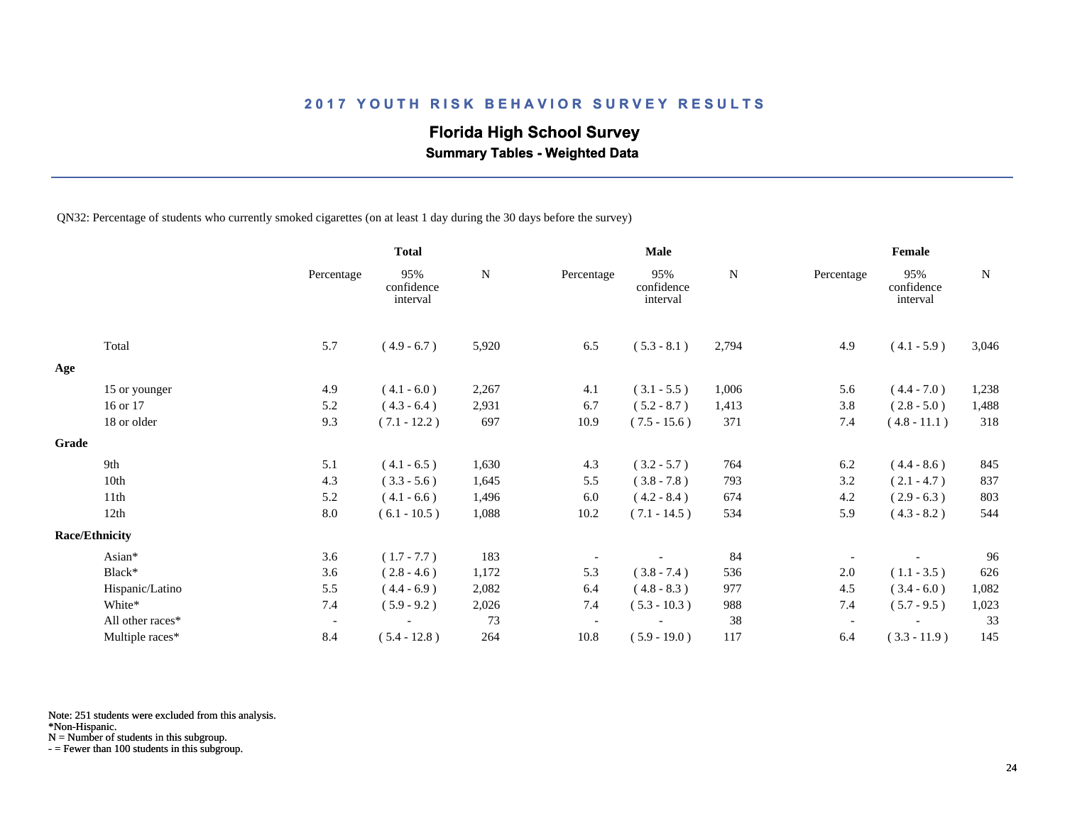# 2017 YOUTH RISK BEHAVIOR SURVEY RESULTS

## Florida High School Survey

### Summary Tables - Weighted Data

QN32: Percentage of students who currently smoked cigarettes (on at least 1 day during the 30 days before the survey)

| | Total | | | Male | | | Female | | |
|---|---|---|---|---|---|---|---|---|---|
| | Percentage | 95% confidence interval | N | Percentage | 95% confidence interval | N | Percentage | 95% confidence interval | N |
| Total | 5.7 | ( 4.9 - 6.7 ) | 5,920 | 6.5 | ( 5.3 - 8.1 ) | 2,794 | 4.9 | ( 4.1 - 5.9 ) | 3,046 |
| **Age** | | | | | | | | | |
| 15 or younger | 4.9 | ( 4.1 - 6.0 ) | 2,267 | 4.1 | ( 3.1 - 5.5 ) | 1,006 | 5.6 | ( 4.4 - 7.0 ) | 1,238 |
| 16 or 17 | 5.2 | ( 4.3 - 6.4 ) | 2,931 | 6.7 | ( 5.2 - 8.7 ) | 1,413 | 3.8 | ( 2.8 - 5.0 ) | 1,488 |
| 18 or older | 9.3 | ( 7.1 - 12.2 ) | 697 | 10.9 | ( 7.5 - 15.6 ) | 371 | 7.4 | ( 4.8 - 11.1 ) | 318 |
| **Grade** | | | | | | | | | |
| 9th | 5.1 | ( 4.1 - 6.5 ) | 1,630 | 4.3 | ( 3.2 - 5.7 ) | 764 | 6.2 | ( 4.4 - 8.6 ) | 845 |
| 10th | 4.3 | ( 3.3 - 5.6 ) | 1,645 | 5.5 | ( 3.8 - 7.8 ) | 793 | 3.2 | ( 2.1 - 4.7 ) | 837 |
| 11th | 5.2 | ( 4.1 - 6.6 ) | 1,496 | 6.0 | ( 4.2 - 8.4 ) | 674 | 4.2 | ( 2.9 - 6.3 ) | 803 |
| 12th | 8.0 | ( 6.1 - 10.5 ) | 1,088 | 10.2 | ( 7.1 - 14.5 ) | 534 | 5.9 | ( 4.3 - 8.2 ) | 544 |
| **Race/Ethnicity** | | | | | | | | | |
| Asian* | 3.6 | ( 1.7 - 7.7 ) | 183 | - | - | 84 | - | - | 96 |
| Black* | 3.6 | ( 2.8 - 4.6 ) | 1,172 | 5.3 | ( 3.8 - 7.4 ) | 536 | 2.0 | ( 1.1 - 3.5 ) | 626 |
| Hispanic/Latino | 5.5 | ( 4.4 - 6.9 ) | 2,082 | 6.4 | ( 4.8 - 8.3 ) | 977 | 4.5 | ( 3.4 - 6.0 ) | 1,082 |
| White* | 7.4 | ( 5.9 - 9.2 ) | 2,026 | 7.4 | ( 5.3 - 10.3 ) | 988 | 7.4 | ( 5.7 - 9.5 ) | 1,023 |
| All other races* | - | - | 73 | - | - | 38 | - | - | 33 |
| Multiple races* | 8.4 | ( 5.4 - 12.8 ) | 264 | 10.8 | ( 5.9 - 19.0 ) | 117 | 6.4 | ( 3.3 - 11.9 ) | 145 |

Note: 251 students were excluded from this analysis.
*Non-Hispanic.
N = Number of students in this subgroup.
- = Fewer than 100 students in this subgroup.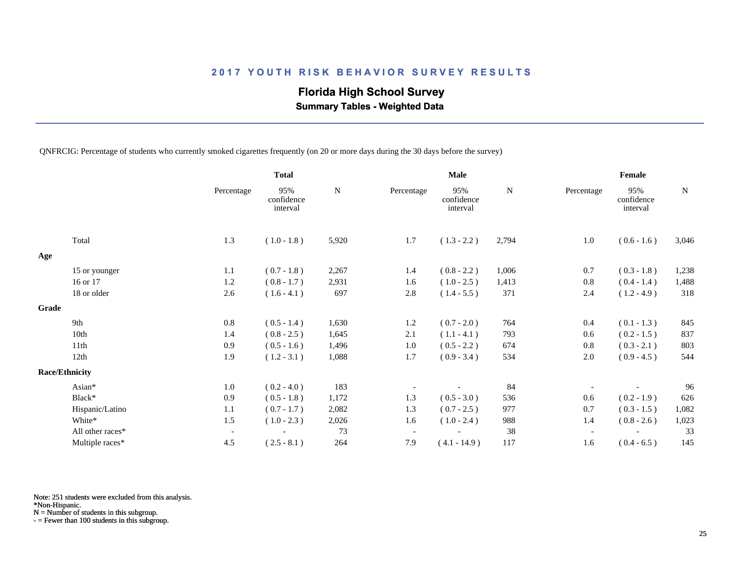# 2017 YOUTH RISK BEHAVIOR SURVEY RESULTS

## Florida High School Survey

### Summary Tables - Weighted Data

QNFRCIG: Percentage of students who currently smoked cigarettes frequently (on 20 or more days during the 30 days before the survey)

| | Total | | | Male | | | Female | | |
|---|---|---|---|---|---|---|---|---|---|
| | Percentage | 95% confidence interval | N | Percentage | 95% confidence interval | N | Percentage | 95% confidence interval | N |
| Total | 1.3 | ( 1.0 - 1.8 ) | 5,920 | 1.7 | ( 1.3 - 2.2 ) | 2,794 | 1.0 | ( 0.6 - 1.6 ) | 3,046 |
| **Age** | | | | | | | | | |
| 15 or younger | 1.1 | ( 0.7 - 1.8 ) | 2,267 | 1.4 | ( 0.8 - 2.2 ) | 1,006 | 0.7 | ( 0.3 - 1.8 ) | 1,238 |
| 16 or 17 | 1.2 | ( 0.8 - 1.7 ) | 2,931 | 1.6 | ( 1.0 - 2.5 ) | 1,413 | 0.8 | ( 0.4 - 1.4 ) | 1,488 |
| 18 or older | 2.6 | ( 1.6 - 4.1 ) | 697 | 2.8 | ( 1.4 - 5.5 ) | 371 | 2.4 | ( 1.2 - 4.9 ) | 318 |
| **Grade** | | | | | | | | | |
| 9th | 0.8 | ( 0.5 - 1.4 ) | 1,630 | 1.2 | ( 0.7 - 2.0 ) | 764 | 0.4 | ( 0.1 - 1.3 ) | 845 |
| 10th | 1.4 | ( 0.8 - 2.5 ) | 1,645 | 2.1 | ( 1.1 - 4.1 ) | 793 | 0.6 | ( 0.2 - 1.5 ) | 837 |
| 11th | 0.9 | ( 0.5 - 1.6 ) | 1,496 | 1.0 | ( 0.5 - 2.2 ) | 674 | 0.8 | ( 0.3 - 2.1 ) | 803 |
| 12th | 1.9 | ( 1.2 - 3.1 ) | 1,088 | 1.7 | ( 0.9 - 3.4 ) | 534 | 2.0 | ( 0.9 - 4.5 ) | 544 |
| **Race/Ethnicity** | | | | | | | | | |
| Asian* | 1.0 | ( 0.2 - 4.0 ) | 183 | - | - | 84 | - | - | 96 |
| Black* | 0.9 | ( 0.5 - 1.8 ) | 1,172 | 1.3 | ( 0.5 - 3.0 ) | 536 | 0.6 | ( 0.2 - 1.9 ) | 626 |
| Hispanic/Latino | 1.1 | ( 0.7 - 1.7 ) | 2,082 | 1.3 | ( 0.7 - 2.5 ) | 977 | 0.7 | ( 0.3 - 1.5 ) | 1,082 |
| White* | 1.5 | ( 1.0 - 2.3 ) | 2,026 | 1.6 | ( 1.0 - 2.4 ) | 988 | 1.4 | ( 0.8 - 2.6 ) | 1,023 |
| All other races* | - | - | 73 | - | - | 38 | - | - | 33 |
| Multiple races* | 4.5 | ( 2.5 - 8.1 ) | 264 | 7.9 | ( 4.1 - 14.9 ) | 117 | 1.6 | ( 0.4 - 6.5 ) | 145 |

Note: 251 students were excluded from this analysis.
*Non-Hispanic.
N = Number of students in this subgroup.
- = Fewer than 100 students in this subgroup.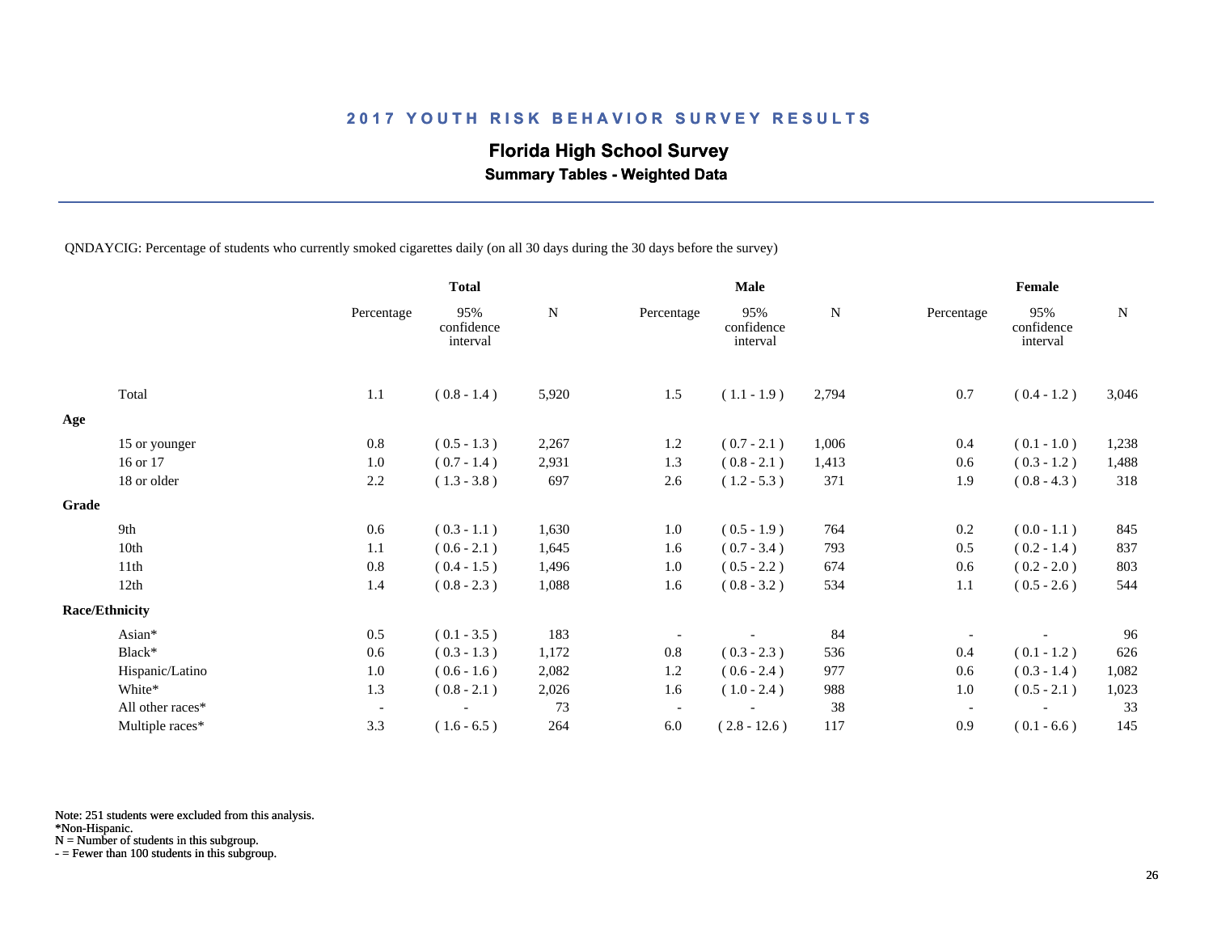## 2017 YOUTH RISK BEHAVIOR SURVEY RESULTS

# Florida High School Survey

### Summary Tables - Weighted Data

QNDAYCIG: Percentage of students who currently smoked cigarettes daily (on all 30 days during the 30 days before the survey)

| | Total | | | Male | | | Female | | |
|---|---|---|---|---|---|---|---|---|---|
| | Percentage | 95% confidence interval | N | Percentage | 95% confidence interval | N | Percentage | 95% confidence interval | N |
| Total | 1.1 | ( 0.8 - 1.4 ) | 5,920 | 1.5 | ( 1.1 - 1.9 ) | 2,794 | 0.7 | ( 0.4 - 1.2 ) | 3,046 |
| **Age** | | | | | | | | | |
| 15 or younger | 0.8 | ( 0.5 - 1.3 ) | 2,267 | 1.2 | ( 0.7 - 2.1 ) | 1,006 | 0.4 | ( 0.1 - 1.0 ) | 1,238 |
| 16 or 17 | 1.0 | ( 0.7 - 1.4 ) | 2,931 | 1.3 | ( 0.8 - 2.1 ) | 1,413 | 0.6 | ( 0.3 - 1.2 ) | 1,488 |
| 18 or older | 2.2 | ( 1.3 - 3.8 ) | 697 | 2.6 | ( 1.2 - 5.3 ) | 371 | 1.9 | ( 0.8 - 4.3 ) | 318 |
| **Grade** | | | | | | | | | |
| 9th | 0.6 | ( 0.3 - 1.1 ) | 1,630 | 1.0 | ( 0.5 - 1.9 ) | 764 | 0.2 | ( 0.0 - 1.1 ) | 845 |
| 10th | 1.1 | ( 0.6 - 2.1 ) | 1,645 | 1.6 | ( 0.7 - 3.4 ) | 793 | 0.5 | ( 0.2 - 1.4 ) | 837 |
| 11th | 0.8 | ( 0.4 - 1.5 ) | 1,496 | 1.0 | ( 0.5 - 2.2 ) | 674 | 0.6 | ( 0.2 - 2.0 ) | 803 |
| 12th | 1.4 | ( 0.8 - 2.3 ) | 1,088 | 1.6 | ( 0.8 - 3.2 ) | 534 | 1.1 | ( 0.5 - 2.6 ) | 544 |
| **Race/Ethnicity** | | | | | | | | | |
| Asian* | 0.5 | ( 0.1 - 3.5 ) | 183 | - | - | 84 | - | - | 96 |
| Black* | 0.6 | ( 0.3 - 1.3 ) | 1,172 | 0.8 | ( 0.3 - 2.3 ) | 536 | 0.4 | ( 0.1 - 1.2 ) | 626 |
| Hispanic/Latino | 1.0 | ( 0.6 - 1.6 ) | 2,082 | 1.2 | ( 0.6 - 2.4 ) | 977 | 0.6 | ( 0.3 - 1.4 ) | 1,082 |
| White* | 1.3 | ( 0.8 - 2.1 ) | 2,026 | 1.6 | ( 1.0 - 2.4 ) | 988 | 1.0 | ( 0.5 - 2.1 ) | 1,023 |
| All other races* | - | - | 73 | - | - | 38 | - | - | 33 |
| Multiple races* | 3.3 | ( 1.6 - 6.5 ) | 264 | 6.0 | ( 2.8 - 12.6 ) | 117 | 0.9 | ( 0.1 - 6.6 ) | 145 |

Note: 251 students were excluded from this analysis.
*Non-Hispanic.
N = Number of students in this subgroup.
- = Fewer than 100 students in this subgroup.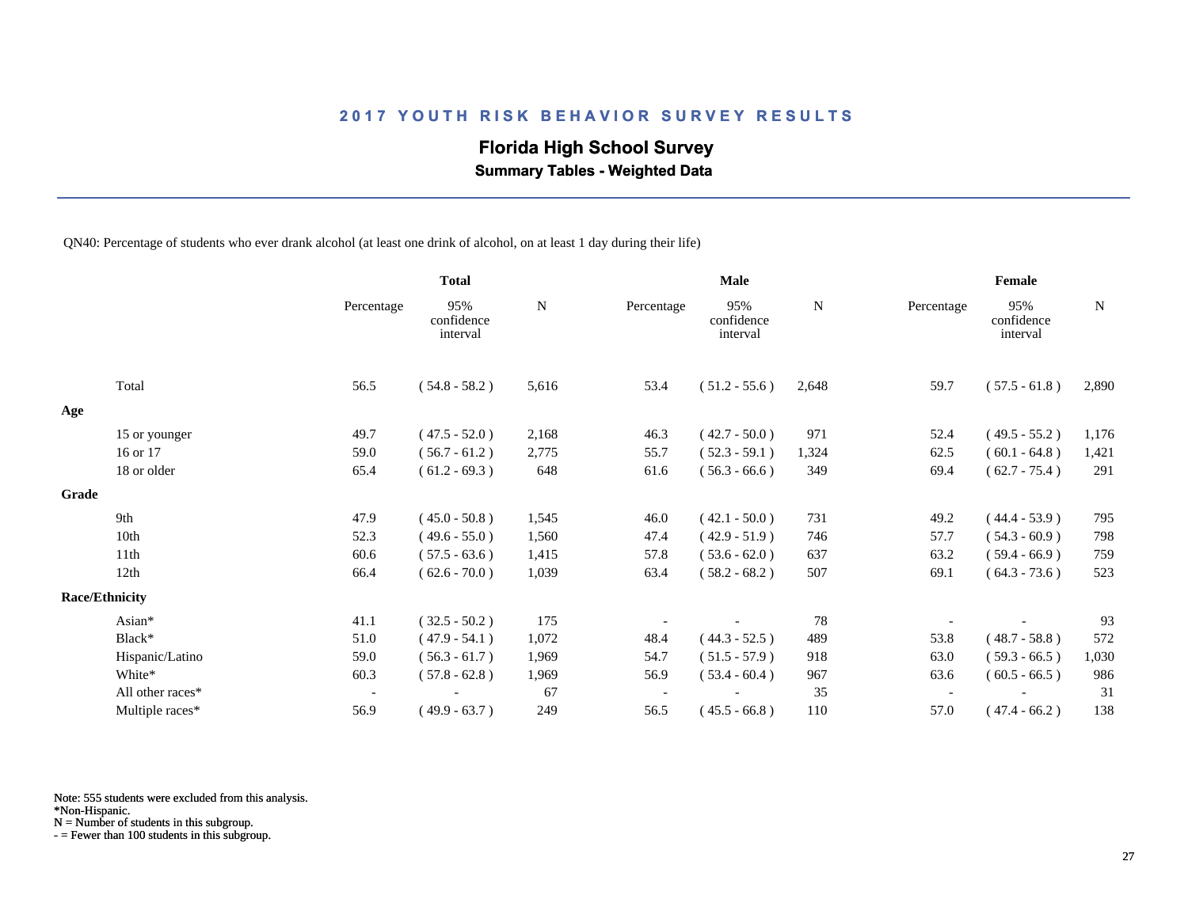# 2017 YOUTH RISK BEHAVIOR SURVEY RESULTS

## Florida High School Survey

### Summary Tables - Weighted Data

QN40: Percentage of students who ever drank alcohol (at least one drink of alcohol, on at least 1 day during their life)

| | Total | | | Male | | | Female | | |
|---|---|---|---|---|---|---|---|---|---|
| | Percentage | 95% confidence interval | N | Percentage | 95% confidence interval | N | Percentage | 95% confidence interval | N |
| Total | 56.5 | ( 54.8 - 58.2 ) | 5,616 | 53.4 | ( 51.2 - 55.6 ) | 2,648 | 59.7 | ( 57.5 - 61.8 ) | 2,890 |
| **Age** | | | | | | | | | |
| 15 or younger | 49.7 | ( 47.5 - 52.0 ) | 2,168 | 46.3 | ( 42.7 - 50.0 ) | 971 | 52.4 | ( 49.5 - 55.2 ) | 1,176 |
| 16 or 17 | 59.0 | ( 56.7 - 61.2 ) | 2,775 | 55.7 | ( 52.3 - 59.1 ) | 1,324 | 62.5 | ( 60.1 - 64.8 ) | 1,421 |
| 18 or older | 65.4 | ( 61.2 - 69.3 ) | 648 | 61.6 | ( 56.3 - 66.6 ) | 349 | 69.4 | ( 62.7 - 75.4 ) | 291 |
| **Grade** | | | | | | | | | |
| 9th | 47.9 | ( 45.0 - 50.8 ) | 1,545 | 46.0 | ( 42.1 - 50.0 ) | 731 | 49.2 | ( 44.4 - 53.9 ) | 795 |
| 10th | 52.3 | ( 49.6 - 55.0 ) | 1,560 | 47.4 | ( 42.9 - 51.9 ) | 746 | 57.7 | ( 54.3 - 60.9 ) | 798 |
| 11th | 60.6 | ( 57.5 - 63.6 ) | 1,415 | 57.8 | ( 53.6 - 62.0 ) | 637 | 63.2 | ( 59.4 - 66.9 ) | 759 |
| 12th | 66.4 | ( 62.6 - 70.0 ) | 1,039 | 63.4 | ( 58.2 - 68.2 ) | 507 | 69.1 | ( 64.3 - 73.6 ) | 523 |
| **Race/Ethnicity** | | | | | | | | | |
| Asian* | 41.1 | ( 32.5 - 50.2 ) | 175 | - | - | 78 | - | - | 93 |
| Black* | 51.0 | ( 47.9 - 54.1 ) | 1,072 | 48.4 | ( 44.3 - 52.5 ) | 489 | 53.8 | ( 48.7 - 58.8 ) | 572 |
| Hispanic/Latino | 59.0 | ( 56.3 - 61.7 ) | 1,969 | 54.7 | ( 51.5 - 57.9 ) | 918 | 63.0 | ( 59.3 - 66.5 ) | 1,030 |
| White* | 60.3 | ( 57.8 - 62.8 ) | 1,969 | 56.9 | ( 53.4 - 60.4 ) | 967 | 63.6 | ( 60.5 - 66.5 ) | 986 |
| All other races* | - | - | 67 | - | - | 35 | - | - | 31 |
| Multiple races* | 56.9 | ( 49.9 - 63.7 ) | 249 | 56.5 | ( 45.5 - 66.8 ) | 110 | 57.0 | ( 47.4 - 66.2 ) | 138 |

Note: 555 students were excluded from this analysis.
*Non-Hispanic.
N = Number of students in this subgroup.
- = Fewer than 100 students in this subgroup.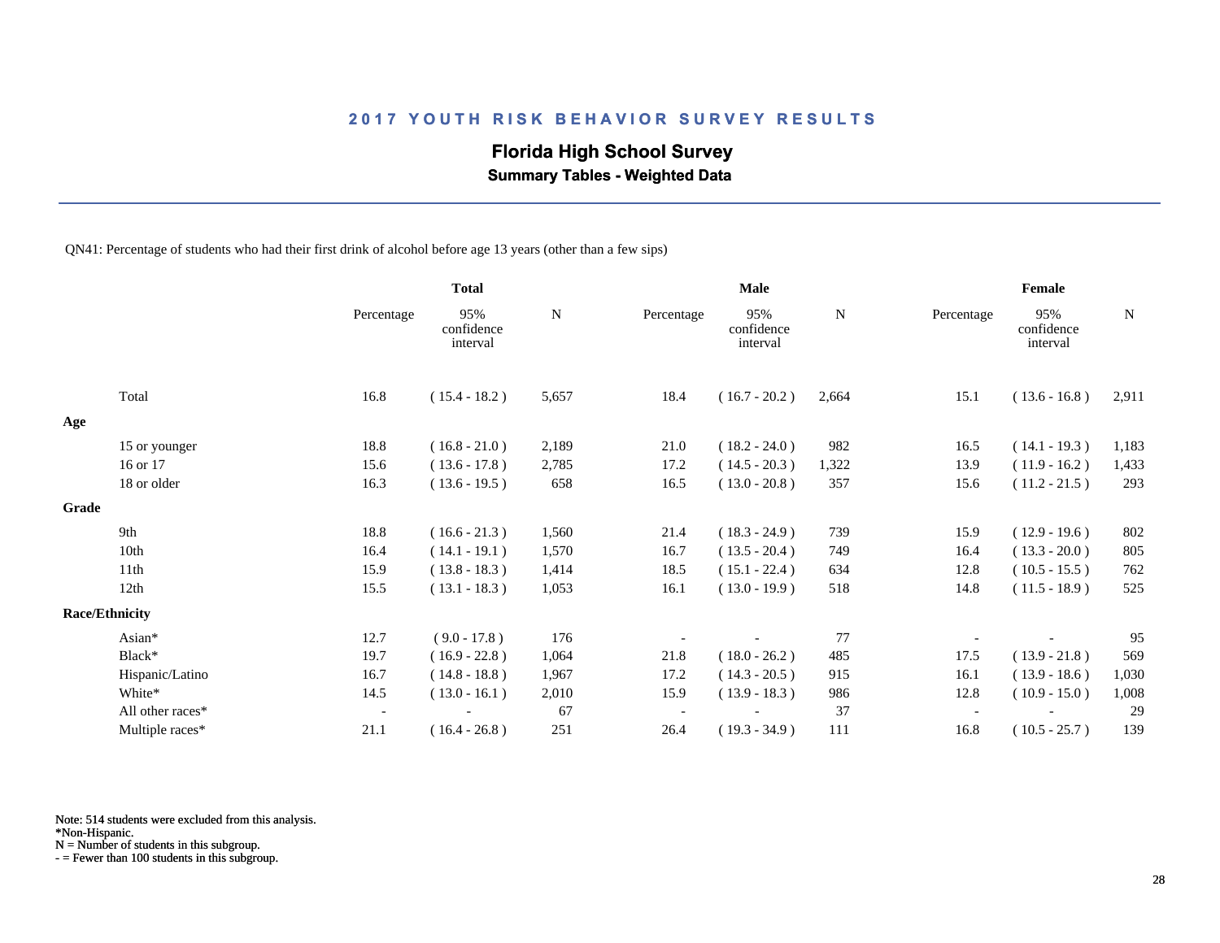# 2017 YOUTH RISK BEHAVIOR SURVEY RESULTS

## Florida High School Survey

### Summary Tables - Weighted Data

QN41: Percentage of students who had their first drink of alcohol before age 13 years (other than a few sips)

| | Total | | | Male | | | Female | | |
|---|---|---|---|---|---|---|---|---|---|
| | Percentage | 95% confidence interval | N | Percentage | 95% confidence interval | N | Percentage | 95% confidence interval | N |
| Total | 16.8 | ( 15.4 - 18.2 ) | 5,657 | 18.4 | ( 16.7 - 20.2 ) | 2,664 | 15.1 | ( 13.6 - 16.8 ) | 2,911 |
| **Age** | | | | | | | | | |
| 15 or younger | 18.8 | ( 16.8 - 21.0 ) | 2,189 | 21.0 | ( 18.2 - 24.0 ) | 982 | 16.5 | ( 14.1 - 19.3 ) | 1,183 |
| 16 or 17 | 15.6 | ( 13.6 - 17.8 ) | 2,785 | 17.2 | ( 14.5 - 20.3 ) | 1,322 | 13.9 | ( 11.9 - 16.2 ) | 1,433 |
| 18 or older | 16.3 | ( 13.6 - 19.5 ) | 658 | 16.5 | ( 13.0 - 20.8 ) | 357 | 15.6 | ( 11.2 - 21.5 ) | 293 |
| **Grade** | | | | | | | | | |
| 9th | 18.8 | ( 16.6 - 21.3 ) | 1,560 | 21.4 | ( 18.3 - 24.9 ) | 739 | 15.9 | ( 12.9 - 19.6 ) | 802 |
| 10th | 16.4 | ( 14.1 - 19.1 ) | 1,570 | 16.7 | ( 13.5 - 20.4 ) | 749 | 16.4 | ( 13.3 - 20.0 ) | 805 |
| 11th | 15.9 | ( 13.8 - 18.3 ) | 1,414 | 18.5 | ( 15.1 - 22.4 ) | 634 | 12.8 | ( 10.5 - 15.5 ) | 762 |
| 12th | 15.5 | ( 13.1 - 18.3 ) | 1,053 | 16.1 | ( 13.0 - 19.9 ) | 518 | 14.8 | ( 11.5 - 18.9 ) | 525 |
| **Race/Ethnicity** | | | | | | | | | |
| Asian* | 12.7 | ( 9.0 - 17.8 ) | 176 | - | - | 77 | - | - | 95 |
| Black* | 19.7 | ( 16.9 - 22.8 ) | 1,064 | 21.8 | ( 18.0 - 26.2 ) | 485 | 17.5 | ( 13.9 - 21.8 ) | 569 |
| Hispanic/Latino | 16.7 | ( 14.8 - 18.8 ) | 1,967 | 17.2 | ( 14.3 - 20.5 ) | 915 | 16.1 | ( 13.9 - 18.6 ) | 1,030 |
| White* | 14.5 | ( 13.0 - 16.1 ) | 2,010 | 15.9 | ( 13.9 - 18.3 ) | 986 | 12.8 | ( 10.9 - 15.0 ) | 1,008 |
| All other races* | - | - | 67 | - | - | 37 | - | - | 29 |
| Multiple races* | 21.1 | ( 16.4 - 26.8 ) | 251 | 26.4 | ( 19.3 - 34.9 ) | 111 | 16.8 | ( 10.5 - 25.7 ) | 139 |

Note: 514 students were excluded from this analysis.
*Non-Hispanic.
N = Number of students in this subgroup.
- = Fewer than 100 students in this subgroup.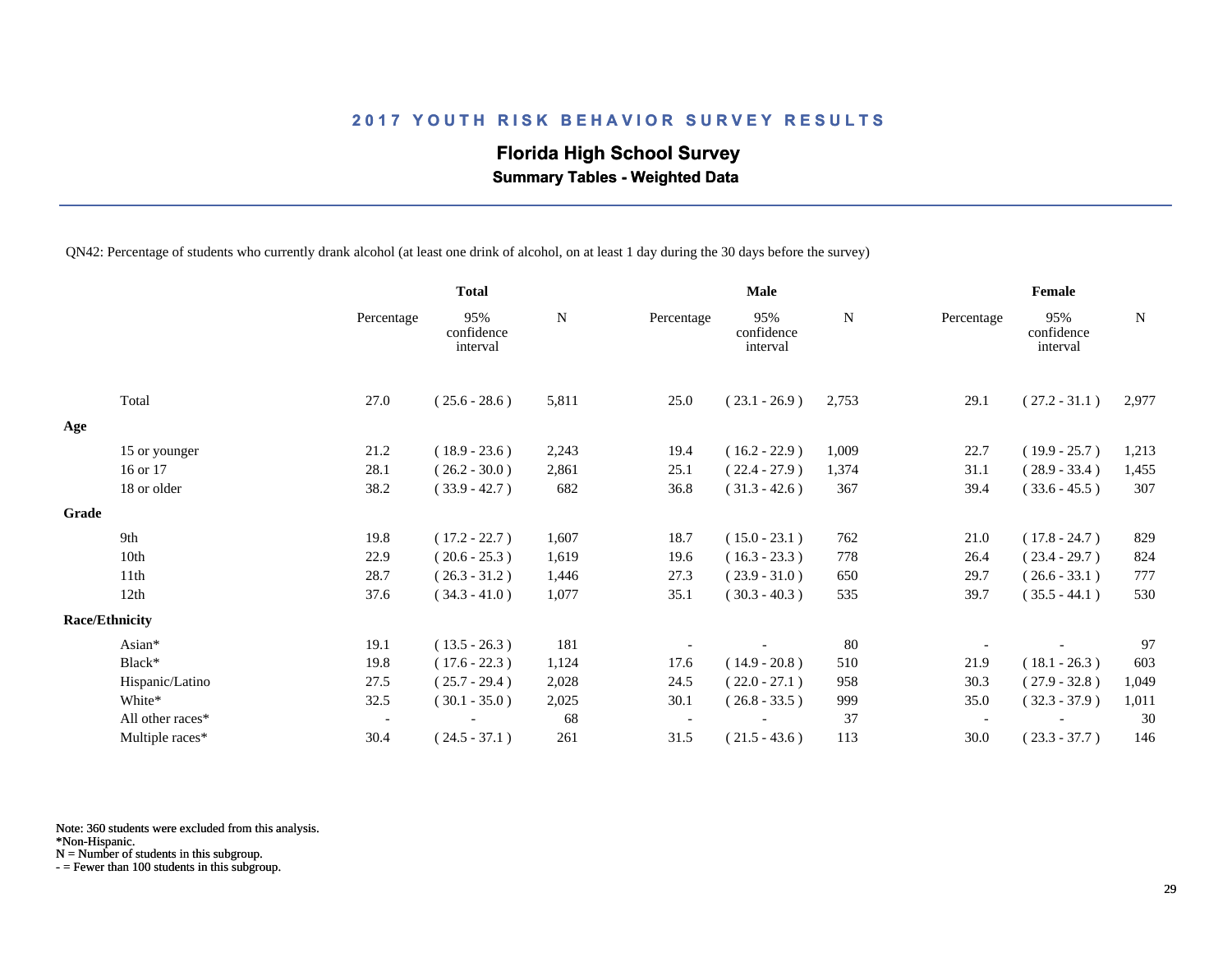## 2017 YOUTH RISK BEHAVIOR SURVEY RESULTS

### Florida High School Survey

**Summary Tables - Weighted Data**

QN42: Percentage of students who currently drank alcohol (at least one drink of alcohol, on at least 1 day during the 30 days before the survey)

| | Total | | | Male | | | Female | | |
|---|---|---|---|---|---|---|---|---|---|
| | Percentage | 95% confidence interval | N | Percentage | 95% confidence interval | N | Percentage | 95% confidence interval | N |
| Total | 27.0 | ( 25.6 - 28.6 ) | 5,811 | 25.0 | ( 23.1 - 26.9 ) | 2,753 | 29.1 | ( 27.2 - 31.1 ) | 2,977 |
| **Age** | | | | | | | | | |
| 15 or younger | 21.2 | ( 18.9 - 23.6 ) | 2,243 | 19.4 | ( 16.2 - 22.9 ) | 1,009 | 22.7 | ( 19.9 - 25.7 ) | 1,213 |
| 16 or 17 | 28.1 | ( 26.2 - 30.0 ) | 2,861 | 25.1 | ( 22.4 - 27.9 ) | 1,374 | 31.1 | ( 28.9 - 33.4 ) | 1,455 |
| 18 or older | 38.2 | ( 33.9 - 42.7 ) | 682 | 36.8 | ( 31.3 - 42.6 ) | 367 | 39.4 | ( 33.6 - 45.5 ) | 307 |
| **Grade** | | | | | | | | | |
| 9th | 19.8 | ( 17.2 - 22.7 ) | 1,607 | 18.7 | ( 15.0 - 23.1 ) | 762 | 21.0 | ( 17.8 - 24.7 ) | 829 |
| 10th | 22.9 | ( 20.6 - 25.3 ) | 1,619 | 19.6 | ( 16.3 - 23.3 ) | 778 | 26.4 | ( 23.4 - 29.7 ) | 824 |
| 11th | 28.7 | ( 26.3 - 31.2 ) | 1,446 | 27.3 | ( 23.9 - 31.0 ) | 650 | 29.7 | ( 26.6 - 33.1 ) | 777 |
| 12th | 37.6 | ( 34.3 - 41.0 ) | 1,077 | 35.1 | ( 30.3 - 40.3 ) | 535 | 39.7 | ( 35.5 - 44.1 ) | 530 |
| **Race/Ethnicity** | | | | | | | | | |
| Asian* | 19.1 | ( 13.5 - 26.3 ) | 181 | - | - | 80 | - | - | 97 |
| Black* | 19.8 | ( 17.6 - 22.3 ) | 1,124 | 17.6 | ( 14.9 - 20.8 ) | 510 | 21.9 | ( 18.1 - 26.3 ) | 603 |
| Hispanic/Latino | 27.5 | ( 25.7 - 29.4 ) | 2,028 | 24.5 | ( 22.0 - 27.1 ) | 958 | 30.3 | ( 27.9 - 32.8 ) | 1,049 |
| White* | 32.5 | ( 30.1 - 35.0 ) | 2,025 | 30.1 | ( 26.8 - 33.5 ) | 999 | 35.0 | ( 32.3 - 37.9 ) | 1,011 |
| All other races* | - | - | 68 | - | - | 37 | - | - | 30 |
| Multiple races* | 30.4 | ( 24.5 - 37.1 ) | 261 | 31.5 | ( 21.5 - 43.6 ) | 113 | 30.0 | ( 23.3 - 37.7 ) | 146 |

Note: 360 students were excluded from this analysis.
*Non-Hispanic.
N = Number of students in this subgroup.
- = Fewer than 100 students in this subgroup.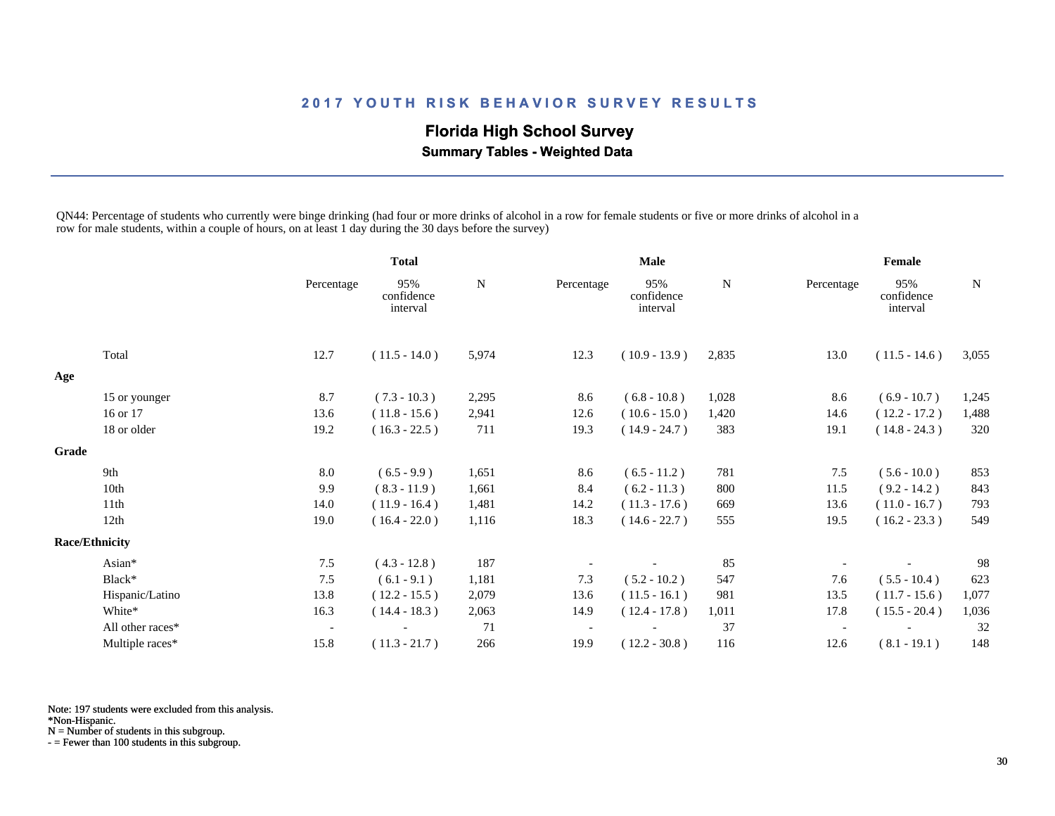## 2017 YOUTH RISK BEHAVIOR SURVEY RESULTS

### Florida High School Survey

**Summary Tables - Weighted Data**

QN44: Percentage of students who currently were binge drinking (had four or more drinks of alcohol in a row for female students or five or more drinks of alcohol in a row for male students, within a couple of hours, on at least 1 day during the 30 days before the survey)

| | Total | | | Male | | | Female | | |
|---|---|---|---|---|---|---|---|---|---|
| | Percentage | 95% confidence interval | N | Percentage | 95% confidence interval | N | Percentage | 95% confidence interval | N |
| Total | 12.7 | ( 11.5 - 14.0 ) | 5,974 | 12.3 | ( 10.9 - 13.9 ) | 2,835 | 13.0 | ( 11.5 - 14.6 ) | 3,055 |
| **Age** | | | | | | | | | |
| 15 or younger | 8.7 | ( 7.3 - 10.3 ) | 2,295 | 8.6 | ( 6.8 - 10.8 ) | 1,028 | 8.6 | ( 6.9 - 10.7 ) | 1,245 |
| 16 or 17 | 13.6 | ( 11.8 - 15.6 ) | 2,941 | 12.6 | ( 10.6 - 15.0 ) | 1,420 | 14.6 | ( 12.2 - 17.2 ) | 1,488 |
| 18 or older | 19.2 | ( 16.3 - 22.5 ) | 711 | 19.3 | ( 14.9 - 24.7 ) | 383 | 19.1 | ( 14.8 - 24.3 ) | 320 |
| **Grade** | | | | | | | | | |
| 9th | 8.0 | ( 6.5 - 9.9 ) | 1,651 | 8.6 | ( 6.5 - 11.2 ) | 781 | 7.5 | ( 5.6 - 10.0 ) | 853 |
| 10th | 9.9 | ( 8.3 - 11.9 ) | 1,661 | 8.4 | ( 6.2 - 11.3 ) | 800 | 11.5 | ( 9.2 - 14.2 ) | 843 |
| 11th | 14.0 | ( 11.9 - 16.4 ) | 1,481 | 14.2 | ( 11.3 - 17.6 ) | 669 | 13.6 | ( 11.0 - 16.7 ) | 793 |
| 12th | 19.0 | ( 16.4 - 22.0 ) | 1,116 | 18.3 | ( 14.6 - 22.7 ) | 555 | 19.5 | ( 16.2 - 23.3 ) | 549 |
| **Race/Ethnicity** | | | | | | | | | |
| Asian* | 7.5 | ( 4.3 - 12.8 ) | 187 | - | - | 85 | - | - | 98 |
| Black* | 7.5 | ( 6.1 - 9.1 ) | 1,181 | 7.3 | ( 5.2 - 10.2 ) | 547 | 7.6 | ( 5.5 - 10.4 ) | 623 |
| Hispanic/Latino | 13.8 | ( 12.2 - 15.5 ) | 2,079 | 13.6 | ( 11.5 - 16.1 ) | 981 | 13.5 | ( 11.7 - 15.6 ) | 1,077 |
| White* | 16.3 | ( 14.4 - 18.3 ) | 2,063 | 14.9 | ( 12.4 - 17.8 ) | 1,011 | 17.8 | ( 15.5 - 20.4 ) | 1,036 |
| All other races* | - | - | 71 | - | - | 37 | - | - | 32 |
| Multiple races* | 15.8 | ( 11.3 - 21.7 ) | 266 | 19.9 | ( 12.2 - 30.8 ) | 116 | 12.6 | ( 8.1 - 19.1 ) | 148 |

Note: 197 students were excluded from this analysis.
*Non-Hispanic.
N = Number of students in this subgroup.
- = Fewer than 100 students in this subgroup.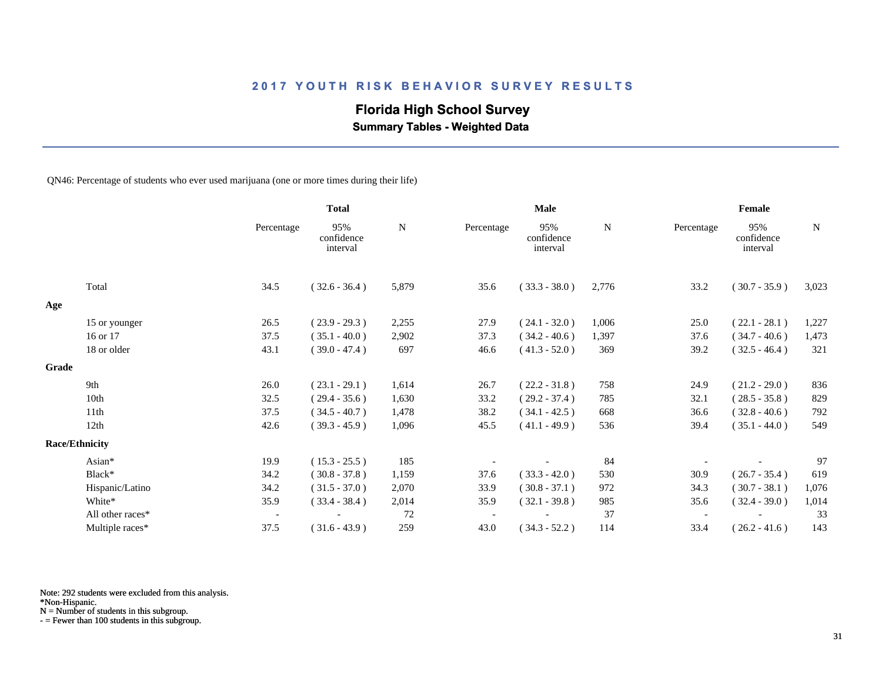## 2017 YOUTH RISK BEHAVIOR SURVEY RESULTS

### Florida High School Survey

**Summary Tables - Weighted Data**

QN46: Percentage of students who ever used marijuana (one or more times during their life)

| | Total | | | Male | | | Female | | |
|---|---|---|---|---|---|---|---|---|---|
| | Percentage | 95% confidence interval | N | Percentage | 95% confidence interval | N | Percentage | 95% confidence interval | N |
| Total | 34.5 | ( 32.6 - 36.4 ) | 5,879 | 35.6 | ( 33.3 - 38.0 ) | 2,776 | 33.2 | ( 30.7 - 35.9 ) | 3,023 |
| **Age** | | | | | | | | | |
| 15 or younger | 26.5 | ( 23.9 - 29.3 ) | 2,255 | 27.9 | ( 24.1 - 32.0 ) | 1,006 | 25.0 | ( 22.1 - 28.1 ) | 1,227 |
| 16 or 17 | 37.5 | ( 35.1 - 40.0 ) | 2,902 | 37.3 | ( 34.2 - 40.6 ) | 1,397 | 37.6 | ( 34.7 - 40.6 ) | 1,473 |
| 18 or older | 43.1 | ( 39.0 - 47.4 ) | 697 | 46.6 | ( 41.3 - 52.0 ) | 369 | 39.2 | ( 32.5 - 46.4 ) | 321 |
| **Grade** | | | | | | | | | |
| 9th | 26.0 | ( 23.1 - 29.1 ) | 1,614 | 26.7 | ( 22.2 - 31.8 ) | 758 | 24.9 | ( 21.2 - 29.0 ) | 836 |
| 10th | 32.5 | ( 29.4 - 35.6 ) | 1,630 | 33.2 | ( 29.2 - 37.4 ) | 785 | 32.1 | ( 28.5 - 35.8 ) | 829 |
| 11th | 37.5 | ( 34.5 - 40.7 ) | 1,478 | 38.2 | ( 34.1 - 42.5 ) | 668 | 36.6 | ( 32.8 - 40.6 ) | 792 |
| 12th | 42.6 | ( 39.3 - 45.9 ) | 1,096 | 45.5 | ( 41.1 - 49.9 ) | 536 | 39.4 | ( 35.1 - 44.0 ) | 549 |
| **Race/Ethnicity** | | | | | | | | | |
| Asian* | 19.9 | ( 15.3 - 25.5 ) | 185 | - | - | 84 | - | - | 97 |
| Black* | 34.2 | ( 30.8 - 37.8 ) | 1,159 | 37.6 | ( 33.3 - 42.0 ) | 530 | 30.9 | ( 26.7 - 35.4 ) | 619 |
| Hispanic/Latino | 34.2 | ( 31.5 - 37.0 ) | 2,070 | 33.9 | ( 30.8 - 37.1 ) | 972 | 34.3 | ( 30.7 - 38.1 ) | 1,076 |
| White* | 35.9 | ( 33.4 - 38.4 ) | 2,014 | 35.9 | ( 32.1 - 39.8 ) | 985 | 35.6 | ( 32.4 - 39.0 ) | 1,014 |
| All other races* | - | - | 72 | - | - | 37 | - | - | 33 |
| Multiple races* | 37.5 | ( 31.6 - 43.9 ) | 259 | 43.0 | ( 34.3 - 52.2 ) | 114 | 33.4 | ( 26.2 - 41.6 ) | 143 |

Note: 292 students were excluded from this analysis.
*Non-Hispanic.
N = Number of students in this subgroup.
- = Fewer than 100 students in this subgroup.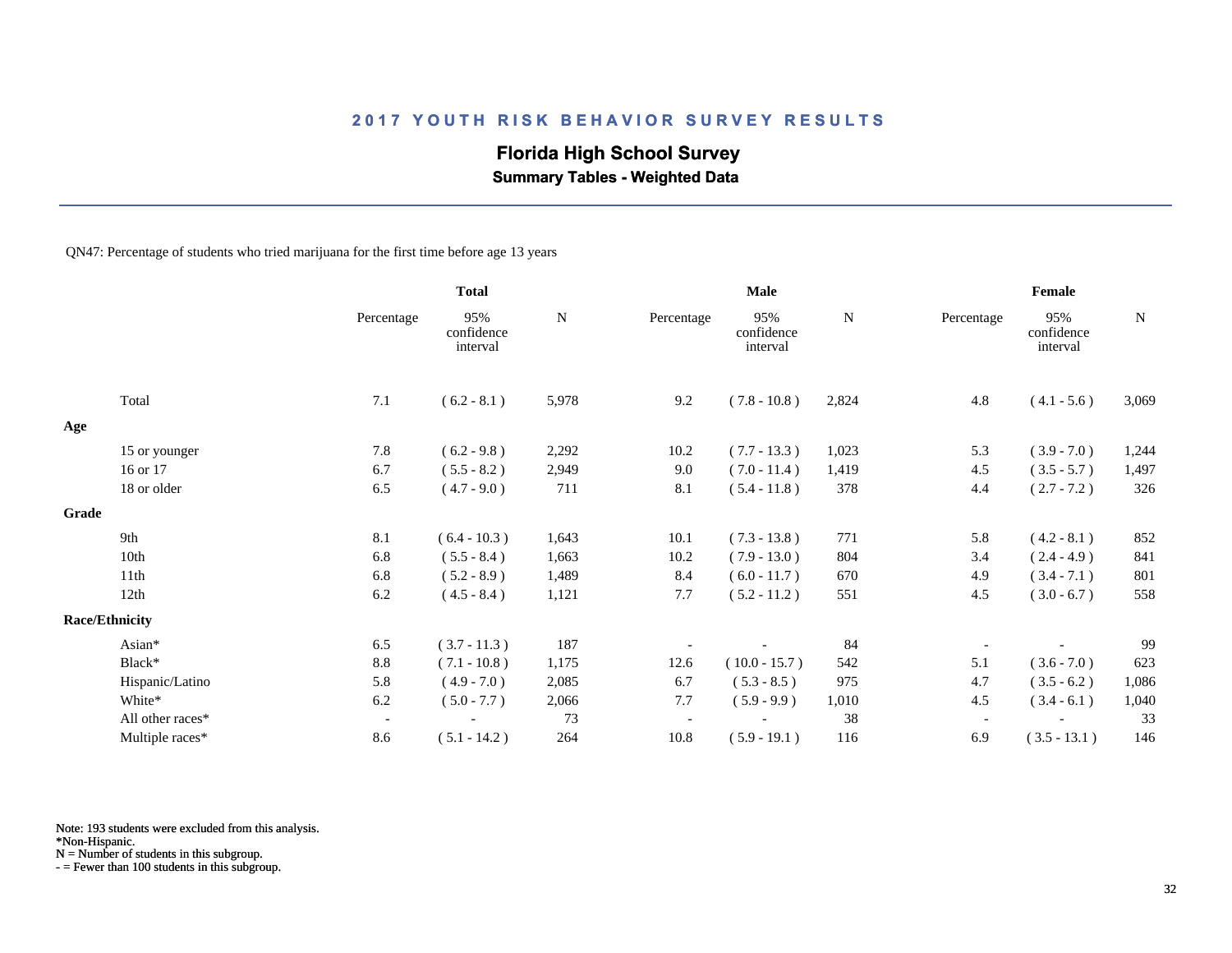# 2017 YOUTH RISK BEHAVIOR SURVEY RESULTS

## Florida High School Survey

### Summary Tables - Weighted Data

QN47: Percentage of students who tried marijuana for the first time before age 13 years

| | Total | | | Male | | | Female | | |
|---|---|---|---|---|---|---|---|---|---|
| | Percentage | 95% confidence interval | N | Percentage | 95% confidence interval | N | Percentage | 95% confidence interval | N |
| Total | 7.1 | ( 6.2 - 8.1 ) | 5,978 | 9.2 | ( 7.8 - 10.8 ) | 2,824 | 4.8 | ( 4.1 - 5.6 ) | 3,069 |
| **Age** | | | | | | | | | |
| 15 or younger | 7.8 | ( 6.2 - 9.8 ) | 2,292 | 10.2 | ( 7.7 - 13.3 ) | 1,023 | 5.3 | ( 3.9 - 7.0 ) | 1,244 |
| 16 or 17 | 6.7 | ( 5.5 - 8.2 ) | 2,949 | 9.0 | ( 7.0 - 11.4 ) | 1,419 | 4.5 | ( 3.5 - 5.7 ) | 1,497 |
| 18 or older | 6.5 | ( 4.7 - 9.0 ) | 711 | 8.1 | ( 5.4 - 11.8 ) | 378 | 4.4 | ( 2.7 - 7.2 ) | 326 |
| **Grade** | | | | | | | | | |
| 9th | 8.1 | ( 6.4 - 10.3 ) | 1,643 | 10.1 | ( 7.3 - 13.8 ) | 771 | 5.8 | ( 4.2 - 8.1 ) | 852 |
| 10th | 6.8 | ( 5.5 - 8.4 ) | 1,663 | 10.2 | ( 7.9 - 13.0 ) | 804 | 3.4 | ( 2.4 - 4.9 ) | 841 |
| 11th | 6.8 | ( 5.2 - 8.9 ) | 1,489 | 8.4 | ( 6.0 - 11.7 ) | 670 | 4.9 | ( 3.4 - 7.1 ) | 801 |
| 12th | 6.2 | ( 4.5 - 8.4 ) | 1,121 | 7.7 | ( 5.2 - 11.2 ) | 551 | 4.5 | ( 3.0 - 6.7 ) | 558 |
| **Race/Ethnicity** | | | | | | | | | |
| Asian* | 6.5 | ( 3.7 - 11.3 ) | 187 | - | - | 84 | - | - | 99 |
| Black* | 8.8 | ( 7.1 - 10.8 ) | 1,175 | 12.6 | ( 10.0 - 15.7 ) | 542 | 5.1 | ( 3.6 - 7.0 ) | 623 |
| Hispanic/Latino | 5.8 | ( 4.9 - 7.0 ) | 2,085 | 6.7 | ( 5.3 - 8.5 ) | 975 | 4.7 | ( 3.5 - 6.2 ) | 1,086 |
| White* | 6.2 | ( 5.0 - 7.7 ) | 2,066 | 7.7 | ( 5.9 - 9.9 ) | 1,010 | 4.5 | ( 3.4 - 6.1 ) | 1,040 |
| All other races* | - | - | 73 | - | - | 38 | - | - | 33 |
| Multiple races* | 8.6 | ( 5.1 - 14.2 ) | 264 | 10.8 | ( 5.9 - 19.1 ) | 116 | 6.9 | ( 3.5 - 13.1 ) | 146 |

Note: 193 students were excluded from this analysis.
*Non-Hispanic.
N = Number of students in this subgroup.
- = Fewer than 100 students in this subgroup.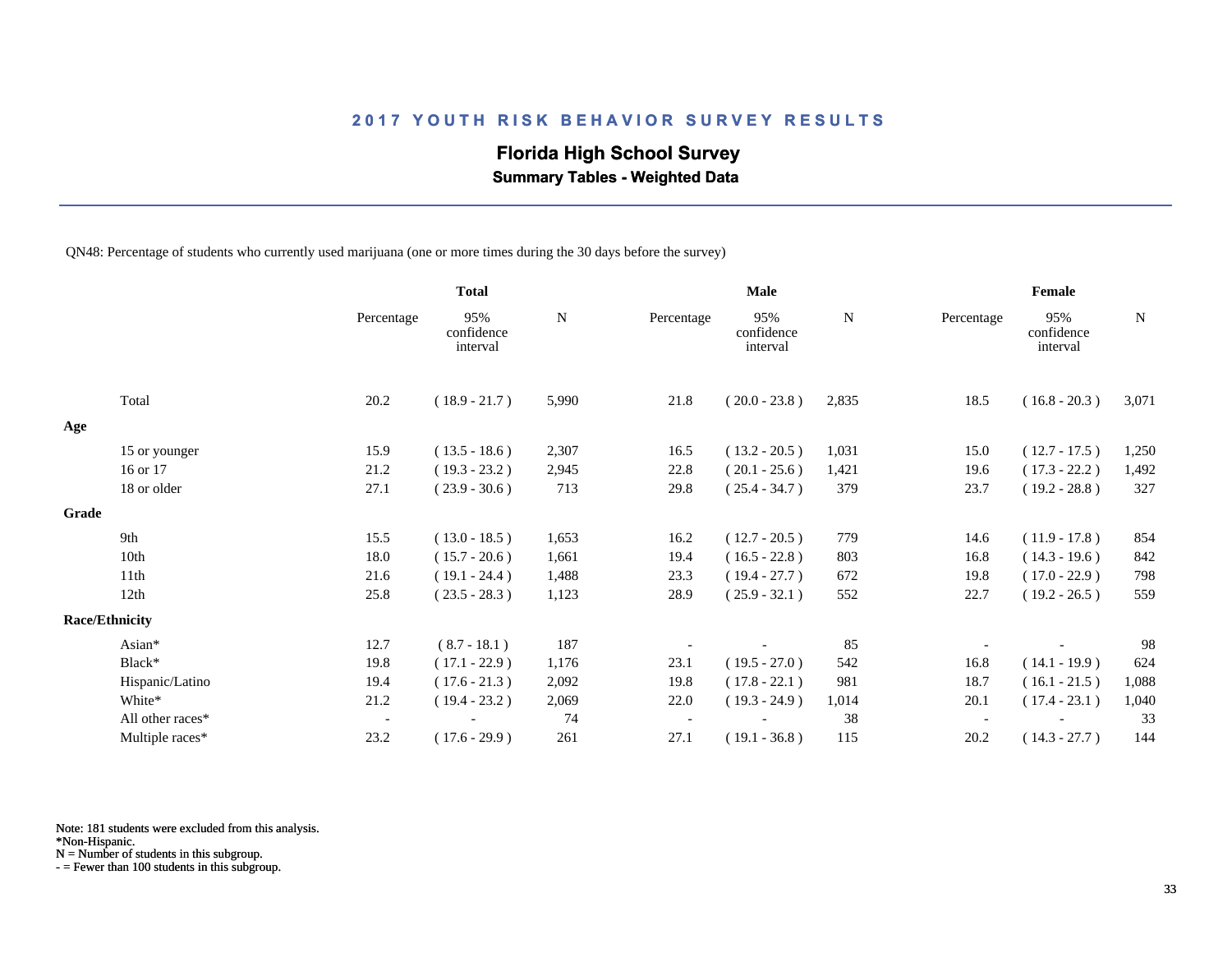# 2017 YOUTH RISK BEHAVIOR SURVEY RESULTS

## Florida High School Survey

### Summary Tables - Weighted Data

QN48: Percentage of students who currently used marijuana (one or more times during the 30 days before the survey)

| | Total | | | Male | | | Female | | |
|---|---|---|---|---|---|---|---|---|---|
| | Percentage | 95% confidence interval | N | Percentage | 95% confidence interval | N | Percentage | 95% confidence interval | N |
| Total | 20.2 | ( 18.9 - 21.7 ) | 5,990 | 21.8 | ( 20.0 - 23.8 ) | 2,835 | 18.5 | ( 16.8 - 20.3 ) | 3,071 |
| **Age** | | | | | | | | | |
| 15 or younger | 15.9 | ( 13.5 - 18.6 ) | 2,307 | 16.5 | ( 13.2 - 20.5 ) | 1,031 | 15.0 | ( 12.7 - 17.5 ) | 1,250 |
| 16 or 17 | 21.2 | ( 19.3 - 23.2 ) | 2,945 | 22.8 | ( 20.1 - 25.6 ) | 1,421 | 19.6 | ( 17.3 - 22.2 ) | 1,492 |
| 18 or older | 27.1 | ( 23.9 - 30.6 ) | 713 | 29.8 | ( 25.4 - 34.7 ) | 379 | 23.7 | ( 19.2 - 28.8 ) | 327 |
| **Grade** | | | | | | | | | |
| 9th | 15.5 | ( 13.0 - 18.5 ) | 1,653 | 16.2 | ( 12.7 - 20.5 ) | 779 | 14.6 | ( 11.9 - 17.8 ) | 854 |
| 10th | 18.0 | ( 15.7 - 20.6 ) | 1,661 | 19.4 | ( 16.5 - 22.8 ) | 803 | 16.8 | ( 14.3 - 19.6 ) | 842 |
| 11th | 21.6 | ( 19.1 - 24.4 ) | 1,488 | 23.3 | ( 19.4 - 27.7 ) | 672 | 19.8 | ( 17.0 - 22.9 ) | 798 |
| 12th | 25.8 | ( 23.5 - 28.3 ) | 1,123 | 28.9 | ( 25.9 - 32.1 ) | 552 | 22.7 | ( 19.2 - 26.5 ) | 559 |
| **Race/Ethnicity** | | | | | | | | | |
| Asian* | 12.7 | ( 8.7 - 18.1 ) | 187 | - | - | 85 | - | - | 98 |
| Black* | 19.8 | ( 17.1 - 22.9 ) | 1,176 | 23.1 | ( 19.5 - 27.0 ) | 542 | 16.8 | ( 14.1 - 19.9 ) | 624 |
| Hispanic/Latino | 19.4 | ( 17.6 - 21.3 ) | 2,092 | 19.8 | ( 17.8 - 22.1 ) | 981 | 18.7 | ( 16.1 - 21.5 ) | 1,088 |
| White* | 21.2 | ( 19.4 - 23.2 ) | 2,069 | 22.0 | ( 19.3 - 24.9 ) | 1,014 | 20.1 | ( 17.4 - 23.1 ) | 1,040 |
| All other races* | - | - | 74 | - | - | 38 | - | - | 33 |
| Multiple races* | 23.2 | ( 17.6 - 29.9 ) | 261 | 27.1 | ( 19.1 - 36.8 ) | 115 | 20.2 | ( 14.3 - 27.7 ) | 144 |

Note: 181 students were excluded from this analysis.
*Non-Hispanic.
N = Number of students in this subgroup.
- = Fewer than 100 students in this subgroup.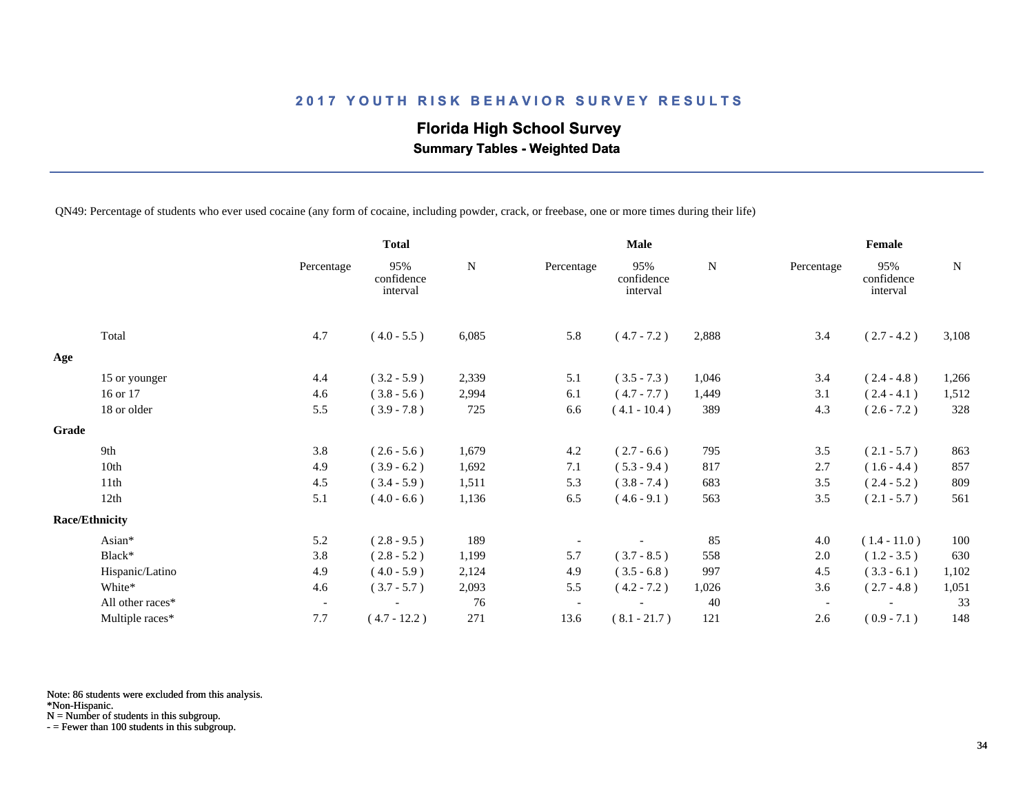# 2017 YOUTH RISK BEHAVIOR SURVEY RESULTS

## Florida High School Survey

### Summary Tables - Weighted Data

QN49: Percentage of students who ever used cocaine (any form of cocaine, including powder, crack, or freebase, one or more times during their life)

| | Total | | | Male | | | Female | | |
|---|---|---|---|---|---|---|---|---|---|
| | Percentage | 95% confidence interval | N | Percentage | 95% confidence interval | N | Percentage | 95% confidence interval | N |
| Total | 4.7 | ( 4.0 - 5.5 ) | 6,085 | 5.8 | ( 4.7 - 7.2 ) | 2,888 | 3.4 | ( 2.7 - 4.2 ) | 3,108 |
| **Age** | | | | | | | | | |
| 15 or younger | 4.4 | ( 3.2 - 5.9 ) | 2,339 | 5.1 | ( 3.5 - 7.3 ) | 1,046 | 3.4 | ( 2.4 - 4.8 ) | 1,266 |
| 16 or 17 | 4.6 | ( 3.8 - 5.6 ) | 2,994 | 6.1 | ( 4.7 - 7.7 ) | 1,449 | 3.1 | ( 2.4 - 4.1 ) | 1,512 |
| 18 or older | 5.5 | ( 3.9 - 7.8 ) | 725 | 6.6 | ( 4.1 - 10.4 ) | 389 | 4.3 | ( 2.6 - 7.2 ) | 328 |
| **Grade** | | | | | | | | | |
| 9th | 3.8 | ( 2.6 - 5.6 ) | 1,679 | 4.2 | ( 2.7 - 6.6 ) | 795 | 3.5 | ( 2.1 - 5.7 ) | 863 |
| 10th | 4.9 | ( 3.9 - 6.2 ) | 1,692 | 7.1 | ( 5.3 - 9.4 ) | 817 | 2.7 | ( 1.6 - 4.4 ) | 857 |
| 11th | 4.5 | ( 3.4 - 5.9 ) | 1,511 | 5.3 | ( 3.8 - 7.4 ) | 683 | 3.5 | ( 2.4 - 5.2 ) | 809 |
| 12th | 5.1 | ( 4.0 - 6.6 ) | 1,136 | 6.5 | ( 4.6 - 9.1 ) | 563 | 3.5 | ( 2.1 - 5.7 ) | 561 |
| **Race/Ethnicity** | | | | | | | | | |
| Asian* | 5.2 | ( 2.8 - 9.5 ) | 189 | - | - | 85 | 4.0 | ( 1.4 - 11.0 ) | 100 |
| Black* | 3.8 | ( 2.8 - 5.2 ) | 1,199 | 5.7 | ( 3.7 - 8.5 ) | 558 | 2.0 | ( 1.2 - 3.5 ) | 630 |
| Hispanic/Latino | 4.9 | ( 4.0 - 5.9 ) | 2,124 | 4.9 | ( 3.5 - 6.8 ) | 997 | 4.5 | ( 3.3 - 6.1 ) | 1,102 |
| White* | 4.6 | ( 3.7 - 5.7 ) | 2,093 | 5.5 | ( 4.2 - 7.2 ) | 1,026 | 3.6 | ( 2.7 - 4.8 ) | 1,051 |
| All other races* | - | - | 76 | - | - | 40 | - | - | 33 |
| Multiple races* | 7.7 | ( 4.7 - 12.2 ) | 271 | 13.6 | ( 8.1 - 21.7 ) | 121 | 2.6 | ( 0.9 - 7.1 ) | 148 |

Note: 86 students were excluded from this analysis.
*Non-Hispanic.
N = Number of students in this subgroup.
- = Fewer than 100 students in this subgroup.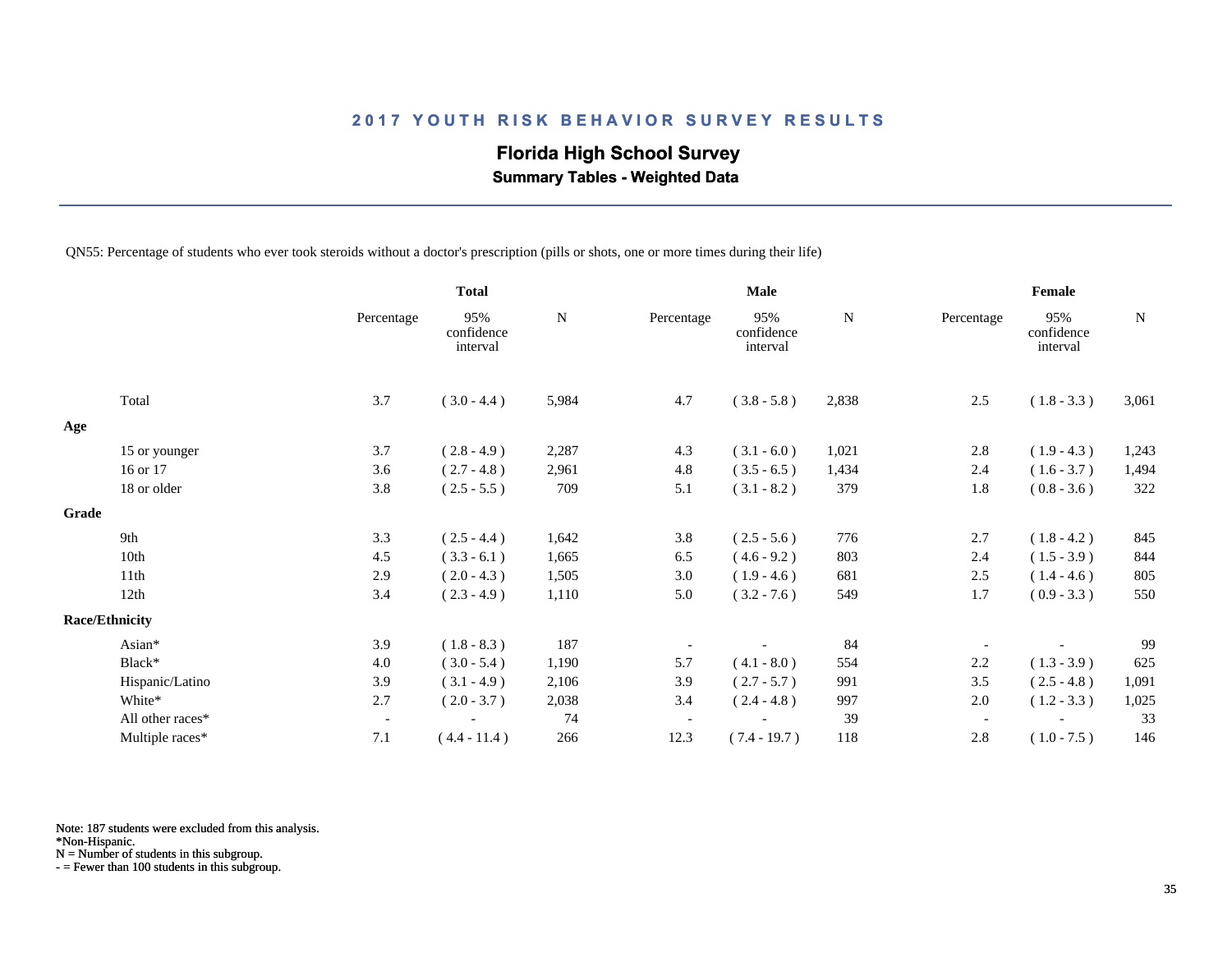# 2017 YOUTH RISK BEHAVIOR SURVEY RESULTS

## Florida High School Survey

### Summary Tables - Weighted Data

QN55: Percentage of students who ever took steroids without a doctor's prescription (pills or shots, one or more times during their life)

| | Total | | | Male | | | Female | | |
|---|---|---|---|---|---|---|---|---|---|
| | Percentage | 95% confidence interval | N | Percentage | 95% confidence interval | N | Percentage | 95% confidence interval | N |
| Total | 3.7 | ( 3.0 - 4.4 ) | 5,984 | 4.7 | ( 3.8 - 5.8 ) | 2,838 | 2.5 | ( 1.8 - 3.3 ) | 3,061 |
| **Age** | | | | | | | | | |
| 15 or younger | 3.7 | ( 2.8 - 4.9 ) | 2,287 | 4.3 | ( 3.1 - 6.0 ) | 1,021 | 2.8 | ( 1.9 - 4.3 ) | 1,243 |
| 16 or 17 | 3.6 | ( 2.7 - 4.8 ) | 2,961 | 4.8 | ( 3.5 - 6.5 ) | 1,434 | 2.4 | ( 1.6 - 3.7 ) | 1,494 |
| 18 or older | 3.8 | ( 2.5 - 5.5 ) | 709 | 5.1 | ( 3.1 - 8.2 ) | 379 | 1.8 | ( 0.8 - 3.6 ) | 322 |
| **Grade** | | | | | | | | | |
| 9th | 3.3 | ( 2.5 - 4.4 ) | 1,642 | 3.8 | ( 2.5 - 5.6 ) | 776 | 2.7 | ( 1.8 - 4.2 ) | 845 |
| 10th | 4.5 | ( 3.3 - 6.1 ) | 1,665 | 6.5 | ( 4.6 - 9.2 ) | 803 | 2.4 | ( 1.5 - 3.9 ) | 844 |
| 11th | 2.9 | ( 2.0 - 4.3 ) | 1,505 | 3.0 | ( 1.9 - 4.6 ) | 681 | 2.5 | ( 1.4 - 4.6 ) | 805 |
| 12th | 3.4 | ( 2.3 - 4.9 ) | 1,110 | 5.0 | ( 3.2 - 7.6 ) | 549 | 1.7 | ( 0.9 - 3.3 ) | 550 |
| **Race/Ethnicity** | | | | | | | | | |
| Asian* | 3.9 | ( 1.8 - 8.3 ) | 187 | - | - | 84 | - | - | 99 |
| Black* | 4.0 | ( 3.0 - 5.4 ) | 1,190 | 5.7 | ( 4.1 - 8.0 ) | 554 | 2.2 | ( 1.3 - 3.9 ) | 625 |
| Hispanic/Latino | 3.9 | ( 3.1 - 4.9 ) | 2,106 | 3.9 | ( 2.7 - 5.7 ) | 991 | 3.5 | ( 2.5 - 4.8 ) | 1,091 |
| White* | 2.7 | ( 2.0 - 3.7 ) | 2,038 | 3.4 | ( 2.4 - 4.8 ) | 997 | 2.0 | ( 1.2 - 3.3 ) | 1,025 |
| All other races* | - | - | 74 | - | - | 39 | - | - | 33 |
| Multiple races* | 7.1 | ( 4.4 - 11.4 ) | 266 | 12.3 | ( 7.4 - 19.7 ) | 118 | 2.8 | ( 1.0 - 7.5 ) | 146 |

Note: 187 students were excluded from this analysis.
*Non-Hispanic.
N = Number of students in this subgroup.
- = Fewer than 100 students in this subgroup.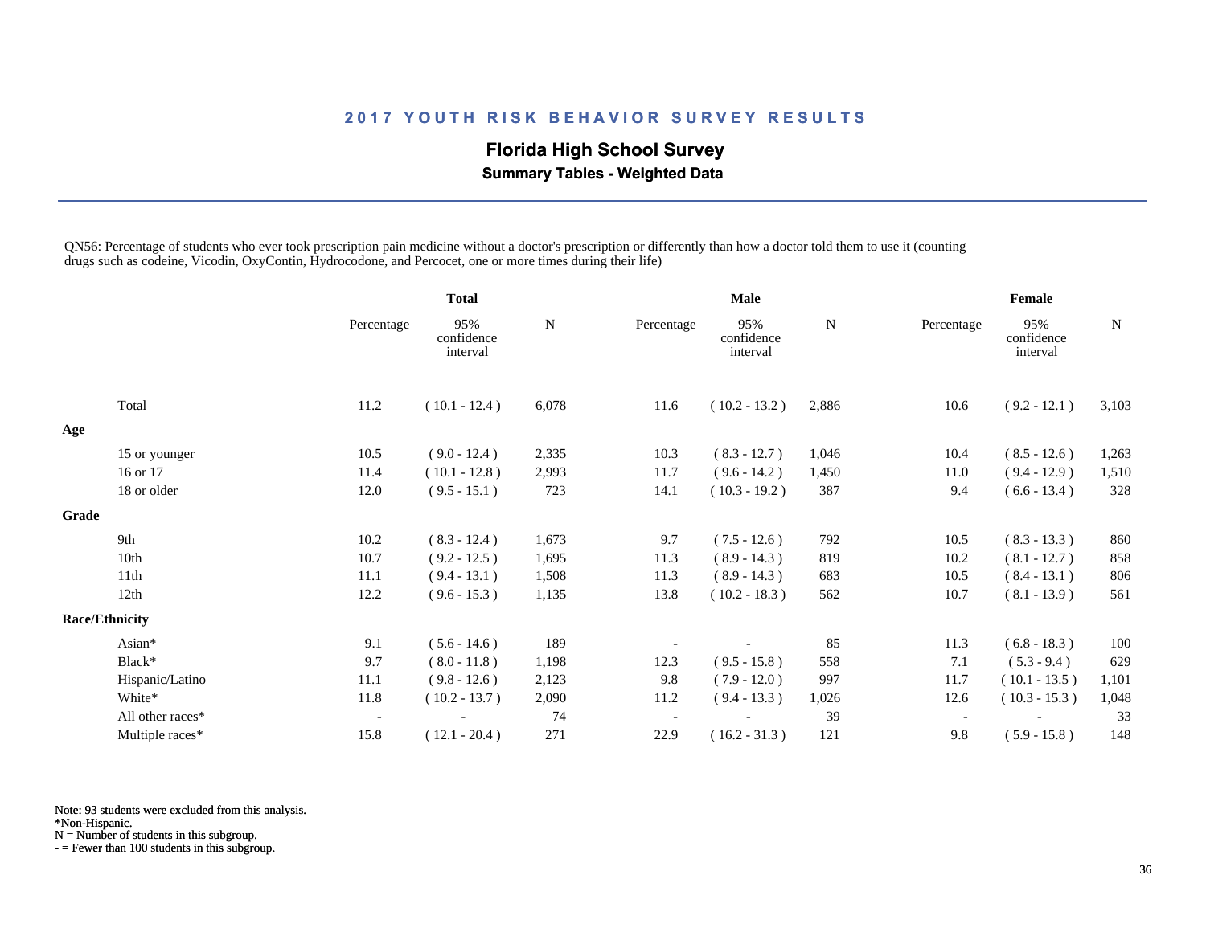# 2017 YOUTH RISK BEHAVIOR SURVEY RESULTS

## Florida High School Survey

### Summary Tables - Weighted Data

QN56: Percentage of students who ever took prescription pain medicine without a doctor's prescription or differently than how a doctor told them to use it (counting drugs such as codeine, Vicodin, OxyContin, Hydrocodone, and Percocet, one or more times during their life)

| | Total | | | Male | | | Female | | |
|---|---|---|---|---|---|---|---|---|---|
| | Percentage | 95% confidence interval | N | Percentage | 95% confidence interval | N | Percentage | 95% confidence interval | N |
| Total | 11.2 | ( 10.1 - 12.4 ) | 6,078 | 11.6 | ( 10.2 - 13.2 ) | 2,886 | 10.6 | ( 9.2 - 12.1 ) | 3,103 |
| **Age** | | | | | | | | | |
| 15 or younger | 10.5 | ( 9.0 - 12.4 ) | 2,335 | 10.3 | ( 8.3 - 12.7 ) | 1,046 | 10.4 | ( 8.5 - 12.6 ) | 1,263 |
| 16 or 17 | 11.4 | ( 10.1 - 12.8 ) | 2,993 | 11.7 | ( 9.6 - 14.2 ) | 1,450 | 11.0 | ( 9.4 - 12.9 ) | 1,510 |
| 18 or older | 12.0 | ( 9.5 - 15.1 ) | 723 | 14.1 | ( 10.3 - 19.2 ) | 387 | 9.4 | ( 6.6 - 13.4 ) | 328 |
| **Grade** | | | | | | | | | |
| 9th | 10.2 | ( 8.3 - 12.4 ) | 1,673 | 9.7 | ( 7.5 - 12.6 ) | 792 | 10.5 | ( 8.3 - 13.3 ) | 860 |
| 10th | 10.7 | ( 9.2 - 12.5 ) | 1,695 | 11.3 | ( 8.9 - 14.3 ) | 819 | 10.2 | ( 8.1 - 12.7 ) | 858 |
| 11th | 11.1 | ( 9.4 - 13.1 ) | 1,508 | 11.3 | ( 8.9 - 14.3 ) | 683 | 10.5 | ( 8.4 - 13.1 ) | 806 |
| 12th | 12.2 | ( 9.6 - 15.3 ) | 1,135 | 13.8 | ( 10.2 - 18.3 ) | 562 | 10.7 | ( 8.1 - 13.9 ) | 561 |
| **Race/Ethnicity** | | | | | | | | | |
| Asian* | 9.1 | ( 5.6 - 14.6 ) | 189 | - | - | 85 | 11.3 | ( 6.8 - 18.3 ) | 100 |
| Black* | 9.7 | ( 8.0 - 11.8 ) | 1,198 | 12.3 | ( 9.5 - 15.8 ) | 558 | 7.1 | ( 5.3 - 9.4 ) | 629 |
| Hispanic/Latino | 11.1 | ( 9.8 - 12.6 ) | 2,123 | 9.8 | ( 7.9 - 12.0 ) | 997 | 11.7 | ( 10.1 - 13.5 ) | 1,101 |
| White* | 11.8 | ( 10.2 - 13.7 ) | 2,090 | 11.2 | ( 9.4 - 13.3 ) | 1,026 | 12.6 | ( 10.3 - 15.3 ) | 1,048 |
| All other races* | - | - | 74 | - | - | 39 | - | - | 33 |
| Multiple races* | 15.8 | ( 12.1 - 20.4 ) | 271 | 22.9 | ( 16.2 - 31.3 ) | 121 | 9.8 | ( 5.9 - 15.8 ) | 148 |

Note: 93 students were excluded from this analysis.
*Non-Hispanic.
N = Number of students in this subgroup.
- = Fewer than 100 students in this subgroup.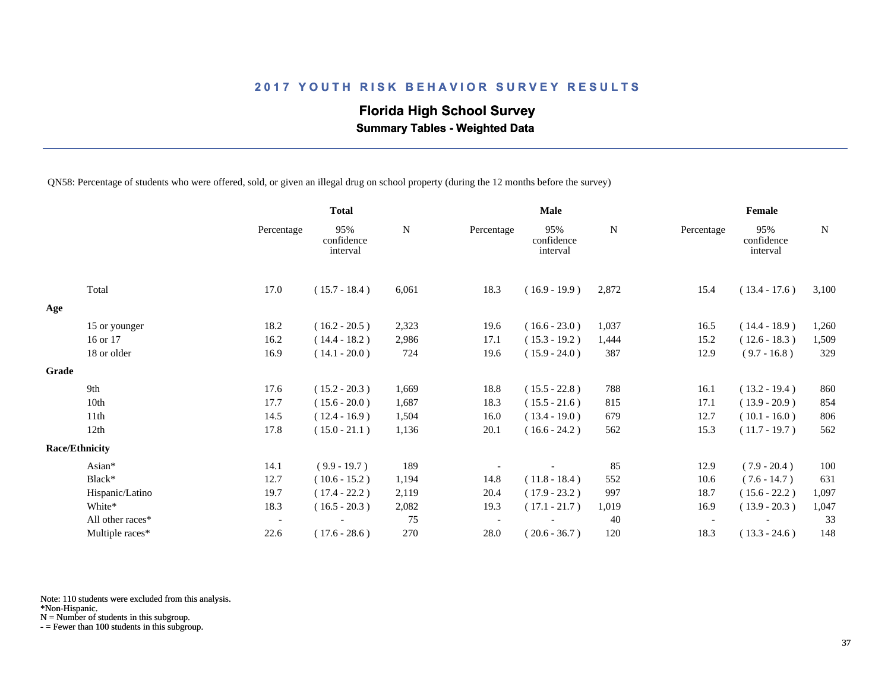## 2017 YOUTH RISK BEHAVIOR SURVEY RESULTS

### Florida High School Survey

**Summary Tables - Weighted Data**

QN58: Percentage of students who were offered, sold, or given an illegal drug on school property (during the 12 months before the survey)

| | Total | | | Male | | | Female | | |
|---|---|---|---|---|---|---|---|---|---|
| | Percentage | 95% confidence interval | N | Percentage | 95% confidence interval | N | Percentage | 95% confidence interval | N |
| Total | 17.0 | ( 15.7 - 18.4 ) | 6,061 | 18.3 | ( 16.9 - 19.9 ) | 2,872 | 15.4 | ( 13.4 - 17.6 ) | 3,100 |
| **Age** | | | | | | | | | |
| 15 or younger | 18.2 | ( 16.2 - 20.5 ) | 2,323 | 19.6 | ( 16.6 - 23.0 ) | 1,037 | 16.5 | ( 14.4 - 18.9 ) | 1,260 |
| 16 or 17 | 16.2 | ( 14.4 - 18.2 ) | 2,986 | 17.1 | ( 15.3 - 19.2 ) | 1,444 | 15.2 | ( 12.6 - 18.3 ) | 1,509 |
| 18 or older | 16.9 | ( 14.1 - 20.0 ) | 724 | 19.6 | ( 15.9 - 24.0 ) | 387 | 12.9 | ( 9.7 - 16.8 ) | 329 |
| **Grade** | | | | | | | | | |
| 9th | 17.6 | ( 15.2 - 20.3 ) | 1,669 | 18.8 | ( 15.5 - 22.8 ) | 788 | 16.1 | ( 13.2 - 19.4 ) | 860 |
| 10th | 17.7 | ( 15.6 - 20.0 ) | 1,687 | 18.3 | ( 15.5 - 21.6 ) | 815 | 17.1 | ( 13.9 - 20.9 ) | 854 |
| 11th | 14.5 | ( 12.4 - 16.9 ) | 1,504 | 16.0 | ( 13.4 - 19.0 ) | 679 | 12.7 | ( 10.1 - 16.0 ) | 806 |
| 12th | 17.8 | ( 15.0 - 21.1 ) | 1,136 | 20.1 | ( 16.6 - 24.2 ) | 562 | 15.3 | ( 11.7 - 19.7 ) | 562 |
| **Race/Ethnicity** | | | | | | | | | |
| Asian* | 14.1 | ( 9.9 - 19.7 ) | 189 | - | - | 85 | 12.9 | ( 7.9 - 20.4 ) | 100 |
| Black* | 12.7 | ( 10.6 - 15.2 ) | 1,194 | 14.8 | ( 11.8 - 18.4 ) | 552 | 10.6 | ( 7.6 - 14.7 ) | 631 |
| Hispanic/Latino | 19.7 | ( 17.4 - 22.2 ) | 2,119 | 20.4 | ( 17.9 - 23.2 ) | 997 | 18.7 | ( 15.6 - 22.2 ) | 1,097 |
| White* | 18.3 | ( 16.5 - 20.3 ) | 2,082 | 19.3 | ( 17.1 - 21.7 ) | 1,019 | 16.9 | ( 13.9 - 20.3 ) | 1,047 |
| All other races* | - | - | 75 | - | - | 40 | - | - | 33 |
| Multiple races* | 22.6 | ( 17.6 - 28.6 ) | 270 | 28.0 | ( 20.6 - 36.7 ) | 120 | 18.3 | ( 13.3 - 24.6 ) | 148 |

Note: 110 students were excluded from this analysis.
*Non-Hispanic.
N = Number of students in this subgroup.
- = Fewer than 100 students in this subgroup.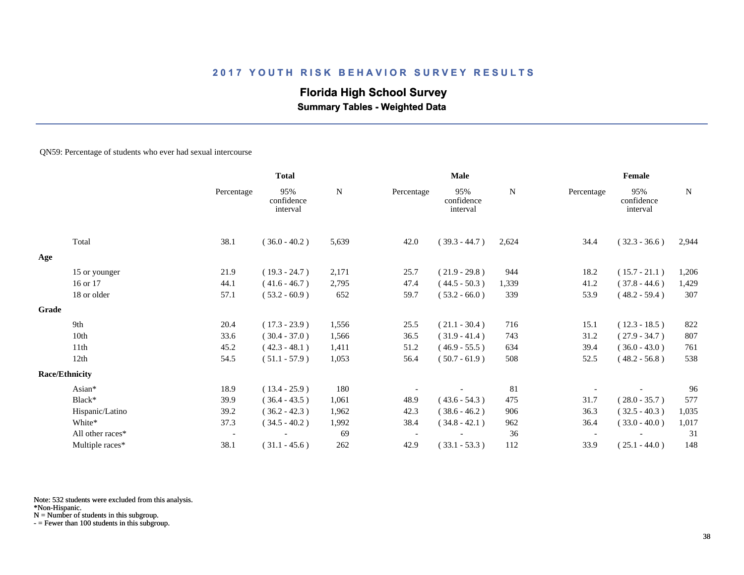# 2017 YOUTH RISK BEHAVIOR SURVEY RESULTS

## Florida High School Survey

### Summary Tables - Weighted Data

QN59: Percentage of students who ever had sexual intercourse

| | Total | | | Male | | | Female | | |
|---|---|---|---|---|---|---|---|---|---|
| | Percentage | 95% confidence interval | N | Percentage | 95% confidence interval | N | Percentage | 95% confidence interval | N |
| Total | 38.1 | ( 36.0 - 40.2 ) | 5,639 | 42.0 | ( 39.3 - 44.7 ) | 2,624 | 34.4 | ( 32.3 - 36.6 ) | 2,944 |
| **Age** | | | | | | | | | |
| 15 or younger | 21.9 | ( 19.3 - 24.7 ) | 2,171 | 25.7 | ( 21.9 - 29.8 ) | 944 | 18.2 | ( 15.7 - 21.1 ) | 1,206 |
| 16 or 17 | 44.1 | ( 41.6 - 46.7 ) | 2,795 | 47.4 | ( 44.5 - 50.3 ) | 1,339 | 41.2 | ( 37.8 - 44.6 ) | 1,429 |
| 18 or older | 57.1 | ( 53.2 - 60.9 ) | 652 | 59.7 | ( 53.2 - 66.0 ) | 339 | 53.9 | ( 48.2 - 59.4 ) | 307 |
| **Grade** | | | | | | | | | |
| 9th | 20.4 | ( 17.3 - 23.9 ) | 1,556 | 25.5 | ( 21.1 - 30.4 ) | 716 | 15.1 | ( 12.3 - 18.5 ) | 822 |
| 10th | 33.6 | ( 30.4 - 37.0 ) | 1,566 | 36.5 | ( 31.9 - 41.4 ) | 743 | 31.2 | ( 27.9 - 34.7 ) | 807 |
| 11th | 45.2 | ( 42.3 - 48.1 ) | 1,411 | 51.2 | ( 46.9 - 55.5 ) | 634 | 39.4 | ( 36.0 - 43.0 ) | 761 |
| 12th | 54.5 | ( 51.1 - 57.9 ) | 1,053 | 56.4 | ( 50.7 - 61.9 ) | 508 | 52.5 | ( 48.2 - 56.8 ) | 538 |
| **Race/Ethnicity** | | | | | | | | | |
| Asian* | 18.9 | ( 13.4 - 25.9 ) | 180 | - | - | 81 | - | - | 96 |
| Black* | 39.9 | ( 36.4 - 43.5 ) | 1,061 | 48.9 | ( 43.6 - 54.3 ) | 475 | 31.7 | ( 28.0 - 35.7 ) | 577 |
| Hispanic/Latino | 39.2 | ( 36.2 - 42.3 ) | 1,962 | 42.3 | ( 38.6 - 46.2 ) | 906 | 36.3 | ( 32.5 - 40.3 ) | 1,035 |
| White* | 37.3 | ( 34.5 - 40.2 ) | 1,992 | 38.4 | ( 34.8 - 42.1 ) | 962 | 36.4 | ( 33.0 - 40.0 ) | 1,017 |
| All other races* | - | - | 69 | - | - | 36 | - | - | 31 |
| Multiple races* | 38.1 | ( 31.1 - 45.6 ) | 262 | 42.9 | ( 33.1 - 53.3 ) | 112 | 33.9 | ( 25.1 - 44.0 ) | 148 |

Note: 532 students were excluded from this analysis.
*Non-Hispanic.
N = Number of students in this subgroup.
- = Fewer than 100 students in this subgroup.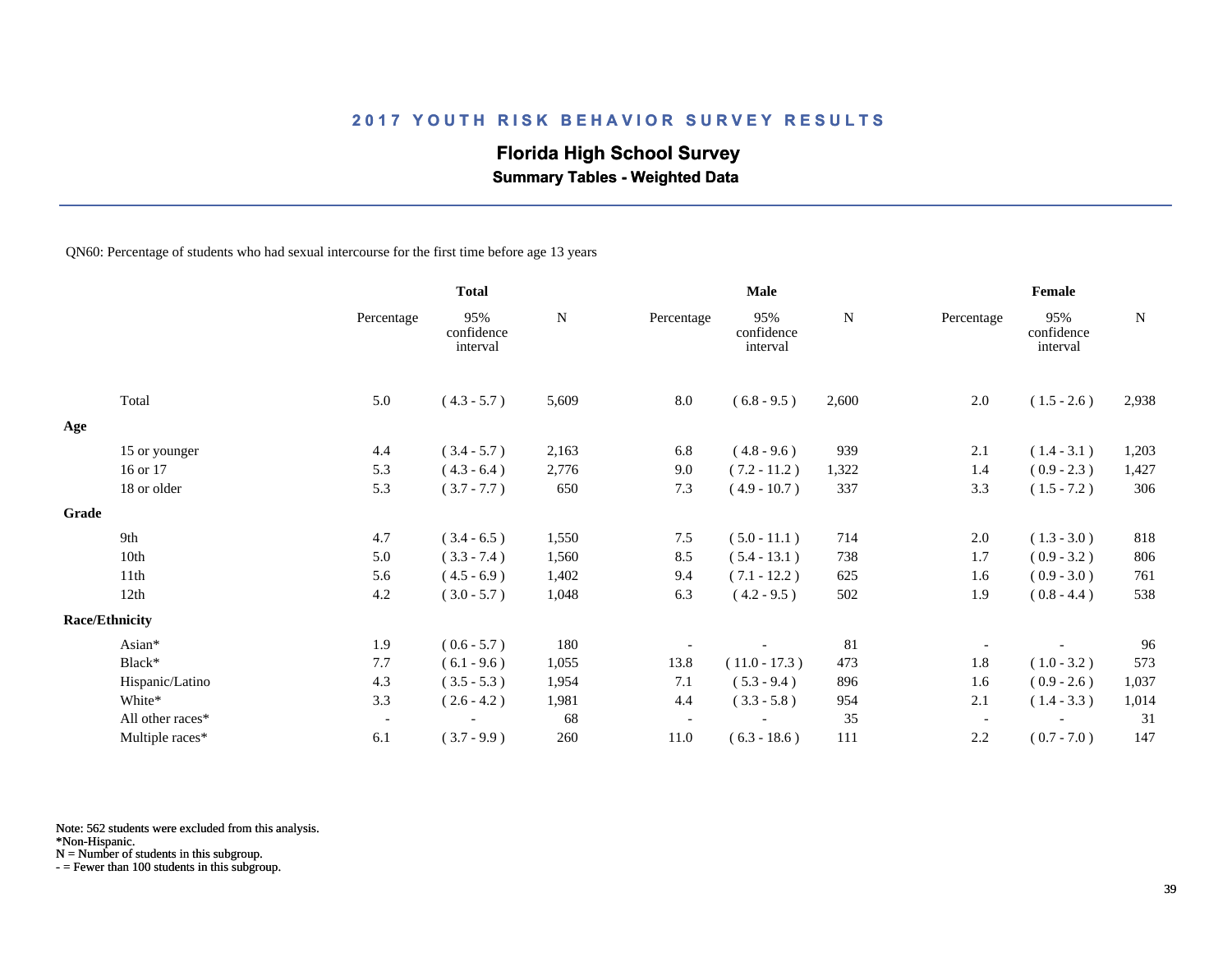# 2017 YOUTH RISK BEHAVIOR SURVEY RESULTS

## Florida High School Survey

### Summary Tables - Weighted Data

QN60: Percentage of students who had sexual intercourse for the first time before age 13 years

| | Total | | | Male | | | Female | | |
|---|---|---|---|---|---|---|---|---|---|
| | Percentage | 95% confidence interval | N | Percentage | 95% confidence interval | N | Percentage | 95% confidence interval | N |
| Total | 5.0 | ( 4.3 - 5.7 ) | 5,609 | 8.0 | ( 6.8 - 9.5 ) | 2,600 | 2.0 | ( 1.5 - 2.6 ) | 2,938 |
| **Age** | | | | | | | | | |
| 15 or younger | 4.4 | ( 3.4 - 5.7 ) | 2,163 | 6.8 | ( 4.8 - 9.6 ) | 939 | 2.1 | ( 1.4 - 3.1 ) | 1,203 |
| 16 or 17 | 5.3 | ( 4.3 - 6.4 ) | 2,776 | 9.0 | ( 7.2 - 11.2 ) | 1,322 | 1.4 | ( 0.9 - 2.3 ) | 1,427 |
| 18 or older | 5.3 | ( 3.7 - 7.7 ) | 650 | 7.3 | ( 4.9 - 10.7 ) | 337 | 3.3 | ( 1.5 - 7.2 ) | 306 |
| **Grade** | | | | | | | | | |
| 9th | 4.7 | ( 3.4 - 6.5 ) | 1,550 | 7.5 | ( 5.0 - 11.1 ) | 714 | 2.0 | ( 1.3 - 3.0 ) | 818 |
| 10th | 5.0 | ( 3.3 - 7.4 ) | 1,560 | 8.5 | ( 5.4 - 13.1 ) | 738 | 1.7 | ( 0.9 - 3.2 ) | 806 |
| 11th | 5.6 | ( 4.5 - 6.9 ) | 1,402 | 9.4 | ( 7.1 - 12.2 ) | 625 | 1.6 | ( 0.9 - 3.0 ) | 761 |
| 12th | 4.2 | ( 3.0 - 5.7 ) | 1,048 | 6.3 | ( 4.2 - 9.5 ) | 502 | 1.9 | ( 0.8 - 4.4 ) | 538 |
| **Race/Ethnicity** | | | | | | | | | |
| Asian* | 1.9 | ( 0.6 - 5.7 ) | 180 | - | - | 81 | - | - | 96 |
| Black* | 7.7 | ( 6.1 - 9.6 ) | 1,055 | 13.8 | ( 11.0 - 17.3 ) | 473 | 1.8 | ( 1.0 - 3.2 ) | 573 |
| Hispanic/Latino | 4.3 | ( 3.5 - 5.3 ) | 1,954 | 7.1 | ( 5.3 - 9.4 ) | 896 | 1.6 | ( 0.9 - 2.6 ) | 1,037 |
| White* | 3.3 | ( 2.6 - 4.2 ) | 1,981 | 4.4 | ( 3.3 - 5.8 ) | 954 | 2.1 | ( 1.4 - 3.3 ) | 1,014 |
| All other races* | - | - | 68 | - | - | 35 | - | - | 31 |
| Multiple races* | 6.1 | ( 3.7 - 9.9 ) | 260 | 11.0 | ( 6.3 - 18.6 ) | 111 | 2.2 | ( 0.7 - 7.0 ) | 147 |

Note: 562 students were excluded from this analysis.
*Non-Hispanic.
N = Number of students in this subgroup.
- = Fewer than 100 students in this subgroup.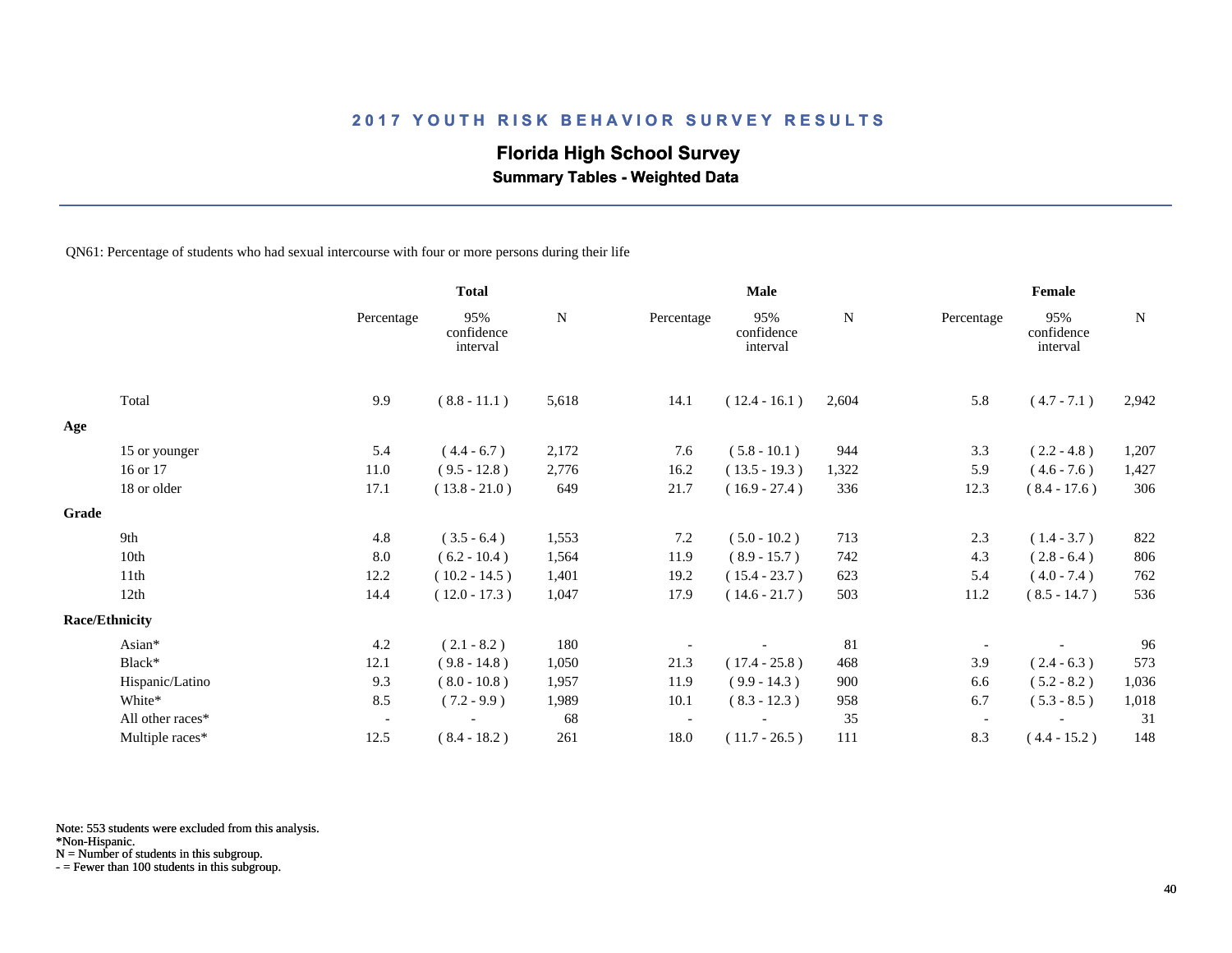# 2017 YOUTH RISK BEHAVIOR SURVEY RESULTS

## Florida High School Survey

### Summary Tables - Weighted Data

QN61: Percentage of students who had sexual intercourse with four or more persons during their life

| | Total | | | Male | | | Female | | |
|---|---|---|---|---|---|---|---|---|---|
| | Percentage | 95% confidence interval | N | Percentage | 95% confidence interval | N | Percentage | 95% confidence interval | N |
| Total | 9.9 | ( 8.8 - 11.1 ) | 5,618 | 14.1 | ( 12.4 - 16.1 ) | 2,604 | 5.8 | ( 4.7 - 7.1 ) | 2,942 |
| **Age** | | | | | | | | | |
| 15 or younger | 5.4 | ( 4.4 - 6.7 ) | 2,172 | 7.6 | ( 5.8 - 10.1 ) | 944 | 3.3 | ( 2.2 - 4.8 ) | 1,207 |
| 16 or 17 | 11.0 | ( 9.5 - 12.8 ) | 2,776 | 16.2 | ( 13.5 - 19.3 ) | 1,322 | 5.9 | ( 4.6 - 7.6 ) | 1,427 |
| 18 or older | 17.1 | ( 13.8 - 21.0 ) | 649 | 21.7 | ( 16.9 - 27.4 ) | 336 | 12.3 | ( 8.4 - 17.6 ) | 306 |
| **Grade** | | | | | | | | | |
| 9th | 4.8 | ( 3.5 - 6.4 ) | 1,553 | 7.2 | ( 5.0 - 10.2 ) | 713 | 2.3 | ( 1.4 - 3.7 ) | 822 |
| 10th | 8.0 | ( 6.2 - 10.4 ) | 1,564 | 11.9 | ( 8.9 - 15.7 ) | 742 | 4.3 | ( 2.8 - 6.4 ) | 806 |
| 11th | 12.2 | ( 10.2 - 14.5 ) | 1,401 | 19.2 | ( 15.4 - 23.7 ) | 623 | 5.4 | ( 4.0 - 7.4 ) | 762 |
| 12th | 14.4 | ( 12.0 - 17.3 ) | 1,047 | 17.9 | ( 14.6 - 21.7 ) | 503 | 11.2 | ( 8.5 - 14.7 ) | 536 |
| **Race/Ethnicity** | | | | | | | | | |
| Asian* | 4.2 | ( 2.1 - 8.2 ) | 180 | - | - | 81 | - | - | 96 |
| Black* | 12.1 | ( 9.8 - 14.8 ) | 1,050 | 21.3 | ( 17.4 - 25.8 ) | 468 | 3.9 | ( 2.4 - 6.3 ) | 573 |
| Hispanic/Latino | 9.3 | ( 8.0 - 10.8 ) | 1,957 | 11.9 | ( 9.9 - 14.3 ) | 900 | 6.6 | ( 5.2 - 8.2 ) | 1,036 |
| White* | 8.5 | ( 7.2 - 9.9 ) | 1,989 | 10.1 | ( 8.3 - 12.3 ) | 958 | 6.7 | ( 5.3 - 8.5 ) | 1,018 |
| All other races* | - | - | 68 | - | - | 35 | - | - | 31 |
| Multiple races* | 12.5 | ( 8.4 - 18.2 ) | 261 | 18.0 | ( 11.7 - 26.5 ) | 111 | 8.3 | ( 4.4 - 15.2 ) | 148 |

Note: 553 students were excluded from this analysis.
*Non-Hispanic.
N = Number of students in this subgroup.
- = Fewer than 100 students in this subgroup.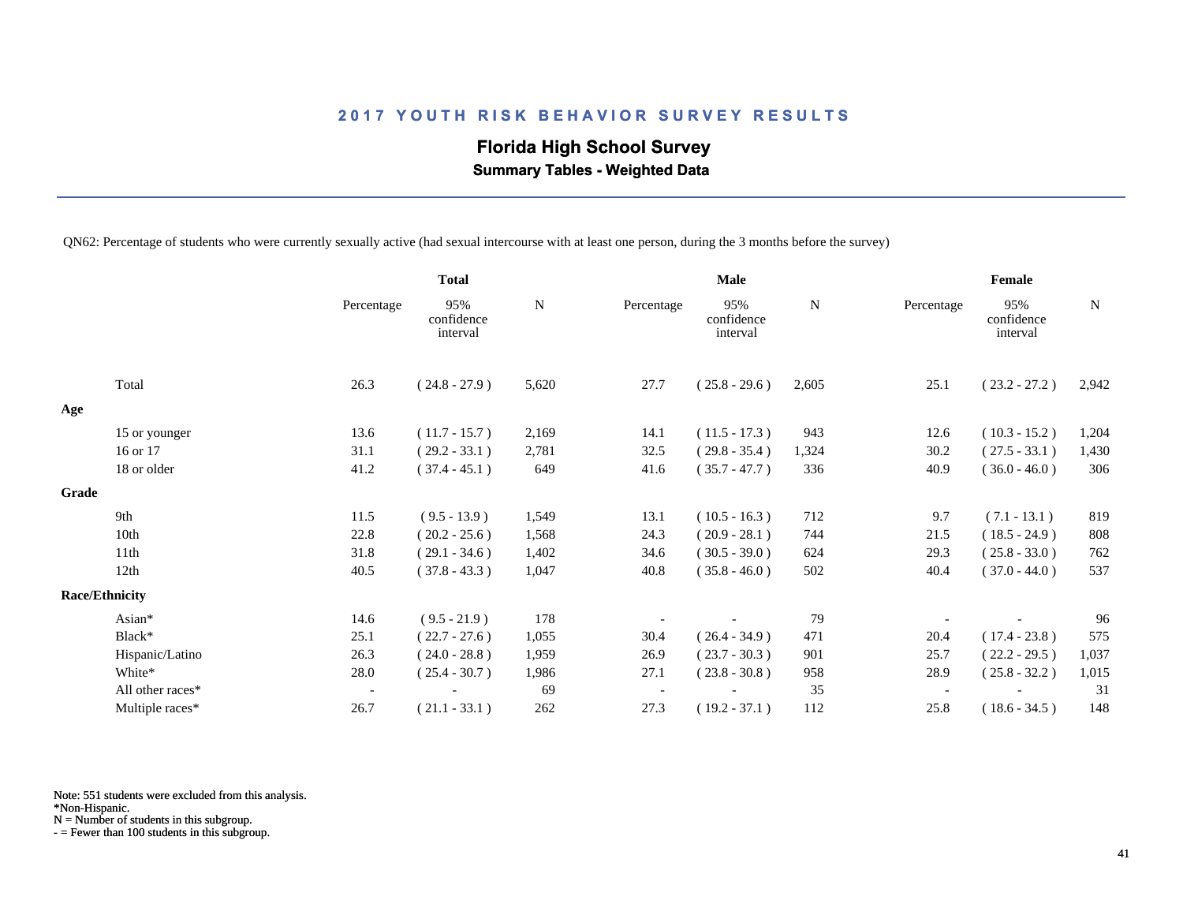## 2017 YOUTH RISK BEHAVIOR SURVEY RESULTS

### Florida High School Survey

**Summary Tables - Weighted Data**

QN62: Percentage of students who were currently sexually active (had sexual intercourse with at least one person, during the 3 months before the survey)

| | Total | | | Male | | | Female | | |
|---|---|---|---|---|---|---|---|---|---|
| | Percentage | 95% confidence interval | N | Percentage | 95% confidence interval | N | Percentage | 95% confidence interval | N |
| Total | 26.3 | ( 24.8 - 27.9 ) | 5,620 | 27.7 | ( 25.8 - 29.6 ) | 2,605 | 25.1 | ( 23.2 - 27.2 ) | 2,942 |
| **Age** | | | | | | | | | |
| 15 or younger | 13.6 | ( 11.7 - 15.7 ) | 2,169 | 14.1 | ( 11.5 - 17.3 ) | 943 | 12.6 | ( 10.3 - 15.2 ) | 1,204 |
| 16 or 17 | 31.1 | ( 29.2 - 33.1 ) | 2,781 | 32.5 | ( 29.8 - 35.4 ) | 1,324 | 30.2 | ( 27.5 - 33.1 ) | 1,430 |
| 18 or older | 41.2 | ( 37.4 - 45.1 ) | 649 | 41.6 | ( 35.7 - 47.7 ) | 336 | 40.9 | ( 36.0 - 46.0 ) | 306 |
| **Grade** | | | | | | | | | |
| 9th | 11.5 | ( 9.5 - 13.9 ) | 1,549 | 13.1 | ( 10.5 - 16.3 ) | 712 | 9.7 | ( 7.1 - 13.1 ) | 819 |
| 10th | 22.8 | ( 20.2 - 25.6 ) | 1,568 | 24.3 | ( 20.9 - 28.1 ) | 744 | 21.5 | ( 18.5 - 24.9 ) | 808 |
| 11th | 31.8 | ( 29.1 - 34.6 ) | 1,402 | 34.6 | ( 30.5 - 39.0 ) | 624 | 29.3 | ( 25.8 - 33.0 ) | 762 |
| 12th | 40.5 | ( 37.8 - 43.3 ) | 1,047 | 40.8 | ( 35.8 - 46.0 ) | 502 | 40.4 | ( 37.0 - 44.0 ) | 537 |
| **Race/Ethnicity** | | | | | | | | | |
| Asian* | 14.6 | ( 9.5 - 21.9 ) | 178 | - | - | 79 | - | - | 96 |
| Black* | 25.1 | ( 22.7 - 27.6 ) | 1,055 | 30.4 | ( 26.4 - 34.9 ) | 471 | 20.4 | ( 17.4 - 23.8 ) | 575 |
| Hispanic/Latino | 26.3 | ( 24.0 - 28.8 ) | 1,959 | 26.9 | ( 23.7 - 30.3 ) | 901 | 25.7 | ( 22.2 - 29.5 ) | 1,037 |
| White* | 28.0 | ( 25.4 - 30.7 ) | 1,986 | 27.1 | ( 23.8 - 30.8 ) | 958 | 28.9 | ( 25.8 - 32.2 ) | 1,015 |
| All other races* | - | - | 69 | - | - | 35 | - | - | 31 |
| Multiple races* | 26.7 | ( 21.1 - 33.1 ) | 262 | 27.3 | ( 19.2 - 37.1 ) | 112 | 25.8 | ( 18.6 - 34.5 ) | 148 |

Note: 551 students were excluded from this analysis.
*Non-Hispanic.
N = Number of students in this subgroup.
- = Fewer than 100 students in this subgroup.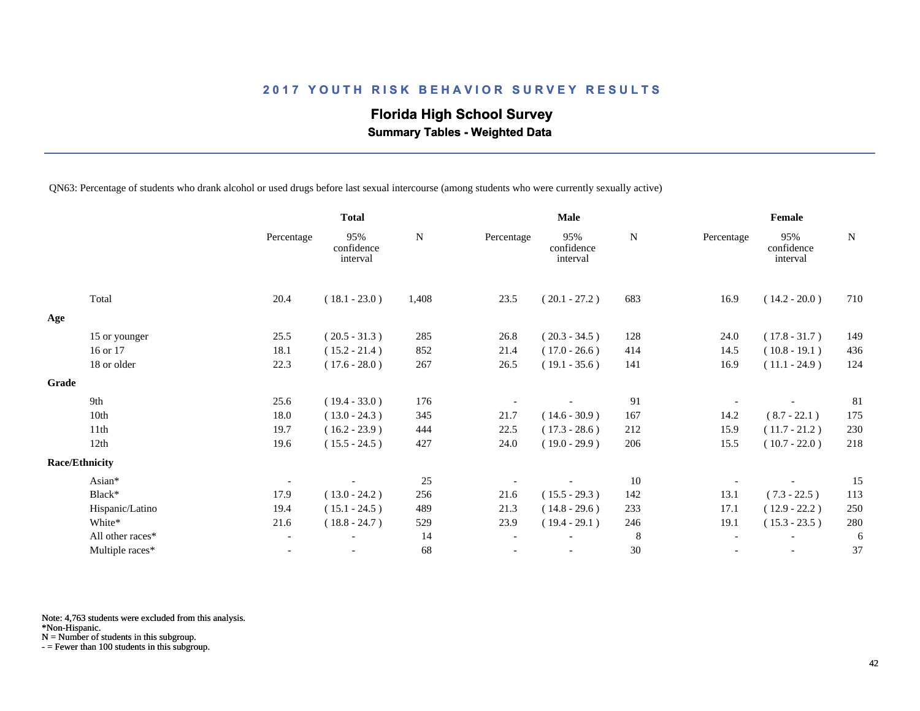## 2017 YOUTH RISK BEHAVIOR SURVEY RESULTS

### Florida High School Survey

**Summary Tables - Weighted Data**

QN63: Percentage of students who drank alcohol or used drugs before last sexual intercourse (among students who were currently sexually active)

| | Total | | | Male | | | Female | | |
|---|---|---|---|---|---|---|---|---|---|
| | Percentage | 95% confidence interval | N | Percentage | 95% confidence interval | N | Percentage | 95% confidence interval | N |
| Total | 20.4 | ( 18.1 - 23.0 ) | 1,408 | 23.5 | ( 20.1 - 27.2 ) | 683 | 16.9 | ( 14.2 - 20.0 ) | 710 |
| **Age** | | | | | | | | | |
| 15 or younger | 25.5 | ( 20.5 - 31.3 ) | 285 | 26.8 | ( 20.3 - 34.5 ) | 128 | 24.0 | ( 17.8 - 31.7 ) | 149 |
| 16 or 17 | 18.1 | ( 15.2 - 21.4 ) | 852 | 21.4 | ( 17.0 - 26.6 ) | 414 | 14.5 | ( 10.8 - 19.1 ) | 436 |
| 18 or older | 22.3 | ( 17.6 - 28.0 ) | 267 | 26.5 | ( 19.1 - 35.6 ) | 141 | 16.9 | ( 11.1 - 24.9 ) | 124 |
| **Grade** | | | | | | | | | |
| 9th | 25.6 | ( 19.4 - 33.0 ) | 176 | - | - | 91 | - | - | 81 |
| 10th | 18.0 | ( 13.0 - 24.3 ) | 345 | 21.7 | ( 14.6 - 30.9 ) | 167 | 14.2 | ( 8.7 - 22.1 ) | 175 |
| 11th | 19.7 | ( 16.2 - 23.9 ) | 444 | 22.5 | ( 17.3 - 28.6 ) | 212 | 15.9 | ( 11.7 - 21.2 ) | 230 |
| 12th | 19.6 | ( 15.5 - 24.5 ) | 427 | 24.0 | ( 19.0 - 29.9 ) | 206 | 15.5 | ( 10.7 - 22.0 ) | 218 |
| **Race/Ethnicity** | | | | | | | | | |
| Asian* | - | - | 25 | - | - | 10 | - | - | 15 |
| Black* | 17.9 | ( 13.0 - 24.2 ) | 256 | 21.6 | ( 15.5 - 29.3 ) | 142 | 13.1 | ( 7.3 - 22.5 ) | 113 |
| Hispanic/Latino | 19.4 | ( 15.1 - 24.5 ) | 489 | 21.3 | ( 14.8 - 29.6 ) | 233 | 17.1 | ( 12.9 - 22.2 ) | 250 |
| White* | 21.6 | ( 18.8 - 24.7 ) | 529 | 23.9 | ( 19.4 - 29.1 ) | 246 | 19.1 | ( 15.3 - 23.5 ) | 280 |
| All other races* | - | - | 14 | - | - | 8 | - | - | 6 |
| Multiple races* | - | - | 68 | - | - | 30 | - | - | 37 |

Note: 4,763 students were excluded from this analysis.
*Non-Hispanic.
N = Number of students in this subgroup.
- = Fewer than 100 students in this subgroup.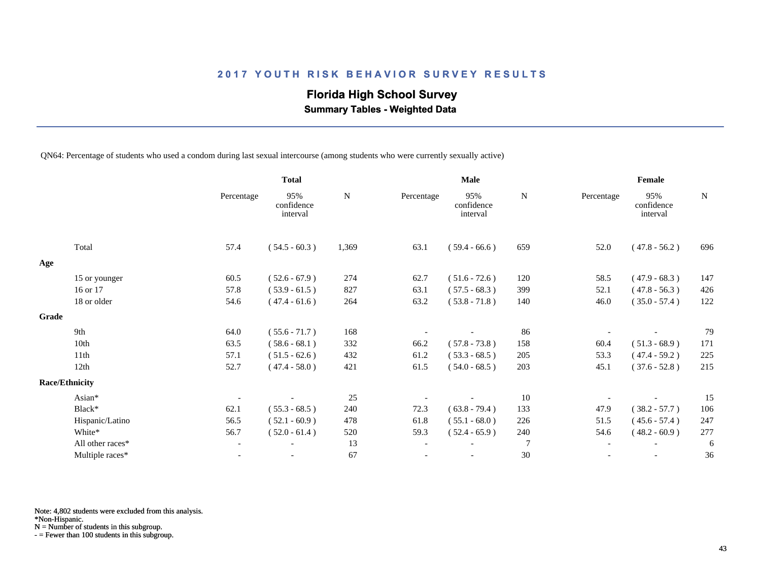## 2017 YOUTH RISK BEHAVIOR SURVEY RESULTS

### Florida High School Survey

**Summary Tables - Weighted Data**

QN64: Percentage of students who used a condom during last sexual intercourse (among students who were currently sexually active)

| | Total | | | Male | | | Female | | |
|---|---|---|---|---|---|---|---|---|---|
| | Percentage | 95% confidence interval | N | Percentage | 95% confidence interval | N | Percentage | 95% confidence interval | N |
| Total | 57.4 | ( 54.5 - 60.3 ) | 1,369 | 63.1 | ( 59.4 - 66.6 ) | 659 | 52.0 | ( 47.8 - 56.2 ) | 696 |
| **Age** | | | | | | | | | |
| 15 or younger | 60.5 | ( 52.6 - 67.9 ) | 274 | 62.7 | ( 51.6 - 72.6 ) | 120 | 58.5 | ( 47.9 - 68.3 ) | 147 |
| 16 or 17 | 57.8 | ( 53.9 - 61.5 ) | 827 | 63.1 | ( 57.5 - 68.3 ) | 399 | 52.1 | ( 47.8 - 56.3 ) | 426 |
| 18 or older | 54.6 | ( 47.4 - 61.6 ) | 264 | 63.2 | ( 53.8 - 71.8 ) | 140 | 46.0 | ( 35.0 - 57.4 ) | 122 |
| **Grade** | | | | | | | | | |
| 9th | 64.0 | ( 55.6 - 71.7 ) | 168 | - | - | 86 | - | - | 79 |
| 10th | 63.5 | ( 58.6 - 68.1 ) | 332 | 66.2 | ( 57.8 - 73.8 ) | 158 | 60.4 | ( 51.3 - 68.9 ) | 171 |
| 11th | 57.1 | ( 51.5 - 62.6 ) | 432 | 61.2 | ( 53.3 - 68.5 ) | 205 | 53.3 | ( 47.4 - 59.2 ) | 225 |
| 12th | 52.7 | ( 47.4 - 58.0 ) | 421 | 61.5 | ( 54.0 - 68.5 ) | 203 | 45.1 | ( 37.6 - 52.8 ) | 215 |
| **Race/Ethnicity** | | | | | | | | | |
| Asian* | - | - | 25 | - | - | 10 | - | - | 15 |
| Black* | 62.1 | ( 55.3 - 68.5 ) | 240 | 72.3 | ( 63.8 - 79.4 ) | 133 | 47.9 | ( 38.2 - 57.7 ) | 106 |
| Hispanic/Latino | 56.5 | ( 52.1 - 60.9 ) | 478 | 61.8 | ( 55.1 - 68.0 ) | 226 | 51.5 | ( 45.6 - 57.4 ) | 247 |
| White* | 56.7 | ( 52.0 - 61.4 ) | 520 | 59.3 | ( 52.4 - 65.9 ) | 240 | 54.6 | ( 48.2 - 60.9 ) | 277 |
| All other races* | - | - | 13 | - | - | 7 | - | - | 6 |
| Multiple races* | - | - | 67 | - | - | 30 | - | - | 36 |

Note: 4,802 students were excluded from this analysis.
*Non-Hispanic.
N = Number of students in this subgroup.
- = Fewer than 100 students in this subgroup.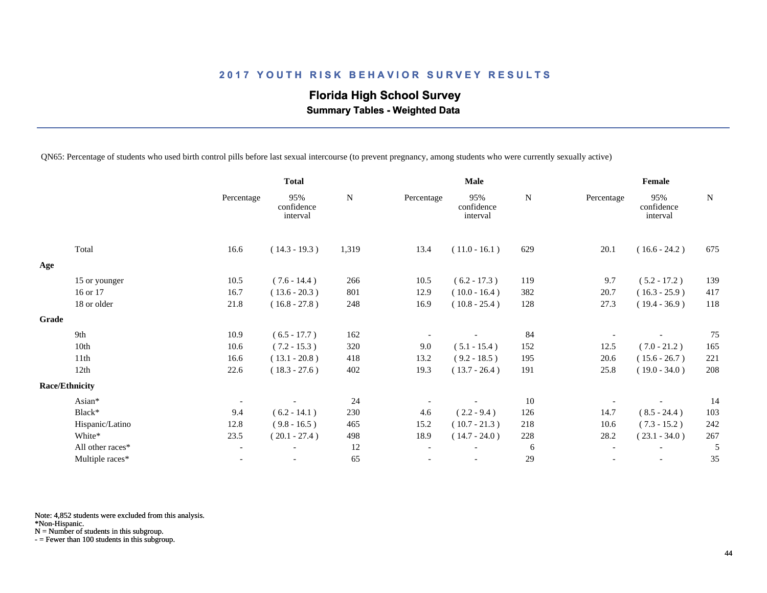## 2017 YOUTH RISK BEHAVIOR SURVEY RESULTS

### Florida High School Survey

**Summary Tables - Weighted Data**

QN65: Percentage of students who used birth control pills before last sexual intercourse (to prevent pregnancy, among students who were currently sexually active)

| | Total | | | Male | | | Female | | |
|---|---|---|---|---|---|---|---|---|---|
| | Percentage | 95% confidence interval | N | Percentage | 95% confidence interval | N | Percentage | 95% confidence interval | N |
| Total | 16.6 | ( 14.3 - 19.3 ) | 1,319 | 13.4 | ( 11.0 - 16.1 ) | 629 | 20.1 | ( 16.6 - 24.2 ) | 675 |
| **Age** | | | | | | | | | |
| 15 or younger | 10.5 | ( 7.6 - 14.4 ) | 266 | 10.5 | ( 6.2 - 17.3 ) | 119 | 9.7 | ( 5.2 - 17.2 ) | 139 |
| 16 or 17 | 16.7 | ( 13.6 - 20.3 ) | 801 | 12.9 | ( 10.0 - 16.4 ) | 382 | 20.7 | ( 16.3 - 25.9 ) | 417 |
| 18 or older | 21.8 | ( 16.8 - 27.8 ) | 248 | 16.9 | ( 10.8 - 25.4 ) | 128 | 27.3 | ( 19.4 - 36.9 ) | 118 |
| **Grade** | | | | | | | | | |
| 9th | 10.9 | ( 6.5 - 17.7 ) | 162 | - | - | 84 | - | - | 75 |
| 10th | 10.6 | ( 7.2 - 15.3 ) | 320 | 9.0 | ( 5.1 - 15.4 ) | 152 | 12.5 | ( 7.0 - 21.2 ) | 165 |
| 11th | 16.6 | ( 13.1 - 20.8 ) | 418 | 13.2 | ( 9.2 - 18.5 ) | 195 | 20.6 | ( 15.6 - 26.7 ) | 221 |
| 12th | 22.6 | ( 18.3 - 27.6 ) | 402 | 19.3 | ( 13.7 - 26.4 ) | 191 | 25.8 | ( 19.0 - 34.0 ) | 208 |
| **Race/Ethnicity** | | | | | | | | | |
| Asian* | - | - | 24 | - | - | 10 | - | - | 14 |
| Black* | 9.4 | ( 6.2 - 14.1 ) | 230 | 4.6 | ( 2.2 - 9.4 ) | 126 | 14.7 | ( 8.5 - 24.4 ) | 103 |
| Hispanic/Latino | 12.8 | ( 9.8 - 16.5 ) | 465 | 15.2 | ( 10.7 - 21.3 ) | 218 | 10.6 | ( 7.3 - 15.2 ) | 242 |
| White* | 23.5 | ( 20.1 - 27.4 ) | 498 | 18.9 | ( 14.7 - 24.0 ) | 228 | 28.2 | ( 23.1 - 34.0 ) | 267 |
| All other races* | - | - | 12 | - | - | 6 | - | - | 5 |
| Multiple races* | - | - | 65 | - | - | 29 | - | - | 35 |

Note: 4,852 students were excluded from this analysis.
*Non-Hispanic.
N = Number of students in this subgroup.
- = Fewer than 100 students in this subgroup.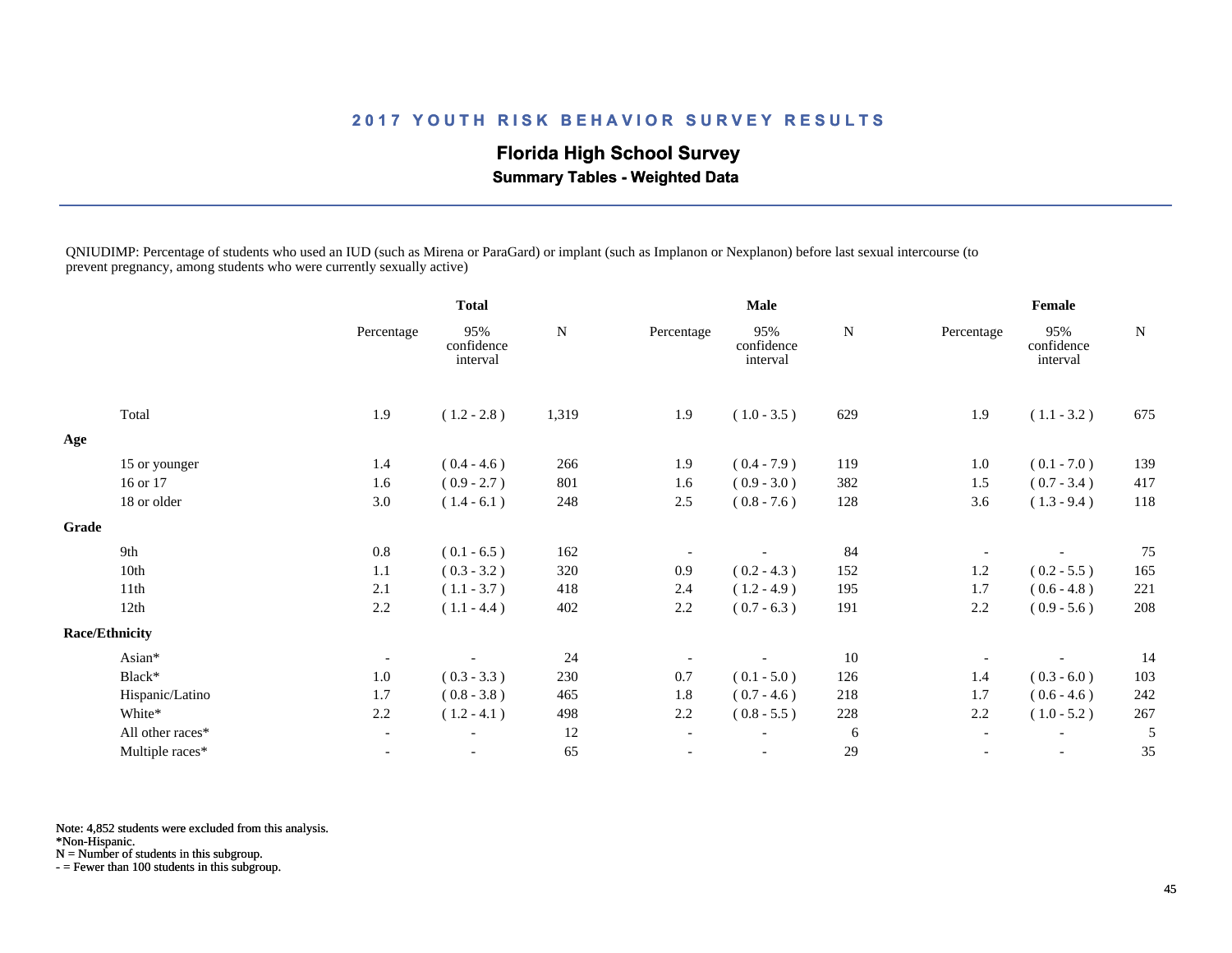## 2017 YOUTH RISK BEHAVIOR SURVEY RESULTS

### Florida High School Survey

**Summary Tables - Weighted Data**

QNIUDIMP: Percentage of students who used an IUD (such as Mirena or ParaGard) or implant (such as Implanon or Nexplanon) before last sexual intercourse (to prevent pregnancy, among students who were currently sexually active)

| | Total | | | Male | | | Female | | |
|---|---|---|---|---|---|---|---|---|---|
| | Percentage | 95% confidence interval | N | Percentage | 95% confidence interval | N | Percentage | 95% confidence interval | N |
| Total | 1.9 | ( 1.2 - 2.8 ) | 1,319 | 1.9 | ( 1.0 - 3.5 ) | 629 | 1.9 | ( 1.1 - 3.2 ) | 675 |
| **Age** | | | | | | | | | |
| 15 or younger | 1.4 | ( 0.4 - 4.6 ) | 266 | 1.9 | ( 0.4 - 7.9 ) | 119 | 1.0 | ( 0.1 - 7.0 ) | 139 |
| 16 or 17 | 1.6 | ( 0.9 - 2.7 ) | 801 | 1.6 | ( 0.9 - 3.0 ) | 382 | 1.5 | ( 0.7 - 3.4 ) | 417 |
| 18 or older | 3.0 | ( 1.4 - 6.1 ) | 248 | 2.5 | ( 0.8 - 7.6 ) | 128 | 3.6 | ( 1.3 - 9.4 ) | 118 |
| **Grade** | | | | | | | | | |
| 9th | 0.8 | ( 0.1 - 6.5 ) | 162 | - | - | 84 | - | - | 75 |
| 10th | 1.1 | ( 0.3 - 3.2 ) | 320 | 0.9 | ( 0.2 - 4.3 ) | 152 | 1.2 | ( 0.2 - 5.5 ) | 165 |
| 11th | 2.1 | ( 1.1 - 3.7 ) | 418 | 2.4 | ( 1.2 - 4.9 ) | 195 | 1.7 | ( 0.6 - 4.8 ) | 221 |
| 12th | 2.2 | ( 1.1 - 4.4 ) | 402 | 2.2 | ( 0.7 - 6.3 ) | 191 | 2.2 | ( 0.9 - 5.6 ) | 208 |
| **Race/Ethnicity** | | | | | | | | | |
| Asian* | - | - | 24 | - | - | 10 | - | - | 14 |
| Black* | 1.0 | ( 0.3 - 3.3 ) | 230 | 0.7 | ( 0.1 - 5.0 ) | 126 | 1.4 | ( 0.3 - 6.0 ) | 103 |
| Hispanic/Latino | 1.7 | ( 0.8 - 3.8 ) | 465 | 1.8 | ( 0.7 - 4.6 ) | 218 | 1.7 | ( 0.6 - 4.6 ) | 242 |
| White* | 2.2 | ( 1.2 - 4.1 ) | 498 | 2.2 | ( 0.8 - 5.5 ) | 228 | 2.2 | ( 1.0 - 5.2 ) | 267 |
| All other races* | - | - | 12 | - | - | 6 | - | - | 5 |
| Multiple races* | - | - | 65 | - | - | 29 | - | - | 35 |

Note: 4,852 students were excluded from this analysis.
*Non-Hispanic.
N = Number of students in this subgroup.
- = Fewer than 100 students in this subgroup.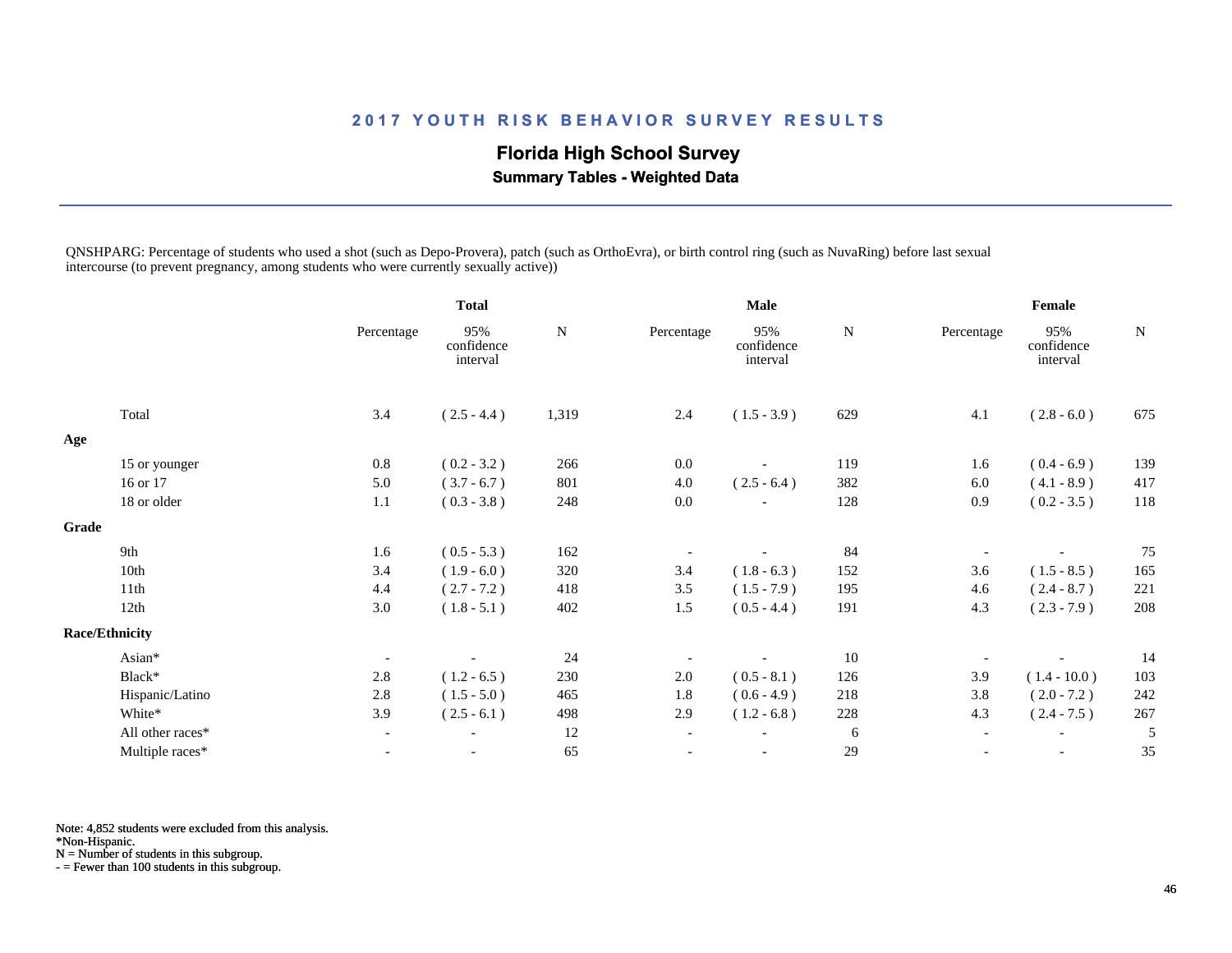## 2017 YOUTH RISK BEHAVIOR SURVEY RESULTS

### Florida High School Survey

**Summary Tables - Weighted Data**

QNSHPARG: Percentage of students who used a shot (such as Depo-Provera), patch (such as OrthoEvra), or birth control ring (such as NuvaRing) before last sexual intercourse (to prevent pregnancy, among students who were currently sexually active))

| | Total | | | Male | | | Female | | |
|---|---|---|---|---|---|---|---|---|---|
| | Percentage | 95% confidence interval | N | Percentage | 95% confidence interval | N | Percentage | 95% confidence interval | N |
| Total | 3.4 | ( 2.5 - 4.4 ) | 1,319 | 2.4 | ( 1.5 - 3.9 ) | 629 | 4.1 | ( 2.8 - 6.0 ) | 675 |
| **Age** | | | | | | | | | |
| 15 or younger | 0.8 | ( 0.2 - 3.2 ) | 266 | 0.0 | - | 119 | 1.6 | ( 0.4 - 6.9 ) | 139 |
| 16 or 17 | 5.0 | ( 3.7 - 6.7 ) | 801 | 4.0 | ( 2.5 - 6.4 ) | 382 | 6.0 | ( 4.1 - 8.9 ) | 417 |
| 18 or older | 1.1 | ( 0.3 - 3.8 ) | 248 | 0.0 | - | 128 | 0.9 | ( 0.2 - 3.5 ) | 118 |
| **Grade** | | | | | | | | | |
| 9th | 1.6 | ( 0.5 - 5.3 ) | 162 | - | - | 84 | - | - | 75 |
| 10th | 3.4 | ( 1.9 - 6.0 ) | 320 | 3.4 | ( 1.8 - 6.3 ) | 152 | 3.6 | ( 1.5 - 8.5 ) | 165 |
| 11th | 4.4 | ( 2.7 - 7.2 ) | 418 | 3.5 | ( 1.5 - 7.9 ) | 195 | 4.6 | ( 2.4 - 8.7 ) | 221 |
| 12th | 3.0 | ( 1.8 - 5.1 ) | 402 | 1.5 | ( 0.5 - 4.4 ) | 191 | 4.3 | ( 2.3 - 7.9 ) | 208 |
| **Race/Ethnicity** | | | | | | | | | |
| Asian* | - | - | 24 | - | - | 10 | - | - | 14 |
| Black* | 2.8 | ( 1.2 - 6.5 ) | 230 | 2.0 | ( 0.5 - 8.1 ) | 126 | 3.9 | ( 1.4 - 10.0 ) | 103 |
| Hispanic/Latino | 2.8 | ( 1.5 - 5.0 ) | 465 | 1.8 | ( 0.6 - 4.9 ) | 218 | 3.8 | ( 2.0 - 7.2 ) | 242 |
| White* | 3.9 | ( 2.5 - 6.1 ) | 498 | 2.9 | ( 1.2 - 6.8 ) | 228 | 4.3 | ( 2.4 - 7.5 ) | 267 |
| All other races* | - | - | 12 | - | - | 6 | - | - | 5 |
| Multiple races* | - | - | 65 | - | - | 29 | - | - | 35 |

Note: 4,852 students were excluded from this analysis.
*Non-Hispanic.
N = Number of students in this subgroup.
- = Fewer than 100 students in this subgroup.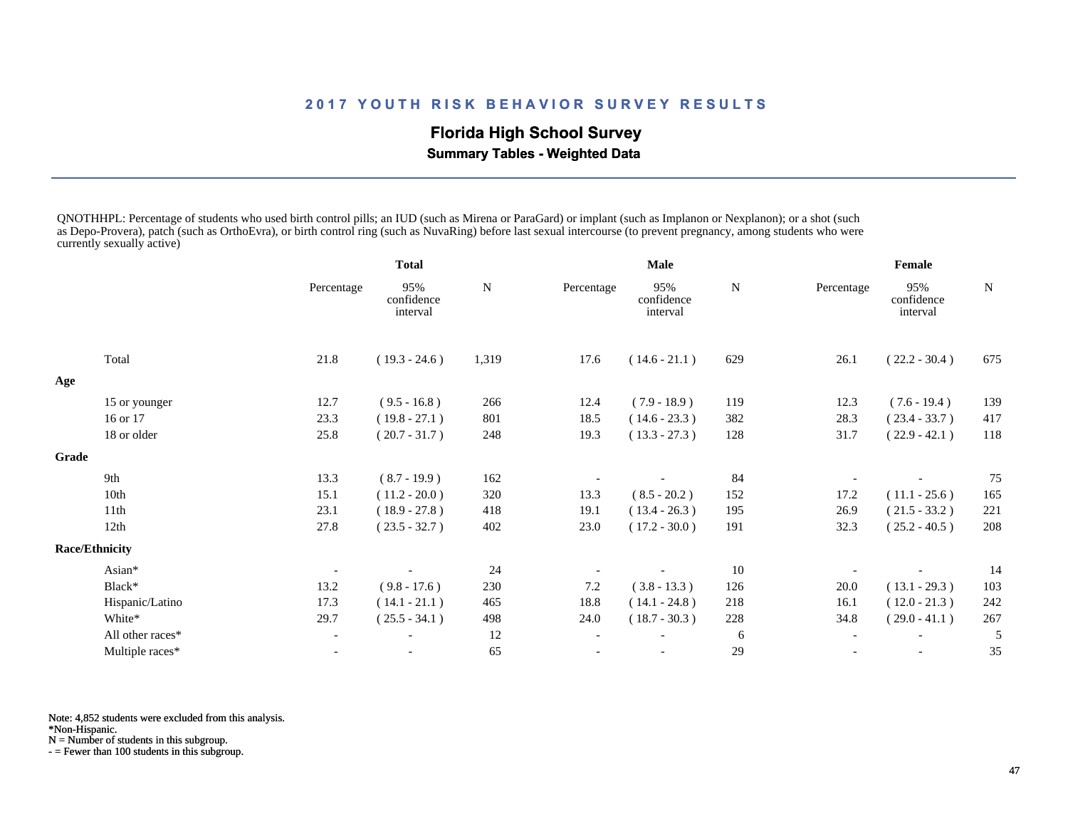## 2017 YOUTH RISK BEHAVIOR SURVEY RESULTS

### Florida High School Survey

**Summary Tables - Weighted Data**

QNOTHHPL: Percentage of students who used birth control pills; an IUD (such as Mirena or ParaGard) or implant (such as Implanon or Nexplanon); or a shot (such as Depo-Provera), patch (such as OrthoEvra), or birth control ring (such as NuvaRing) before last sexual intercourse (to prevent pregnancy, among students who were currently sexually active)

| | Total | | | Male | | | Female | | |
|---|---|---|---|---|---|---|---|---|---|
| | Percentage | 95% confidence interval | N | Percentage | 95% confidence interval | N | Percentage | 95% confidence interval | N |
| Total | 21.8 | ( 19.3 - 24.6 ) | 1,319 | 17.6 | ( 14.6 - 21.1 ) | 629 | 26.1 | ( 22.2 - 30.4 ) | 675 |
| **Age** | | | | | | | | | |
| 15 or younger | 12.7 | ( 9.5 - 16.8 ) | 266 | 12.4 | ( 7.9 - 18.9 ) | 119 | 12.3 | ( 7.6 - 19.4 ) | 139 |
| 16 or 17 | 23.3 | ( 19.8 - 27.1 ) | 801 | 18.5 | ( 14.6 - 23.3 ) | 382 | 28.3 | ( 23.4 - 33.7 ) | 417 |
| 18 or older | 25.8 | ( 20.7 - 31.7 ) | 248 | 19.3 | ( 13.3 - 27.3 ) | 128 | 31.7 | ( 22.9 - 42.1 ) | 118 |
| **Grade** | | | | | | | | | |
| 9th | 13.3 | ( 8.7 - 19.9 ) | 162 | - | - | 84 | - | - | 75 |
| 10th | 15.1 | ( 11.2 - 20.0 ) | 320 | 13.3 | ( 8.5 - 20.2 ) | 152 | 17.2 | ( 11.1 - 25.6 ) | 165 |
| 11th | 23.1 | ( 18.9 - 27.8 ) | 418 | 19.1 | ( 13.4 - 26.3 ) | 195 | 26.9 | ( 21.5 - 33.2 ) | 221 |
| 12th | 27.8 | ( 23.5 - 32.7 ) | 402 | 23.0 | ( 17.2 - 30.0 ) | 191 | 32.3 | ( 25.2 - 40.5 ) | 208 |
| **Race/Ethnicity** | | | | | | | | | |
| Asian* | - | - | 24 | - | - | 10 | - | - | 14 |
| Black* | 13.2 | ( 9.8 - 17.6 ) | 230 | 7.2 | ( 3.8 - 13.3 ) | 126 | 20.0 | ( 13.1 - 29.3 ) | 103 |
| Hispanic/Latino | 17.3 | ( 14.1 - 21.1 ) | 465 | 18.8 | ( 14.1 - 24.8 ) | 218 | 16.1 | ( 12.0 - 21.3 ) | 242 |
| White* | 29.7 | ( 25.5 - 34.1 ) | 498 | 24.0 | ( 18.7 - 30.3 ) | 228 | 34.8 | ( 29.0 - 41.1 ) | 267 |
| All other races* | - | - | 12 | - | - | 6 | - | - | 5 |
| Multiple races* | - | - | 65 | - | - | 29 | - | - | 35 |

Note: 4,852 students were excluded from this analysis.
*Non-Hispanic.
N = Number of students in this subgroup.
- = Fewer than 100 students in this subgroup.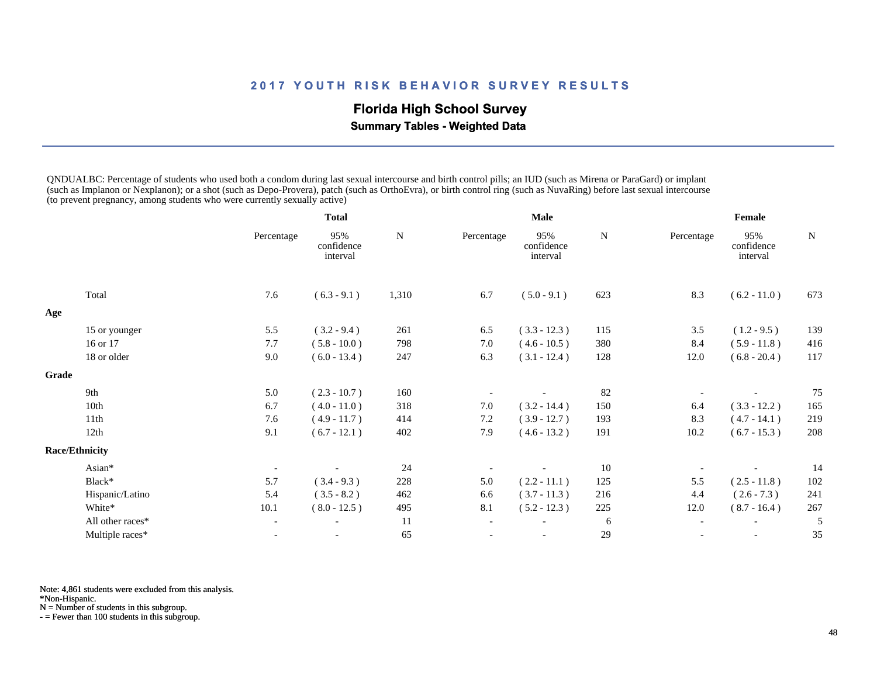## 2017 YOUTH RISK BEHAVIOR SURVEY RESULTS

### Florida High School Survey

**Summary Tables - Weighted Data**

QNDUALBC: Percentage of students who used both a condom during last sexual intercourse and birth control pills; an IUD (such as Mirena or ParaGard) or implant (such as Implanon or Nexplanon); or a shot (such as Depo-Provera), patch (such as OrthoEvra), or birth control ring (such as NuvaRing) before last sexual intercourse (to prevent pregnancy, among students who were currently sexually active)

| | Total | | | Male | | | Female | | |
|---|---|---|---|---|---|---|---|---|---|
| | Percentage | 95% confidence interval | N | Percentage | 95% confidence interval | N | Percentage | 95% confidence interval | N |
| Total | 7.6 | ( 6.3 - 9.1 ) | 1,310 | 6.7 | ( 5.0 - 9.1 ) | 623 | 8.3 | ( 6.2 - 11.0 ) | 673 |
| **Age** | | | | | | | | | |
| 15 or younger | 5.5 | ( 3.2 - 9.4 ) | 261 | 6.5 | ( 3.3 - 12.3 ) | 115 | 3.5 | ( 1.2 - 9.5 ) | 139 |
| 16 or 17 | 7.7 | ( 5.8 - 10.0 ) | 798 | 7.0 | ( 4.6 - 10.5 ) | 380 | 8.4 | ( 5.9 - 11.8 ) | 416 |
| 18 or older | 9.0 | ( 6.0 - 13.4 ) | 247 | 6.3 | ( 3.1 - 12.4 ) | 128 | 12.0 | ( 6.8 - 20.4 ) | 117 |
| **Grade** | | | | | | | | | |
| 9th | 5.0 | ( 2.3 - 10.7 ) | 160 | - | - | 82 | - | - | 75 |
| 10th | 6.7 | ( 4.0 - 11.0 ) | 318 | 7.0 | ( 3.2 - 14.4 ) | 150 | 6.4 | ( 3.3 - 12.2 ) | 165 |
| 11th | 7.6 | ( 4.9 - 11.7 ) | 414 | 7.2 | ( 3.9 - 12.7 ) | 193 | 8.3 | ( 4.7 - 14.1 ) | 219 |
| 12th | 9.1 | ( 6.7 - 12.1 ) | 402 | 7.9 | ( 4.6 - 13.2 ) | 191 | 10.2 | ( 6.7 - 15.3 ) | 208 |
| **Race/Ethnicity** | | | | | | | | | |
| Asian* | - | - | 24 | - | - | 10 | - | - | 14 |
| Black* | 5.7 | ( 3.4 - 9.3 ) | 228 | 5.0 | ( 2.2 - 11.1 ) | 125 | 5.5 | ( 2.5 - 11.8 ) | 102 |
| Hispanic/Latino | 5.4 | ( 3.5 - 8.2 ) | 462 | 6.6 | ( 3.7 - 11.3 ) | 216 | 4.4 | ( 2.6 - 7.3 ) | 241 |
| White* | 10.1 | ( 8.0 - 12.5 ) | 495 | 8.1 | ( 5.2 - 12.3 ) | 225 | 12.0 | ( 8.7 - 16.4 ) | 267 |
| All other races* | - | - | 11 | - | - | 6 | - | - | 5 |
| Multiple races* | - | - | 65 | - | - | 29 | - | - | 35 |

Note: 4,861 students were excluded from this analysis.
*Non-Hispanic.
N = Number of students in this subgroup.
- = Fewer than 100 students in this subgroup.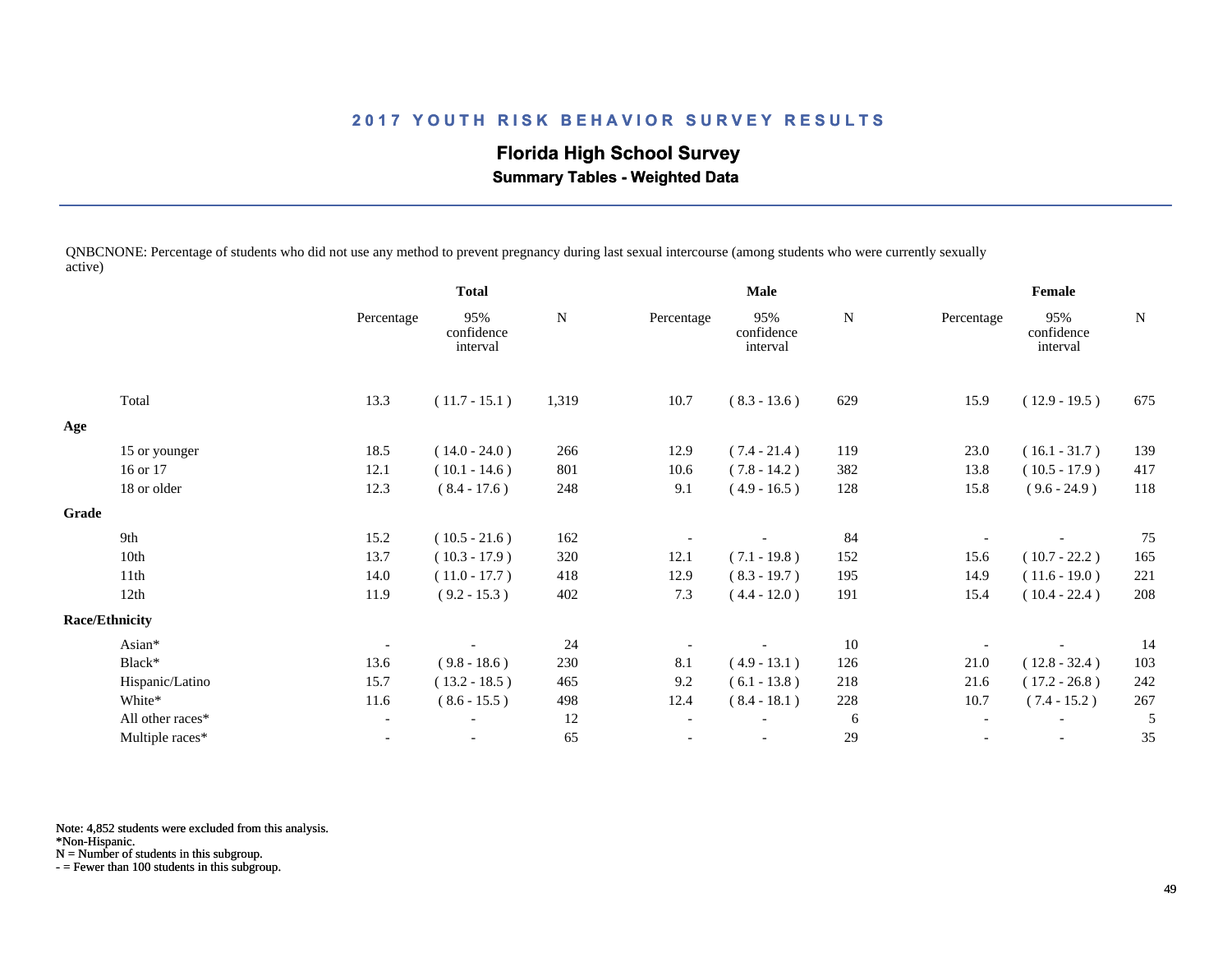## 2017 YOUTH RISK BEHAVIOR SURVEY RESULTS

### Florida High School Survey

**Summary Tables - Weighted Data**

QNBCNONE: Percentage of students who did not use any method to prevent pregnancy during last sexual intercourse (among students who were currently sexually active)

| | Total | | | Male | | | Female | | |
|---|---|---|---|---|---|---|---|---|---|
| | Percentage | 95% confidence interval | N | Percentage | 95% confidence interval | N | Percentage | 95% confidence interval | N |
| Total | 13.3 | ( 11.7 - 15.1 ) | 1,319 | 10.7 | ( 8.3 - 13.6 ) | 629 | 15.9 | ( 12.9 - 19.5 ) | 675 |
| **Age** | | | | | | | | | |
| 15 or younger | 18.5 | ( 14.0 - 24.0 ) | 266 | 12.9 | ( 7.4 - 21.4 ) | 119 | 23.0 | ( 16.1 - 31.7 ) | 139 |
| 16 or 17 | 12.1 | ( 10.1 - 14.6 ) | 801 | 10.6 | ( 7.8 - 14.2 ) | 382 | 13.8 | ( 10.5 - 17.9 ) | 417 |
| 18 or older | 12.3 | ( 8.4 - 17.6 ) | 248 | 9.1 | ( 4.9 - 16.5 ) | 128 | 15.8 | ( 9.6 - 24.9 ) | 118 |
| **Grade** | | | | | | | | | |
| 9th | 15.2 | ( 10.5 - 21.6 ) | 162 | - | - | 84 | - | - | 75 |
| 10th | 13.7 | ( 10.3 - 17.9 ) | 320 | 12.1 | ( 7.1 - 19.8 ) | 152 | 15.6 | ( 10.7 - 22.2 ) | 165 |
| 11th | 14.0 | ( 11.0 - 17.7 ) | 418 | 12.9 | ( 8.3 - 19.7 ) | 195 | 14.9 | ( 11.6 - 19.0 ) | 221 |
| 12th | 11.9 | ( 9.2 - 15.3 ) | 402 | 7.3 | ( 4.4 - 12.0 ) | 191 | 15.4 | ( 10.4 - 22.4 ) | 208 |
| **Race/Ethnicity** | | | | | | | | | |
| Asian* | - | - | 24 | - | - | 10 | - | - | 14 |
| Black* | 13.6 | ( 9.8 - 18.6 ) | 230 | 8.1 | ( 4.9 - 13.1 ) | 126 | 21.0 | ( 12.8 - 32.4 ) | 103 |
| Hispanic/Latino | 15.7 | ( 13.2 - 18.5 ) | 465 | 9.2 | ( 6.1 - 13.8 ) | 218 | 21.6 | ( 17.2 - 26.8 ) | 242 |
| White* | 11.6 | ( 8.6 - 15.5 ) | 498 | 12.4 | ( 8.4 - 18.1 ) | 228 | 10.7 | ( 7.4 - 15.2 ) | 267 |
| All other races* | - | - | 12 | - | - | 6 | - | - | 5 |
| Multiple races* | - | - | 65 | - | - | 29 | - | - | 35 |

Note: 4,852 students were excluded from this analysis.
*Non-Hispanic.
N = Number of students in this subgroup.
- = Fewer than 100 students in this subgroup.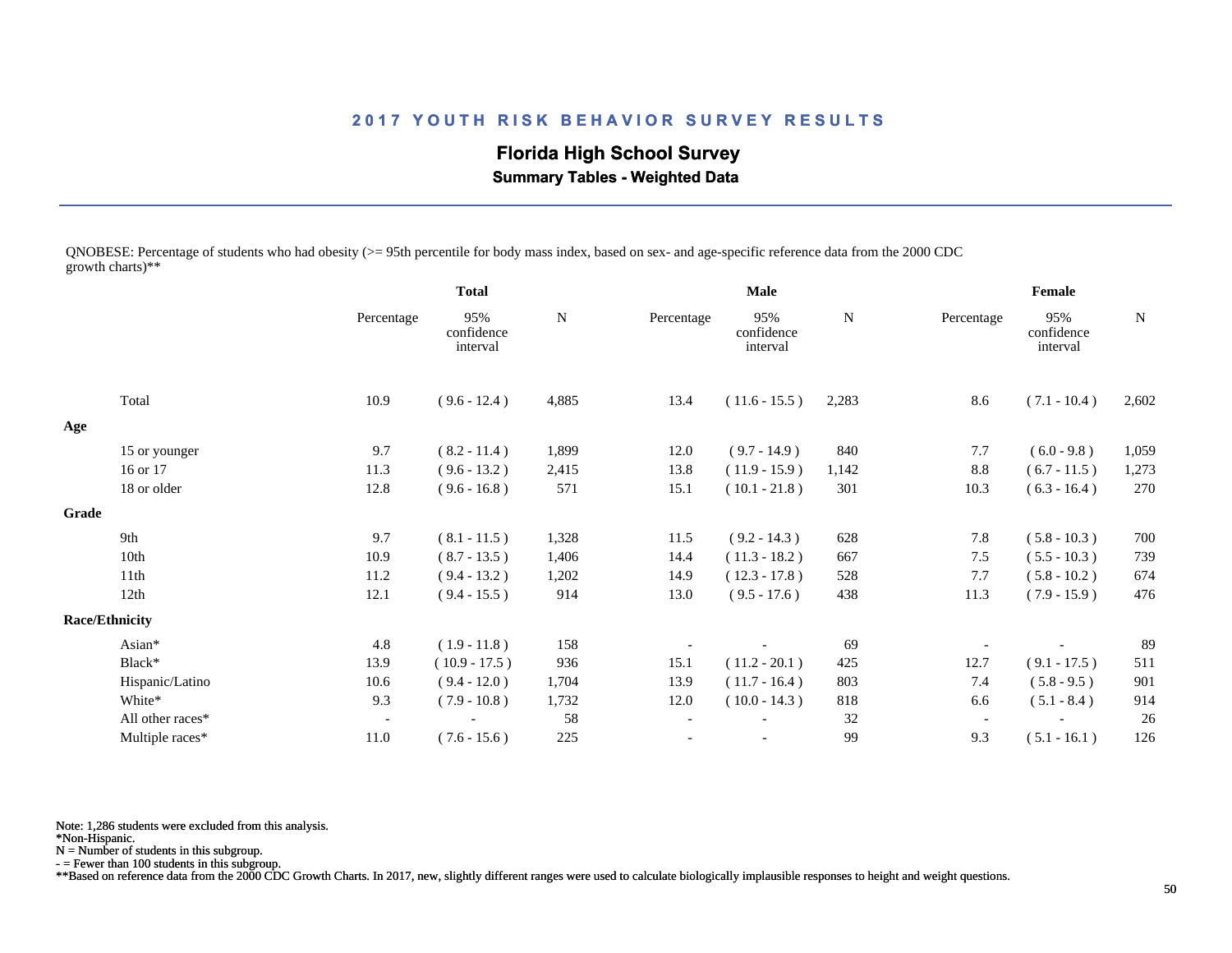## 2017 YOUTH RISK BEHAVIOR SURVEY RESULTS

### Florida High School Survey

**Summary Tables - Weighted Data**

QNOBESE: Percentage of students who had obesity (>= 95th percentile for body mass index, based on sex- and age-specific reference data from the 2000 CDC growth charts)**

| | Total | | | Male | | | Female | | |
|---|---|---|---|---|---|---|---|---|---|
| | Percentage | 95% confidence interval | N | Percentage | 95% confidence interval | N | Percentage | 95% confidence interval | N |
| Total | 10.9 | ( 9.6 - 12.4 ) | 4,885 | 13.4 | ( 11.6 - 15.5 ) | 2,283 | 8.6 | ( 7.1 - 10.4 ) | 2,602 |
| **Age** | | | | | | | | | |
| 15 or younger | 9.7 | ( 8.2 - 11.4 ) | 1,899 | 12.0 | ( 9.7 - 14.9 ) | 840 | 7.7 | ( 6.0 - 9.8 ) | 1,059 |
| 16 or 17 | 11.3 | ( 9.6 - 13.2 ) | 2,415 | 13.8 | ( 11.9 - 15.9 ) | 1,142 | 8.8 | ( 6.7 - 11.5 ) | 1,273 |
| 18 or older | 12.8 | ( 9.6 - 16.8 ) | 571 | 15.1 | ( 10.1 - 21.8 ) | 301 | 10.3 | ( 6.3 - 16.4 ) | 270 |
| **Grade** | | | | | | | | | |
| 9th | 9.7 | ( 8.1 - 11.5 ) | 1,328 | 11.5 | ( 9.2 - 14.3 ) | 628 | 7.8 | ( 5.8 - 10.3 ) | 700 |
| 10th | 10.9 | ( 8.7 - 13.5 ) | 1,406 | 14.4 | ( 11.3 - 18.2 ) | 667 | 7.5 | ( 5.5 - 10.3 ) | 739 |
| 11th | 11.2 | ( 9.4 - 13.2 ) | 1,202 | 14.9 | ( 12.3 - 17.8 ) | 528 | 7.7 | ( 5.8 - 10.2 ) | 674 |
| 12th | 12.1 | ( 9.4 - 15.5 ) | 914 | 13.0 | ( 9.5 - 17.6 ) | 438 | 11.3 | ( 7.9 - 15.9 ) | 476 |
| **Race/Ethnicity** | | | | | | | | | |
| Asian* | 4.8 | ( 1.9 - 11.8 ) | 158 | - | - | 69 | - | - | 89 |
| Black* | 13.9 | ( 10.9 - 17.5 ) | 936 | 15.1 | ( 11.2 - 20.1 ) | 425 | 12.7 | ( 9.1 - 17.5 ) | 511 |
| Hispanic/Latino | 10.6 | ( 9.4 - 12.0 ) | 1,704 | 13.9 | ( 11.7 - 16.4 ) | 803 | 7.4 | ( 5.8 - 9.5 ) | 901 |
| White* | 9.3 | ( 7.9 - 10.8 ) | 1,732 | 12.0 | ( 10.0 - 14.3 ) | 818 | 6.6 | ( 5.1 - 8.4 ) | 914 |
| All other races* | - | - | 58 | - | - | 32 | - | - | 26 |
| Multiple races* | 11.0 | ( 7.6 - 15.6 ) | 225 | - | - | 99 | 9.3 | ( 5.1 - 16.1 ) | 126 |

Note: 1,286 students were excluded from this analysis.
*Non-Hispanic.
N = Number of students in this subgroup.
- = Fewer than 100 students in this subgroup.
**Based on reference data from the 2000 CDC Growth Charts. In 2017, new, slightly different ranges were used to calculate biologically implausible responses to height and weight questions.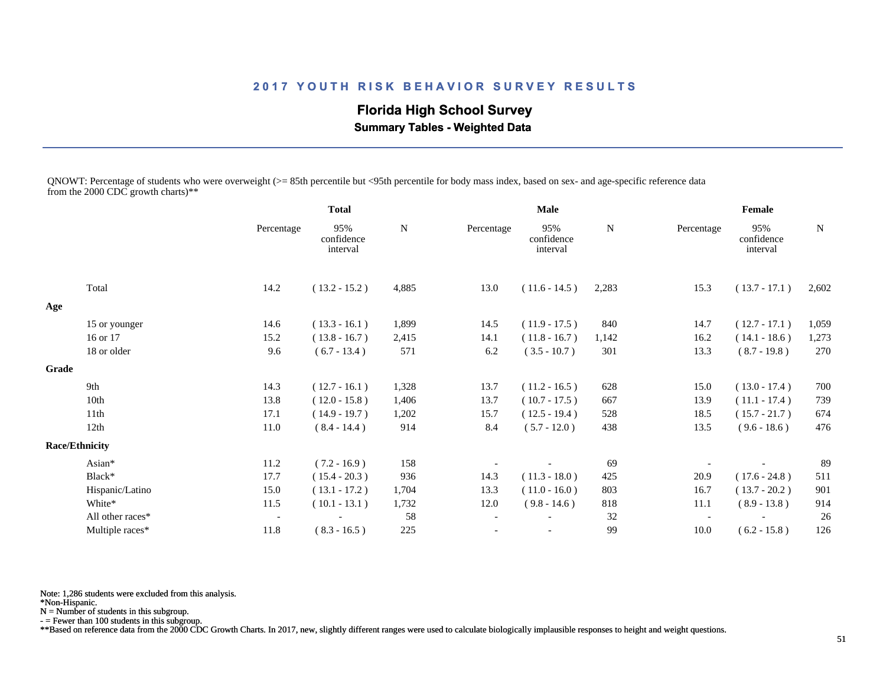## 2017 YOUTH RISK BEHAVIOR SURVEY RESULTS

### Florida High School Survey

**Summary Tables - Weighted Data**

QNOWT: Percentage of students who were overweight (>= 85th percentile but <95th percentile for body mass index, based on sex- and age-specific reference data from the 2000 CDC growth charts)**

| | Total | | | Male | | | Female | | |
|---|---|---|---|---|---|---|---|---|---|
| | Percentage | 95% confidence interval | N | Percentage | 95% confidence interval | N | Percentage | 95% confidence interval | N |
| Total | 14.2 | ( 13.2 - 15.2 ) | 4,885 | 13.0 | ( 11.6 - 14.5 ) | 2,283 | 15.3 | ( 13.7 - 17.1 ) | 2,602 |
| **Age** | | | | | | | | | |
| 15 or younger | 14.6 | ( 13.3 - 16.1 ) | 1,899 | 14.5 | ( 11.9 - 17.5 ) | 840 | 14.7 | ( 12.7 - 17.1 ) | 1,059 |
| 16 or 17 | 15.2 | ( 13.8 - 16.7 ) | 2,415 | 14.1 | ( 11.8 - 16.7 ) | 1,142 | 16.2 | ( 14.1 - 18.6 ) | 1,273 |
| 18 or older | 9.6 | ( 6.7 - 13.4 ) | 571 | 6.2 | ( 3.5 - 10.7 ) | 301 | 13.3 | ( 8.7 - 19.8 ) | 270 |
| **Grade** | | | | | | | | | |
| 9th | 14.3 | ( 12.7 - 16.1 ) | 1,328 | 13.7 | ( 11.2 - 16.5 ) | 628 | 15.0 | ( 13.0 - 17.4 ) | 700 |
| 10th | 13.8 | ( 12.0 - 15.8 ) | 1,406 | 13.7 | ( 10.7 - 17.5 ) | 667 | 13.9 | ( 11.1 - 17.4 ) | 739 |
| 11th | 17.1 | ( 14.9 - 19.7 ) | 1,202 | 15.7 | ( 12.5 - 19.4 ) | 528 | 18.5 | ( 15.7 - 21.7 ) | 674 |
| 12th | 11.0 | ( 8.4 - 14.4 ) | 914 | 8.4 | ( 5.7 - 12.0 ) | 438 | 13.5 | ( 9.6 - 18.6 ) | 476 |
| **Race/Ethnicity** | | | | | | | | | |
| Asian* | 11.2 | ( 7.2 - 16.9 ) | 158 | - | - | 69 | - | - | 89 |
| Black* | 17.7 | ( 15.4 - 20.3 ) | 936 | 14.3 | ( 11.3 - 18.0 ) | 425 | 20.9 | ( 17.6 - 24.8 ) | 511 |
| Hispanic/Latino | 15.0 | ( 13.1 - 17.2 ) | 1,704 | 13.3 | ( 11.0 - 16.0 ) | 803 | 16.7 | ( 13.7 - 20.2 ) | 901 |
| White* | 11.5 | ( 10.1 - 13.1 ) | 1,732 | 12.0 | ( 9.8 - 14.6 ) | 818 | 11.1 | ( 8.9 - 13.8 ) | 914 |
| All other races* | - | - | 58 | - | - | 32 | - | - | 26 |
| Multiple races* | 11.8 | ( 8.3 - 16.5 ) | 225 | - | - | 99 | 10.0 | ( 6.2 - 15.8 ) | 126 |

Note: 1,286 students were excluded from this analysis.
*Non-Hispanic.
N = Number of students in this subgroup.
- = Fewer than 100 students in this subgroup.
**Based on reference data from the 2000 CDC Growth Charts. In 2017, new, slightly different ranges were used to calculate biologically implausible responses to height and weight questions.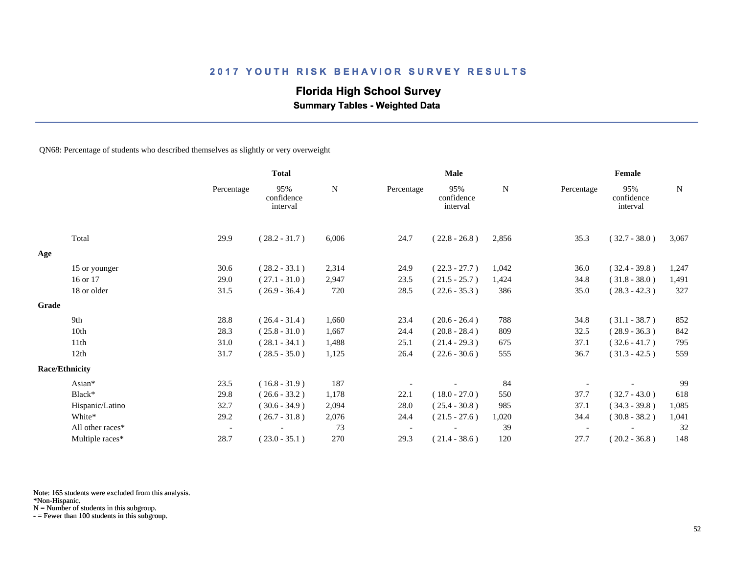## 2017 YOUTH RISK BEHAVIOR SURVEY RESULTS

### Florida High School Survey

**Summary Tables - Weighted Data**

QN68: Percentage of students who described themselves as slightly or very overweight

| | Total | | | Male | | | Female | | |
|---|---|---|---|---|---|---|---|---|---|
| | Percentage | 95% confidence interval | N | Percentage | 95% confidence interval | N | Percentage | 95% confidence interval | N |
| Total | 29.9 | ( 28.2 - 31.7 ) | 6,006 | 24.7 | ( 22.8 - 26.8 ) | 2,856 | 35.3 | ( 32.7 - 38.0 ) | 3,067 |
| **Age** | | | | | | | | | |
| 15 or younger | 30.6 | ( 28.2 - 33.1 ) | 2,314 | 24.9 | ( 22.3 - 27.7 ) | 1,042 | 36.0 | ( 32.4 - 39.8 ) | 1,247 |
| 16 or 17 | 29.0 | ( 27.1 - 31.0 ) | 2,947 | 23.5 | ( 21.5 - 25.7 ) | 1,424 | 34.8 | ( 31.8 - 38.0 ) | 1,491 |
| 18 or older | 31.5 | ( 26.9 - 36.4 ) | 720 | 28.5 | ( 22.6 - 35.3 ) | 386 | 35.0 | ( 28.3 - 42.3 ) | 327 |
| **Grade** | | | | | | | | | |
| 9th | 28.8 | ( 26.4 - 31.4 ) | 1,660 | 23.4 | ( 20.6 - 26.4 ) | 788 | 34.8 | ( 31.1 - 38.7 ) | 852 |
| 10th | 28.3 | ( 25.8 - 31.0 ) | 1,667 | 24.4 | ( 20.8 - 28.4 ) | 809 | 32.5 | ( 28.9 - 36.3 ) | 842 |
| 11th | 31.0 | ( 28.1 - 34.1 ) | 1,488 | 25.1 | ( 21.4 - 29.3 ) | 675 | 37.1 | ( 32.6 - 41.7 ) | 795 |
| 12th | 31.7 | ( 28.5 - 35.0 ) | 1,125 | 26.4 | ( 22.6 - 30.6 ) | 555 | 36.7 | ( 31.3 - 42.5 ) | 559 |
| **Race/Ethnicity** | | | | | | | | | |
| Asian* | 23.5 | ( 16.8 - 31.9 ) | 187 | - | - | 84 | - | - | 99 |
| Black* | 29.8 | ( 26.6 - 33.2 ) | 1,178 | 22.1 | ( 18.0 - 27.0 ) | 550 | 37.7 | ( 32.7 - 43.0 ) | 618 |
| Hispanic/Latino | 32.7 | ( 30.6 - 34.9 ) | 2,094 | 28.0 | ( 25.4 - 30.8 ) | 985 | 37.1 | ( 34.3 - 39.8 ) | 1,085 |
| White* | 29.2 | ( 26.7 - 31.8 ) | 2,076 | 24.4 | ( 21.5 - 27.6 ) | 1,020 | 34.4 | ( 30.8 - 38.2 ) | 1,041 |
| All other races* | - | - | 73 | - | - | 39 | - | - | 32 |
| Multiple races* | 28.7 | ( 23.0 - 35.1 ) | 270 | 29.3 | ( 21.4 - 38.6 ) | 120 | 27.7 | ( 20.2 - 36.8 ) | 148 |

Note: 165 students were excluded from this analysis.
*Non-Hispanic.
N = Number of students in this subgroup.
- = Fewer than 100 students in this subgroup.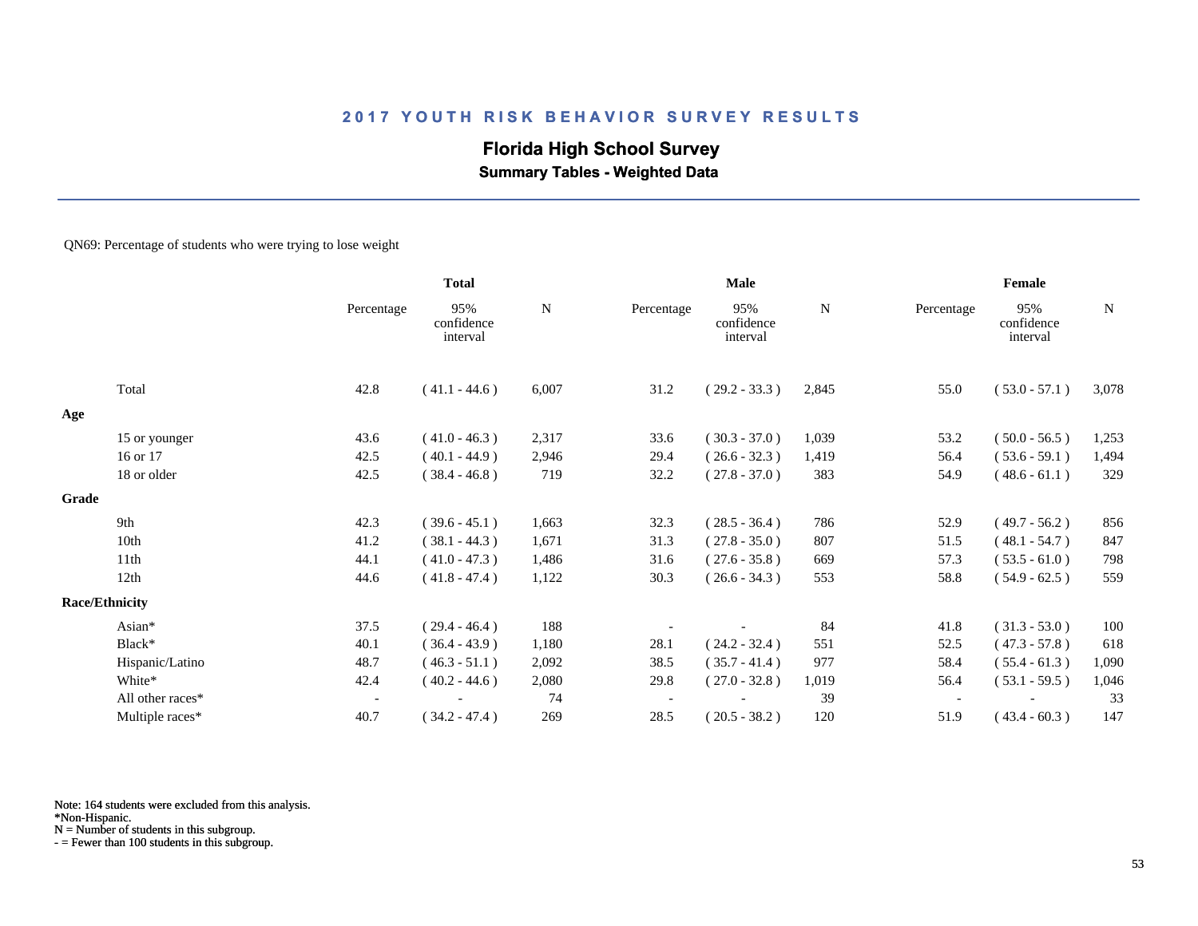## 2017 YOUTH RISK BEHAVIOR SURVEY RESULTS

### Florida High School Survey

**Summary Tables - Weighted Data**

QN69: Percentage of students who were trying to lose weight

| | Total | | | Male | | | Female | | |
|---|---|---|---|---|---|---|---|---|---|
| | Percentage | 95% confidence interval | N | Percentage | 95% confidence interval | N | Percentage | 95% confidence interval | N |
| Total | 42.8 | ( 41.1 - 44.6 ) | 6,007 | 31.2 | ( 29.2 - 33.3 ) | 2,845 | 55.0 | ( 53.0 - 57.1 ) | 3,078 |
| **Age** | | | | | | | | | |
| 15 or younger | 43.6 | ( 41.0 - 46.3 ) | 2,317 | 33.6 | ( 30.3 - 37.0 ) | 1,039 | 53.2 | ( 50.0 - 56.5 ) | 1,253 |
| 16 or 17 | 42.5 | ( 40.1 - 44.9 ) | 2,946 | 29.4 | ( 26.6 - 32.3 ) | 1,419 | 56.4 | ( 53.6 - 59.1 ) | 1,494 |
| 18 or older | 42.5 | ( 38.4 - 46.8 ) | 719 | 32.2 | ( 27.8 - 37.0 ) | 383 | 54.9 | ( 48.6 - 61.1 ) | 329 |
| **Grade** | | | | | | | | | |
| 9th | 42.3 | ( 39.6 - 45.1 ) | 1,663 | 32.3 | ( 28.5 - 36.4 ) | 786 | 52.9 | ( 49.7 - 56.2 ) | 856 |
| 10th | 41.2 | ( 38.1 - 44.3 ) | 1,671 | 31.3 | ( 27.8 - 35.0 ) | 807 | 51.5 | ( 48.1 - 54.7 ) | 847 |
| 11th | 44.1 | ( 41.0 - 47.3 ) | 1,486 | 31.6 | ( 27.6 - 35.8 ) | 669 | 57.3 | ( 53.5 - 61.0 ) | 798 |
| 12th | 44.6 | ( 41.8 - 47.4 ) | 1,122 | 30.3 | ( 26.6 - 34.3 ) | 553 | 58.8 | ( 54.9 - 62.5 ) | 559 |
| **Race/Ethnicity** | | | | | | | | | |
| Asian* | 37.5 | ( 29.4 - 46.4 ) | 188 | - | - | 84 | 41.8 | ( 31.3 - 53.0 ) | 100 |
| Black* | 40.1 | ( 36.4 - 43.9 ) | 1,180 | 28.1 | ( 24.2 - 32.4 ) | 551 | 52.5 | ( 47.3 - 57.8 ) | 618 |
| Hispanic/Latino | 48.7 | ( 46.3 - 51.1 ) | 2,092 | 38.5 | ( 35.7 - 41.4 ) | 977 | 58.4 | ( 55.4 - 61.3 ) | 1,090 |
| White* | 42.4 | ( 40.2 - 44.6 ) | 2,080 | 29.8 | ( 27.0 - 32.8 ) | 1,019 | 56.4 | ( 53.1 - 59.5 ) | 1,046 |
| All other races* | - | - | 74 | - | - | 39 | - | - | 33 |
| Multiple races* | 40.7 | ( 34.2 - 47.4 ) | 269 | 28.5 | ( 20.5 - 38.2 ) | 120 | 51.9 | ( 43.4 - 60.3 ) | 147 |

Note: 164 students were excluded from this analysis.
*Non-Hispanic.
N = Number of students in this subgroup.
- = Fewer than 100 students in this subgroup.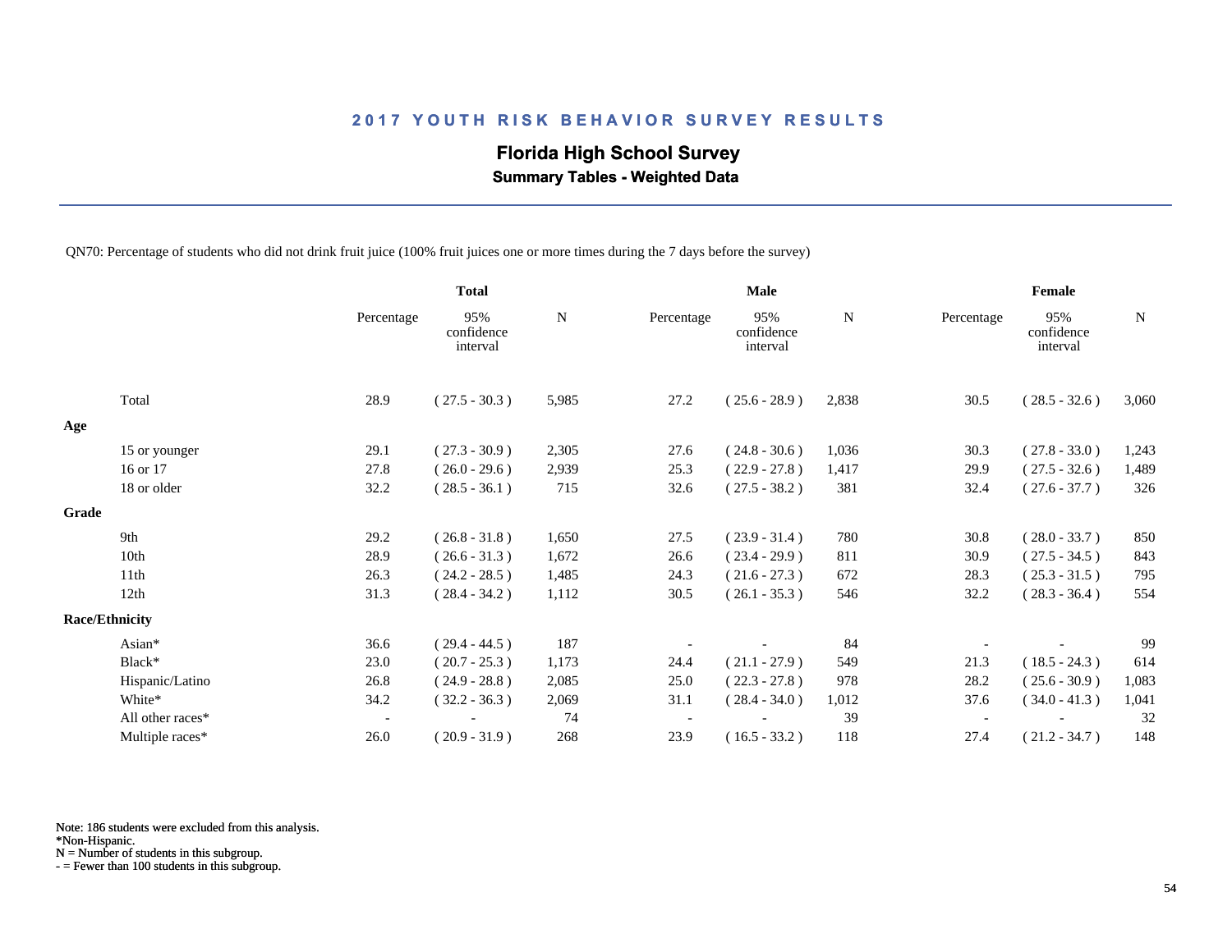## 2017 YOUTH RISK BEHAVIOR SURVEY RESULTS

### Florida High School Survey

**Summary Tables - Weighted Data**

QN70: Percentage of students who did not drink fruit juice (100% fruit juices one or more times during the 7 days before the survey)

| | Total | | | Male | | | Female | | |
|---|---|---|---|---|---|---|---|---|---|
| | Percentage | 95% confidence interval | N | Percentage | 95% confidence interval | N | Percentage | 95% confidence interval | N |
| Total | 28.9 | ( 27.5 - 30.3 ) | 5,985 | 27.2 | ( 25.6 - 28.9 ) | 2,838 | 30.5 | ( 28.5 - 32.6 ) | 3,060 |
| **Age** | | | | | | | | | |
| 15 or younger | 29.1 | ( 27.3 - 30.9 ) | 2,305 | 27.6 | ( 24.8 - 30.6 ) | 1,036 | 30.3 | ( 27.8 - 33.0 ) | 1,243 |
| 16 or 17 | 27.8 | ( 26.0 - 29.6 ) | 2,939 | 25.3 | ( 22.9 - 27.8 ) | 1,417 | 29.9 | ( 27.5 - 32.6 ) | 1,489 |
| 18 or older | 32.2 | ( 28.5 - 36.1 ) | 715 | 32.6 | ( 27.5 - 38.2 ) | 381 | 32.4 | ( 27.6 - 37.7 ) | 326 |
| **Grade** | | | | | | | | | |
| 9th | 29.2 | ( 26.8 - 31.8 ) | 1,650 | 27.5 | ( 23.9 - 31.4 ) | 780 | 30.8 | ( 28.0 - 33.7 ) | 850 |
| 10th | 28.9 | ( 26.6 - 31.3 ) | 1,672 | 26.6 | ( 23.4 - 29.9 ) | 811 | 30.9 | ( 27.5 - 34.5 ) | 843 |
| 11th | 26.3 | ( 24.2 - 28.5 ) | 1,485 | 24.3 | ( 21.6 - 27.3 ) | 672 | 28.3 | ( 25.3 - 31.5 ) | 795 |
| 12th | 31.3 | ( 28.4 - 34.2 ) | 1,112 | 30.5 | ( 26.1 - 35.3 ) | 546 | 32.2 | ( 28.3 - 36.4 ) | 554 |
| **Race/Ethnicity** | | | | | | | | | |
| Asian* | 36.6 | ( 29.4 - 44.5 ) | 187 | - | - | 84 | - | - | 99 |
| Black* | 23.0 | ( 20.7 - 25.3 ) | 1,173 | 24.4 | ( 21.1 - 27.9 ) | 549 | 21.3 | ( 18.5 - 24.3 ) | 614 |
| Hispanic/Latino | 26.8 | ( 24.9 - 28.8 ) | 2,085 | 25.0 | ( 22.3 - 27.8 ) | 978 | 28.2 | ( 25.6 - 30.9 ) | 1,083 |
| White* | 34.2 | ( 32.2 - 36.3 ) | 2,069 | 31.1 | ( 28.4 - 34.0 ) | 1,012 | 37.6 | ( 34.0 - 41.3 ) | 1,041 |
| All other races* | - | - | 74 | - | - | 39 | - | - | 32 |
| Multiple races* | 26.0 | ( 20.9 - 31.9 ) | 268 | 23.9 | ( 16.5 - 33.2 ) | 118 | 27.4 | ( 21.2 - 34.7 ) | 148 |

Note: 186 students were excluded from this analysis.
*Non-Hispanic.
N = Number of students in this subgroup.
- = Fewer than 100 students in this subgroup.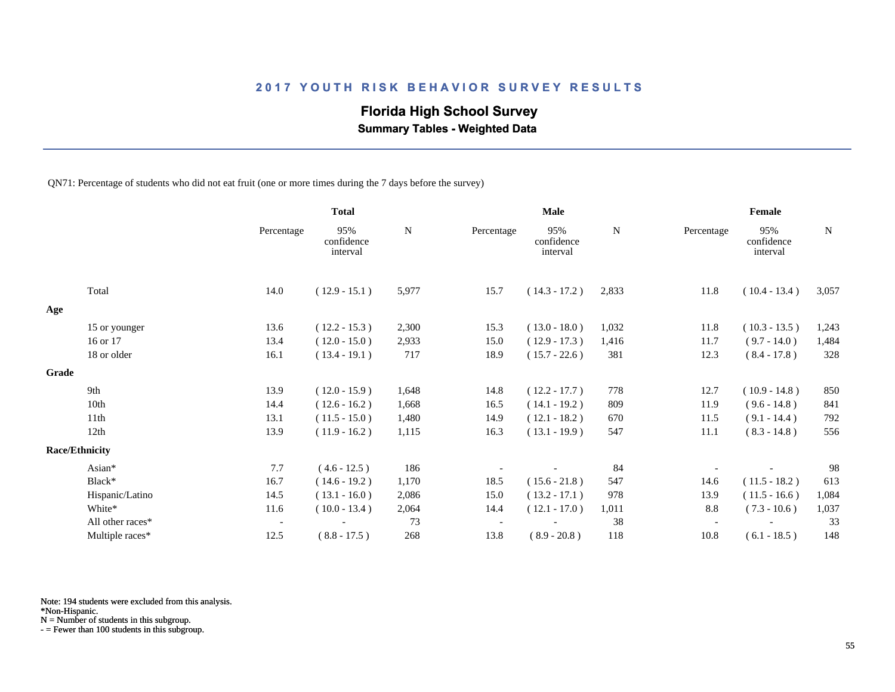## 2017 YOUTH RISK BEHAVIOR SURVEY RESULTS

### Florida High School Survey

**Summary Tables - Weighted Data**

QN71: Percentage of students who did not eat fruit (one or more times during the 7 days before the survey)

| | Total | | | Male | | | Female | | |
|---|---|---|---|---|---|---|---|---|---|
| | Percentage | 95% confidence interval | N | Percentage | 95% confidence interval | N | Percentage | 95% confidence interval | N |
| Total | 14.0 | ( 12.9 - 15.1 ) | 5,977 | 15.7 | ( 14.3 - 17.2 ) | 2,833 | 11.8 | ( 10.4 - 13.4 ) | 3,057 |
| **Age** | | | | | | | | | |
| 15 or younger | 13.6 | ( 12.2 - 15.3 ) | 2,300 | 15.3 | ( 13.0 - 18.0 ) | 1,032 | 11.8 | ( 10.3 - 13.5 ) | 1,243 |
| 16 or 17 | 13.4 | ( 12.0 - 15.0 ) | 2,933 | 15.0 | ( 12.9 - 17.3 ) | 1,416 | 11.7 | ( 9.7 - 14.0 ) | 1,484 |
| 18 or older | 16.1 | ( 13.4 - 19.1 ) | 717 | 18.9 | ( 15.7 - 22.6 ) | 381 | 12.3 | ( 8.4 - 17.8 ) | 328 |
| **Grade** | | | | | | | | | |
| 9th | 13.9 | ( 12.0 - 15.9 ) | 1,648 | 14.8 | ( 12.2 - 17.7 ) | 778 | 12.7 | ( 10.9 - 14.8 ) | 850 |
| 10th | 14.4 | ( 12.6 - 16.2 ) | 1,668 | 16.5 | ( 14.1 - 19.2 ) | 809 | 11.9 | ( 9.6 - 14.8 ) | 841 |
| 11th | 13.1 | ( 11.5 - 15.0 ) | 1,480 | 14.9 | ( 12.1 - 18.2 ) | 670 | 11.5 | ( 9.1 - 14.4 ) | 792 |
| 12th | 13.9 | ( 11.9 - 16.2 ) | 1,115 | 16.3 | ( 13.1 - 19.9 ) | 547 | 11.1 | ( 8.3 - 14.8 ) | 556 |
| **Race/Ethnicity** | | | | | | | | | |
| Asian* | 7.7 | ( 4.6 - 12.5 ) | 186 | - | - | 84 | - | - | 98 |
| Black* | 16.7 | ( 14.6 - 19.2 ) | 1,170 | 18.5 | ( 15.6 - 21.8 ) | 547 | 14.6 | ( 11.5 - 18.2 ) | 613 |
| Hispanic/Latino | 14.5 | ( 13.1 - 16.0 ) | 2,086 | 15.0 | ( 13.2 - 17.1 ) | 978 | 13.9 | ( 11.5 - 16.6 ) | 1,084 |
| White* | 11.6 | ( 10.0 - 13.4 ) | 2,064 | 14.4 | ( 12.1 - 17.0 ) | 1,011 | 8.8 | ( 7.3 - 10.6 ) | 1,037 |
| All other races* | - | - | 73 | - | - | 38 | - | - | 33 |
| Multiple races* | 12.5 | ( 8.8 - 17.5 ) | 268 | 13.8 | ( 8.9 - 20.8 ) | 118 | 10.8 | ( 6.1 - 18.5 ) | 148 |

Note: 194 students were excluded from this analysis.
*Non-Hispanic.
N = Number of students in this subgroup.
- = Fewer than 100 students in this subgroup.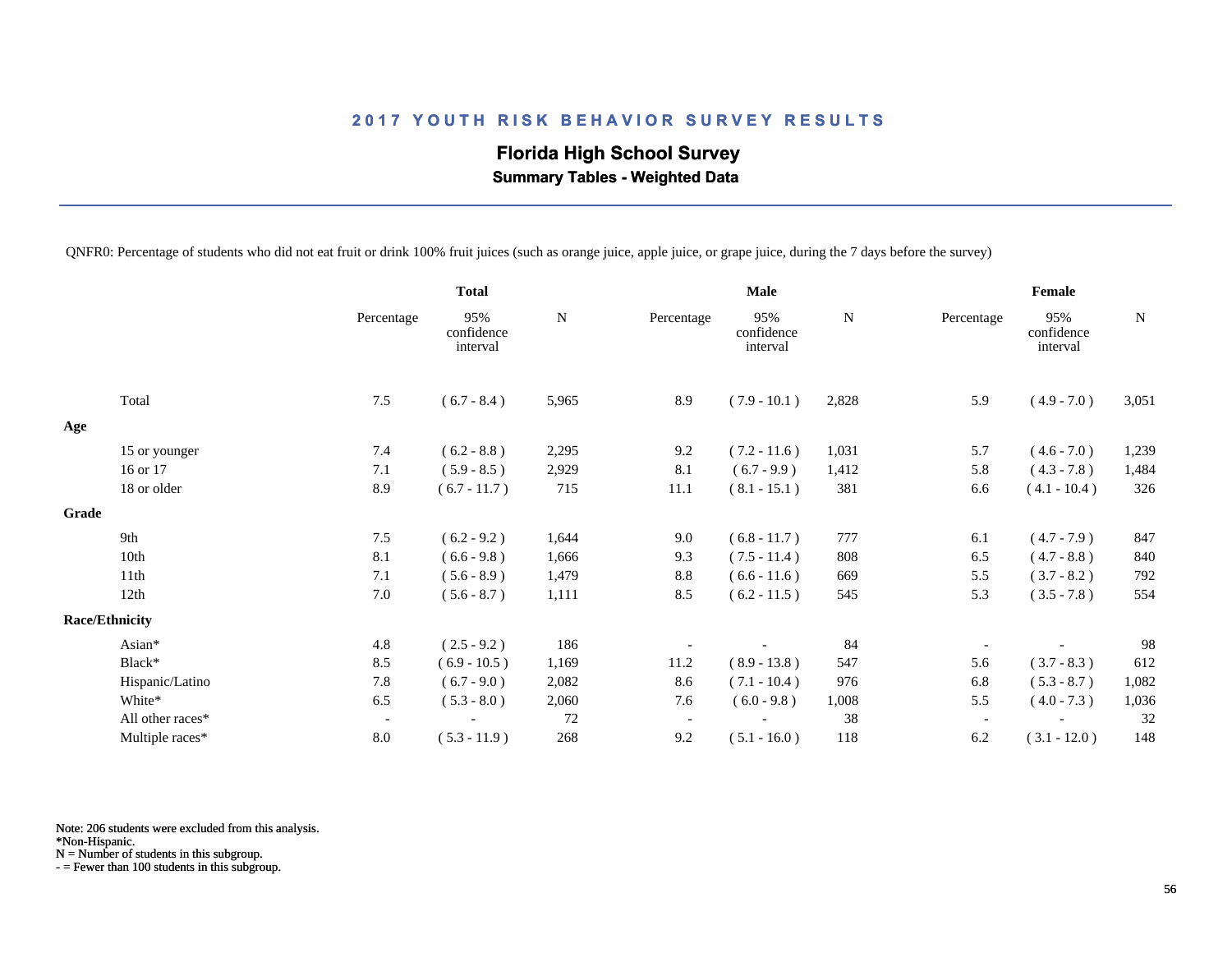# 2017 YOUTH RISK BEHAVIOR SURVEY RESULTS

## Florida High School Survey

### Summary Tables - Weighted Data

QNFR0: Percentage of students who did not eat fruit or drink 100% fruit juices (such as orange juice, apple juice, or grape juice, during the 7 days before the survey)

| | Total | | | Male | | | Female | | |
|---|---|---|---|---|---|---|---|---|---|
| | Percentage | 95% confidence interval | N | Percentage | 95% confidence interval | N | Percentage | 95% confidence interval | N |
| Total | 7.5 | ( 6.7 - 8.4 ) | 5,965 | 8.9 | ( 7.9 - 10.1 ) | 2,828 | 5.9 | ( 4.9 - 7.0 ) | 3,051 |
| **Age** | | | | | | | | | |
| 15 or younger | 7.4 | ( 6.2 - 8.8 ) | 2,295 | 9.2 | ( 7.2 - 11.6 ) | 1,031 | 5.7 | ( 4.6 - 7.0 ) | 1,239 |
| 16 or 17 | 7.1 | ( 5.9 - 8.5 ) | 2,929 | 8.1 | ( 6.7 - 9.9 ) | 1,412 | 5.8 | ( 4.3 - 7.8 ) | 1,484 |
| 18 or older | 8.9 | ( 6.7 - 11.7 ) | 715 | 11.1 | ( 8.1 - 15.1 ) | 381 | 6.6 | ( 4.1 - 10.4 ) | 326 |
| **Grade** | | | | | | | | | |
| 9th | 7.5 | ( 6.2 - 9.2 ) | 1,644 | 9.0 | ( 6.8 - 11.7 ) | 777 | 6.1 | ( 4.7 - 7.9 ) | 847 |
| 10th | 8.1 | ( 6.6 - 9.8 ) | 1,666 | 9.3 | ( 7.5 - 11.4 ) | 808 | 6.5 | ( 4.7 - 8.8 ) | 840 |
| 11th | 7.1 | ( 5.6 - 8.9 ) | 1,479 | 8.8 | ( 6.6 - 11.6 ) | 669 | 5.5 | ( 3.7 - 8.2 ) | 792 |
| 12th | 7.0 | ( 5.6 - 8.7 ) | 1,111 | 8.5 | ( 6.2 - 11.5 ) | 545 | 5.3 | ( 3.5 - 7.8 ) | 554 |
| **Race/Ethnicity** | | | | | | | | | |
| Asian* | 4.8 | ( 2.5 - 9.2 ) | 186 | - | - | 84 | - | - | 98 |
| Black* | 8.5 | ( 6.9 - 10.5 ) | 1,169 | 11.2 | ( 8.9 - 13.8 ) | 547 | 5.6 | ( 3.7 - 8.3 ) | 612 |
| Hispanic/Latino | 7.8 | ( 6.7 - 9.0 ) | 2,082 | 8.6 | ( 7.1 - 10.4 ) | 976 | 6.8 | ( 5.3 - 8.7 ) | 1,082 |
| White* | 6.5 | ( 5.3 - 8.0 ) | 2,060 | 7.6 | ( 6.0 - 9.8 ) | 1,008 | 5.5 | ( 4.0 - 7.3 ) | 1,036 |
| All other races* | - | - | 72 | - | - | 38 | - | - | 32 |
| Multiple races* | 8.0 | ( 5.3 - 11.9 ) | 268 | 9.2 | ( 5.1 - 16.0 ) | 118 | 6.2 | ( 3.1 - 12.0 ) | 148 |

Note: 206 students were excluded from this analysis.
*Non-Hispanic.
N = Number of students in this subgroup.
- = Fewer than 100 students in this subgroup.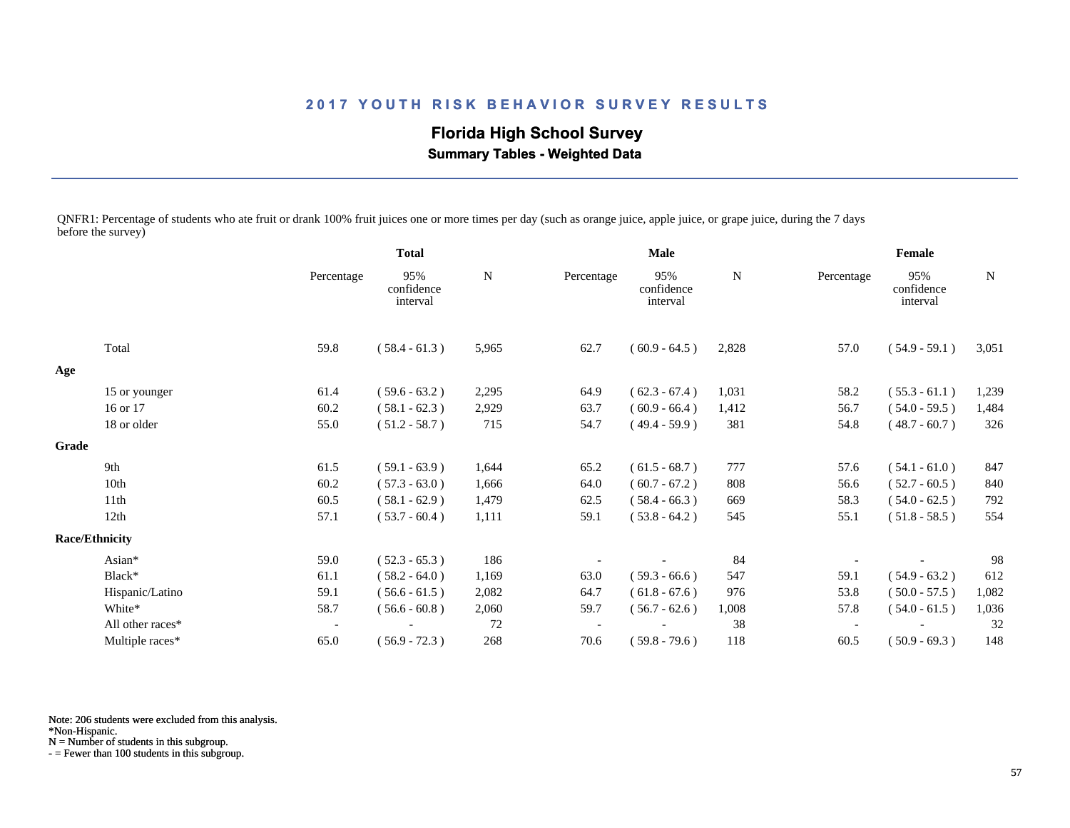## 2017 YOUTH RISK BEHAVIOR SURVEY RESULTS

### Florida High School Survey

**Summary Tables - Weighted Data**

QNFR1: Percentage of students who ate fruit or drank 100% fruit juices one or more times per day (such as orange juice, apple juice, or grape juice, during the 7 days before the survey)

| | Total | | | Male | | | Female | | |
|---|---|---|---|---|---|---|---|---|---|
| | Percentage | 95% confidence interval | N | Percentage | 95% confidence interval | N | Percentage | 95% confidence interval | N |
| Total | 59.8 | ( 58.4 - 61.3 ) | 5,965 | 62.7 | ( 60.9 - 64.5 ) | 2,828 | 57.0 | ( 54.9 - 59.1 ) | 3,051 |
| **Age** | | | | | | | | | |
| 15 or younger | 61.4 | ( 59.6 - 63.2 ) | 2,295 | 64.9 | ( 62.3 - 67.4 ) | 1,031 | 58.2 | ( 55.3 - 61.1 ) | 1,239 |
| 16 or 17 | 60.2 | ( 58.1 - 62.3 ) | 2,929 | 63.7 | ( 60.9 - 66.4 ) | 1,412 | 56.7 | ( 54.0 - 59.5 ) | 1,484 |
| 18 or older | 55.0 | ( 51.2 - 58.7 ) | 715 | 54.7 | ( 49.4 - 59.9 ) | 381 | 54.8 | ( 48.7 - 60.7 ) | 326 |
| **Grade** | | | | | | | | | |
| 9th | 61.5 | ( 59.1 - 63.9 ) | 1,644 | 65.2 | ( 61.5 - 68.7 ) | 777 | 57.6 | ( 54.1 - 61.0 ) | 847 |
| 10th | 60.2 | ( 57.3 - 63.0 ) | 1,666 | 64.0 | ( 60.7 - 67.2 ) | 808 | 56.6 | ( 52.7 - 60.5 ) | 840 |
| 11th | 60.5 | ( 58.1 - 62.9 ) | 1,479 | 62.5 | ( 58.4 - 66.3 ) | 669 | 58.3 | ( 54.0 - 62.5 ) | 792 |
| 12th | 57.1 | ( 53.7 - 60.4 ) | 1,111 | 59.1 | ( 53.8 - 64.2 ) | 545 | 55.1 | ( 51.8 - 58.5 ) | 554 |
| **Race/Ethnicity** | | | | | | | | | |
| Asian* | 59.0 | ( 52.3 - 65.3 ) | 186 | - | - | 84 | - | - | 98 |
| Black* | 61.1 | ( 58.2 - 64.0 ) | 1,169 | 63.0 | ( 59.3 - 66.6 ) | 547 | 59.1 | ( 54.9 - 63.2 ) | 612 |
| Hispanic/Latino | 59.1 | ( 56.6 - 61.5 ) | 2,082 | 64.7 | ( 61.8 - 67.6 ) | 976 | 53.8 | ( 50.0 - 57.5 ) | 1,082 |
| White* | 58.7 | ( 56.6 - 60.8 ) | 2,060 | 59.7 | ( 56.7 - 62.6 ) | 1,008 | 57.8 | ( 54.0 - 61.5 ) | 1,036 |
| All other races* | - | - | 72 | - | - | 38 | - | - | 32 |
| Multiple races* | 65.0 | ( 56.9 - 72.3 ) | 268 | 70.6 | ( 59.8 - 79.6 ) | 118 | 60.5 | ( 50.9 - 69.3 ) | 148 |

Note: 206 students were excluded from this analysis.
*Non-Hispanic.
N = Number of students in this subgroup.
- = Fewer than 100 students in this subgroup.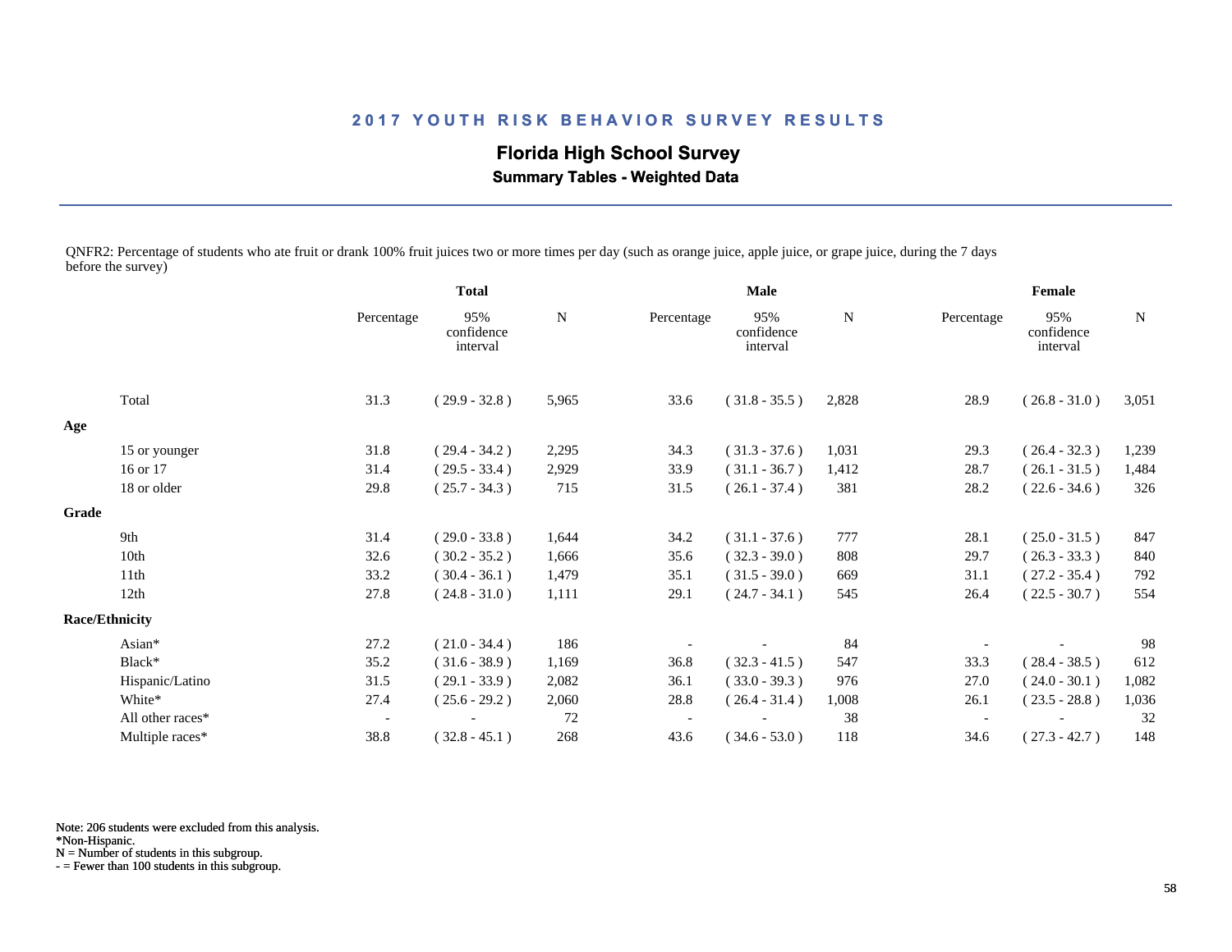## 2017 YOUTH RISK BEHAVIOR SURVEY RESULTS

### Florida High School Survey

**Summary Tables - Weighted Data**

QNFR2: Percentage of students who ate fruit or drank 100% fruit juices two or more times per day (such as orange juice, apple juice, or grape juice, during the 7 days before the survey)

| | Total | | | Male | | | Female | | |
|---|---|---|---|---|---|---|---|---|---|
| | Percentage | 95% confidence interval | N | Percentage | 95% confidence interval | N | Percentage | 95% confidence interval | N |
| Total | 31.3 | ( 29.9 - 32.8 ) | 5,965 | 33.6 | ( 31.8 - 35.5 ) | 2,828 | 28.9 | ( 26.8 - 31.0 ) | 3,051 |
| **Age** | | | | | | | | | |
| 15 or younger | 31.8 | ( 29.4 - 34.2 ) | 2,295 | 34.3 | ( 31.3 - 37.6 ) | 1,031 | 29.3 | ( 26.4 - 32.3 ) | 1,239 |
| 16 or 17 | 31.4 | ( 29.5 - 33.4 ) | 2,929 | 33.9 | ( 31.1 - 36.7 ) | 1,412 | 28.7 | ( 26.1 - 31.5 ) | 1,484 |
| 18 or older | 29.8 | ( 25.7 - 34.3 ) | 715 | 31.5 | ( 26.1 - 37.4 ) | 381 | 28.2 | ( 22.6 - 34.6 ) | 326 |
| **Grade** | | | | | | | | | |
| 9th | 31.4 | ( 29.0 - 33.8 ) | 1,644 | 34.2 | ( 31.1 - 37.6 ) | 777 | 28.1 | ( 25.0 - 31.5 ) | 847 |
| 10th | 32.6 | ( 30.2 - 35.2 ) | 1,666 | 35.6 | ( 32.3 - 39.0 ) | 808 | 29.7 | ( 26.3 - 33.3 ) | 840 |
| 11th | 33.2 | ( 30.4 - 36.1 ) | 1,479 | 35.1 | ( 31.5 - 39.0 ) | 669 | 31.1 | ( 27.2 - 35.4 ) | 792 |
| 12th | 27.8 | ( 24.8 - 31.0 ) | 1,111 | 29.1 | ( 24.7 - 34.1 ) | 545 | 26.4 | ( 22.5 - 30.7 ) | 554 |
| **Race/Ethnicity** | | | | | | | | | |
| Asian* | 27.2 | ( 21.0 - 34.4 ) | 186 | - | - | 84 | - | - | 98 |
| Black* | 35.2 | ( 31.6 - 38.9 ) | 1,169 | 36.8 | ( 32.3 - 41.5 ) | 547 | 33.3 | ( 28.4 - 38.5 ) | 612 |
| Hispanic/Latino | 31.5 | ( 29.1 - 33.9 ) | 2,082 | 36.1 | ( 33.0 - 39.3 ) | 976 | 27.0 | ( 24.0 - 30.1 ) | 1,082 |
| White* | 27.4 | ( 25.6 - 29.2 ) | 2,060 | 28.8 | ( 26.4 - 31.4 ) | 1,008 | 26.1 | ( 23.5 - 28.8 ) | 1,036 |
| All other races* | - | - | 72 | - | - | 38 | - | - | 32 |
| Multiple races* | 38.8 | ( 32.8 - 45.1 ) | 268 | 43.6 | ( 34.6 - 53.0 ) | 118 | 34.6 | ( 27.3 - 42.7 ) | 148 |

Note: 206 students were excluded from this analysis.
*Non-Hispanic.
N = Number of students in this subgroup.
- = Fewer than 100 students in this subgroup.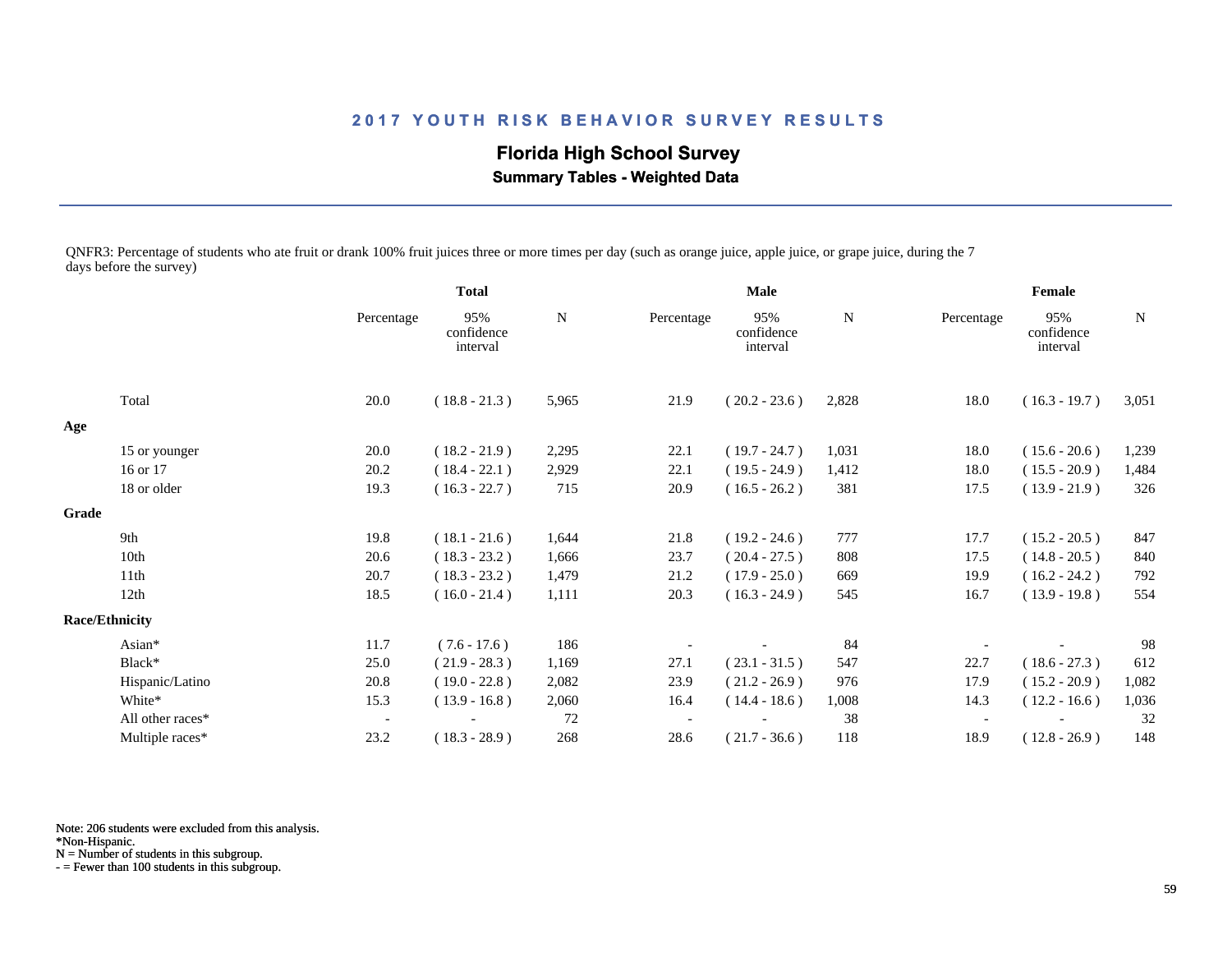## 2017 YOUTH RISK BEHAVIOR SURVEY RESULTS

### Florida High School Survey

**Summary Tables - Weighted Data**

QNFR3: Percentage of students who ate fruit or drank 100% fruit juices three or more times per day (such as orange juice, apple juice, or grape juice, during the 7 days before the survey)

| | Total | | | Male | | | Female | | |
|---|---|---|---|---|---|---|---|---|---|
| | Percentage | 95% confidence interval | N | Percentage | 95% confidence interval | N | Percentage | 95% confidence interval | N |
| Total | 20.0 | ( 18.8 - 21.3 ) | 5,965 | 21.9 | ( 20.2 - 23.6 ) | 2,828 | 18.0 | ( 16.3 - 19.7 ) | 3,051 |
| **Age** | | | | | | | | | |
| 15 or younger | 20.0 | ( 18.2 - 21.9 ) | 2,295 | 22.1 | ( 19.7 - 24.7 ) | 1,031 | 18.0 | ( 15.6 - 20.6 ) | 1,239 |
| 16 or 17 | 20.2 | ( 18.4 - 22.1 ) | 2,929 | 22.1 | ( 19.5 - 24.9 ) | 1,412 | 18.0 | ( 15.5 - 20.9 ) | 1,484 |
| 18 or older | 19.3 | ( 16.3 - 22.7 ) | 715 | 20.9 | ( 16.5 - 26.2 ) | 381 | 17.5 | ( 13.9 - 21.9 ) | 326 |
| **Grade** | | | | | | | | | |
| 9th | 19.8 | ( 18.1 - 21.6 ) | 1,644 | 21.8 | ( 19.2 - 24.6 ) | 777 | 17.7 | ( 15.2 - 20.5 ) | 847 |
| 10th | 20.6 | ( 18.3 - 23.2 ) | 1,666 | 23.7 | ( 20.4 - 27.5 ) | 808 | 17.5 | ( 14.8 - 20.5 ) | 840 |
| 11th | 20.7 | ( 18.3 - 23.2 ) | 1,479 | 21.2 | ( 17.9 - 25.0 ) | 669 | 19.9 | ( 16.2 - 24.2 ) | 792 |
| 12th | 18.5 | ( 16.0 - 21.4 ) | 1,111 | 20.3 | ( 16.3 - 24.9 ) | 545 | 16.7 | ( 13.9 - 19.8 ) | 554 |
| **Race/Ethnicity** | | | | | | | | | |
| Asian* | 11.7 | ( 7.6 - 17.6 ) | 186 | - | - | 84 | - | - | 98 |
| Black* | 25.0 | ( 21.9 - 28.3 ) | 1,169 | 27.1 | ( 23.1 - 31.5 ) | 547 | 22.7 | ( 18.6 - 27.3 ) | 612 |
| Hispanic/Latino | 20.8 | ( 19.0 - 22.8 ) | 2,082 | 23.9 | ( 21.2 - 26.9 ) | 976 | 17.9 | ( 15.2 - 20.9 ) | 1,082 |
| White* | 15.3 | ( 13.9 - 16.8 ) | 2,060 | 16.4 | ( 14.4 - 18.6 ) | 1,008 | 14.3 | ( 12.2 - 16.6 ) | 1,036 |
| All other races* | - | - | 72 | - | - | 38 | - | - | 32 |
| Multiple races* | 23.2 | ( 18.3 - 28.9 ) | 268 | 28.6 | ( 21.7 - 36.6 ) | 118 | 18.9 | ( 12.8 - 26.9 ) | 148 |

Note: 206 students were excluded from this analysis.
*Non-Hispanic.
N = Number of students in this subgroup.
- = Fewer than 100 students in this subgroup.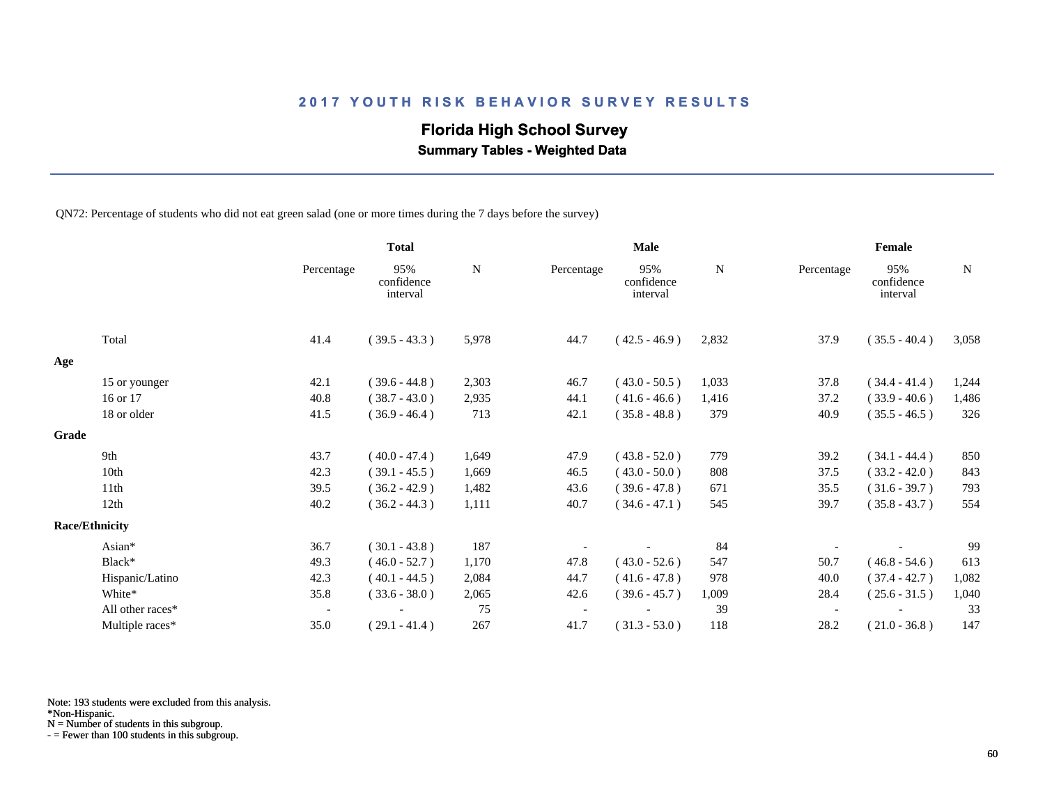## 2017 YOUTH RISK BEHAVIOR SURVEY RESULTS

### Florida High School Survey

**Summary Tables - Weighted Data**

QN72: Percentage of students who did not eat green salad (one or more times during the 7 days before the survey)

| | Total | | | Male | | | Female | | |
|---|---|---|---|---|---|---|---|---|---|
| | Percentage | 95% confidence interval | N | Percentage | 95% confidence interval | N | Percentage | 95% confidence interval | N |
| Total | 41.4 | ( 39.5 - 43.3 ) | 5,978 | 44.7 | ( 42.5 - 46.9 ) | 2,832 | 37.9 | ( 35.5 - 40.4 ) | 3,058 |
| **Age** | | | | | | | | | |
| 15 or younger | 42.1 | ( 39.6 - 44.8 ) | 2,303 | 46.7 | ( 43.0 - 50.5 ) | 1,033 | 37.8 | ( 34.4 - 41.4 ) | 1,244 |
| 16 or 17 | 40.8 | ( 38.7 - 43.0 ) | 2,935 | 44.1 | ( 41.6 - 46.6 ) | 1,416 | 37.2 | ( 33.9 - 40.6 ) | 1,486 |
| 18 or older | 41.5 | ( 36.9 - 46.4 ) | 713 | 42.1 | ( 35.8 - 48.8 ) | 379 | 40.9 | ( 35.5 - 46.5 ) | 326 |
| **Grade** | | | | | | | | | |
| 9th | 43.7 | ( 40.0 - 47.4 ) | 1,649 | 47.9 | ( 43.8 - 52.0 ) | 779 | 39.2 | ( 34.1 - 44.4 ) | 850 |
| 10th | 42.3 | ( 39.1 - 45.5 ) | 1,669 | 46.5 | ( 43.0 - 50.0 ) | 808 | 37.5 | ( 33.2 - 42.0 ) | 843 |
| 11th | 39.5 | ( 36.2 - 42.9 ) | 1,482 | 43.6 | ( 39.6 - 47.8 ) | 671 | 35.5 | ( 31.6 - 39.7 ) | 793 |
| 12th | 40.2 | ( 36.2 - 44.3 ) | 1,111 | 40.7 | ( 34.6 - 47.1 ) | 545 | 39.7 | ( 35.8 - 43.7 ) | 554 |
| **Race/Ethnicity** | | | | | | | | | |
| Asian* | 36.7 | ( 30.1 - 43.8 ) | 187 | - | - | 84 | - | - | 99 |
| Black* | 49.3 | ( 46.0 - 52.7 ) | 1,170 | 47.8 | ( 43.0 - 52.6 ) | 547 | 50.7 | ( 46.8 - 54.6 ) | 613 |
| Hispanic/Latino | 42.3 | ( 40.1 - 44.5 ) | 2,084 | 44.7 | ( 41.6 - 47.8 ) | 978 | 40.0 | ( 37.4 - 42.7 ) | 1,082 |
| White* | 35.8 | ( 33.6 - 38.0 ) | 2,065 | 42.6 | ( 39.6 - 45.7 ) | 1,009 | 28.4 | ( 25.6 - 31.5 ) | 1,040 |
| All other races* | - | - | 75 | - | - | 39 | - | - | 33 |
| Multiple races* | 35.0 | ( 29.1 - 41.4 ) | 267 | 41.7 | ( 31.3 - 53.0 ) | 118 | 28.2 | ( 21.0 - 36.8 ) | 147 |

Note: 193 students were excluded from this analysis.
*Non-Hispanic.
N = Number of students in this subgroup.
- = Fewer than 100 students in this subgroup.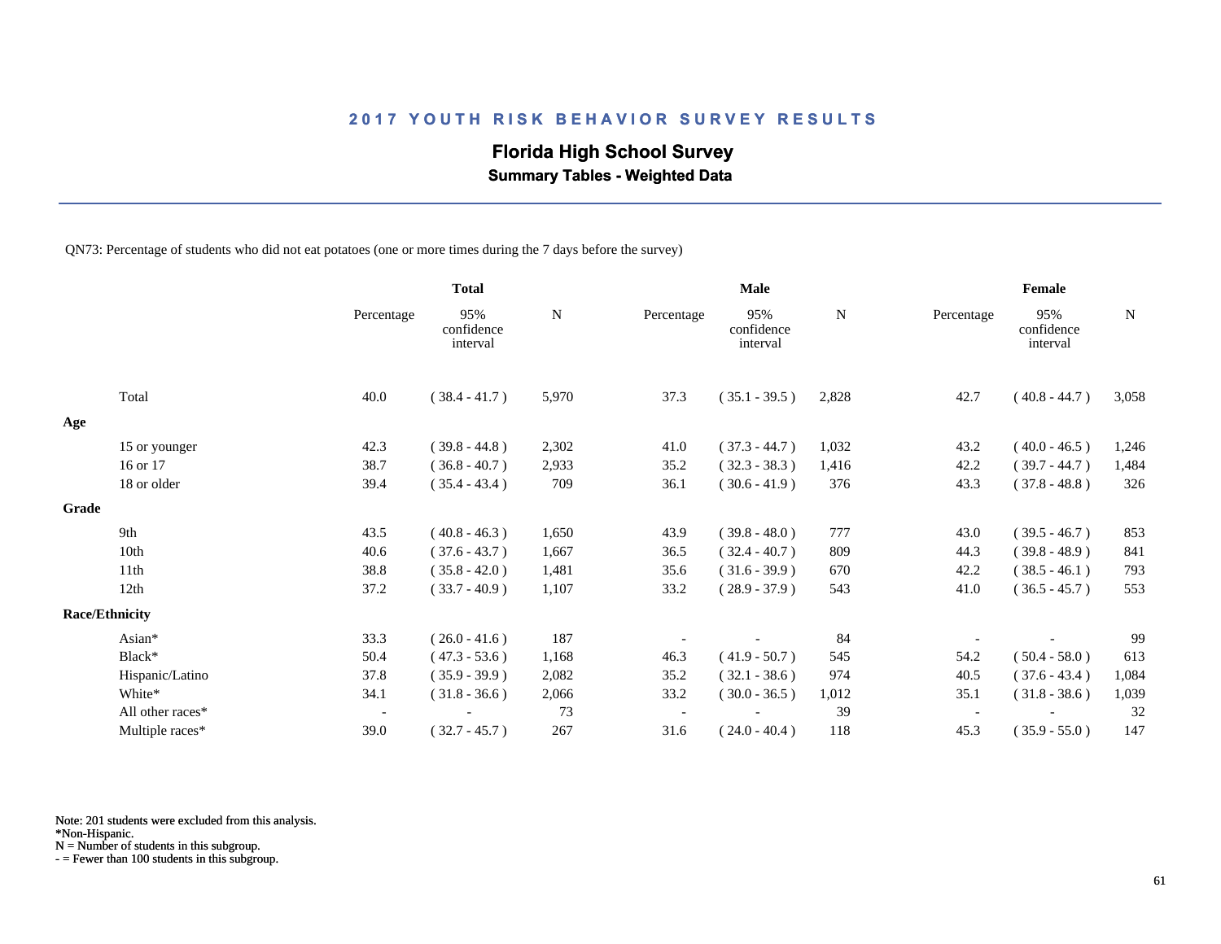## 2017 YOUTH RISK BEHAVIOR SURVEY RESULTS

### Florida High School Survey

**Summary Tables - Weighted Data**

QN73: Percentage of students who did not eat potatoes (one or more times during the 7 days before the survey)

| | Total | | | Male | | | Female | | |
|---|---|---|---|---|---|---|---|---|---|
| | Percentage | 95% confidence interval | N | Percentage | 95% confidence interval | N | Percentage | 95% confidence interval | N |
| Total | 40.0 | ( 38.4 - 41.7 ) | 5,970 | 37.3 | ( 35.1 - 39.5 ) | 2,828 | 42.7 | ( 40.8 - 44.7 ) | 3,058 |
| **Age** | | | | | | | | | |
| 15 or younger | 42.3 | ( 39.8 - 44.8 ) | 2,302 | 41.0 | ( 37.3 - 44.7 ) | 1,032 | 43.2 | ( 40.0 - 46.5 ) | 1,246 |
| 16 or 17 | 38.7 | ( 36.8 - 40.7 ) | 2,933 | 35.2 | ( 32.3 - 38.3 ) | 1,416 | 42.2 | ( 39.7 - 44.7 ) | 1,484 |
| 18 or older | 39.4 | ( 35.4 - 43.4 ) | 709 | 36.1 | ( 30.6 - 41.9 ) | 376 | 43.3 | ( 37.8 - 48.8 ) | 326 |
| **Grade** | | | | | | | | | |
| 9th | 43.5 | ( 40.8 - 46.3 ) | 1,650 | 43.9 | ( 39.8 - 48.0 ) | 777 | 43.0 | ( 39.5 - 46.7 ) | 853 |
| 10th | 40.6 | ( 37.6 - 43.7 ) | 1,667 | 36.5 | ( 32.4 - 40.7 ) | 809 | 44.3 | ( 39.8 - 48.9 ) | 841 |
| 11th | 38.8 | ( 35.8 - 42.0 ) | 1,481 | 35.6 | ( 31.6 - 39.9 ) | 670 | 42.2 | ( 38.5 - 46.1 ) | 793 |
| 12th | 37.2 | ( 33.7 - 40.9 ) | 1,107 | 33.2 | ( 28.9 - 37.9 ) | 543 | 41.0 | ( 36.5 - 45.7 ) | 553 |
| **Race/Ethnicity** | | | | | | | | | |
| Asian* | 33.3 | ( 26.0 - 41.6 ) | 187 | - | - | 84 | - | - | 99 |
| Black* | 50.4 | ( 47.3 - 53.6 ) | 1,168 | 46.3 | ( 41.9 - 50.7 ) | 545 | 54.2 | ( 50.4 - 58.0 ) | 613 |
| Hispanic/Latino | 37.8 | ( 35.9 - 39.9 ) | 2,082 | 35.2 | ( 32.1 - 38.6 ) | 974 | 40.5 | ( 37.6 - 43.4 ) | 1,084 |
| White* | 34.1 | ( 31.8 - 36.6 ) | 2,066 | 33.2 | ( 30.0 - 36.5 ) | 1,012 | 35.1 | ( 31.8 - 38.6 ) | 1,039 |
| All other races* | - | - | 73 | - | - | 39 | - | - | 32 |
| Multiple races* | 39.0 | ( 32.7 - 45.7 ) | 267 | 31.6 | ( 24.0 - 40.4 ) | 118 | 45.3 | ( 35.9 - 55.0 ) | 147 |

Note: 201 students were excluded from this analysis.
*Non-Hispanic.
N = Number of students in this subgroup.
- = Fewer than 100 students in this subgroup.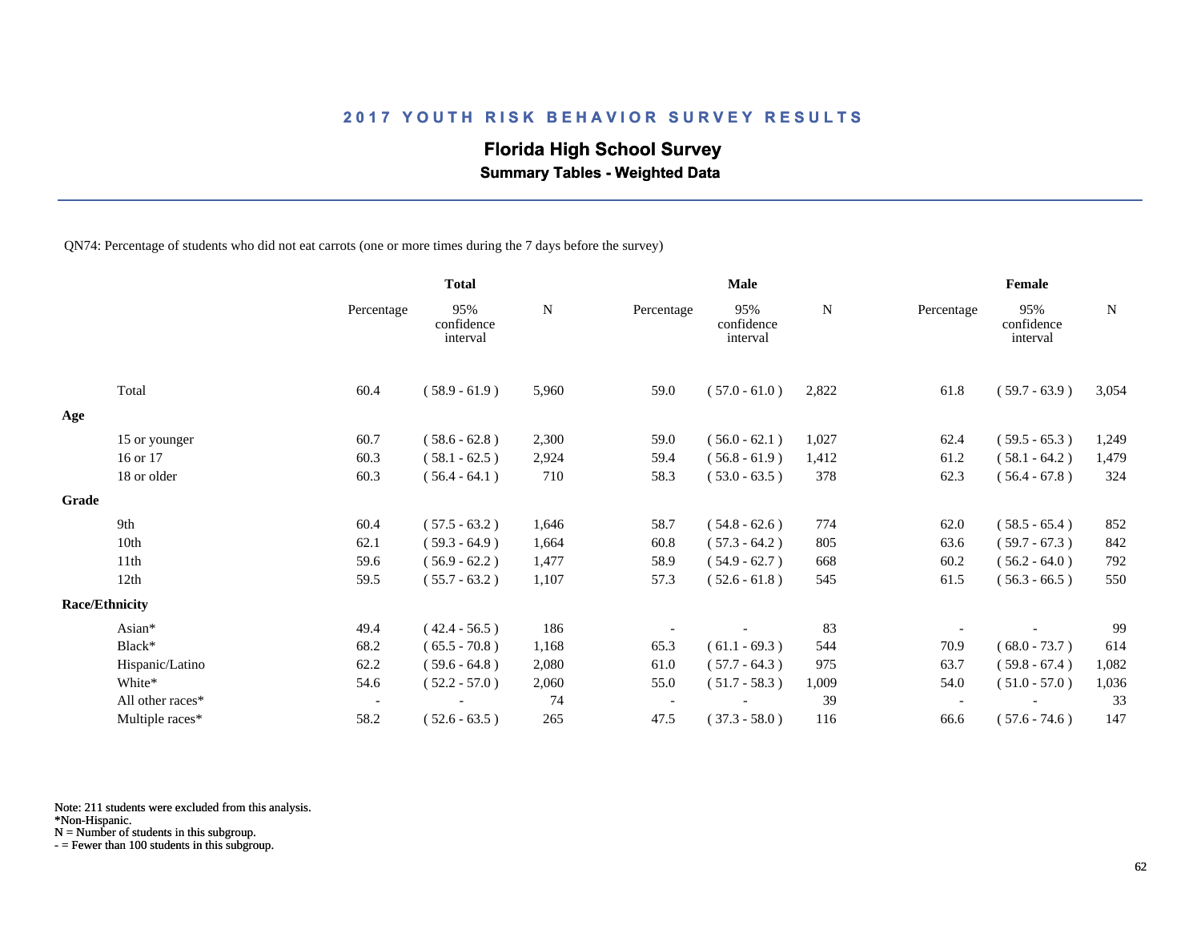## 2017 YOUTH RISK BEHAVIOR SURVEY RESULTS

### Florida High School Survey

#### Summary Tables - Weighted Data

QN74: Percentage of students who did not eat carrots (one or more times during the 7 days before the survey)

| | Total | | | Male | | | Female | | |
|---|---|---|---|---|---|---|---|---|---|
| | Percentage | 95% confidence interval | N | Percentage | 95% confidence interval | N | Percentage | 95% confidence interval | N |
| Total | 60.4 | ( 58.9 - 61.9 ) | 5,960 | 59.0 | ( 57.0 - 61.0 ) | 2,822 | 61.8 | ( 59.7 - 63.9 ) | 3,054 |
| **Age** | | | | | | | | | |
| 15 or younger | 60.7 | ( 58.6 - 62.8 ) | 2,300 | 59.0 | ( 56.0 - 62.1 ) | 1,027 | 62.4 | ( 59.5 - 65.3 ) | 1,249 |
| 16 or 17 | 60.3 | ( 58.1 - 62.5 ) | 2,924 | 59.4 | ( 56.8 - 61.9 ) | 1,412 | 61.2 | ( 58.1 - 64.2 ) | 1,479 |
| 18 or older | 60.3 | ( 56.4 - 64.1 ) | 710 | 58.3 | ( 53.0 - 63.5 ) | 378 | 62.3 | ( 56.4 - 67.8 ) | 324 |
| **Grade** | | | | | | | | | |
| 9th | 60.4 | ( 57.5 - 63.2 ) | 1,646 | 58.7 | ( 54.8 - 62.6 ) | 774 | 62.0 | ( 58.5 - 65.4 ) | 852 |
| 10th | 62.1 | ( 59.3 - 64.9 ) | 1,664 | 60.8 | ( 57.3 - 64.2 ) | 805 | 63.6 | ( 59.7 - 67.3 ) | 842 |
| 11th | 59.6 | ( 56.9 - 62.2 ) | 1,477 | 58.9 | ( 54.9 - 62.7 ) | 668 | 60.2 | ( 56.2 - 64.0 ) | 792 |
| 12th | 59.5 | ( 55.7 - 63.2 ) | 1,107 | 57.3 | ( 52.6 - 61.8 ) | 545 | 61.5 | ( 56.3 - 66.5 ) | 550 |
| **Race/Ethnicity** | | | | | | | | | |
| Asian* | 49.4 | ( 42.4 - 56.5 ) | 186 | - | - | 83 | - | - | 99 |
| Black* | 68.2 | ( 65.5 - 70.8 ) | 1,168 | 65.3 | ( 61.1 - 69.3 ) | 544 | 70.9 | ( 68.0 - 73.7 ) | 614 |
| Hispanic/Latino | 62.2 | ( 59.6 - 64.8 ) | 2,080 | 61.0 | ( 57.7 - 64.3 ) | 975 | 63.7 | ( 59.8 - 67.4 ) | 1,082 |
| White* | 54.6 | ( 52.2 - 57.0 ) | 2,060 | 55.0 | ( 51.7 - 58.3 ) | 1,009 | 54.0 | ( 51.0 - 57.0 ) | 1,036 |
| All other races* | - | - | 74 | - | - | 39 | - | - | 33 |
| Multiple races* | 58.2 | ( 52.6 - 63.5 ) | 265 | 47.5 | ( 37.3 - 58.0 ) | 116 | 66.6 | ( 57.6 - 74.6 ) | 147 |

Note: 211 students were excluded from this analysis.
*Non-Hispanic.
N = Number of students in this subgroup.
- = Fewer than 100 students in this subgroup.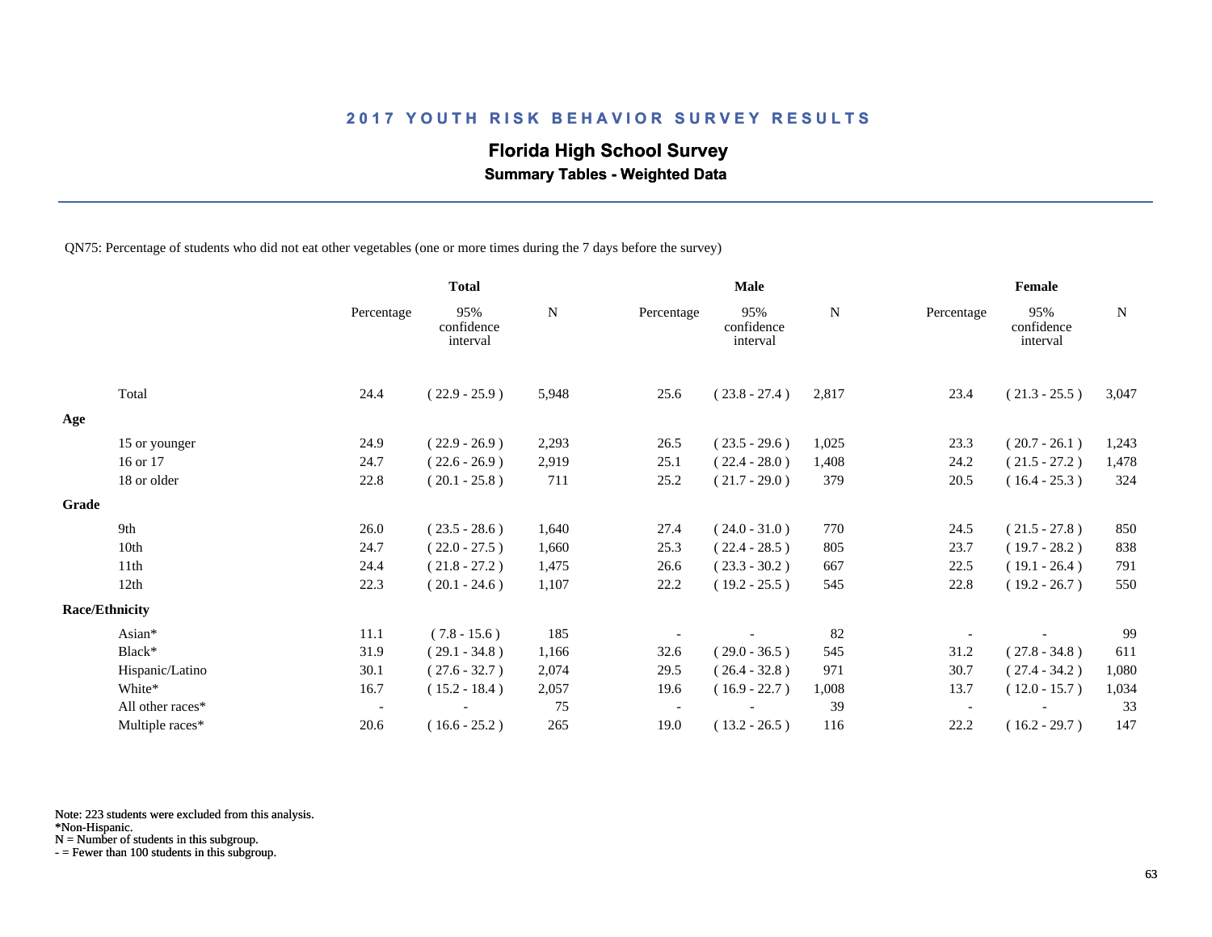## 2017 YOUTH RISK BEHAVIOR SURVEY RESULTS

### Florida High School Survey

**Summary Tables - Weighted Data**

QN75: Percentage of students who did not eat other vegetables (one or more times during the 7 days before the survey)

| | Total | | | Male | | | Female | | |
|---|---|---|---|---|---|---|---|---|---|
| | Percentage | 95% confidence interval | N | Percentage | 95% confidence interval | N | Percentage | 95% confidence interval | N |
| Total | 24.4 | ( 22.9 - 25.9 ) | 5,948 | 25.6 | ( 23.8 - 27.4 ) | 2,817 | 23.4 | ( 21.3 - 25.5 ) | 3,047 |
| **Age** | | | | | | | | | |
| 15 or younger | 24.9 | ( 22.9 - 26.9 ) | 2,293 | 26.5 | ( 23.5 - 29.6 ) | 1,025 | 23.3 | ( 20.7 - 26.1 ) | 1,243 |
| 16 or 17 | 24.7 | ( 22.6 - 26.9 ) | 2,919 | 25.1 | ( 22.4 - 28.0 ) | 1,408 | 24.2 | ( 21.5 - 27.2 ) | 1,478 |
| 18 or older | 22.8 | ( 20.1 - 25.8 ) | 711 | 25.2 | ( 21.7 - 29.0 ) | 379 | 20.5 | ( 16.4 - 25.3 ) | 324 |
| **Grade** | | | | | | | | | |
| 9th | 26.0 | ( 23.5 - 28.6 ) | 1,640 | 27.4 | ( 24.0 - 31.0 ) | 770 | 24.5 | ( 21.5 - 27.8 ) | 850 |
| 10th | 24.7 | ( 22.0 - 27.5 ) | 1,660 | 25.3 | ( 22.4 - 28.5 ) | 805 | 23.7 | ( 19.7 - 28.2 ) | 838 |
| 11th | 24.4 | ( 21.8 - 27.2 ) | 1,475 | 26.6 | ( 23.3 - 30.2 ) | 667 | 22.5 | ( 19.1 - 26.4 ) | 791 |
| 12th | 22.3 | ( 20.1 - 24.6 ) | 1,107 | 22.2 | ( 19.2 - 25.5 ) | 545 | 22.8 | ( 19.2 - 26.7 ) | 550 |
| **Race/Ethnicity** | | | | | | | | | |
| Asian* | 11.1 | ( 7.8 - 15.6 ) | 185 | - | - | 82 | - | - | 99 |
| Black* | 31.9 | ( 29.1 - 34.8 ) | 1,166 | 32.6 | ( 29.0 - 36.5 ) | 545 | 31.2 | ( 27.8 - 34.8 ) | 611 |
| Hispanic/Latino | 30.1 | ( 27.6 - 32.7 ) | 2,074 | 29.5 | ( 26.4 - 32.8 ) | 971 | 30.7 | ( 27.4 - 34.2 ) | 1,080 |
| White* | 16.7 | ( 15.2 - 18.4 ) | 2,057 | 19.6 | ( 16.9 - 22.7 ) | 1,008 | 13.7 | ( 12.0 - 15.7 ) | 1,034 |
| All other races* | - | - | 75 | - | - | 39 | - | - | 33 |
| Multiple races* | 20.6 | ( 16.6 - 25.2 ) | 265 | 19.0 | ( 13.2 - 26.5 ) | 116 | 22.2 | ( 16.2 - 29.7 ) | 147 |

Note: 223 students were excluded from this analysis.
*Non-Hispanic.
N = Number of students in this subgroup.
- = Fewer than 100 students in this subgroup.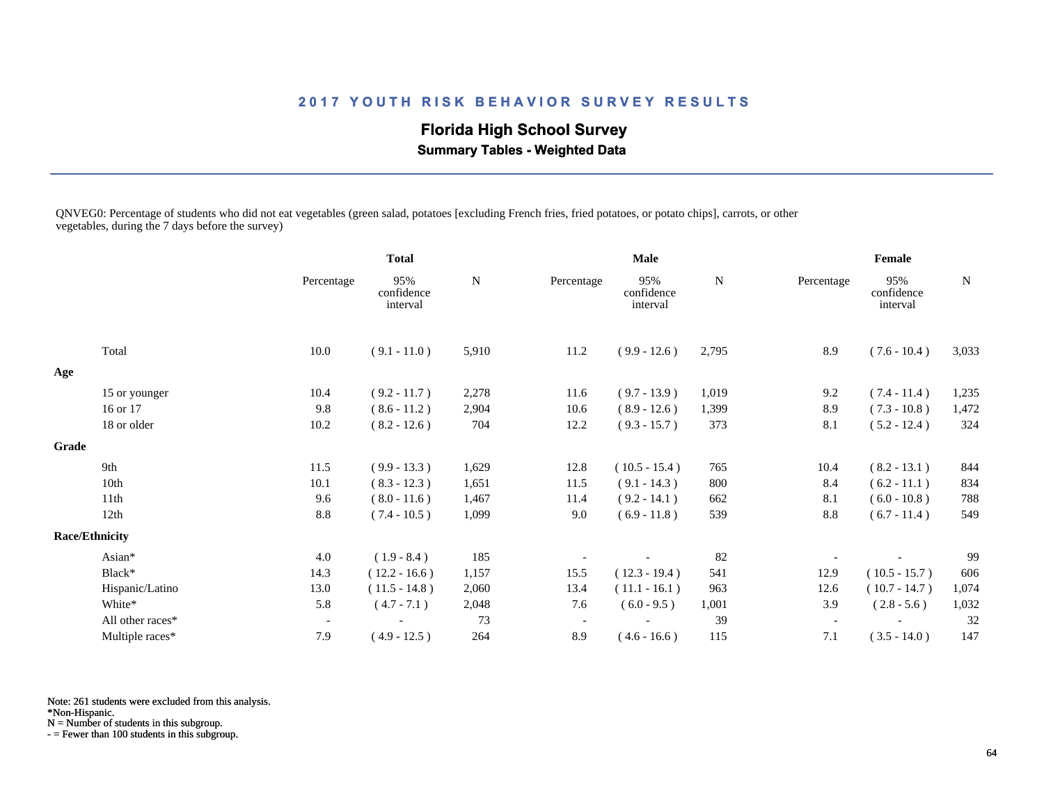## 2017 YOUTH RISK BEHAVIOR SURVEY RESULTS

### Florida High School Survey

**Summary Tables - Weighted Data**

QNVEG0: Percentage of students who did not eat vegetables (green salad, potatoes [excluding French fries, fried potatoes, or potato chips], carrots, or other vegetables, during the 7 days before the survey)

| | Total | | | Male | | | Female | | |
|---|---|---|---|---|---|---|---|---|---|
| | Percentage | 95% confidence interval | N | Percentage | 95% confidence interval | N | Percentage | 95% confidence interval | N |
| Total | 10.0 | ( 9.1 - 11.0 ) | 5,910 | 11.2 | ( 9.9 - 12.6 ) | 2,795 | 8.9 | ( 7.6 - 10.4 ) | 3,033 |
| **Age** | | | | | | | | | |
| 15 or younger | 10.4 | ( 9.2 - 11.7 ) | 2,278 | 11.6 | ( 9.7 - 13.9 ) | 1,019 | 9.2 | ( 7.4 - 11.4 ) | 1,235 |
| 16 or 17 | 9.8 | ( 8.6 - 11.2 ) | 2,904 | 10.6 | ( 8.9 - 12.6 ) | 1,399 | 8.9 | ( 7.3 - 10.8 ) | 1,472 |
| 18 or older | 10.2 | ( 8.2 - 12.6 ) | 704 | 12.2 | ( 9.3 - 15.7 ) | 373 | 8.1 | ( 5.2 - 12.4 ) | 324 |
| **Grade** | | | | | | | | | |
| 9th | 11.5 | ( 9.9 - 13.3 ) | 1,629 | 12.8 | ( 10.5 - 15.4 ) | 765 | 10.4 | ( 8.2 - 13.1 ) | 844 |
| 10th | 10.1 | ( 8.3 - 12.3 ) | 1,651 | 11.5 | ( 9.1 - 14.3 ) | 800 | 8.4 | ( 6.2 - 11.1 ) | 834 |
| 11th | 9.6 | ( 8.0 - 11.6 ) | 1,467 | 11.4 | ( 9.2 - 14.1 ) | 662 | 8.1 | ( 6.0 - 10.8 ) | 788 |
| 12th | 8.8 | ( 7.4 - 10.5 ) | 1,099 | 9.0 | ( 6.9 - 11.8 ) | 539 | 8.8 | ( 6.7 - 11.4 ) | 549 |
| **Race/Ethnicity** | | | | | | | | | |
| Asian* | 4.0 | ( 1.9 - 8.4 ) | 185 | - | - | 82 | - | - | 99 |
| Black* | 14.3 | ( 12.2 - 16.6 ) | 1,157 | 15.5 | ( 12.3 - 19.4 ) | 541 | 12.9 | ( 10.5 - 15.7 ) | 606 |
| Hispanic/Latino | 13.0 | ( 11.5 - 14.8 ) | 2,060 | 13.4 | ( 11.1 - 16.1 ) | 963 | 12.6 | ( 10.7 - 14.7 ) | 1,074 |
| White* | 5.8 | ( 4.7 - 7.1 ) | 2,048 | 7.6 | ( 6.0 - 9.5 ) | 1,001 | 3.9 | ( 2.8 - 5.6 ) | 1,032 |
| All other races* | - | - | 73 | - | - | 39 | - | - | 32 |
| Multiple races* | 7.9 | ( 4.9 - 12.5 ) | 264 | 8.9 | ( 4.6 - 16.6 ) | 115 | 7.1 | ( 3.5 - 14.0 ) | 147 |

Note: 261 students were excluded from this analysis.
*Non-Hispanic.
N = Number of students in this subgroup.
- = Fewer than 100 students in this subgroup.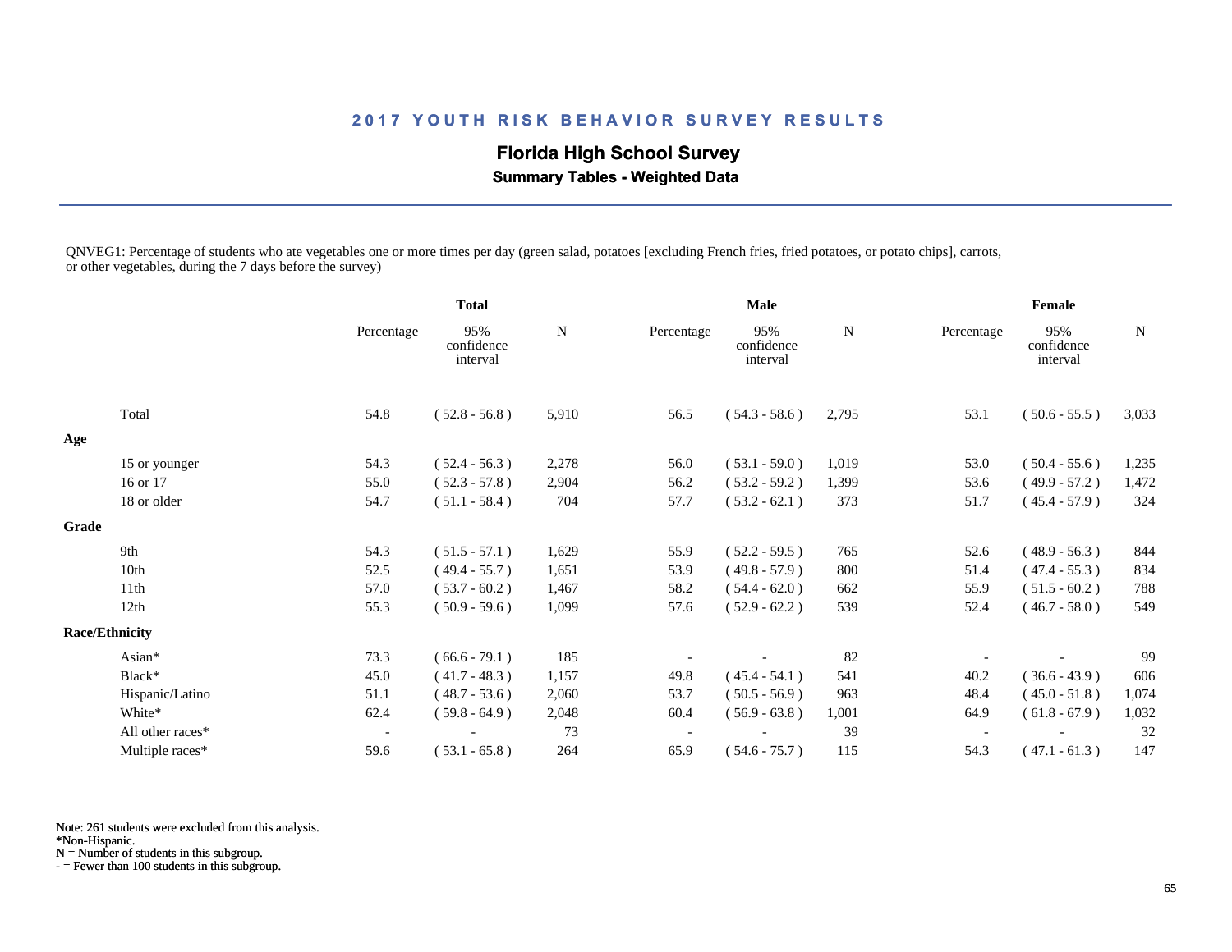## 2017 YOUTH RISK BEHAVIOR SURVEY RESULTS

### Florida High School Survey

**Summary Tables - Weighted Data**

QNVEG1: Percentage of students who ate vegetables one or more times per day (green salad, potatoes [excluding French fries, fried potatoes, or potato chips], carrots, or other vegetables, during the 7 days before the survey)

| | Total | | | Male | | | Female | | |
|---|---|---|---|---|---|---|---|---|---|
| | Percentage | 95% confidence interval | N | Percentage | 95% confidence interval | N | Percentage | 95% confidence interval | N |
| Total | 54.8 | ( 52.8 - 56.8 ) | 5,910 | 56.5 | ( 54.3 - 58.6 ) | 2,795 | 53.1 | ( 50.6 - 55.5 ) | 3,033 |
| **Age** | | | | | | | | | |
| 15 or younger | 54.3 | ( 52.4 - 56.3 ) | 2,278 | 56.0 | ( 53.1 - 59.0 ) | 1,019 | 53.0 | ( 50.4 - 55.6 ) | 1,235 |
| 16 or 17 | 55.0 | ( 52.3 - 57.8 ) | 2,904 | 56.2 | ( 53.2 - 59.2 ) | 1,399 | 53.6 | ( 49.9 - 57.2 ) | 1,472 |
| 18 or older | 54.7 | ( 51.1 - 58.4 ) | 704 | 57.7 | ( 53.2 - 62.1 ) | 373 | 51.7 | ( 45.4 - 57.9 ) | 324 |
| **Grade** | | | | | | | | | |
| 9th | 54.3 | ( 51.5 - 57.1 ) | 1,629 | 55.9 | ( 52.2 - 59.5 ) | 765 | 52.6 | ( 48.9 - 56.3 ) | 844 |
| 10th | 52.5 | ( 49.4 - 55.7 ) | 1,651 | 53.9 | ( 49.8 - 57.9 ) | 800 | 51.4 | ( 47.4 - 55.3 ) | 834 |
| 11th | 57.0 | ( 53.7 - 60.2 ) | 1,467 | 58.2 | ( 54.4 - 62.0 ) | 662 | 55.9 | ( 51.5 - 60.2 ) | 788 |
| 12th | 55.3 | ( 50.9 - 59.6 ) | 1,099 | 57.6 | ( 52.9 - 62.2 ) | 539 | 52.4 | ( 46.7 - 58.0 ) | 549 |
| **Race/Ethnicity** | | | | | | | | | |
| Asian* | 73.3 | ( 66.6 - 79.1 ) | 185 | - | - | 82 | - | - | 99 |
| Black* | 45.0 | ( 41.7 - 48.3 ) | 1,157 | 49.8 | ( 45.4 - 54.1 ) | 541 | 40.2 | ( 36.6 - 43.9 ) | 606 |
| Hispanic/Latino | 51.1 | ( 48.7 - 53.6 ) | 2,060 | 53.7 | ( 50.5 - 56.9 ) | 963 | 48.4 | ( 45.0 - 51.8 ) | 1,074 |
| White* | 62.4 | ( 59.8 - 64.9 ) | 2,048 | 60.4 | ( 56.9 - 63.8 ) | 1,001 | 64.9 | ( 61.8 - 67.9 ) | 1,032 |
| All other races* | - | - | 73 | - | - | 39 | - | - | 32 |
| Multiple races* | 59.6 | ( 53.1 - 65.8 ) | 264 | 65.9 | ( 54.6 - 75.7 ) | 115 | 54.3 | ( 47.1 - 61.3 ) | 147 |

Note: 261 students were excluded from this analysis.
*Non-Hispanic.
N = Number of students in this subgroup.
- = Fewer than 100 students in this subgroup.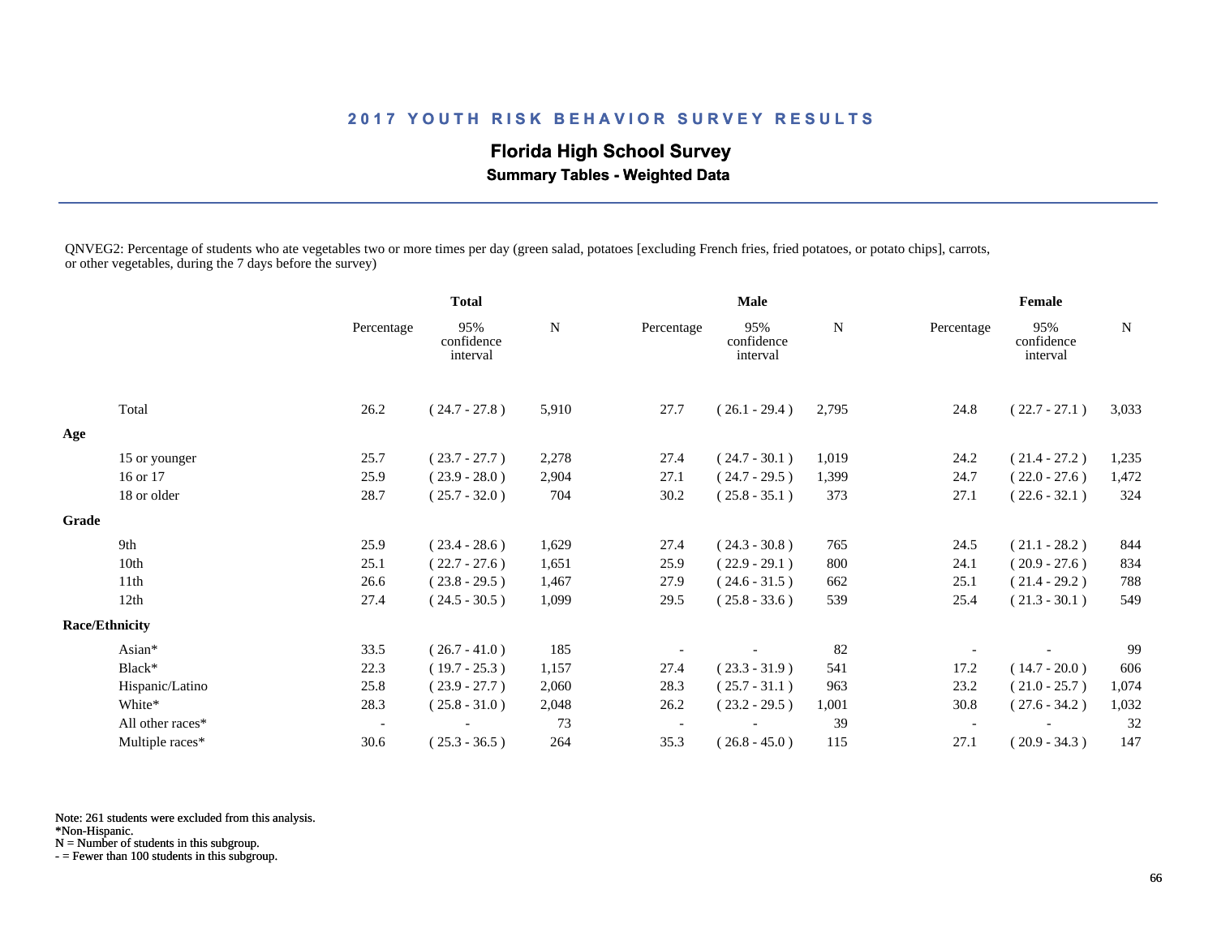## 2017 YOUTH RISK BEHAVIOR SURVEY RESULTS

### Florida High School Survey

**Summary Tables - Weighted Data**

QNVEG2: Percentage of students who ate vegetables two or more times per day (green salad, potatoes [excluding French fries, fried potatoes, or potato chips], carrots, or other vegetables, during the 7 days before the survey)

| | Total | | | Male | | | Female | | |
|---|---|---|---|---|---|---|---|---|---|
| | Percentage | 95% confidence interval | N | Percentage | 95% confidence interval | N | Percentage | 95% confidence interval | N |
| Total | 26.2 | ( 24.7 - 27.8 ) | 5,910 | 27.7 | ( 26.1 - 29.4 ) | 2,795 | 24.8 | ( 22.7 - 27.1 ) | 3,033 |
| **Age** | | | | | | | | | |
| 15 or younger | 25.7 | ( 23.7 - 27.7 ) | 2,278 | 27.4 | ( 24.7 - 30.1 ) | 1,019 | 24.2 | ( 21.4 - 27.2 ) | 1,235 |
| 16 or 17 | 25.9 | ( 23.9 - 28.0 ) | 2,904 | 27.1 | ( 24.7 - 29.5 ) | 1,399 | 24.7 | ( 22.0 - 27.6 ) | 1,472 |
| 18 or older | 28.7 | ( 25.7 - 32.0 ) | 704 | 30.2 | ( 25.8 - 35.1 ) | 373 | 27.1 | ( 22.6 - 32.1 ) | 324 |
| **Grade** | | | | | | | | | |
| 9th | 25.9 | ( 23.4 - 28.6 ) | 1,629 | 27.4 | ( 24.3 - 30.8 ) | 765 | 24.5 | ( 21.1 - 28.2 ) | 844 |
| 10th | 25.1 | ( 22.7 - 27.6 ) | 1,651 | 25.9 | ( 22.9 - 29.1 ) | 800 | 24.1 | ( 20.9 - 27.6 ) | 834 |
| 11th | 26.6 | ( 23.8 - 29.5 ) | 1,467 | 27.9 | ( 24.6 - 31.5 ) | 662 | 25.1 | ( 21.4 - 29.2 ) | 788 |
| 12th | 27.4 | ( 24.5 - 30.5 ) | 1,099 | 29.5 | ( 25.8 - 33.6 ) | 539 | 25.4 | ( 21.3 - 30.1 ) | 549 |
| **Race/Ethnicity** | | | | | | | | | |
| Asian* | 33.5 | ( 26.7 - 41.0 ) | 185 | - | - | 82 | - | - | 99 |
| Black* | 22.3 | ( 19.7 - 25.3 ) | 1,157 | 27.4 | ( 23.3 - 31.9 ) | 541 | 17.2 | ( 14.7 - 20.0 ) | 606 |
| Hispanic/Latino | 25.8 | ( 23.9 - 27.7 ) | 2,060 | 28.3 | ( 25.7 - 31.1 ) | 963 | 23.2 | ( 21.0 - 25.7 ) | 1,074 |
| White* | 28.3 | ( 25.8 - 31.0 ) | 2,048 | 26.2 | ( 23.2 - 29.5 ) | 1,001 | 30.8 | ( 27.6 - 34.2 ) | 1,032 |
| All other races* | - | - | 73 | - | - | 39 | - | - | 32 |
| Multiple races* | 30.6 | ( 25.3 - 36.5 ) | 264 | 35.3 | ( 26.8 - 45.0 ) | 115 | 27.1 | ( 20.9 - 34.3 ) | 147 |

Note: 261 students were excluded from this analysis.
*Non-Hispanic.
N = Number of students in this subgroup.
- = Fewer than 100 students in this subgroup.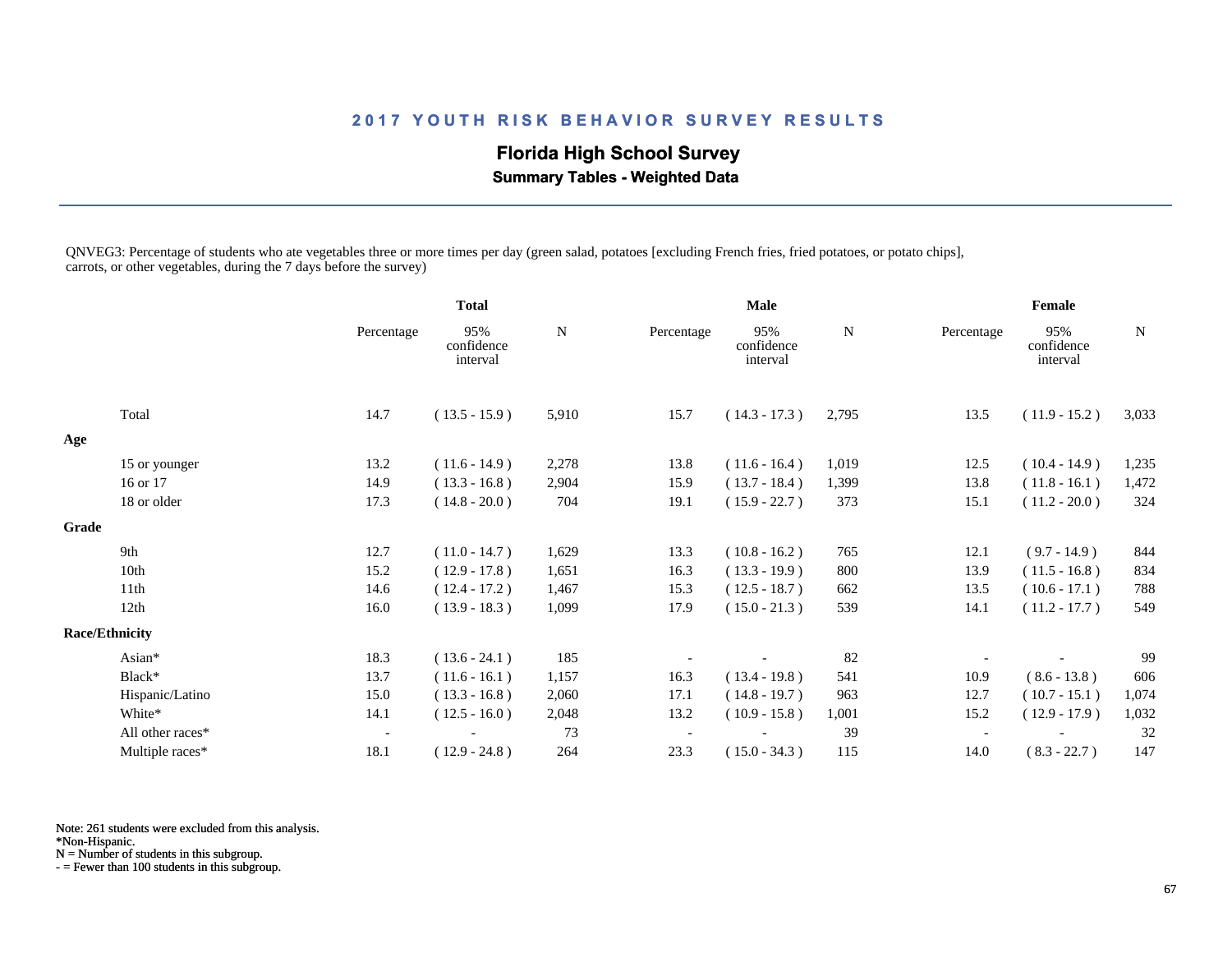## 2017 YOUTH RISK BEHAVIOR SURVEY RESULTS

### Florida High School Survey

**Summary Tables - Weighted Data**

QNVEG3: Percentage of students who ate vegetables three or more times per day (green salad, potatoes [excluding French fries, fried potatoes, or potato chips], carrots, or other vegetables, during the 7 days before the survey)

| | Total | | | Male | | | Female | | |
|---|---|---|---|---|---|---|---|---|---|
| | Percentage | 95% confidence interval | N | Percentage | 95% confidence interval | N | Percentage | 95% confidence interval | N |
| Total | 14.7 | ( 13.5 - 15.9 ) | 5,910 | 15.7 | ( 14.3 - 17.3 ) | 2,795 | 13.5 | ( 11.9 - 15.2 ) | 3,033 |
| **Age** | | | | | | | | | |
| 15 or younger | 13.2 | ( 11.6 - 14.9 ) | 2,278 | 13.8 | ( 11.6 - 16.4 ) | 1,019 | 12.5 | ( 10.4 - 14.9 ) | 1,235 |
| 16 or 17 | 14.9 | ( 13.3 - 16.8 ) | 2,904 | 15.9 | ( 13.7 - 18.4 ) | 1,399 | 13.8 | ( 11.8 - 16.1 ) | 1,472 |
| 18 or older | 17.3 | ( 14.8 - 20.0 ) | 704 | 19.1 | ( 15.9 - 22.7 ) | 373 | 15.1 | ( 11.2 - 20.0 ) | 324 |
| **Grade** | | | | | | | | | |
| 9th | 12.7 | ( 11.0 - 14.7 ) | 1,629 | 13.3 | ( 10.8 - 16.2 ) | 765 | 12.1 | ( 9.7 - 14.9 ) | 844 |
| 10th | 15.2 | ( 12.9 - 17.8 ) | 1,651 | 16.3 | ( 13.3 - 19.9 ) | 800 | 13.9 | ( 11.5 - 16.8 ) | 834 |
| 11th | 14.6 | ( 12.4 - 17.2 ) | 1,467 | 15.3 | ( 12.5 - 18.7 ) | 662 | 13.5 | ( 10.6 - 17.1 ) | 788 |
| 12th | 16.0 | ( 13.9 - 18.3 ) | 1,099 | 17.9 | ( 15.0 - 21.3 ) | 539 | 14.1 | ( 11.2 - 17.7 ) | 549 |
| **Race/Ethnicity** | | | | | | | | | |
| Asian* | 18.3 | ( 13.6 - 24.1 ) | 185 | - | - | 82 | - | - | 99 |
| Black* | 13.7 | ( 11.6 - 16.1 ) | 1,157 | 16.3 | ( 13.4 - 19.8 ) | 541 | 10.9 | ( 8.6 - 13.8 ) | 606 |
| Hispanic/Latino | 15.0 | ( 13.3 - 16.8 ) | 2,060 | 17.1 | ( 14.8 - 19.7 ) | 963 | 12.7 | ( 10.7 - 15.1 ) | 1,074 |
| White* | 14.1 | ( 12.5 - 16.0 ) | 2,048 | 13.2 | ( 10.9 - 15.8 ) | 1,001 | 15.2 | ( 12.9 - 17.9 ) | 1,032 |
| All other races* | - | - | 73 | - | - | 39 | - | - | 32 |
| Multiple races* | 18.1 | ( 12.9 - 24.8 ) | 264 | 23.3 | ( 15.0 - 34.3 ) | 115 | 14.0 | ( 8.3 - 22.7 ) | 147 |

Note: 261 students were excluded from this analysis.
*Non-Hispanic.
N = Number of students in this subgroup.
- = Fewer than 100 students in this subgroup.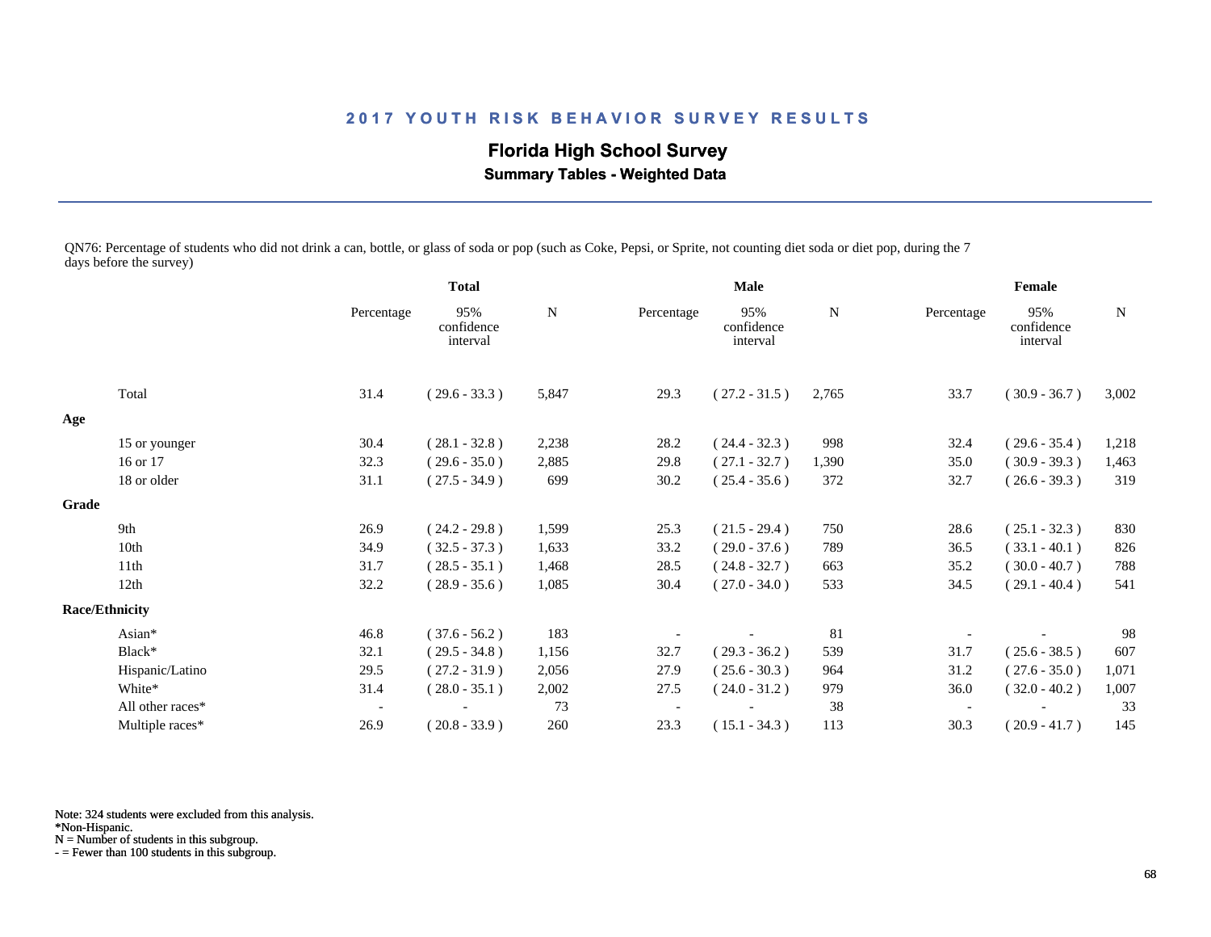# 2017 YOUTH RISK BEHAVIOR SURVEY RESULTS

## Florida High School Survey

### Summary Tables - Weighted Data

QN76: Percentage of students who did not drink a can, bottle, or glass of soda or pop (such as Coke, Pepsi, or Sprite, not counting diet soda or diet pop, during the 7 days before the survey)

| | Total | | | Male | | | Female | | |
|---|---|---|---|---|---|---|---|---|---|
| | Percentage | 95% confidence interval | N | Percentage | 95% confidence interval | N | Percentage | 95% confidence interval | N |
| Total | 31.4 | ( 29.6 - 33.3 ) | 5,847 | 29.3 | ( 27.2 - 31.5 ) | 2,765 | 33.7 | ( 30.9 - 36.7 ) | 3,002 |
| **Age** | | | | | | | | | |
| 15 or younger | 30.4 | ( 28.1 - 32.8 ) | 2,238 | 28.2 | ( 24.4 - 32.3 ) | 998 | 32.4 | ( 29.6 - 35.4 ) | 1,218 |
| 16 or 17 | 32.3 | ( 29.6 - 35.0 ) | 2,885 | 29.8 | ( 27.1 - 32.7 ) | 1,390 | 35.0 | ( 30.9 - 39.3 ) | 1,463 |
| 18 or older | 31.1 | ( 27.5 - 34.9 ) | 699 | 30.2 | ( 25.4 - 35.6 ) | 372 | 32.7 | ( 26.6 - 39.3 ) | 319 |
| **Grade** | | | | | | | | | |
| 9th | 26.9 | ( 24.2 - 29.8 ) | 1,599 | 25.3 | ( 21.5 - 29.4 ) | 750 | 28.6 | ( 25.1 - 32.3 ) | 830 |
| 10th | 34.9 | ( 32.5 - 37.3 ) | 1,633 | 33.2 | ( 29.0 - 37.6 ) | 789 | 36.5 | ( 33.1 - 40.1 ) | 826 |
| 11th | 31.7 | ( 28.5 - 35.1 ) | 1,468 | 28.5 | ( 24.8 - 32.7 ) | 663 | 35.2 | ( 30.0 - 40.7 ) | 788 |
| 12th | 32.2 | ( 28.9 - 35.6 ) | 1,085 | 30.4 | ( 27.0 - 34.0 ) | 533 | 34.5 | ( 29.1 - 40.4 ) | 541 |
| **Race/Ethnicity** | | | | | | | | | |
| Asian* | 46.8 | ( 37.6 - 56.2 ) | 183 | - | - | 81 | - | - | 98 |
| Black* | 32.1 | ( 29.5 - 34.8 ) | 1,156 | 32.7 | ( 29.3 - 36.2 ) | 539 | 31.7 | ( 25.6 - 38.5 ) | 607 |
| Hispanic/Latino | 29.5 | ( 27.2 - 31.9 ) | 2,056 | 27.9 | ( 25.6 - 30.3 ) | 964 | 31.2 | ( 27.6 - 35.0 ) | 1,071 |
| White* | 31.4 | ( 28.0 - 35.1 ) | 2,002 | 27.5 | ( 24.0 - 31.2 ) | 979 | 36.0 | ( 32.0 - 40.2 ) | 1,007 |
| All other races* | - | - | 73 | - | - | 38 | - | - | 33 |
| Multiple races* | 26.9 | ( 20.8 - 33.9 ) | 260 | 23.3 | ( 15.1 - 34.3 ) | 113 | 30.3 | ( 20.9 - 41.7 ) | 145 |

Note: 324 students were excluded from this analysis.
*Non-Hispanic.
N = Number of students in this subgroup.
- = Fewer than 100 students in this subgroup.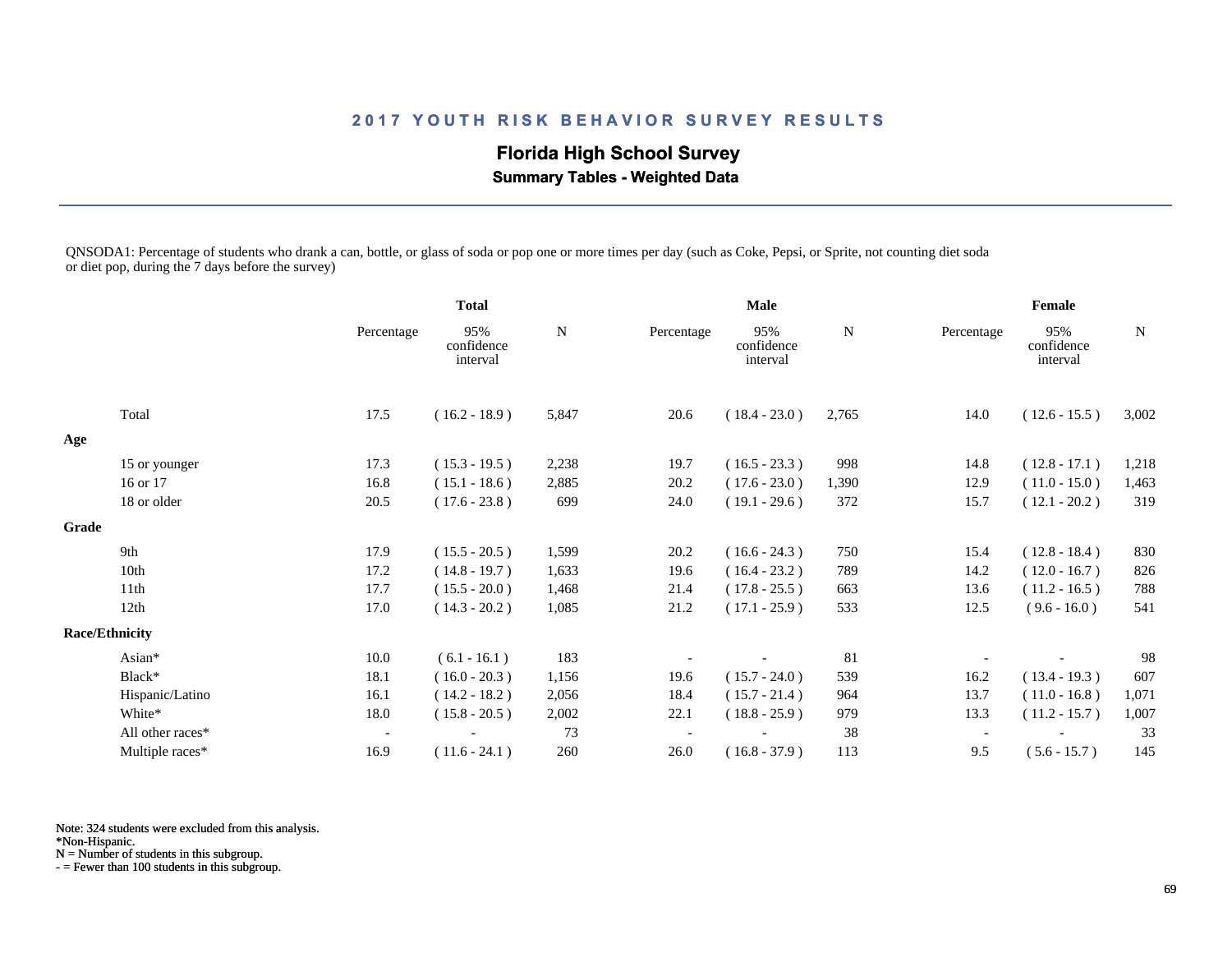## 2017 YOUTH RISK BEHAVIOR SURVEY RESULTS

### Florida High School Survey

**Summary Tables - Weighted Data**

QNSODA1: Percentage of students who drank a can, bottle, or glass of soda or pop one or more times per day (such as Coke, Pepsi, or Sprite, not counting diet soda or diet pop, during the 7 days before the survey)

| | Total | | | Male | | | Female | | |
|---|---|---|---|---|---|---|---|---|---|
| | Percentage | 95% confidence interval | N | Percentage | 95% confidence interval | N | Percentage | 95% confidence interval | N |
| Total | 17.5 | ( 16.2 - 18.9 ) | 5,847 | 20.6 | ( 18.4 - 23.0 ) | 2,765 | 14.0 | ( 12.6 - 15.5 ) | 3,002 |
| **Age** | | | | | | | | | |
| 15 or younger | 17.3 | ( 15.3 - 19.5 ) | 2,238 | 19.7 | ( 16.5 - 23.3 ) | 998 | 14.8 | ( 12.8 - 17.1 ) | 1,218 |
| 16 or 17 | 16.8 | ( 15.1 - 18.6 ) | 2,885 | 20.2 | ( 17.6 - 23.0 ) | 1,390 | 12.9 | ( 11.0 - 15.0 ) | 1,463 |
| 18 or older | 20.5 | ( 17.6 - 23.8 ) | 699 | 24.0 | ( 19.1 - 29.6 ) | 372 | 15.7 | ( 12.1 - 20.2 ) | 319 |
| **Grade** | | | | | | | | | |
| 9th | 17.9 | ( 15.5 - 20.5 ) | 1,599 | 20.2 | ( 16.6 - 24.3 ) | 750 | 15.4 | ( 12.8 - 18.4 ) | 830 |
| 10th | 17.2 | ( 14.8 - 19.7 ) | 1,633 | 19.6 | ( 16.4 - 23.2 ) | 789 | 14.2 | ( 12.0 - 16.7 ) | 826 |
| 11th | 17.7 | ( 15.5 - 20.0 ) | 1,468 | 21.4 | ( 17.8 - 25.5 ) | 663 | 13.6 | ( 11.2 - 16.5 ) | 788 |
| 12th | 17.0 | ( 14.3 - 20.2 ) | 1,085 | 21.2 | ( 17.1 - 25.9 ) | 533 | 12.5 | ( 9.6 - 16.0 ) | 541 |
| **Race/Ethnicity** | | | | | | | | | |
| Asian* | 10.0 | ( 6.1 - 16.1 ) | 183 | - | - | 81 | - | - | 98 |
| Black* | 18.1 | ( 16.0 - 20.3 ) | 1,156 | 19.6 | ( 15.7 - 24.0 ) | 539 | 16.2 | ( 13.4 - 19.3 ) | 607 |
| Hispanic/Latino | 16.1 | ( 14.2 - 18.2 ) | 2,056 | 18.4 | ( 15.7 - 21.4 ) | 964 | 13.7 | ( 11.0 - 16.8 ) | 1,071 |
| White* | 18.0 | ( 15.8 - 20.5 ) | 2,002 | 22.1 | ( 18.8 - 25.9 ) | 979 | 13.3 | ( 11.2 - 15.7 ) | 1,007 |
| All other races* | - | - | 73 | - | - | 38 | - | - | 33 |
| Multiple races* | 16.9 | ( 11.6 - 24.1 ) | 260 | 26.0 | ( 16.8 - 37.9 ) | 113 | 9.5 | ( 5.6 - 15.7 ) | 145 |

Note: 324 students were excluded from this analysis.
*Non-Hispanic.
N = Number of students in this subgroup.
- = Fewer than 100 students in this subgroup.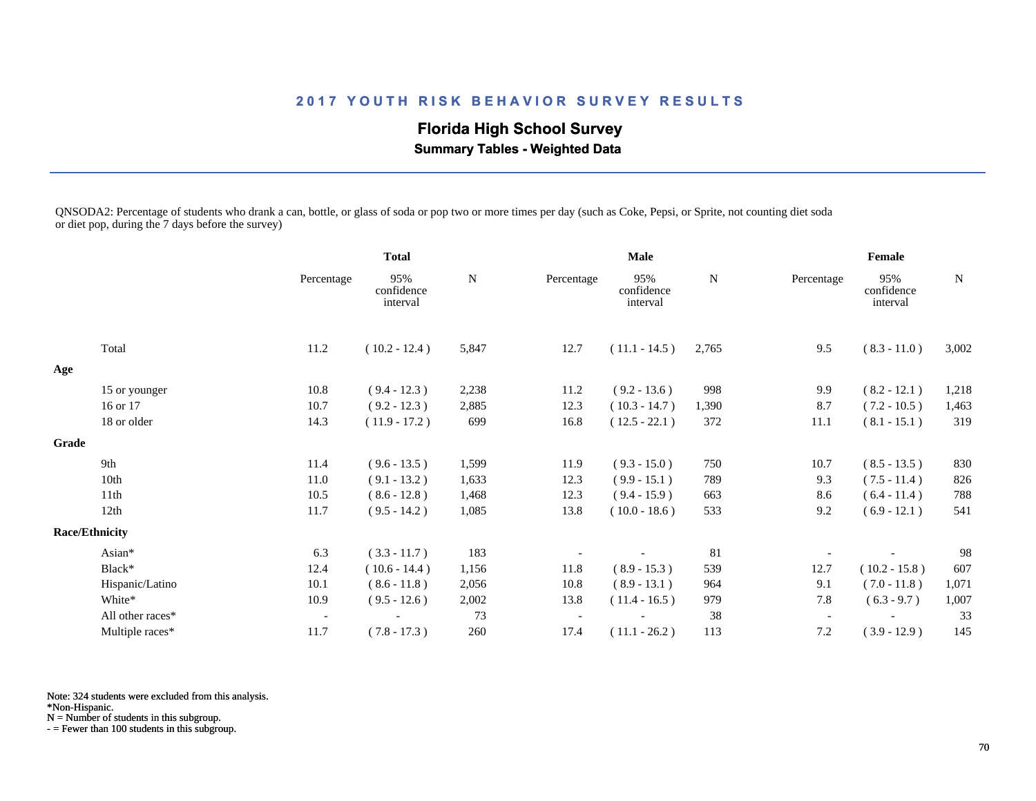## 2017 YOUTH RISK BEHAVIOR SURVEY RESULTS

### Florida High School Survey

**Summary Tables - Weighted Data**

QNSODA2: Percentage of students who drank a can, bottle, or glass of soda or pop two or more times per day (such as Coke, Pepsi, or Sprite, not counting diet soda or diet pop, during the 7 days before the survey)

| | Total | | | Male | | | Female | | |
|---|---|---|---|---|---|---|---|---|---|
| | Percentage | 95% confidence interval | N | Percentage | 95% confidence interval | N | Percentage | 95% confidence interval | N |
| Total | 11.2 | ( 10.2 - 12.4 ) | 5,847 | 12.7 | ( 11.1 - 14.5 ) | 2,765 | 9.5 | ( 8.3 - 11.0 ) | 3,002 |
| **Age** | | | | | | | | | |
| 15 or younger | 10.8 | ( 9.4 - 12.3 ) | 2,238 | 11.2 | ( 9.2 - 13.6 ) | 998 | 9.9 | ( 8.2 - 12.1 ) | 1,218 |
| 16 or 17 | 10.7 | ( 9.2 - 12.3 ) | 2,885 | 12.3 | ( 10.3 - 14.7 ) | 1,390 | 8.7 | ( 7.2 - 10.5 ) | 1,463 |
| 18 or older | 14.3 | ( 11.9 - 17.2 ) | 699 | 16.8 | ( 12.5 - 22.1 ) | 372 | 11.1 | ( 8.1 - 15.1 ) | 319 |
| **Grade** | | | | | | | | | |
| 9th | 11.4 | ( 9.6 - 13.5 ) | 1,599 | 11.9 | ( 9.3 - 15.0 ) | 750 | 10.7 | ( 8.5 - 13.5 ) | 830 |
| 10th | 11.0 | ( 9.1 - 13.2 ) | 1,633 | 12.3 | ( 9.9 - 15.1 ) | 789 | 9.3 | ( 7.5 - 11.4 ) | 826 |
| 11th | 10.5 | ( 8.6 - 12.8 ) | 1,468 | 12.3 | ( 9.4 - 15.9 ) | 663 | 8.6 | ( 6.4 - 11.4 ) | 788 |
| 12th | 11.7 | ( 9.5 - 14.2 ) | 1,085 | 13.8 | ( 10.0 - 18.6 ) | 533 | 9.2 | ( 6.9 - 12.1 ) | 541 |
| **Race/Ethnicity** | | | | | | | | | |
| Asian* | 6.3 | ( 3.3 - 11.7 ) | 183 | - | - | 81 | - | - | 98 |
| Black* | 12.4 | ( 10.6 - 14.4 ) | 1,156 | 11.8 | ( 8.9 - 15.3 ) | 539 | 12.7 | ( 10.2 - 15.8 ) | 607 |
| Hispanic/Latino | 10.1 | ( 8.6 - 11.8 ) | 2,056 | 10.8 | ( 8.9 - 13.1 ) | 964 | 9.1 | ( 7.0 - 11.8 ) | 1,071 |
| White* | 10.9 | ( 9.5 - 12.6 ) | 2,002 | 13.8 | ( 11.4 - 16.5 ) | 979 | 7.8 | ( 6.3 - 9.7 ) | 1,007 |
| All other races* | - | - | 73 | - | - | 38 | - | - | 33 |
| Multiple races* | 11.7 | ( 7.8 - 17.3 ) | 260 | 17.4 | ( 11.1 - 26.2 ) | 113 | 7.2 | ( 3.9 - 12.9 ) | 145 |

Note: 324 students were excluded from this analysis.
*Non-Hispanic.
N = Number of students in this subgroup.
- = Fewer than 100 students in this subgroup.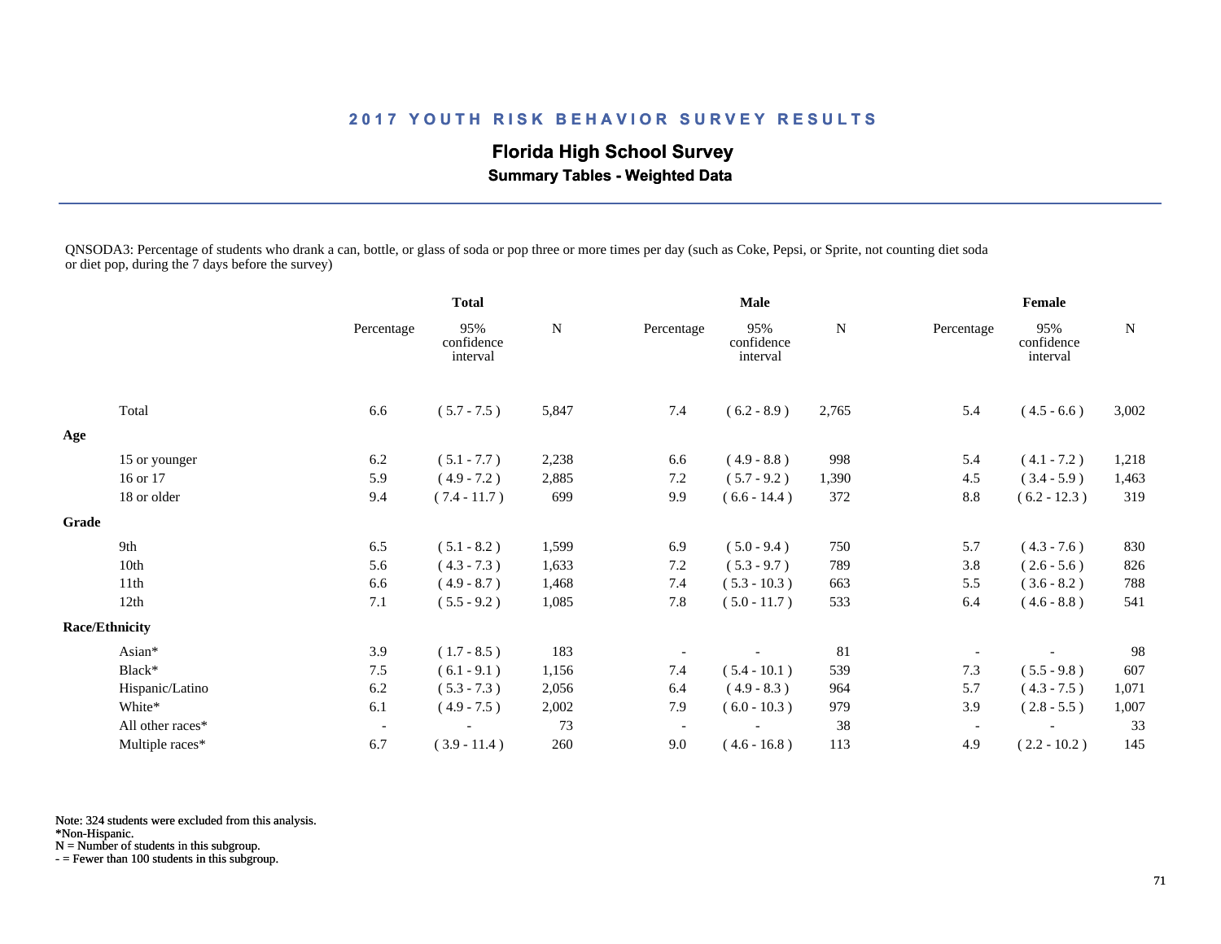## 2017 YOUTH RISK BEHAVIOR SURVEY RESULTS

### Florida High School Survey

**Summary Tables - Weighted Data**

QNSODA3: Percentage of students who drank a can, bottle, or glass of soda or pop three or more times per day (such as Coke, Pepsi, or Sprite, not counting diet soda or diet pop, during the 7 days before the survey)

| | Total | | | Male | | | Female | | |
|---|---|---|---|---|---|---|---|---|---|
| | Percentage | 95% confidence interval | N | Percentage | 95% confidence interval | N | Percentage | 95% confidence interval | N |
| Total | 6.6 | ( 5.7 - 7.5 ) | 5,847 | 7.4 | ( 6.2 - 8.9 ) | 2,765 | 5.4 | ( 4.5 - 6.6 ) | 3,002 |
| **Age** | | | | | | | | | |
| 15 or younger | 6.2 | ( 5.1 - 7.7 ) | 2,238 | 6.6 | ( 4.9 - 8.8 ) | 998 | 5.4 | ( 4.1 - 7.2 ) | 1,218 |
| 16 or 17 | 5.9 | ( 4.9 - 7.2 ) | 2,885 | 7.2 | ( 5.7 - 9.2 ) | 1,390 | 4.5 | ( 3.4 - 5.9 ) | 1,463 |
| 18 or older | 9.4 | ( 7.4 - 11.7 ) | 699 | 9.9 | ( 6.6 - 14.4 ) | 372 | 8.8 | ( 6.2 - 12.3 ) | 319 |
| **Grade** | | | | | | | | | |
| 9th | 6.5 | ( 5.1 - 8.2 ) | 1,599 | 6.9 | ( 5.0 - 9.4 ) | 750 | 5.7 | ( 4.3 - 7.6 ) | 830 |
| 10th | 5.6 | ( 4.3 - 7.3 ) | 1,633 | 7.2 | ( 5.3 - 9.7 ) | 789 | 3.8 | ( 2.6 - 5.6 ) | 826 |
| 11th | 6.6 | ( 4.9 - 8.7 ) | 1,468 | 7.4 | ( 5.3 - 10.3 ) | 663 | 5.5 | ( 3.6 - 8.2 ) | 788 |
| 12th | 7.1 | ( 5.5 - 9.2 ) | 1,085 | 7.8 | ( 5.0 - 11.7 ) | 533 | 6.4 | ( 4.6 - 8.8 ) | 541 |
| **Race/Ethnicity** | | | | | | | | | |
| Asian* | 3.9 | ( 1.7 - 8.5 ) | 183 | - | - | 81 | - | - | 98 |
| Black* | 7.5 | ( 6.1 - 9.1 ) | 1,156 | 7.4 | ( 5.4 - 10.1 ) | 539 | 7.3 | ( 5.5 - 9.8 ) | 607 |
| Hispanic/Latino | 6.2 | ( 5.3 - 7.3 ) | 2,056 | 6.4 | ( 4.9 - 8.3 ) | 964 | 5.7 | ( 4.3 - 7.5 ) | 1,071 |
| White* | 6.1 | ( 4.9 - 7.5 ) | 2,002 | 7.9 | ( 6.0 - 10.3 ) | 979 | 3.9 | ( 2.8 - 5.5 ) | 1,007 |
| All other races* | - | - | 73 | - | - | 38 | - | - | 33 |
| Multiple races* | 6.7 | ( 3.9 - 11.4 ) | 260 | 9.0 | ( 4.6 - 16.8 ) | 113 | 4.9 | ( 2.2 - 10.2 ) | 145 |

Note: 324 students were excluded from this analysis.
*Non-Hispanic.
N = Number of students in this subgroup.
- = Fewer than 100 students in this subgroup.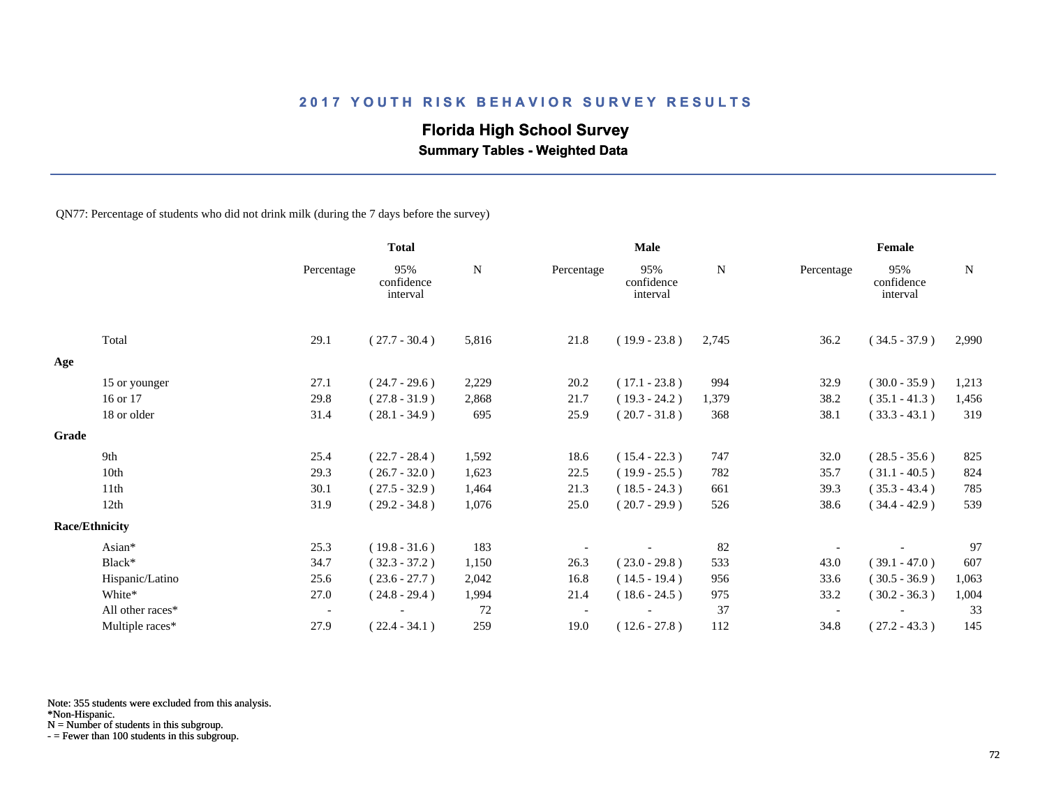# 2017 YOUTH RISK BEHAVIOR SURVEY RESULTS

## Florida High School Survey

### Summary Tables - Weighted Data

QN77: Percentage of students who did not drink milk (during the 7 days before the survey)

| | Total | | | Male | | | Female | | |
|---|---|---|---|---|---|---|---|---|---|
| | Percentage | 95% confidence interval | N | Percentage | 95% confidence interval | N | Percentage | 95% confidence interval | N |
| Total | 29.1 | ( 27.7 - 30.4 ) | 5,816 | 21.8 | ( 19.9 - 23.8 ) | 2,745 | 36.2 | ( 34.5 - 37.9 ) | 2,990 |
| **Age** | | | | | | | | | |
| 15 or younger | 27.1 | ( 24.7 - 29.6 ) | 2,229 | 20.2 | ( 17.1 - 23.8 ) | 994 | 32.9 | ( 30.0 - 35.9 ) | 1,213 |
| 16 or 17 | 29.8 | ( 27.8 - 31.9 ) | 2,868 | 21.7 | ( 19.3 - 24.2 ) | 1,379 | 38.2 | ( 35.1 - 41.3 ) | 1,456 |
| 18 or older | 31.4 | ( 28.1 - 34.9 ) | 695 | 25.9 | ( 20.7 - 31.8 ) | 368 | 38.1 | ( 33.3 - 43.1 ) | 319 |
| **Grade** | | | | | | | | | |
| 9th | 25.4 | ( 22.7 - 28.4 ) | 1,592 | 18.6 | ( 15.4 - 22.3 ) | 747 | 32.0 | ( 28.5 - 35.6 ) | 825 |
| 10th | 29.3 | ( 26.7 - 32.0 ) | 1,623 | 22.5 | ( 19.9 - 25.5 ) | 782 | 35.7 | ( 31.1 - 40.5 ) | 824 |
| 11th | 30.1 | ( 27.5 - 32.9 ) | 1,464 | 21.3 | ( 18.5 - 24.3 ) | 661 | 39.3 | ( 35.3 - 43.4 ) | 785 |
| 12th | 31.9 | ( 29.2 - 34.8 ) | 1,076 | 25.0 | ( 20.7 - 29.9 ) | 526 | 38.6 | ( 34.4 - 42.9 ) | 539 |
| **Race/Ethnicity** | | | | | | | | | |
| Asian* | 25.3 | ( 19.8 - 31.6 ) | 183 | - | - | 82 | - | - | 97 |
| Black* | 34.7 | ( 32.3 - 37.2 ) | 1,150 | 26.3 | ( 23.0 - 29.8 ) | 533 | 43.0 | ( 39.1 - 47.0 ) | 607 |
| Hispanic/Latino | 25.6 | ( 23.6 - 27.7 ) | 2,042 | 16.8 | ( 14.5 - 19.4 ) | 956 | 33.6 | ( 30.5 - 36.9 ) | 1,063 |
| White* | 27.0 | ( 24.8 - 29.4 ) | 1,994 | 21.4 | ( 18.6 - 24.5 ) | 975 | 33.2 | ( 30.2 - 36.3 ) | 1,004 |
| All other races* | - | - | 72 | - | - | 37 | - | - | 33 |
| Multiple races* | 27.9 | ( 22.4 - 34.1 ) | 259 | 19.0 | ( 12.6 - 27.8 ) | 112 | 34.8 | ( 27.2 - 43.3 ) | 145 |

Note: 355 students were excluded from this analysis.
*Non-Hispanic.
N = Number of students in this subgroup.
- = Fewer than 100 students in this subgroup.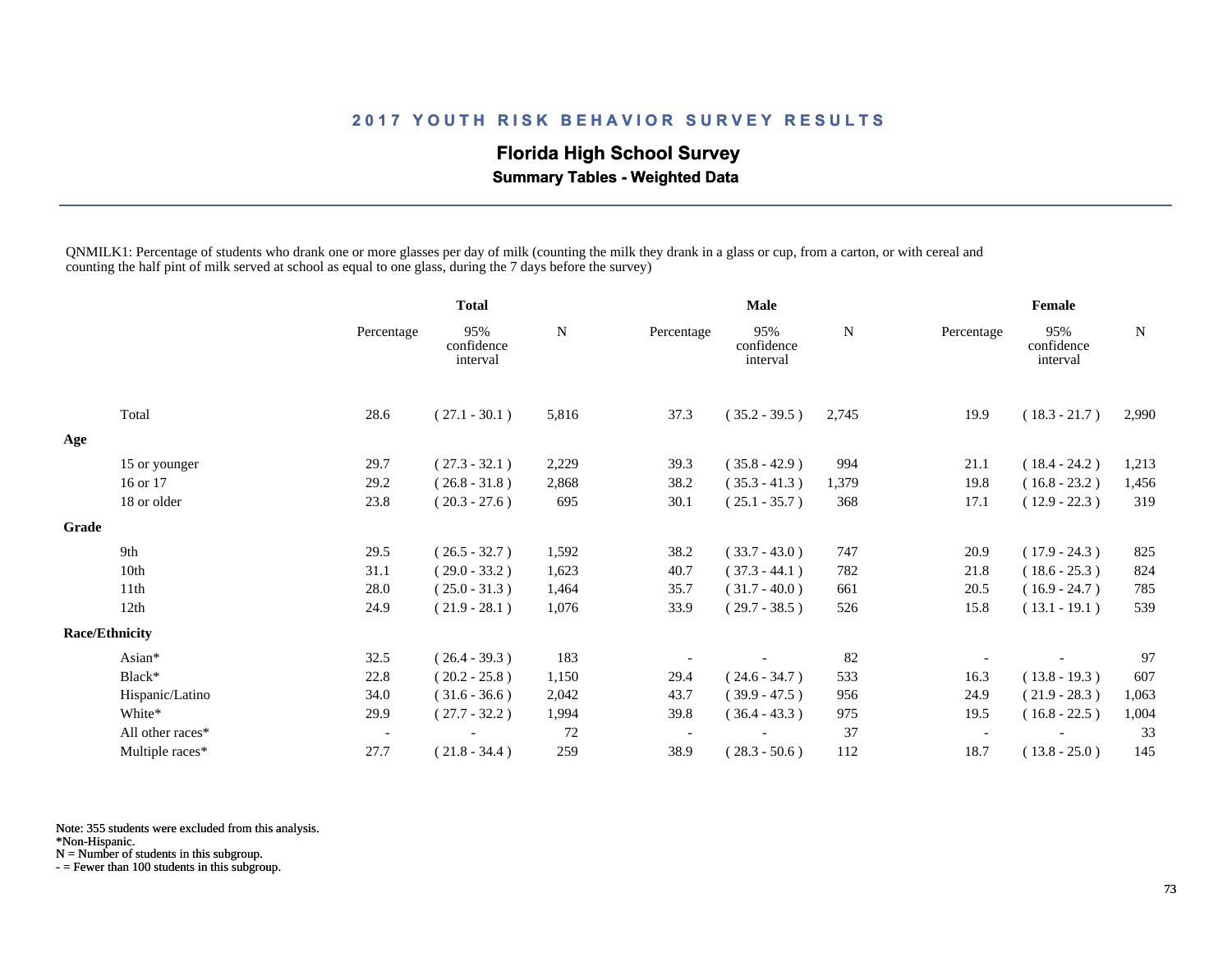# 2017 YOUTH RISK BEHAVIOR SURVEY RESULTS

## Florida High School Survey

### Summary Tables - Weighted Data

QNMILK1: Percentage of students who drank one or more glasses per day of milk (counting the milk they drank in a glass or cup, from a carton, or with cereal and counting the half pint of milk served at school as equal to one glass, during the 7 days before the survey)

| | Total | | | Male | | | Female | | |
|---|---|---|---|---|---|---|---|---|---|
| | Percentage | 95% confidence interval | N | Percentage | 95% confidence interval | N | Percentage | 95% confidence interval | N |
| Total | 28.6 | ( 27.1 - 30.1 ) | 5,816 | 37.3 | ( 35.2 - 39.5 ) | 2,745 | 19.9 | ( 18.3 - 21.7 ) | 2,990 |
| **Age** | | | | | | | | | |
| 15 or younger | 29.7 | ( 27.3 - 32.1 ) | 2,229 | 39.3 | ( 35.8 - 42.9 ) | 994 | 21.1 | ( 18.4 - 24.2 ) | 1,213 |
| 16 or 17 | 29.2 | ( 26.8 - 31.8 ) | 2,868 | 38.2 | ( 35.3 - 41.3 ) | 1,379 | 19.8 | ( 16.8 - 23.2 ) | 1,456 |
| 18 or older | 23.8 | ( 20.3 - 27.6 ) | 695 | 30.1 | ( 25.1 - 35.7 ) | 368 | 17.1 | ( 12.9 - 22.3 ) | 319 |
| **Grade** | | | | | | | | | |
| 9th | 29.5 | ( 26.5 - 32.7 ) | 1,592 | 38.2 | ( 33.7 - 43.0 ) | 747 | 20.9 | ( 17.9 - 24.3 ) | 825 |
| 10th | 31.1 | ( 29.0 - 33.2 ) | 1,623 | 40.7 | ( 37.3 - 44.1 ) | 782 | 21.8 | ( 18.6 - 25.3 ) | 824 |
| 11th | 28.0 | ( 25.0 - 31.3 ) | 1,464 | 35.7 | ( 31.7 - 40.0 ) | 661 | 20.5 | ( 16.9 - 24.7 ) | 785 |
| 12th | 24.9 | ( 21.9 - 28.1 ) | 1,076 | 33.9 | ( 29.7 - 38.5 ) | 526 | 15.8 | ( 13.1 - 19.1 ) | 539 |
| **Race/Ethnicity** | | | | | | | | | |
| Asian* | 32.5 | ( 26.4 - 39.3 ) | 183 | - | - | 82 | - | - | 97 |
| Black* | 22.8 | ( 20.2 - 25.8 ) | 1,150 | 29.4 | ( 24.6 - 34.7 ) | 533 | 16.3 | ( 13.8 - 19.3 ) | 607 |
| Hispanic/Latino | 34.0 | ( 31.6 - 36.6 ) | 2,042 | 43.7 | ( 39.9 - 47.5 ) | 956 | 24.9 | ( 21.9 - 28.3 ) | 1,063 |
| White* | 29.9 | ( 27.7 - 32.2 ) | 1,994 | 39.8 | ( 36.4 - 43.3 ) | 975 | 19.5 | ( 16.8 - 22.5 ) | 1,004 |
| All other races* | - | - | 72 | - | - | 37 | - | - | 33 |
| Multiple races* | 27.7 | ( 21.8 - 34.4 ) | 259 | 38.9 | ( 28.3 - 50.6 ) | 112 | 18.7 | ( 13.8 - 25.0 ) | 145 |

Note: 355 students were excluded from this analysis.
*Non-Hispanic.
N = Number of students in this subgroup.
- = Fewer than 100 students in this subgroup.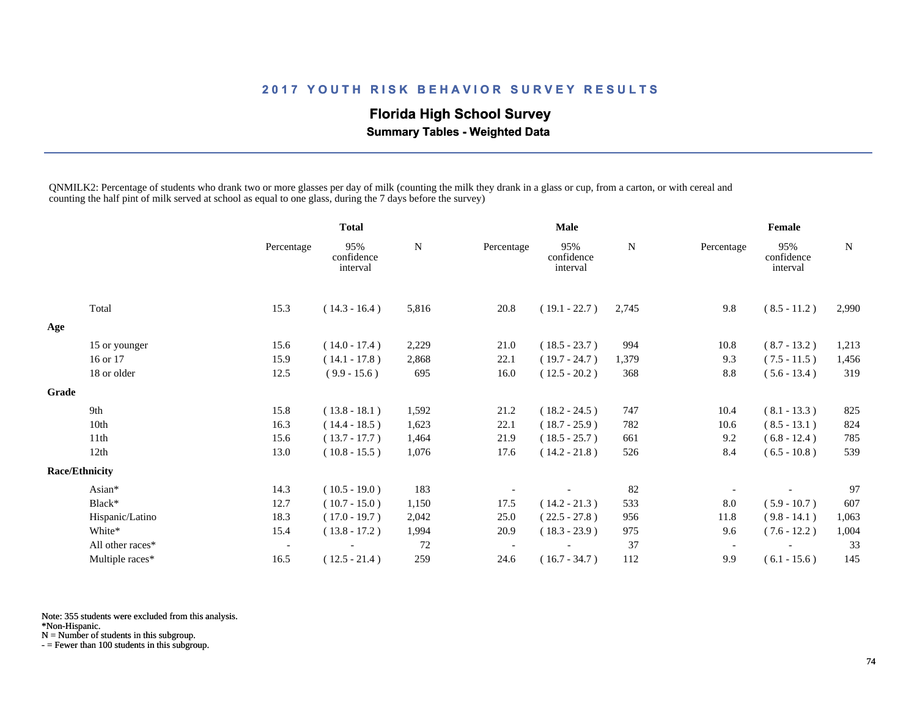## 2017 YOUTH RISK BEHAVIOR SURVEY RESULTS

### Florida High School Survey

**Summary Tables - Weighted Data**

QNMILK2: Percentage of students who drank two or more glasses per day of milk (counting the milk they drank in a glass or cup, from a carton, or with cereal and counting the half pint of milk served at school as equal to one glass, during the 7 days before the survey)

| | Total | | | Male | | | Female | | |
|---|---|---|---|---|---|---|---|---|---|
| | Percentage | 95% confidence interval | N | Percentage | 95% confidence interval | N | Percentage | 95% confidence interval | N |
| Total | 15.3 | ( 14.3 - 16.4 ) | 5,816 | 20.8 | ( 19.1 - 22.7 ) | 2,745 | 9.8 | ( 8.5 - 11.2 ) | 2,990 |
| **Age** | | | | | | | | | |
| 15 or younger | 15.6 | ( 14.0 - 17.4 ) | 2,229 | 21.0 | ( 18.5 - 23.7 ) | 994 | 10.8 | ( 8.7 - 13.2 ) | 1,213 |
| 16 or 17 | 15.9 | ( 14.1 - 17.8 ) | 2,868 | 22.1 | ( 19.7 - 24.7 ) | 1,379 | 9.3 | ( 7.5 - 11.5 ) | 1,456 |
| 18 or older | 12.5 | ( 9.9 - 15.6 ) | 695 | 16.0 | ( 12.5 - 20.2 ) | 368 | 8.8 | ( 5.6 - 13.4 ) | 319 |
| **Grade** | | | | | | | | | |
| 9th | 15.8 | ( 13.8 - 18.1 ) | 1,592 | 21.2 | ( 18.2 - 24.5 ) | 747 | 10.4 | ( 8.1 - 13.3 ) | 825 |
| 10th | 16.3 | ( 14.4 - 18.5 ) | 1,623 | 22.1 | ( 18.7 - 25.9 ) | 782 | 10.6 | ( 8.5 - 13.1 ) | 824 |
| 11th | 15.6 | ( 13.7 - 17.7 ) | 1,464 | 21.9 | ( 18.5 - 25.7 ) | 661 | 9.2 | ( 6.8 - 12.4 ) | 785 |
| 12th | 13.0 | ( 10.8 - 15.5 ) | 1,076 | 17.6 | ( 14.2 - 21.8 ) | 526 | 8.4 | ( 6.5 - 10.8 ) | 539 |
| **Race/Ethnicity** | | | | | | | | | |
| Asian* | 14.3 | ( 10.5 - 19.0 ) | 183 | - | - | 82 | - | - | 97 |
| Black* | 12.7 | ( 10.7 - 15.0 ) | 1,150 | 17.5 | ( 14.2 - 21.3 ) | 533 | 8.0 | ( 5.9 - 10.7 ) | 607 |
| Hispanic/Latino | 18.3 | ( 17.0 - 19.7 ) | 2,042 | 25.0 | ( 22.5 - 27.8 ) | 956 | 11.8 | ( 9.8 - 14.1 ) | 1,063 |
| White* | 15.4 | ( 13.8 - 17.2 ) | 1,994 | 20.9 | ( 18.3 - 23.9 ) | 975 | 9.6 | ( 7.6 - 12.2 ) | 1,004 |
| All other races* | - | - | 72 | - | - | 37 | - | - | 33 |
| Multiple races* | 16.5 | ( 12.5 - 21.4 ) | 259 | 24.6 | ( 16.7 - 34.7 ) | 112 | 9.9 | ( 6.1 - 15.6 ) | 145 |

Note: 355 students were excluded from this analysis.
*Non-Hispanic.
N = Number of students in this subgroup.
- = Fewer than 100 students in this subgroup.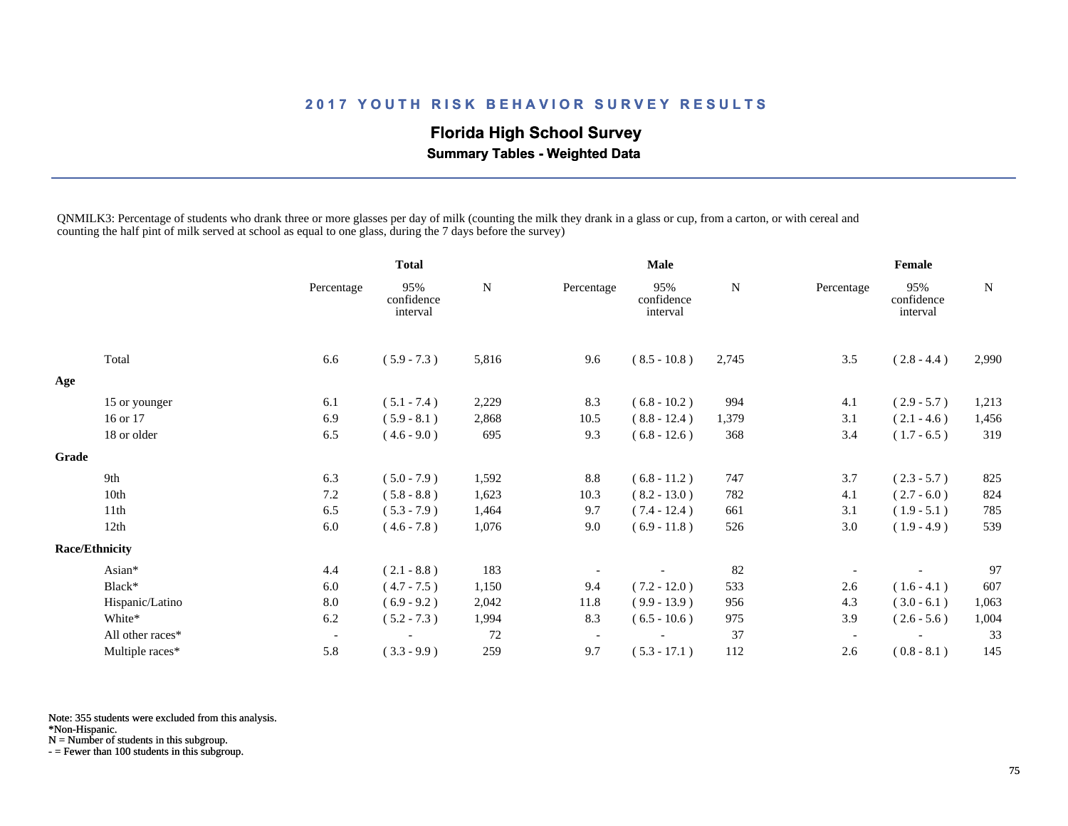## 2017 YOUTH RISK BEHAVIOR SURVEY RESULTS

### Florida High School Survey

**Summary Tables - Weighted Data**

QNMILK3: Percentage of students who drank three or more glasses per day of milk (counting the milk they drank in a glass or cup, from a carton, or with cereal and counting the half pint of milk served at school as equal to one glass, during the 7 days before the survey)

| | Total | | | Male | | | Female | | |
|---|---|---|---|---|---|---|---|---|---|
| | Percentage | 95% confidence interval | N | Percentage | 95% confidence interval | N | Percentage | 95% confidence interval | N |
| Total | 6.6 | ( 5.9 - 7.3 ) | 5,816 | 9.6 | ( 8.5 - 10.8 ) | 2,745 | 3.5 | ( 2.8 - 4.4 ) | 2,990 |
| **Age** | | | | | | | | | |
| 15 or younger | 6.1 | ( 5.1 - 7.4 ) | 2,229 | 8.3 | ( 6.8 - 10.2 ) | 994 | 4.1 | ( 2.9 - 5.7 ) | 1,213 |
| 16 or 17 | 6.9 | ( 5.9 - 8.1 ) | 2,868 | 10.5 | ( 8.8 - 12.4 ) | 1,379 | 3.1 | ( 2.1 - 4.6 ) | 1,456 |
| 18 or older | 6.5 | ( 4.6 - 9.0 ) | 695 | 9.3 | ( 6.8 - 12.6 ) | 368 | 3.4 | ( 1.7 - 6.5 ) | 319 |
| **Grade** | | | | | | | | | |
| 9th | 6.3 | ( 5.0 - 7.9 ) | 1,592 | 8.8 | ( 6.8 - 11.2 ) | 747 | 3.7 | ( 2.3 - 5.7 ) | 825 |
| 10th | 7.2 | ( 5.8 - 8.8 ) | 1,623 | 10.3 | ( 8.2 - 13.0 ) | 782 | 4.1 | ( 2.7 - 6.0 ) | 824 |
| 11th | 6.5 | ( 5.3 - 7.9 ) | 1,464 | 9.7 | ( 7.4 - 12.4 ) | 661 | 3.1 | ( 1.9 - 5.1 ) | 785 |
| 12th | 6.0 | ( 4.6 - 7.8 ) | 1,076 | 9.0 | ( 6.9 - 11.8 ) | 526 | 3.0 | ( 1.9 - 4.9 ) | 539 |
| **Race/Ethnicity** | | | | | | | | | |
| Asian* | 4.4 | ( 2.1 - 8.8 ) | 183 | - | - | 82 | - | - | 97 |
| Black* | 6.0 | ( 4.7 - 7.5 ) | 1,150 | 9.4 | ( 7.2 - 12.0 ) | 533 | 2.6 | ( 1.6 - 4.1 ) | 607 |
| Hispanic/Latino | 8.0 | ( 6.9 - 9.2 ) | 2,042 | 11.8 | ( 9.9 - 13.9 ) | 956 | 4.3 | ( 3.0 - 6.1 ) | 1,063 |
| White* | 6.2 | ( 5.2 - 7.3 ) | 1,994 | 8.3 | ( 6.5 - 10.6 ) | 975 | 3.9 | ( 2.6 - 5.6 ) | 1,004 |
| All other races* | - | - | 72 | - | - | 37 | - | - | 33 |
| Multiple races* | 5.8 | ( 3.3 - 9.9 ) | 259 | 9.7 | ( 5.3 - 17.1 ) | 112 | 2.6 | ( 0.8 - 8.1 ) | 145 |

Note: 355 students were excluded from this analysis.
*Non-Hispanic.
N = Number of students in this subgroup.
- = Fewer than 100 students in this subgroup.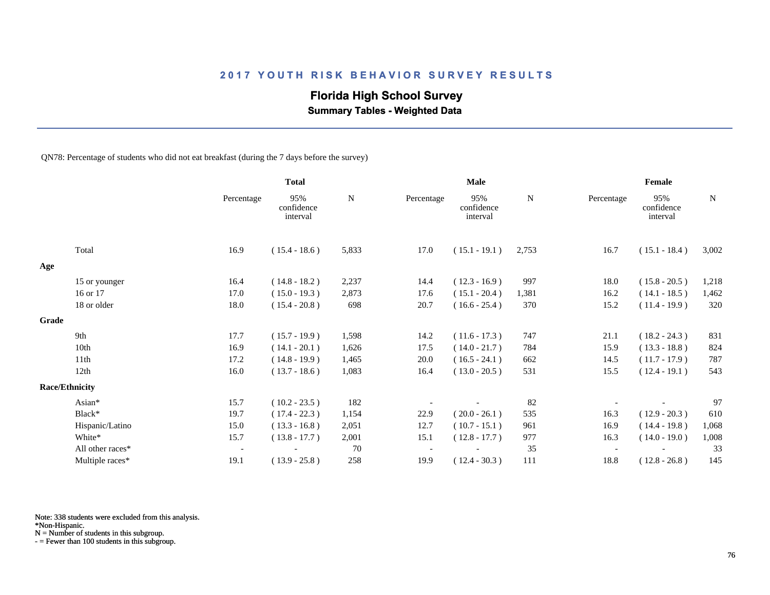## 2017 YOUTH RISK BEHAVIOR SURVEY RESULTS

### Florida High School Survey

**Summary Tables - Weighted Data**

QN78: Percentage of students who did not eat breakfast (during the 7 days before the survey)

| | Total | | | Male | | | Female | | |
|---|---|---|---|---|---|---|---|---|---|
| | Percentage | 95% confidence interval | N | Percentage | 95% confidence interval | N | Percentage | 95% confidence interval | N |
| Total | 16.9 | ( 15.4 - 18.6 ) | 5,833 | 17.0 | ( 15.1 - 19.1 ) | 2,753 | 16.7 | ( 15.1 - 18.4 ) | 3,002 |
| **Age** | | | | | | | | | |
| 15 or younger | 16.4 | ( 14.8 - 18.2 ) | 2,237 | 14.4 | ( 12.3 - 16.9 ) | 997 | 18.0 | ( 15.8 - 20.5 ) | 1,218 |
| 16 or 17 | 17.0 | ( 15.0 - 19.3 ) | 2,873 | 17.6 | ( 15.1 - 20.4 ) | 1,381 | 16.2 | ( 14.1 - 18.5 ) | 1,462 |
| 18 or older | 18.0 | ( 15.4 - 20.8 ) | 698 | 20.7 | ( 16.6 - 25.4 ) | 370 | 15.2 | ( 11.4 - 19.9 ) | 320 |
| **Grade** | | | | | | | | | |
| 9th | 17.7 | ( 15.7 - 19.9 ) | 1,598 | 14.2 | ( 11.6 - 17.3 ) | 747 | 21.1 | ( 18.2 - 24.3 ) | 831 |
| 10th | 16.9 | ( 14.1 - 20.1 ) | 1,626 | 17.5 | ( 14.0 - 21.7 ) | 784 | 15.9 | ( 13.3 - 18.8 ) | 824 |
| 11th | 17.2 | ( 14.8 - 19.9 ) | 1,465 | 20.0 | ( 16.5 - 24.1 ) | 662 | 14.5 | ( 11.7 - 17.9 ) | 787 |
| 12th | 16.0 | ( 13.7 - 18.6 ) | 1,083 | 16.4 | ( 13.0 - 20.5 ) | 531 | 15.5 | ( 12.4 - 19.1 ) | 543 |
| **Race/Ethnicity** | | | | | | | | | |
| Asian* | 15.7 | ( 10.2 - 23.5 ) | 182 | - | - | 82 | - | - | 97 |
| Black* | 19.7 | ( 17.4 - 22.3 ) | 1,154 | 22.9 | ( 20.0 - 26.1 ) | 535 | 16.3 | ( 12.9 - 20.3 ) | 610 |
| Hispanic/Latino | 15.0 | ( 13.3 - 16.8 ) | 2,051 | 12.7 | ( 10.7 - 15.1 ) | 961 | 16.9 | ( 14.4 - 19.8 ) | 1,068 |
| White* | 15.7 | ( 13.8 - 17.7 ) | 2,001 | 15.1 | ( 12.8 - 17.7 ) | 977 | 16.3 | ( 14.0 - 19.0 ) | 1,008 |
| All other races* | - | - | 70 | - | - | 35 | - | - | 33 |
| Multiple races* | 19.1 | ( 13.9 - 25.8 ) | 258 | 19.9 | ( 12.4 - 30.3 ) | 111 | 18.8 | ( 12.8 - 26.8 ) | 145 |

Note: 338 students were excluded from this analysis.
*Non-Hispanic.
N = Number of students in this subgroup.
- = Fewer than 100 students in this subgroup.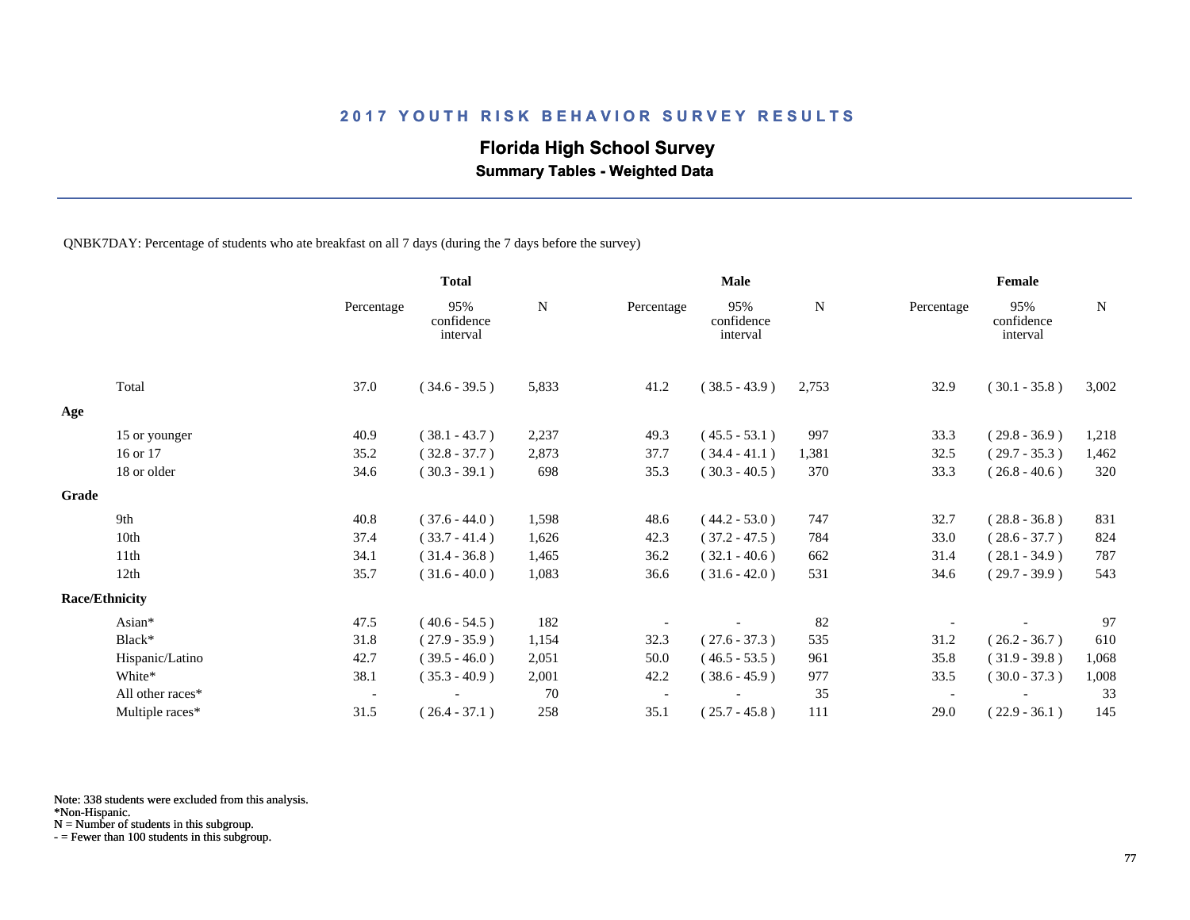## 2017 YOUTH RISK BEHAVIOR SURVEY RESULTS

# Florida High School Survey

### Summary Tables - Weighted Data

QNBK7DAY: Percentage of students who ate breakfast on all 7 days (during the 7 days before the survey)

| | Total | | | Male | | | Female | | |
|---|---|---|---|---|---|---|---|---|---|
| | Percentage | 95% confidence interval | N | Percentage | 95% confidence interval | N | Percentage | 95% confidence interval | N |
| Total | 37.0 | ( 34.6 - 39.5 ) | 5,833 | 41.2 | ( 38.5 - 43.9 ) | 2,753 | 32.9 | ( 30.1 - 35.8 ) | 3,002 |
| **Age** | | | | | | | | | |
| 15 or younger | 40.9 | ( 38.1 - 43.7 ) | 2,237 | 49.3 | ( 45.5 - 53.1 ) | 997 | 33.3 | ( 29.8 - 36.9 ) | 1,218 |
| 16 or 17 | 35.2 | ( 32.8 - 37.7 ) | 2,873 | 37.7 | ( 34.4 - 41.1 ) | 1,381 | 32.5 | ( 29.7 - 35.3 ) | 1,462 |
| 18 or older | 34.6 | ( 30.3 - 39.1 ) | 698 | 35.3 | ( 30.3 - 40.5 ) | 370 | 33.3 | ( 26.8 - 40.6 ) | 320 |
| **Grade** | | | | | | | | | |
| 9th | 40.8 | ( 37.6 - 44.0 ) | 1,598 | 48.6 | ( 44.2 - 53.0 ) | 747 | 32.7 | ( 28.8 - 36.8 ) | 831 |
| 10th | 37.4 | ( 33.7 - 41.4 ) | 1,626 | 42.3 | ( 37.2 - 47.5 ) | 784 | 33.0 | ( 28.6 - 37.7 ) | 824 |
| 11th | 34.1 | ( 31.4 - 36.8 ) | 1,465 | 36.2 | ( 32.1 - 40.6 ) | 662 | 31.4 | ( 28.1 - 34.9 ) | 787 |
| 12th | 35.7 | ( 31.6 - 40.0 ) | 1,083 | 36.6 | ( 31.6 - 42.0 ) | 531 | 34.6 | ( 29.7 - 39.9 ) | 543 |
| **Race/Ethnicity** | | | | | | | | | |
| Asian* | 47.5 | ( 40.6 - 54.5 ) | 182 | - | - | 82 | - | - | 97 |
| Black* | 31.8 | ( 27.9 - 35.9 ) | 1,154 | 32.3 | ( 27.6 - 37.3 ) | 535 | 31.2 | ( 26.2 - 36.7 ) | 610 |
| Hispanic/Latino | 42.7 | ( 39.5 - 46.0 ) | 2,051 | 50.0 | ( 46.5 - 53.5 ) | 961 | 35.8 | ( 31.9 - 39.8 ) | 1,068 |
| White* | 38.1 | ( 35.3 - 40.9 ) | 2,001 | 42.2 | ( 38.6 - 45.9 ) | 977 | 33.5 | ( 30.0 - 37.3 ) | 1,008 |
| All other races* | - | - | 70 | - | - | 35 | - | - | 33 |
| Multiple races* | 31.5 | ( 26.4 - 37.1 ) | 258 | 35.1 | ( 25.7 - 45.8 ) | 111 | 29.0 | ( 22.9 - 36.1 ) | 145 |

Note: 338 students were excluded from this analysis.
*Non-Hispanic.
N = Number of students in this subgroup.
- = Fewer than 100 students in this subgroup.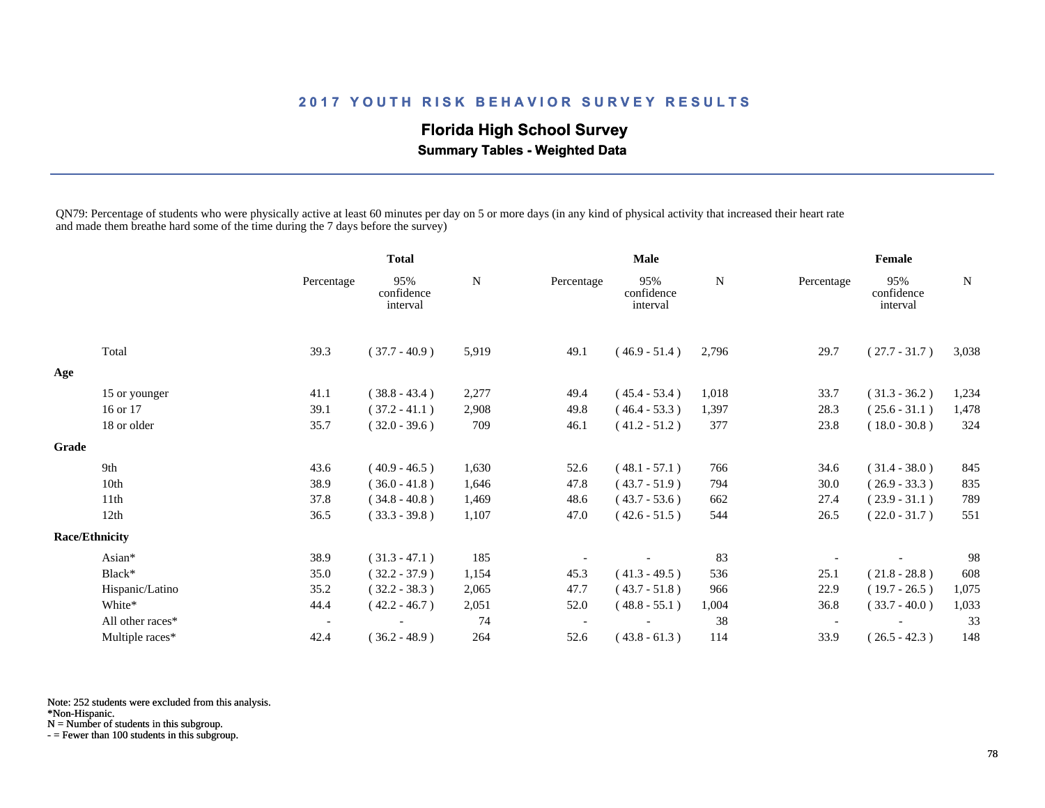## 2017 YOUTH RISK BEHAVIOR SURVEY RESULTS

### Florida High School Survey

**Summary Tables - Weighted Data**

QN79: Percentage of students who were physically active at least 60 minutes per day on 5 or more days (in any kind of physical activity that increased their heart rate and made them breathe hard some of the time during the 7 days before the survey)

| | Total | | | Male | | | Female | | |
|---|---|---|---|---|---|---|---|---|---|
| | Percentage | 95% confidence interval | N | Percentage | 95% confidence interval | N | Percentage | 95% confidence interval | N |
| Total | 39.3 | ( 37.7 - 40.9 ) | 5,919 | 49.1 | ( 46.9 - 51.4 ) | 2,796 | 29.7 | ( 27.7 - 31.7 ) | 3,038 |
| **Age** | | | | | | | | | |
| 15 or younger | 41.1 | ( 38.8 - 43.4 ) | 2,277 | 49.4 | ( 45.4 - 53.4 ) | 1,018 | 33.7 | ( 31.3 - 36.2 ) | 1,234 |
| 16 or 17 | 39.1 | ( 37.2 - 41.1 ) | 2,908 | 49.8 | ( 46.4 - 53.3 ) | 1,397 | 28.3 | ( 25.6 - 31.1 ) | 1,478 |
| 18 or older | 35.7 | ( 32.0 - 39.6 ) | 709 | 46.1 | ( 41.2 - 51.2 ) | 377 | 23.8 | ( 18.0 - 30.8 ) | 324 |
| **Grade** | | | | | | | | | |
| 9th | 43.6 | ( 40.9 - 46.5 ) | 1,630 | 52.6 | ( 48.1 - 57.1 ) | 766 | 34.6 | ( 31.4 - 38.0 ) | 845 |
| 10th | 38.9 | ( 36.0 - 41.8 ) | 1,646 | 47.8 | ( 43.7 - 51.9 ) | 794 | 30.0 | ( 26.9 - 33.3 ) | 835 |
| 11th | 37.8 | ( 34.8 - 40.8 ) | 1,469 | 48.6 | ( 43.7 - 53.6 ) | 662 | 27.4 | ( 23.9 - 31.1 ) | 789 |
| 12th | 36.5 | ( 33.3 - 39.8 ) | 1,107 | 47.0 | ( 42.6 - 51.5 ) | 544 | 26.5 | ( 22.0 - 31.7 ) | 551 |
| **Race/Ethnicity** | | | | | | | | | |
| Asian* | 38.9 | ( 31.3 - 47.1 ) | 185 | - | - | 83 | - | - | 98 |
| Black* | 35.0 | ( 32.2 - 37.9 ) | 1,154 | 45.3 | ( 41.3 - 49.5 ) | 536 | 25.1 | ( 21.8 - 28.8 ) | 608 |
| Hispanic/Latino | 35.2 | ( 32.2 - 38.3 ) | 2,065 | 47.7 | ( 43.7 - 51.8 ) | 966 | 22.9 | ( 19.7 - 26.5 ) | 1,075 |
| White* | 44.4 | ( 42.2 - 46.7 ) | 2,051 | 52.0 | ( 48.8 - 55.1 ) | 1,004 | 36.8 | ( 33.7 - 40.0 ) | 1,033 |
| All other races* | - | - | 74 | - | - | 38 | - | - | 33 |
| Multiple races* | 42.4 | ( 36.2 - 48.9 ) | 264 | 52.6 | ( 43.8 - 61.3 ) | 114 | 33.9 | ( 26.5 - 42.3 ) | 148 |

Note: 252 students were excluded from this analysis.
*Non-Hispanic.
N = Number of students in this subgroup.
- = Fewer than 100 students in this subgroup.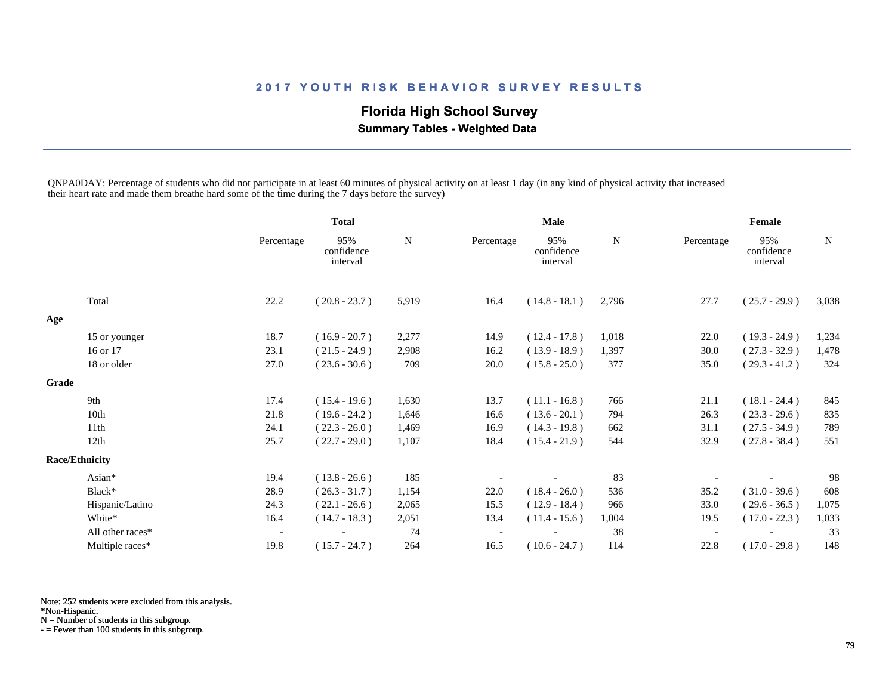## 2017 YOUTH RISK BEHAVIOR SURVEY RESULTS

### Florida High School Survey

**Summary Tables - Weighted Data**

QNPA0DAY: Percentage of students who did not participate in at least 60 minutes of physical activity on at least 1 day (in any kind of physical activity that increased their heart rate and made them breathe hard some of the time during the 7 days before the survey)

| | Total | | | Male | | | Female | | |
|---|---|---|---|---|---|---|---|---|---|
| | Percentage | 95% confidence interval | N | Percentage | 95% confidence interval | N | Percentage | 95% confidence interval | N |
| Total | 22.2 | ( 20.8 - 23.7 ) | 5,919 | 16.4 | ( 14.8 - 18.1 ) | 2,796 | 27.7 | ( 25.7 - 29.9 ) | 3,038 |
| **Age** | | | | | | | | | |
| 15 or younger | 18.7 | ( 16.9 - 20.7 ) | 2,277 | 14.9 | ( 12.4 - 17.8 ) | 1,018 | 22.0 | ( 19.3 - 24.9 ) | 1,234 |
| 16 or 17 | 23.1 | ( 21.5 - 24.9 ) | 2,908 | 16.2 | ( 13.9 - 18.9 ) | 1,397 | 30.0 | ( 27.3 - 32.9 ) | 1,478 |
| 18 or older | 27.0 | ( 23.6 - 30.6 ) | 709 | 20.0 | ( 15.8 - 25.0 ) | 377 | 35.0 | ( 29.3 - 41.2 ) | 324 |
| **Grade** | | | | | | | | | |
| 9th | 17.4 | ( 15.4 - 19.6 ) | 1,630 | 13.7 | ( 11.1 - 16.8 ) | 766 | 21.1 | ( 18.1 - 24.4 ) | 845 |
| 10th | 21.8 | ( 19.6 - 24.2 ) | 1,646 | 16.6 | ( 13.6 - 20.1 ) | 794 | 26.3 | ( 23.3 - 29.6 ) | 835 |
| 11th | 24.1 | ( 22.3 - 26.0 ) | 1,469 | 16.9 | ( 14.3 - 19.8 ) | 662 | 31.1 | ( 27.5 - 34.9 ) | 789 |
| 12th | 25.7 | ( 22.7 - 29.0 ) | 1,107 | 18.4 | ( 15.4 - 21.9 ) | 544 | 32.9 | ( 27.8 - 38.4 ) | 551 |
| **Race/Ethnicity** | | | | | | | | | |
| Asian* | 19.4 | ( 13.8 - 26.6 ) | 185 | - | - | 83 | - | - | 98 |
| Black* | 28.9 | ( 26.3 - 31.7 ) | 1,154 | 22.0 | ( 18.4 - 26.0 ) | 536 | 35.2 | ( 31.0 - 39.6 ) | 608 |
| Hispanic/Latino | 24.3 | ( 22.1 - 26.6 ) | 2,065 | 15.5 | ( 12.9 - 18.4 ) | 966 | 33.0 | ( 29.6 - 36.5 ) | 1,075 |
| White* | 16.4 | ( 14.7 - 18.3 ) | 2,051 | 13.4 | ( 11.4 - 15.6 ) | 1,004 | 19.5 | ( 17.0 - 22.3 ) | 1,033 |
| All other races* | - | - | 74 | - | - | 38 | - | - | 33 |
| Multiple races* | 19.8 | ( 15.7 - 24.7 ) | 264 | 16.5 | ( 10.6 - 24.7 ) | 114 | 22.8 | ( 17.0 - 29.8 ) | 148 |

Note: 252 students were excluded from this analysis.
*Non-Hispanic.
N = Number of students in this subgroup.
- = Fewer than 100 students in this subgroup.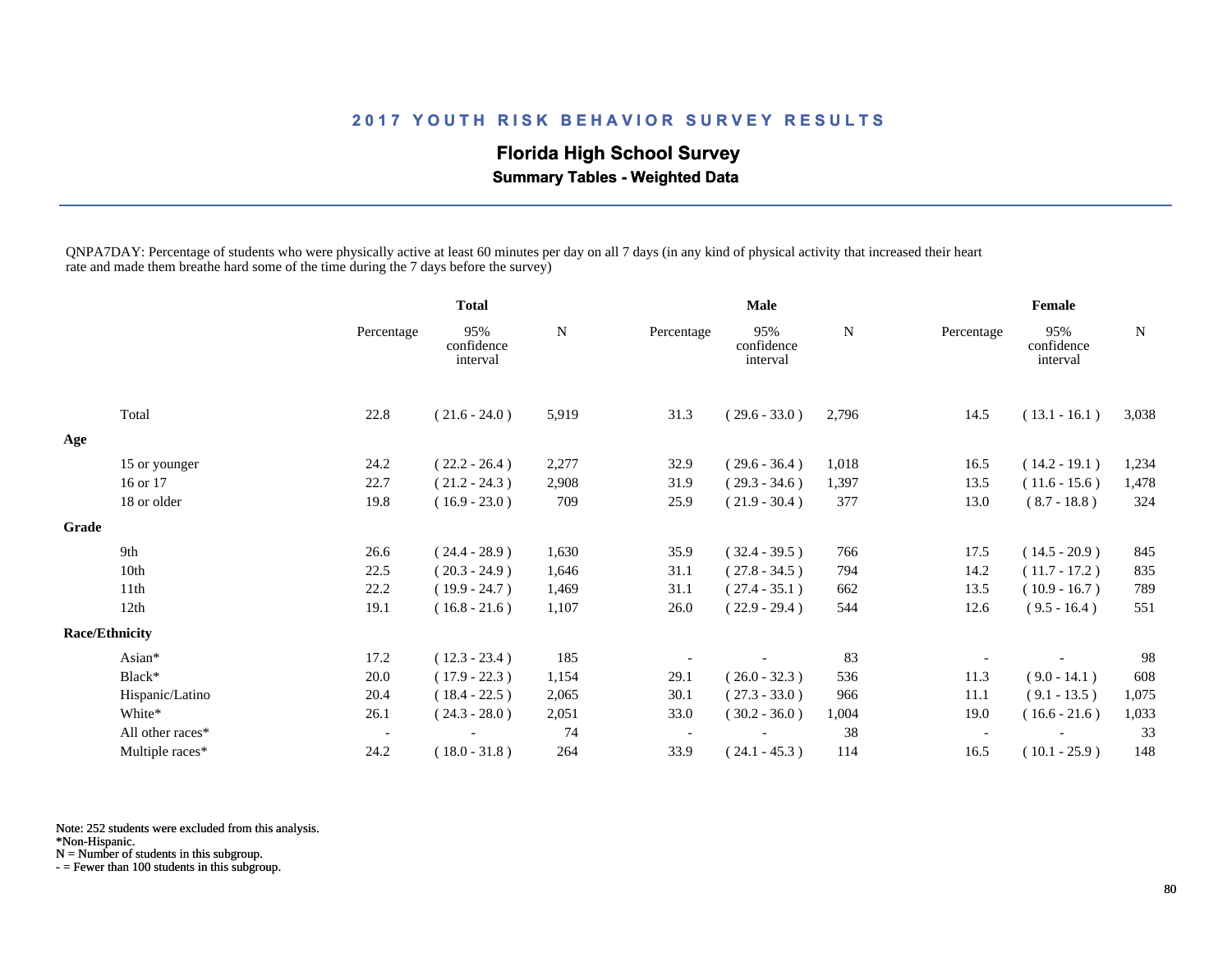## 2017 YOUTH RISK BEHAVIOR SURVEY RESULTS

### Florida High School Survey

**Summary Tables - Weighted Data**

QNPA7DAY: Percentage of students who were physically active at least 60 minutes per day on all 7 days (in any kind of physical activity that increased their heart rate and made them breathe hard some of the time during the 7 days before the survey)

| | Total | | | Male | | | Female | | |
|---|---|---|---|---|---|---|---|---|---|
| | Percentage | 95% confidence interval | N | Percentage | 95% confidence interval | N | Percentage | 95% confidence interval | N |
| Total | 22.8 | ( 21.6 - 24.0 ) | 5,919 | 31.3 | ( 29.6 - 33.0 ) | 2,796 | 14.5 | ( 13.1 - 16.1 ) | 3,038 |
| **Age** | | | | | | | | | |
| 15 or younger | 24.2 | ( 22.2 - 26.4 ) | 2,277 | 32.9 | ( 29.6 - 36.4 ) | 1,018 | 16.5 | ( 14.2 - 19.1 ) | 1,234 |
| 16 or 17 | 22.7 | ( 21.2 - 24.3 ) | 2,908 | 31.9 | ( 29.3 - 34.6 ) | 1,397 | 13.5 | ( 11.6 - 15.6 ) | 1,478 |
| 18 or older | 19.8 | ( 16.9 - 23.0 ) | 709 | 25.9 | ( 21.9 - 30.4 ) | 377 | 13.0 | ( 8.7 - 18.8 ) | 324 |
| **Grade** | | | | | | | | | |
| 9th | 26.6 | ( 24.4 - 28.9 ) | 1,630 | 35.9 | ( 32.4 - 39.5 ) | 766 | 17.5 | ( 14.5 - 20.9 ) | 845 |
| 10th | 22.5 | ( 20.3 - 24.9 ) | 1,646 | 31.1 | ( 27.8 - 34.5 ) | 794 | 14.2 | ( 11.7 - 17.2 ) | 835 |
| 11th | 22.2 | ( 19.9 - 24.7 ) | 1,469 | 31.1 | ( 27.4 - 35.1 ) | 662 | 13.5 | ( 10.9 - 16.7 ) | 789 |
| 12th | 19.1 | ( 16.8 - 21.6 ) | 1,107 | 26.0 | ( 22.9 - 29.4 ) | 544 | 12.6 | ( 9.5 - 16.4 ) | 551 |
| **Race/Ethnicity** | | | | | | | | | |
| Asian* | 17.2 | ( 12.3 - 23.4 ) | 185 | - | - | 83 | - | - | 98 |
| Black* | 20.0 | ( 17.9 - 22.3 ) | 1,154 | 29.1 | ( 26.0 - 32.3 ) | 536 | 11.3 | ( 9.0 - 14.1 ) | 608 |
| Hispanic/Latino | 20.4 | ( 18.4 - 22.5 ) | 2,065 | 30.1 | ( 27.3 - 33.0 ) | 966 | 11.1 | ( 9.1 - 13.5 ) | 1,075 |
| White* | 26.1 | ( 24.3 - 28.0 ) | 2,051 | 33.0 | ( 30.2 - 36.0 ) | 1,004 | 19.0 | ( 16.6 - 21.6 ) | 1,033 |
| All other races* | - | - | 74 | - | - | 38 | - | - | 33 |
| Multiple races* | 24.2 | ( 18.0 - 31.8 ) | 264 | 33.9 | ( 24.1 - 45.3 ) | 114 | 16.5 | ( 10.1 - 25.9 ) | 148 |

Note: 252 students were excluded from this analysis.
*Non-Hispanic.
N = Number of students in this subgroup.
- = Fewer than 100 students in this subgroup.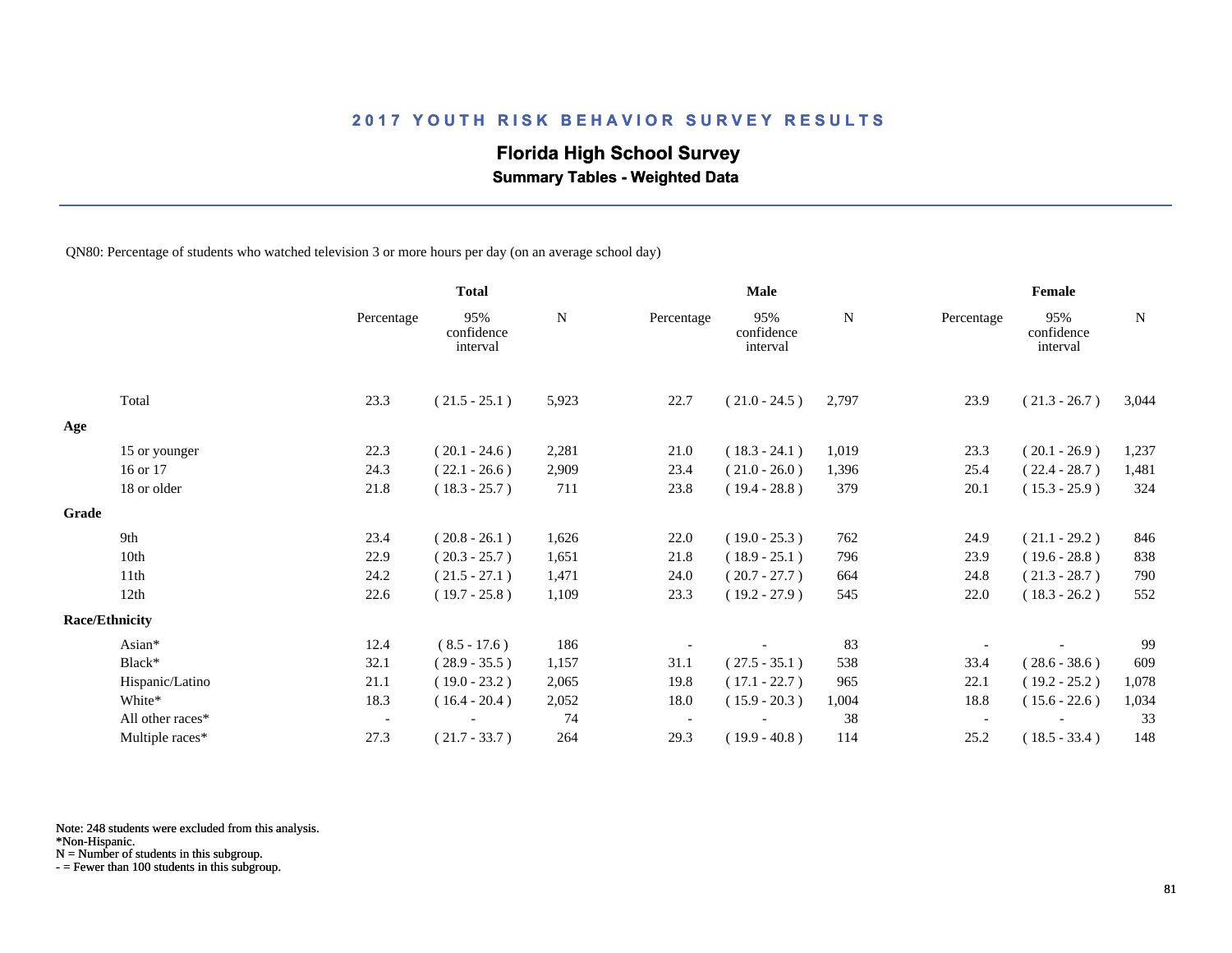## 2017 YOUTH RISK BEHAVIOR SURVEY RESULTS

### Florida High School Survey

**Summary Tables - Weighted Data**

QN80: Percentage of students who watched television 3 or more hours per day (on an average school day)

| | Total | | | Male | | | Female | | |
|---|---|---|---|---|---|---|---|---|---|
| | Percentage | 95% confidence interval | N | Percentage | 95% confidence interval | N | Percentage | 95% confidence interval | N |
| Total | 23.3 | ( 21.5 - 25.1 ) | 5,923 | 22.7 | ( 21.0 - 24.5 ) | 2,797 | 23.9 | ( 21.3 - 26.7 ) | 3,044 |
| **Age** | | | | | | | | | |
| 15 or younger | 22.3 | ( 20.1 - 24.6 ) | 2,281 | 21.0 | ( 18.3 - 24.1 ) | 1,019 | 23.3 | ( 20.1 - 26.9 ) | 1,237 |
| 16 or 17 | 24.3 | ( 22.1 - 26.6 ) | 2,909 | 23.4 | ( 21.0 - 26.0 ) | 1,396 | 25.4 | ( 22.4 - 28.7 ) | 1,481 |
| 18 or older | 21.8 | ( 18.3 - 25.7 ) | 711 | 23.8 | ( 19.4 - 28.8 ) | 379 | 20.1 | ( 15.3 - 25.9 ) | 324 |
| **Grade** | | | | | | | | | |
| 9th | 23.4 | ( 20.8 - 26.1 ) | 1,626 | 22.0 | ( 19.0 - 25.3 ) | 762 | 24.9 | ( 21.1 - 29.2 ) | 846 |
| 10th | 22.9 | ( 20.3 - 25.7 ) | 1,651 | 21.8 | ( 18.9 - 25.1 ) | 796 | 23.9 | ( 19.6 - 28.8 ) | 838 |
| 11th | 24.2 | ( 21.5 - 27.1 ) | 1,471 | 24.0 | ( 20.7 - 27.7 ) | 664 | 24.8 | ( 21.3 - 28.7 ) | 790 |
| 12th | 22.6 | ( 19.7 - 25.8 ) | 1,109 | 23.3 | ( 19.2 - 27.9 ) | 545 | 22.0 | ( 18.3 - 26.2 ) | 552 |
| **Race/Ethnicity** | | | | | | | | | |
| Asian* | 12.4 | ( 8.5 - 17.6 ) | 186 | - | - | 83 | - | - | 99 |
| Black* | 32.1 | ( 28.9 - 35.5 ) | 1,157 | 31.1 | ( 27.5 - 35.1 ) | 538 | 33.4 | ( 28.6 - 38.6 ) | 609 |
| Hispanic/Latino | 21.1 | ( 19.0 - 23.2 ) | 2,065 | 19.8 | ( 17.1 - 22.7 ) | 965 | 22.1 | ( 19.2 - 25.2 ) | 1,078 |
| White* | 18.3 | ( 16.4 - 20.4 ) | 2,052 | 18.0 | ( 15.9 - 20.3 ) | 1,004 | 18.8 | ( 15.6 - 22.6 ) | 1,034 |
| All other races* | - | - | 74 | - | - | 38 | - | - | 33 |
| Multiple races* | 27.3 | ( 21.7 - 33.7 ) | 264 | 29.3 | ( 19.9 - 40.8 ) | 114 | 25.2 | ( 18.5 - 33.4 ) | 148 |

Note: 248 students were excluded from this analysis.
*Non-Hispanic.
N = Number of students in this subgroup.
- = Fewer than 100 students in this subgroup.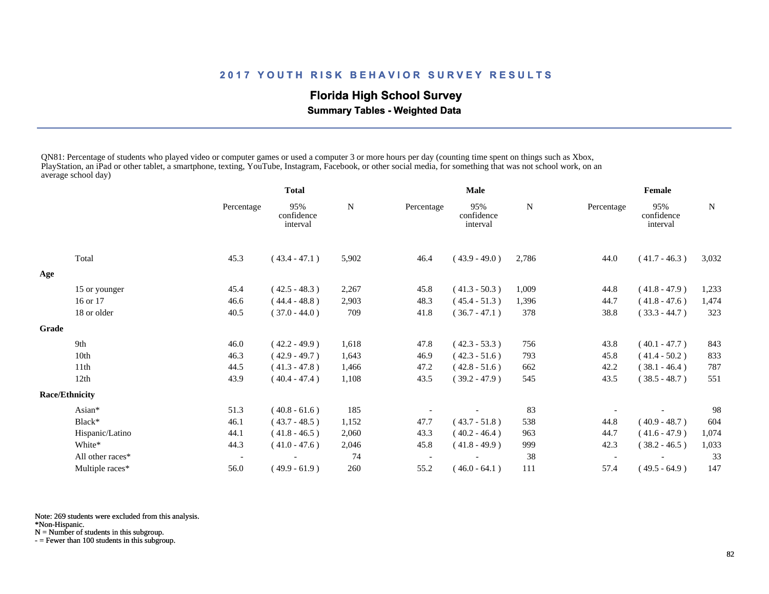## 2017 YOUTH RISK BEHAVIOR SURVEY RESULTS

### Florida High School Survey

**Summary Tables - Weighted Data**

QN81: Percentage of students who played video or computer games or used a computer 3 or more hours per day (counting time spent on things such as Xbox, PlayStation, an iPad or other tablet, a smartphone, texting, YouTube, Instagram, Facebook, or other social media, for something that was not school work, on an average school day)

| | Total | | | Male | | | Female | | |
|---|---|---|---|---|---|---|---|---|---|
| | Percentage | 95% confidence interval | N | Percentage | 95% confidence interval | N | Percentage | 95% confidence interval | N |
| Total | 45.3 | ( 43.4 - 47.1 ) | 5,902 | 46.4 | ( 43.9 - 49.0 ) | 2,786 | 44.0 | ( 41.7 - 46.3 ) | 3,032 |
| **Age** | | | | | | | | | |
| 15 or younger | 45.4 | ( 42.5 - 48.3 ) | 2,267 | 45.8 | ( 41.3 - 50.3 ) | 1,009 | 44.8 | ( 41.8 - 47.9 ) | 1,233 |
| 16 or 17 | 46.6 | ( 44.4 - 48.8 ) | 2,903 | 48.3 | ( 45.4 - 51.3 ) | 1,396 | 44.7 | ( 41.8 - 47.6 ) | 1,474 |
| 18 or older | 40.5 | ( 37.0 - 44.0 ) | 709 | 41.8 | ( 36.7 - 47.1 ) | 378 | 38.8 | ( 33.3 - 44.7 ) | 323 |
| **Grade** | | | | | | | | | |
| 9th | 46.0 | ( 42.2 - 49.9 ) | 1,618 | 47.8 | ( 42.3 - 53.3 ) | 756 | 43.8 | ( 40.1 - 47.7 ) | 843 |
| 10th | 46.3 | ( 42.9 - 49.7 ) | 1,643 | 46.9 | ( 42.3 - 51.6 ) | 793 | 45.8 | ( 41.4 - 50.2 ) | 833 |
| 11th | 44.5 | ( 41.3 - 47.8 ) | 1,466 | 47.2 | ( 42.8 - 51.6 ) | 662 | 42.2 | ( 38.1 - 46.4 ) | 787 |
| 12th | 43.9 | ( 40.4 - 47.4 ) | 1,108 | 43.5 | ( 39.2 - 47.9 ) | 545 | 43.5 | ( 38.5 - 48.7 ) | 551 |
| **Race/Ethnicity** | | | | | | | | | |
| Asian* | 51.3 | ( 40.8 - 61.6 ) | 185 | - | - | 83 | - | - | 98 |
| Black* | 46.1 | ( 43.7 - 48.5 ) | 1,152 | 47.7 | ( 43.7 - 51.8 ) | 538 | 44.8 | ( 40.9 - 48.7 ) | 604 |
| Hispanic/Latino | 44.1 | ( 41.8 - 46.5 ) | 2,060 | 43.3 | ( 40.2 - 46.4 ) | 963 | 44.7 | ( 41.6 - 47.9 ) | 1,074 |
| White* | 44.3 | ( 41.0 - 47.6 ) | 2,046 | 45.8 | ( 41.8 - 49.9 ) | 999 | 42.3 | ( 38.2 - 46.5 ) | 1,033 |
| All other races* | - | - | 74 | - | - | 38 | - | - | 33 |
| Multiple races* | 56.0 | ( 49.9 - 61.9 ) | 260 | 55.2 | ( 46.0 - 64.1 ) | 111 | 57.4 | ( 49.5 - 64.9 ) | 147 |

Note: 269 students were excluded from this analysis.
*Non-Hispanic.
N = Number of students in this subgroup.
- = Fewer than 100 students in this subgroup.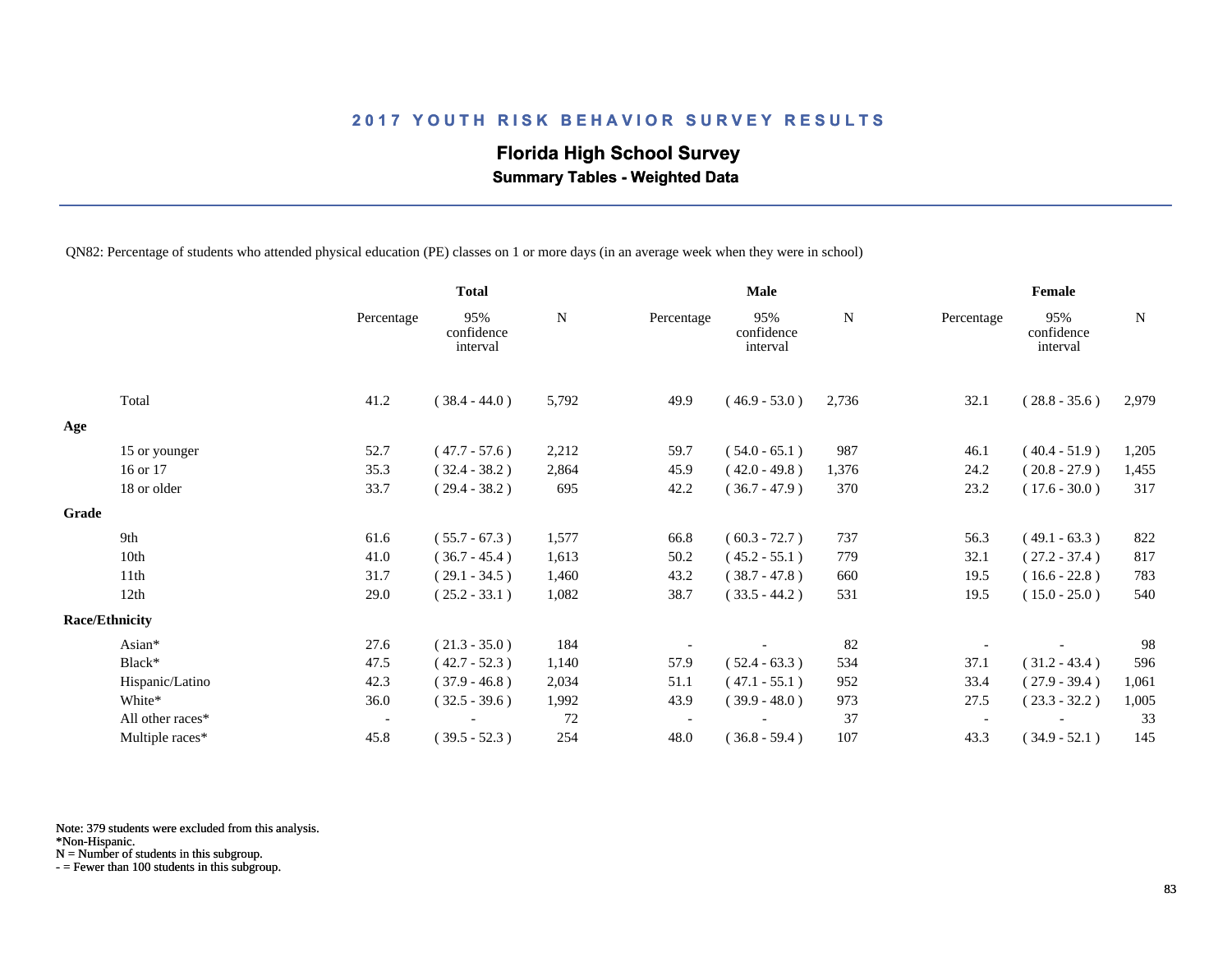## 2017 YOUTH RISK BEHAVIOR SURVEY RESULTS

### Florida High School Survey

**Summary Tables - Weighted Data**

QN82: Percentage of students who attended physical education (PE) classes on 1 or more days (in an average week when they were in school)

| | Total | | | Male | | | Female | | |
|---|---|---|---|---|---|---|---|---|---|
| | Percentage | 95% confidence interval | N | Percentage | 95% confidence interval | N | Percentage | 95% confidence interval | N |
| Total | 41.2 | ( 38.4 - 44.0 ) | 5,792 | 49.9 | ( 46.9 - 53.0 ) | 2,736 | 32.1 | ( 28.8 - 35.6 ) | 2,979 |
| **Age** | | | | | | | | | |
| 15 or younger | 52.7 | ( 47.7 - 57.6 ) | 2,212 | 59.7 | ( 54.0 - 65.1 ) | 987 | 46.1 | ( 40.4 - 51.9 ) | 1,205 |
| 16 or 17 | 35.3 | ( 32.4 - 38.2 ) | 2,864 | 45.9 | ( 42.0 - 49.8 ) | 1,376 | 24.2 | ( 20.8 - 27.9 ) | 1,455 |
| 18 or older | 33.7 | ( 29.4 - 38.2 ) | 695 | 42.2 | ( 36.7 - 47.9 ) | 370 | 23.2 | ( 17.6 - 30.0 ) | 317 |
| **Grade** | | | | | | | | | |
| 9th | 61.6 | ( 55.7 - 67.3 ) | 1,577 | 66.8 | ( 60.3 - 72.7 ) | 737 | 56.3 | ( 49.1 - 63.3 ) | 822 |
| 10th | 41.0 | ( 36.7 - 45.4 ) | 1,613 | 50.2 | ( 45.2 - 55.1 ) | 779 | 32.1 | ( 27.2 - 37.4 ) | 817 |
| 11th | 31.7 | ( 29.1 - 34.5 ) | 1,460 | 43.2 | ( 38.7 - 47.8 ) | 660 | 19.5 | ( 16.6 - 22.8 ) | 783 |
| 12th | 29.0 | ( 25.2 - 33.1 ) | 1,082 | 38.7 | ( 33.5 - 44.2 ) | 531 | 19.5 | ( 15.0 - 25.0 ) | 540 |
| **Race/Ethnicity** | | | | | | | | | |
| Asian* | 27.6 | ( 21.3 - 35.0 ) | 184 | - | - | 82 | - | - | 98 |
| Black* | 47.5 | ( 42.7 - 52.3 ) | 1,140 | 57.9 | ( 52.4 - 63.3 ) | 534 | 37.1 | ( 31.2 - 43.4 ) | 596 |
| Hispanic/Latino | 42.3 | ( 37.9 - 46.8 ) | 2,034 | 51.1 | ( 47.1 - 55.1 ) | 952 | 33.4 | ( 27.9 - 39.4 ) | 1,061 |
| White* | 36.0 | ( 32.5 - 39.6 ) | 1,992 | 43.9 | ( 39.9 - 48.0 ) | 973 | 27.5 | ( 23.3 - 32.2 ) | 1,005 |
| All other races* | - | - | 72 | - | - | 37 | - | - | 33 |
| Multiple races* | 45.8 | ( 39.5 - 52.3 ) | 254 | 48.0 | ( 36.8 - 59.4 ) | 107 | 43.3 | ( 34.9 - 52.1 ) | 145 |

Note: 379 students were excluded from this analysis.
*Non-Hispanic.
N = Number of students in this subgroup.
- = Fewer than 100 students in this subgroup.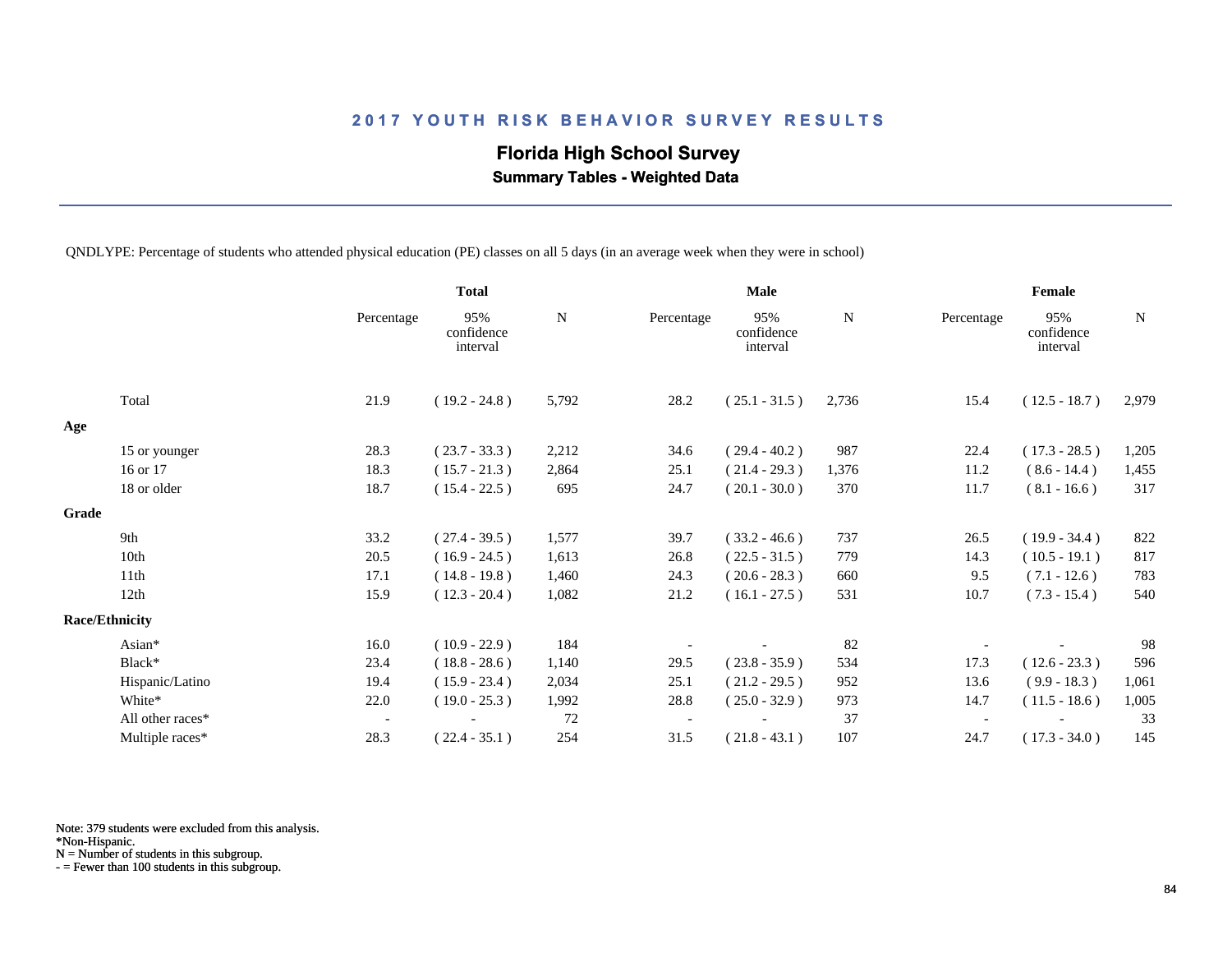## 2017 YOUTH RISK BEHAVIOR SURVEY RESULTS

### Florida High School Survey

**Summary Tables - Weighted Data**

QNDLYPE: Percentage of students who attended physical education (PE) classes on all 5 days (in an average week when they were in school)

| | Total | | | Male | | | Female | | |
|---|---|---|---|---|---|---|---|---|---|
| | Percentage | 95% confidence interval | N | Percentage | 95% confidence interval | N | Percentage | 95% confidence interval | N |
| Total | 21.9 | ( 19.2 - 24.8 ) | 5,792 | 28.2 | ( 25.1 - 31.5 ) | 2,736 | 15.4 | ( 12.5 - 18.7 ) | 2,979 |
| **Age** | | | | | | | | | |
| 15 or younger | 28.3 | ( 23.7 - 33.3 ) | 2,212 | 34.6 | ( 29.4 - 40.2 ) | 987 | 22.4 | ( 17.3 - 28.5 ) | 1,205 |
| 16 or 17 | 18.3 | ( 15.7 - 21.3 ) | 2,864 | 25.1 | ( 21.4 - 29.3 ) | 1,376 | 11.2 | ( 8.6 - 14.4 ) | 1,455 |
| 18 or older | 18.7 | ( 15.4 - 22.5 ) | 695 | 24.7 | ( 20.1 - 30.0 ) | 370 | 11.7 | ( 8.1 - 16.6 ) | 317 |
| **Grade** | | | | | | | | | |
| 9th | 33.2 | ( 27.4 - 39.5 ) | 1,577 | 39.7 | ( 33.2 - 46.6 ) | 737 | 26.5 | ( 19.9 - 34.4 ) | 822 |
| 10th | 20.5 | ( 16.9 - 24.5 ) | 1,613 | 26.8 | ( 22.5 - 31.5 ) | 779 | 14.3 | ( 10.5 - 19.1 ) | 817 |
| 11th | 17.1 | ( 14.8 - 19.8 ) | 1,460 | 24.3 | ( 20.6 - 28.3 ) | 660 | 9.5 | ( 7.1 - 12.6 ) | 783 |
| 12th | 15.9 | ( 12.3 - 20.4 ) | 1,082 | 21.2 | ( 16.1 - 27.5 ) | 531 | 10.7 | ( 7.3 - 15.4 ) | 540 |
| **Race/Ethnicity** | | | | | | | | | |
| Asian* | 16.0 | ( 10.9 - 22.9 ) | 184 | - | - | 82 | - | - | 98 |
| Black* | 23.4 | ( 18.8 - 28.6 ) | 1,140 | 29.5 | ( 23.8 - 35.9 ) | 534 | 17.3 | ( 12.6 - 23.3 ) | 596 |
| Hispanic/Latino | 19.4 | ( 15.9 - 23.4 ) | 2,034 | 25.1 | ( 21.2 - 29.5 ) | 952 | 13.6 | ( 9.9 - 18.3 ) | 1,061 |
| White* | 22.0 | ( 19.0 - 25.3 ) | 1,992 | 28.8 | ( 25.0 - 32.9 ) | 973 | 14.7 | ( 11.5 - 18.6 ) | 1,005 |
| All other races* | - | - | 72 | - | - | 37 | - | - | 33 |
| Multiple races* | 28.3 | ( 22.4 - 35.1 ) | 254 | 31.5 | ( 21.8 - 43.1 ) | 107 | 24.7 | ( 17.3 - 34.0 ) | 145 |

Note: 379 students were excluded from this analysis.
*Non-Hispanic.
N = Number of students in this subgroup.
- = Fewer than 100 students in this subgroup.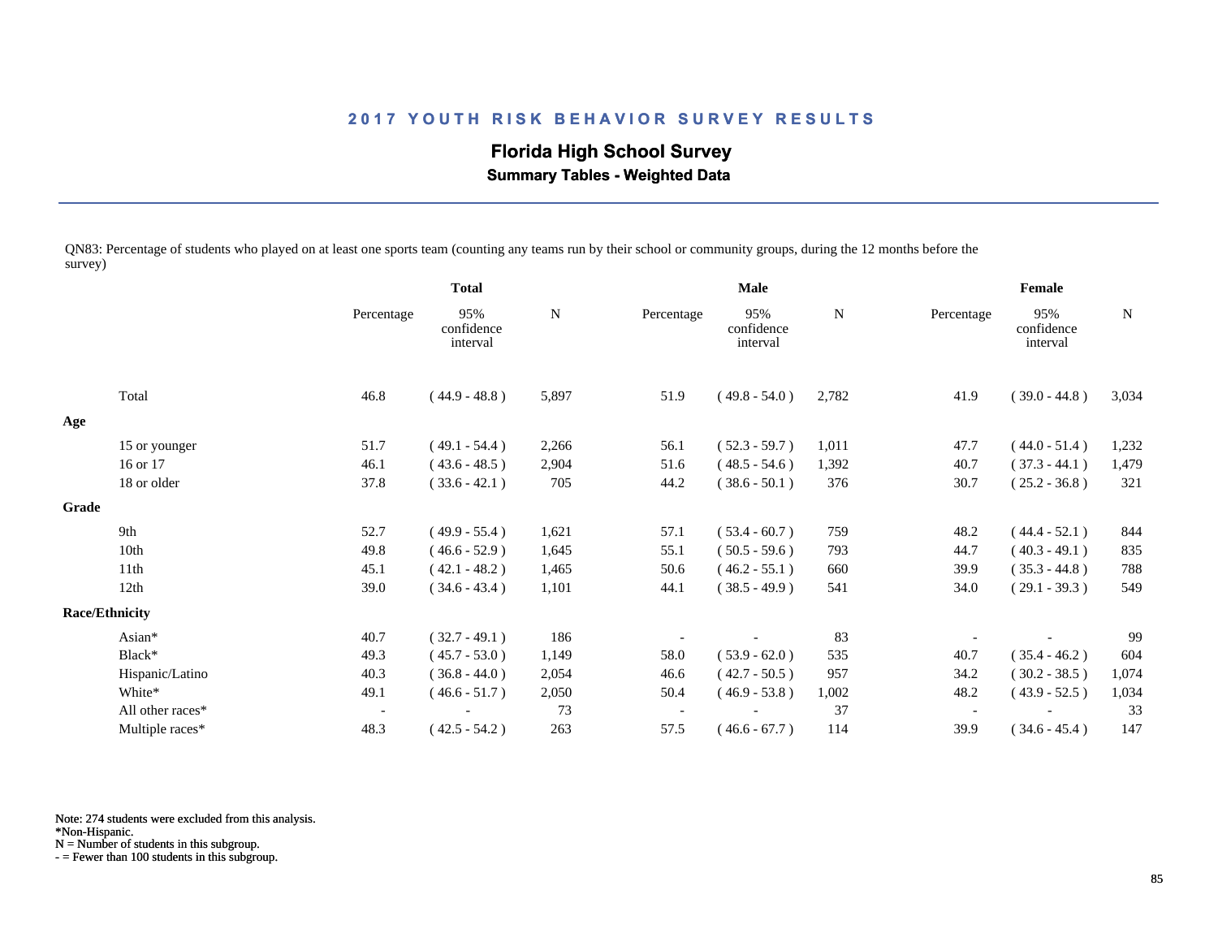## 2017 YOUTH RISK BEHAVIOR SURVEY RESULTS

### Florida High School Survey

**Summary Tables - Weighted Data**

QN83: Percentage of students who played on at least one sports team (counting any teams run by their school or community groups, during the 12 months before the survey)

| | Total | | | Male | | | Female | | |
|---|---|---|---|---|---|---|---|---|---|
| | Percentage | 95% confidence interval | N | Percentage | 95% confidence interval | N | Percentage | 95% confidence interval | N |
| Total | 46.8 | ( 44.9 - 48.8 ) | 5,897 | 51.9 | ( 49.8 - 54.0 ) | 2,782 | 41.9 | ( 39.0 - 44.8 ) | 3,034 |
| **Age** | | | | | | | | | |
| 15 or younger | 51.7 | ( 49.1 - 54.4 ) | 2,266 | 56.1 | ( 52.3 - 59.7 ) | 1,011 | 47.7 | ( 44.0 - 51.4 ) | 1,232 |
| 16 or 17 | 46.1 | ( 43.6 - 48.5 ) | 2,904 | 51.6 | ( 48.5 - 54.6 ) | 1,392 | 40.7 | ( 37.3 - 44.1 ) | 1,479 |
| 18 or older | 37.8 | ( 33.6 - 42.1 ) | 705 | 44.2 | ( 38.6 - 50.1 ) | 376 | 30.7 | ( 25.2 - 36.8 ) | 321 |
| **Grade** | | | | | | | | | |
| 9th | 52.7 | ( 49.9 - 55.4 ) | 1,621 | 57.1 | ( 53.4 - 60.7 ) | 759 | 48.2 | ( 44.4 - 52.1 ) | 844 |
| 10th | 49.8 | ( 46.6 - 52.9 ) | 1,645 | 55.1 | ( 50.5 - 59.6 ) | 793 | 44.7 | ( 40.3 - 49.1 ) | 835 |
| 11th | 45.1 | ( 42.1 - 48.2 ) | 1,465 | 50.6 | ( 46.2 - 55.1 ) | 660 | 39.9 | ( 35.3 - 44.8 ) | 788 |
| 12th | 39.0 | ( 34.6 - 43.4 ) | 1,101 | 44.1 | ( 38.5 - 49.9 ) | 541 | 34.0 | ( 29.1 - 39.3 ) | 549 |
| **Race/Ethnicity** | | | | | | | | | |
| Asian* | 40.7 | ( 32.7 - 49.1 ) | 186 | - | - | 83 | - | - | 99 |
| Black* | 49.3 | ( 45.7 - 53.0 ) | 1,149 | 58.0 | ( 53.9 - 62.0 ) | 535 | 40.7 | ( 35.4 - 46.2 ) | 604 |
| Hispanic/Latino | 40.3 | ( 36.8 - 44.0 ) | 2,054 | 46.6 | ( 42.7 - 50.5 ) | 957 | 34.2 | ( 30.2 - 38.5 ) | 1,074 |
| White* | 49.1 | ( 46.6 - 51.7 ) | 2,050 | 50.4 | ( 46.9 - 53.8 ) | 1,002 | 48.2 | ( 43.9 - 52.5 ) | 1,034 |
| All other races* | - | - | 73 | - | - | 37 | - | - | 33 |
| Multiple races* | 48.3 | ( 42.5 - 54.2 ) | 263 | 57.5 | ( 46.6 - 67.7 ) | 114 | 39.9 | ( 34.6 - 45.4 ) | 147 |

Note: 274 students were excluded from this analysis.
*Non-Hispanic.
N = Number of students in this subgroup.
- = Fewer than 100 students in this subgroup.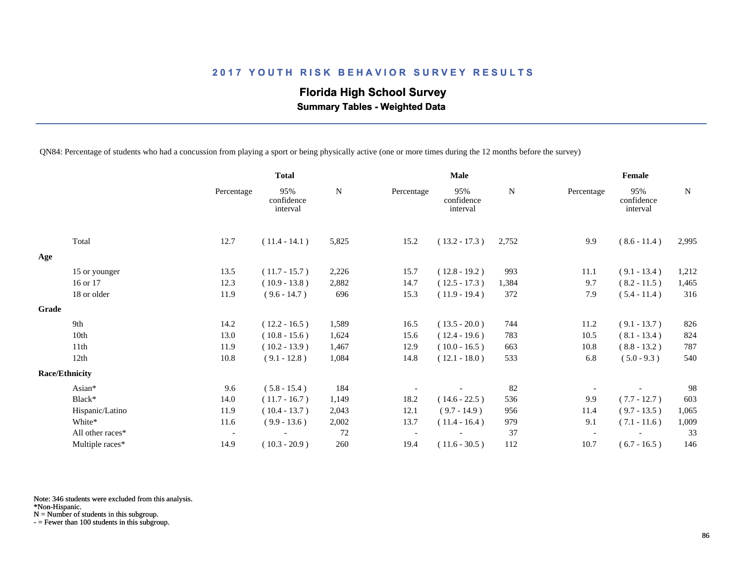## 2017 YOUTH RISK BEHAVIOR SURVEY RESULTS

### Florida High School Survey

**Summary Tables - Weighted Data**

QN84: Percentage of students who had a concussion from playing a sport or being physically active (one or more times during the 12 months before the survey)

| | Total | | | Male | | | Female | | |
|---|---|---|---|---|---|---|---|---|---|
| | Percentage | 95% confidence interval | N | Percentage | 95% confidence interval | N | Percentage | 95% confidence interval | N |
| Total | 12.7 | ( 11.4 - 14.1 ) | 5,825 | 15.2 | ( 13.2 - 17.3 ) | 2,752 | 9.9 | ( 8.6 - 11.4 ) | 2,995 |
| **Age** | | | | | | | | | |
| 15 or younger | 13.5 | ( 11.7 - 15.7 ) | 2,226 | 15.7 | ( 12.8 - 19.2 ) | 993 | 11.1 | ( 9.1 - 13.4 ) | 1,212 |
| 16 or 17 | 12.3 | ( 10.9 - 13.8 ) | 2,882 | 14.7 | ( 12.5 - 17.3 ) | 1,384 | 9.7 | ( 8.2 - 11.5 ) | 1,465 |
| 18 or older | 11.9 | ( 9.6 - 14.7 ) | 696 | 15.3 | ( 11.9 - 19.4 ) | 372 | 7.9 | ( 5.4 - 11.4 ) | 316 |
| **Grade** | | | | | | | | | |
| 9th | 14.2 | ( 12.2 - 16.5 ) | 1,589 | 16.5 | ( 13.5 - 20.0 ) | 744 | 11.2 | ( 9.1 - 13.7 ) | 826 |
| 10th | 13.0 | ( 10.8 - 15.6 ) | 1,624 | 15.6 | ( 12.4 - 19.6 ) | 783 | 10.5 | ( 8.1 - 13.4 ) | 824 |
| 11th | 11.9 | ( 10.2 - 13.9 ) | 1,467 | 12.9 | ( 10.0 - 16.5 ) | 663 | 10.8 | ( 8.8 - 13.2 ) | 787 |
| 12th | 10.8 | ( 9.1 - 12.8 ) | 1,084 | 14.8 | ( 12.1 - 18.0 ) | 533 | 6.8 | ( 5.0 - 9.3 ) | 540 |
| **Race/Ethnicity** | | | | | | | | | |
| Asian* | 9.6 | ( 5.8 - 15.4 ) | 184 | - | - | 82 | - | - | 98 |
| Black* | 14.0 | ( 11.7 - 16.7 ) | 1,149 | 18.2 | ( 14.6 - 22.5 ) | 536 | 9.9 | ( 7.7 - 12.7 ) | 603 |
| Hispanic/Latino | 11.9 | ( 10.4 - 13.7 ) | 2,043 | 12.1 | ( 9.7 - 14.9 ) | 956 | 11.4 | ( 9.7 - 13.5 ) | 1,065 |
| White* | 11.6 | ( 9.9 - 13.6 ) | 2,002 | 13.7 | ( 11.4 - 16.4 ) | 979 | 9.1 | ( 7.1 - 11.6 ) | 1,009 |
| All other races* | - | - | 72 | - | - | 37 | - | - | 33 |
| Multiple races* | 14.9 | ( 10.3 - 20.9 ) | 260 | 19.4 | ( 11.6 - 30.5 ) | 112 | 10.7 | ( 6.7 - 16.5 ) | 146 |

Note: 346 students were excluded from this analysis.
*Non-Hispanic.
N = Number of students in this subgroup.
- = Fewer than 100 students in this subgroup.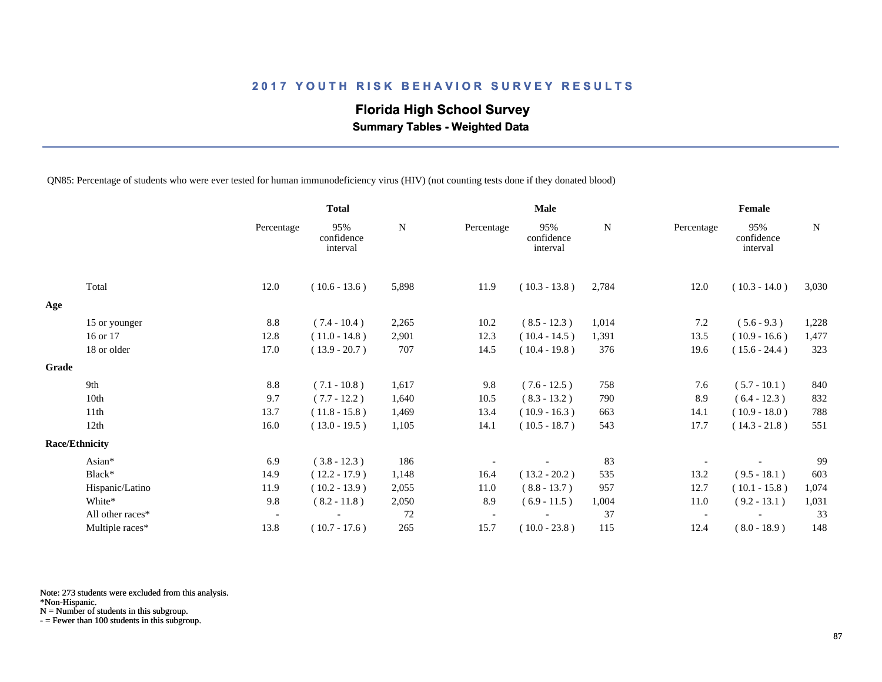# 2017 YOUTH RISK BEHAVIOR SURVEY RESULTS

## Florida High School Survey

### Summary Tables - Weighted Data

QN85: Percentage of students who were ever tested for human immunodeficiency virus (HIV) (not counting tests done if they donated blood)

| | Total | | | Male | | | Female | | |
|---|---|---|---|---|---|---|---|---|---|
| | Percentage | 95% confidence interval | N | Percentage | 95% confidence interval | N | Percentage | 95% confidence interval | N |
| Total | 12.0 | ( 10.6 - 13.6 ) | 5,898 | 11.9 | ( 10.3 - 13.8 ) | 2,784 | 12.0 | ( 10.3 - 14.0 ) | 3,030 |
| **Age** | | | | | | | | | |
| 15 or younger | 8.8 | ( 7.4 - 10.4 ) | 2,265 | 10.2 | ( 8.5 - 12.3 ) | 1,014 | 7.2 | ( 5.6 - 9.3 ) | 1,228 |
| 16 or 17 | 12.8 | ( 11.0 - 14.8 ) | 2,901 | 12.3 | ( 10.4 - 14.5 ) | 1,391 | 13.5 | ( 10.9 - 16.6 ) | 1,477 |
| 18 or older | 17.0 | ( 13.9 - 20.7 ) | 707 | 14.5 | ( 10.4 - 19.8 ) | 376 | 19.6 | ( 15.6 - 24.4 ) | 323 |
| **Grade** | | | | | | | | | |
| 9th | 8.8 | ( 7.1 - 10.8 ) | 1,617 | 9.8 | ( 7.6 - 12.5 ) | 758 | 7.6 | ( 5.7 - 10.1 ) | 840 |
| 10th | 9.7 | ( 7.7 - 12.2 ) | 1,640 | 10.5 | ( 8.3 - 13.2 ) | 790 | 8.9 | ( 6.4 - 12.3 ) | 832 |
| 11th | 13.7 | ( 11.8 - 15.8 ) | 1,469 | 13.4 | ( 10.9 - 16.3 ) | 663 | 14.1 | ( 10.9 - 18.0 ) | 788 |
| 12th | 16.0 | ( 13.0 - 19.5 ) | 1,105 | 14.1 | ( 10.5 - 18.7 ) | 543 | 17.7 | ( 14.3 - 21.8 ) | 551 |
| **Race/Ethnicity** | | | | | | | | | |
| Asian* | 6.9 | ( 3.8 - 12.3 ) | 186 | - | - | 83 | - | - | 99 |
| Black* | 14.9 | ( 12.2 - 17.9 ) | 1,148 | 16.4 | ( 13.2 - 20.2 ) | 535 | 13.2 | ( 9.5 - 18.1 ) | 603 |
| Hispanic/Latino | 11.9 | ( 10.2 - 13.9 ) | 2,055 | 11.0 | ( 8.8 - 13.7 ) | 957 | 12.7 | ( 10.1 - 15.8 ) | 1,074 |
| White* | 9.8 | ( 8.2 - 11.8 ) | 2,050 | 8.9 | ( 6.9 - 11.5 ) | 1,004 | 11.0 | ( 9.2 - 13.1 ) | 1,031 |
| All other races* | - | - | 72 | - | - | 37 | - | - | 33 |
| Multiple races* | 13.8 | ( 10.7 - 17.6 ) | 265 | 15.7 | ( 10.0 - 23.8 ) | 115 | 12.4 | ( 8.0 - 18.9 ) | 148 |

Note: 273 students were excluded from this analysis.
*Non-Hispanic.
N = Number of students in this subgroup.
- = Fewer than 100 students in this subgroup.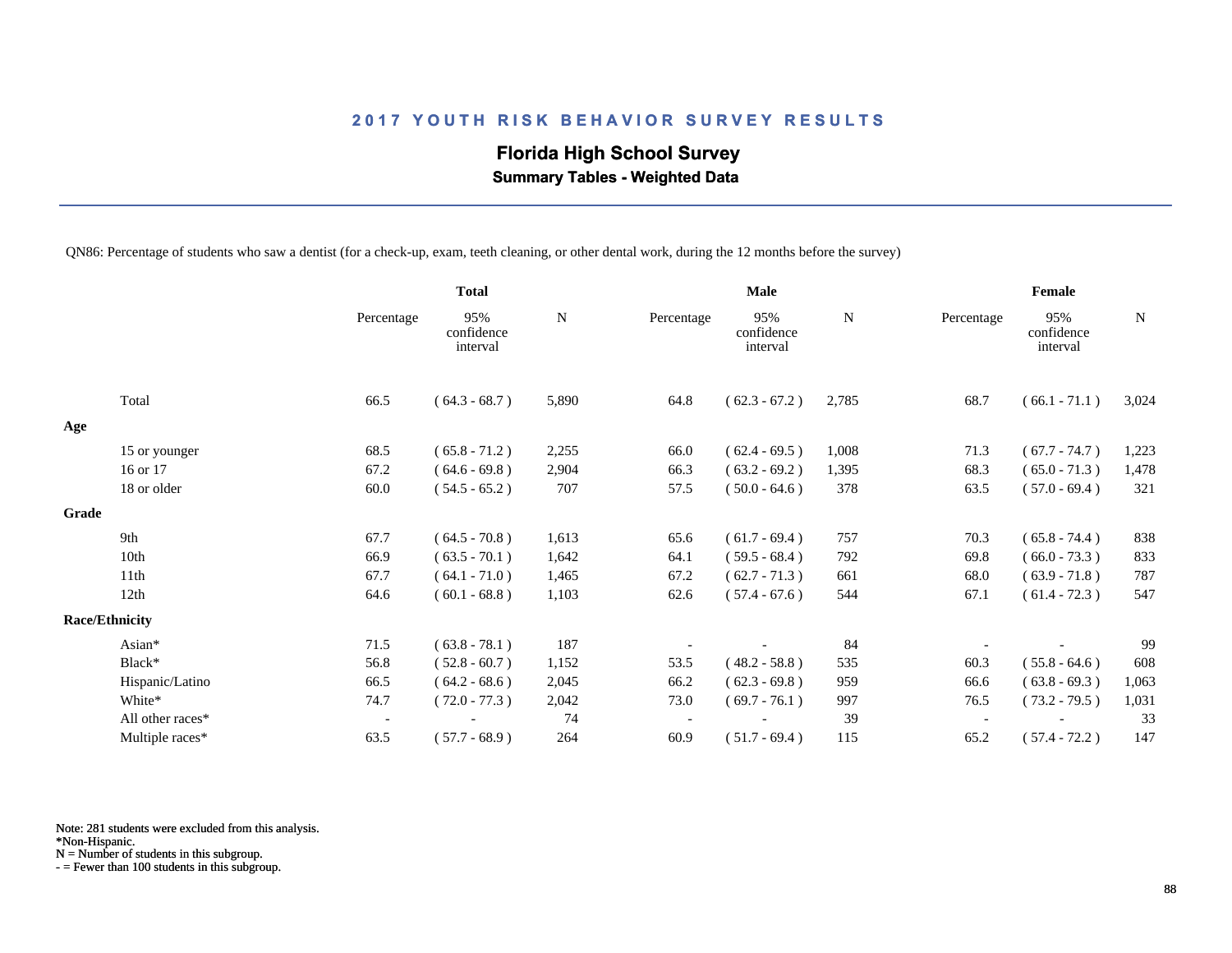## 2017 YOUTH RISK BEHAVIOR SURVEY RESULTS

### Florida High School Survey

**Summary Tables - Weighted Data**

QN86: Percentage of students who saw a dentist (for a check-up, exam, teeth cleaning, or other dental work, during the 12 months before the survey)

| | Total | | | Male | | | Female | | |
|---|---|---|---|---|---|---|---|---|---|
| | Percentage | 95% confidence interval | N | Percentage | 95% confidence interval | N | Percentage | 95% confidence interval | N |
| Total | 66.5 | ( 64.3 - 68.7 ) | 5,890 | 64.8 | ( 62.3 - 67.2 ) | 2,785 | 68.7 | ( 66.1 - 71.1 ) | 3,024 |
| **Age** | | | | | | | | | |
| 15 or younger | 68.5 | ( 65.8 - 71.2 ) | 2,255 | 66.0 | ( 62.4 - 69.5 ) | 1,008 | 71.3 | ( 67.7 - 74.7 ) | 1,223 |
| 16 or 17 | 67.2 | ( 64.6 - 69.8 ) | 2,904 | 66.3 | ( 63.2 - 69.2 ) | 1,395 | 68.3 | ( 65.0 - 71.3 ) | 1,478 |
| 18 or older | 60.0 | ( 54.5 - 65.2 ) | 707 | 57.5 | ( 50.0 - 64.6 ) | 378 | 63.5 | ( 57.0 - 69.4 ) | 321 |
| **Grade** | | | | | | | | | |
| 9th | 67.7 | ( 64.5 - 70.8 ) | 1,613 | 65.6 | ( 61.7 - 69.4 ) | 757 | 70.3 | ( 65.8 - 74.4 ) | 838 |
| 10th | 66.9 | ( 63.5 - 70.1 ) | 1,642 | 64.1 | ( 59.5 - 68.4 ) | 792 | 69.8 | ( 66.0 - 73.3 ) | 833 |
| 11th | 67.7 | ( 64.1 - 71.0 ) | 1,465 | 67.2 | ( 62.7 - 71.3 ) | 661 | 68.0 | ( 63.9 - 71.8 ) | 787 |
| 12th | 64.6 | ( 60.1 - 68.8 ) | 1,103 | 62.6 | ( 57.4 - 67.6 ) | 544 | 67.1 | ( 61.4 - 72.3 ) | 547 |
| **Race/Ethnicity** | | | | | | | | | |
| Asian* | 71.5 | ( 63.8 - 78.1 ) | 187 | - | - | 84 | - | - | 99 |
| Black* | 56.8 | ( 52.8 - 60.7 ) | 1,152 | 53.5 | ( 48.2 - 58.8 ) | 535 | 60.3 | ( 55.8 - 64.6 ) | 608 |
| Hispanic/Latino | 66.5 | ( 64.2 - 68.6 ) | 2,045 | 66.2 | ( 62.3 - 69.8 ) | 959 | 66.6 | ( 63.8 - 69.3 ) | 1,063 |
| White* | 74.7 | ( 72.0 - 77.3 ) | 2,042 | 73.0 | ( 69.7 - 76.1 ) | 997 | 76.5 | ( 73.2 - 79.5 ) | 1,031 |
| All other races* | - | - | 74 | - | - | 39 | - | - | 33 |
| Multiple races* | 63.5 | ( 57.7 - 68.9 ) | 264 | 60.9 | ( 51.7 - 69.4 ) | 115 | 65.2 | ( 57.4 - 72.2 ) | 147 |

Note: 281 students were excluded from this analysis.
*Non-Hispanic.
N = Number of students in this subgroup.
- = Fewer than 100 students in this subgroup.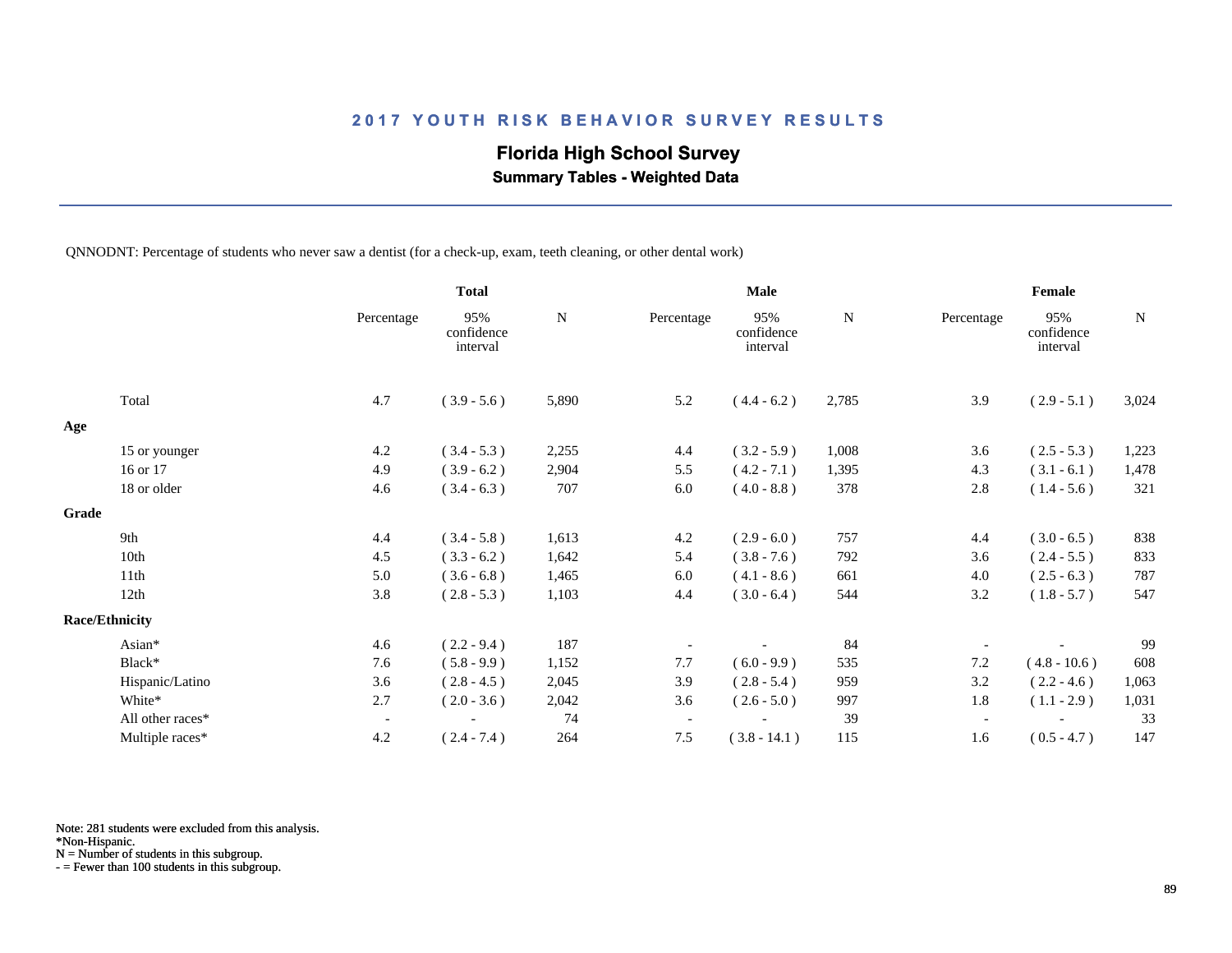# 2017 YOUTH RISK BEHAVIOR SURVEY RESULTS

## Florida High School Survey

### Summary Tables - Weighted Data

QNNODNT: Percentage of students who never saw a dentist (for a check-up, exam, teeth cleaning, or other dental work)

| | Total | | | Male | | | Female | | |
|---|---|---|---|---|---|---|---|---|---|
| | Percentage | 95% confidence interval | N | Percentage | 95% confidence interval | N | Percentage | 95% confidence interval | N |
| Total | 4.7 | ( 3.9 - 5.6 ) | 5,890 | 5.2 | ( 4.4 - 6.2 ) | 2,785 | 3.9 | ( 2.9 - 5.1 ) | 3,024 |
| **Age** | | | | | | | | | |
| 15 or younger | 4.2 | ( 3.4 - 5.3 ) | 2,255 | 4.4 | ( 3.2 - 5.9 ) | 1,008 | 3.6 | ( 2.5 - 5.3 ) | 1,223 |
| 16 or 17 | 4.9 | ( 3.9 - 6.2 ) | 2,904 | 5.5 | ( 4.2 - 7.1 ) | 1,395 | 4.3 | ( 3.1 - 6.1 ) | 1,478 |
| 18 or older | 4.6 | ( 3.4 - 6.3 ) | 707 | 6.0 | ( 4.0 - 8.8 ) | 378 | 2.8 | ( 1.4 - 5.6 ) | 321 |
| **Grade** | | | | | | | | | |
| 9th | 4.4 | ( 3.4 - 5.8 ) | 1,613 | 4.2 | ( 2.9 - 6.0 ) | 757 | 4.4 | ( 3.0 - 6.5 ) | 838 |
| 10th | 4.5 | ( 3.3 - 6.2 ) | 1,642 | 5.4 | ( 3.8 - 7.6 ) | 792 | 3.6 | ( 2.4 - 5.5 ) | 833 |
| 11th | 5.0 | ( 3.6 - 6.8 ) | 1,465 | 6.0 | ( 4.1 - 8.6 ) | 661 | 4.0 | ( 2.5 - 6.3 ) | 787 |
| 12th | 3.8 | ( 2.8 - 5.3 ) | 1,103 | 4.4 | ( 3.0 - 6.4 ) | 544 | 3.2 | ( 1.8 - 5.7 ) | 547 |
| **Race/Ethnicity** | | | | | | | | | |
| Asian* | 4.6 | ( 2.2 - 9.4 ) | 187 | - | - | 84 | - | - | 99 |
| Black* | 7.6 | ( 5.8 - 9.9 ) | 1,152 | 7.7 | ( 6.0 - 9.9 ) | 535 | 7.2 | ( 4.8 - 10.6 ) | 608 |
| Hispanic/Latino | 3.6 | ( 2.8 - 4.5 ) | 2,045 | 3.9 | ( 2.8 - 5.4 ) | 959 | 3.2 | ( 2.2 - 4.6 ) | 1,063 |
| White* | 2.7 | ( 2.0 - 3.6 ) | 2,042 | 3.6 | ( 2.6 - 5.0 ) | 997 | 1.8 | ( 1.1 - 2.9 ) | 1,031 |
| All other races* | - | - | 74 | - | - | 39 | - | - | 33 |
| Multiple races* | 4.2 | ( 2.4 - 7.4 ) | 264 | 7.5 | ( 3.8 - 14.1 ) | 115 | 1.6 | ( 0.5 - 4.7 ) | 147 |

Note: 281 students were excluded from this analysis.
*Non-Hispanic.
N = Number of students in this subgroup.
- = Fewer than 100 students in this subgroup.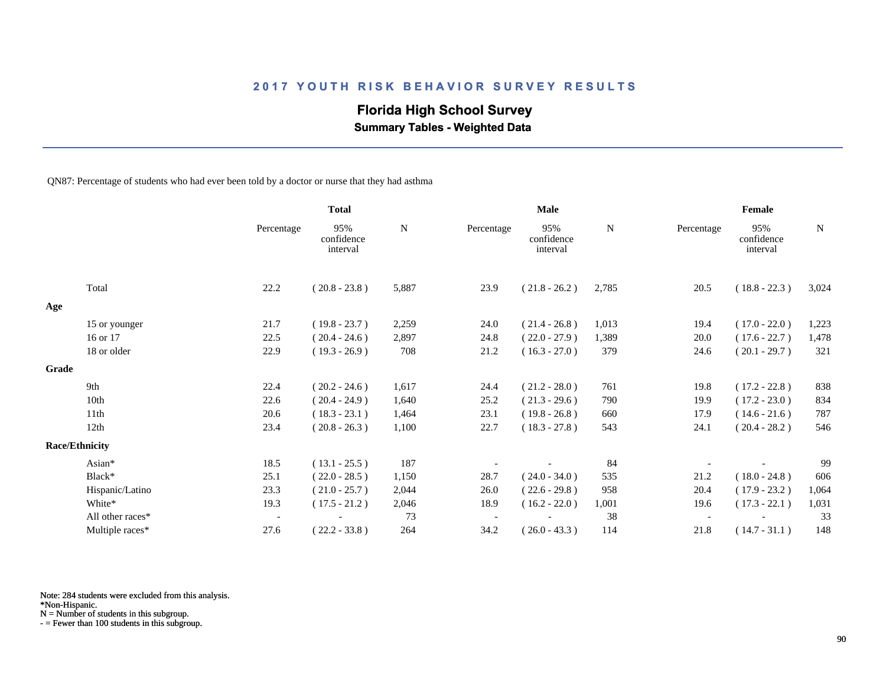# 2017 YOUTH RISK BEHAVIOR SURVEY RESULTS

## Florida High School Survey

### Summary Tables - Weighted Data

QN87: Percentage of students who had ever been told by a doctor or nurse that they had asthma

| | Total | | | Male | | | Female | | |
|---|---|---|---|---|---|---|---|---|---|
| | Percentage | 95% confidence interval | N | Percentage | 95% confidence interval | N | Percentage | 95% confidence interval | N |
| Total | 22.2 | ( 20.8 - 23.8 ) | 5,887 | 23.9 | ( 21.8 - 26.2 ) | 2,785 | 20.5 | ( 18.8 - 22.3 ) | 3,024 |
| **Age** | | | | | | | | | |
| 15 or younger | 21.7 | ( 19.8 - 23.7 ) | 2,259 | 24.0 | ( 21.4 - 26.8 ) | 1,013 | 19.4 | ( 17.0 - 22.0 ) | 1,223 |
| 16 or 17 | 22.5 | ( 20.4 - 24.6 ) | 2,897 | 24.8 | ( 22.0 - 27.9 ) | 1,389 | 20.0 | ( 17.6 - 22.7 ) | 1,478 |
| 18 or older | 22.9 | ( 19.3 - 26.9 ) | 708 | 21.2 | ( 16.3 - 27.0 ) | 379 | 24.6 | ( 20.1 - 29.7 ) | 321 |
| **Grade** | | | | | | | | | |
| 9th | 22.4 | ( 20.2 - 24.6 ) | 1,617 | 24.4 | ( 21.2 - 28.0 ) | 761 | 19.8 | ( 17.2 - 22.8 ) | 838 |
| 10th | 22.6 | ( 20.4 - 24.9 ) | 1,640 | 25.2 | ( 21.3 - 29.6 ) | 790 | 19.9 | ( 17.2 - 23.0 ) | 834 |
| 11th | 20.6 | ( 18.3 - 23.1 ) | 1,464 | 23.1 | ( 19.8 - 26.8 ) | 660 | 17.9 | ( 14.6 - 21.6 ) | 787 |
| 12th | 23.4 | ( 20.8 - 26.3 ) | 1,100 | 22.7 | ( 18.3 - 27.8 ) | 543 | 24.1 | ( 20.4 - 28.2 ) | 546 |
| **Race/Ethnicity** | | | | | | | | | |
| Asian* | 18.5 | ( 13.1 - 25.5 ) | 187 | - | - | 84 | - | - | 99 |
| Black* | 25.1 | ( 22.0 - 28.5 ) | 1,150 | 28.7 | ( 24.0 - 34.0 ) | 535 | 21.2 | ( 18.0 - 24.8 ) | 606 |
| Hispanic/Latino | 23.3 | ( 21.0 - 25.7 ) | 2,044 | 26.0 | ( 22.6 - 29.8 ) | 958 | 20.4 | ( 17.9 - 23.2 ) | 1,064 |
| White* | 19.3 | ( 17.5 - 21.2 ) | 2,046 | 18.9 | ( 16.2 - 22.0 ) | 1,001 | 19.6 | ( 17.3 - 22.1 ) | 1,031 |
| All other races* | - | - | 73 | - | - | 38 | - | - | 33 |
| Multiple races* | 27.6 | ( 22.2 - 33.8 ) | 264 | 34.2 | ( 26.0 - 43.3 ) | 114 | 21.8 | ( 14.7 - 31.1 ) | 148 |

Note: 284 students were excluded from this analysis.
*Non-Hispanic.
N = Number of students in this subgroup.
- = Fewer than 100 students in this subgroup.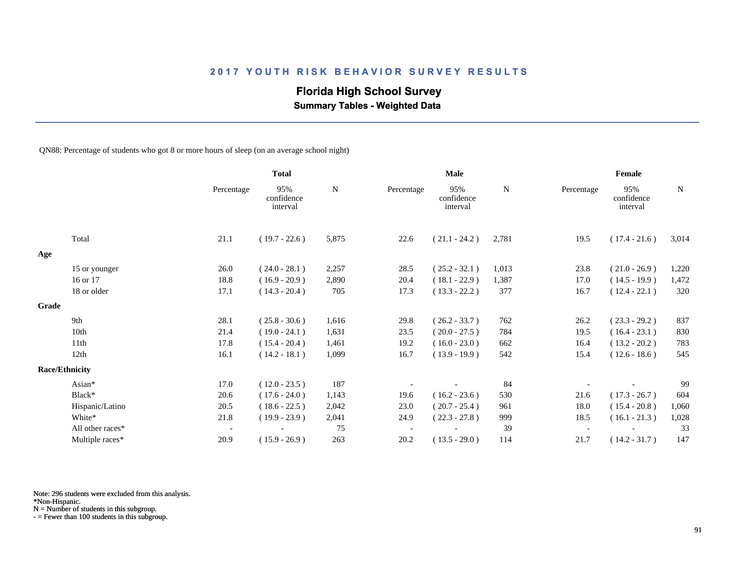## 2017 YOUTH RISK BEHAVIOR SURVEY RESULTS

**Florida High School Survey**

**Summary Tables - Weighted Data**

QN88: Percentage of students who got 8 or more hours of sleep (on an average school night)

| | Total | | | Male | | | Female | | |
|---|---|---|---|---|---|---|---|---|---|
| | Percentage | 95% confidence interval | N | Percentage | 95% confidence interval | N | Percentage | 95% confidence interval | N |
| Total | 21.1 | ( 19.7 - 22.6 ) | 5,875 | 22.6 | ( 21.1 - 24.2 ) | 2,781 | 19.5 | ( 17.4 - 21.6 ) | 3,014 |
| **Age** | | | | | | | | | |
| 15 or younger | 26.0 | ( 24.0 - 28.1 ) | 2,257 | 28.5 | ( 25.2 - 32.1 ) | 1,013 | 23.8 | ( 21.0 - 26.9 ) | 1,220 |
| 16 or 17 | 18.8 | ( 16.9 - 20.9 ) | 2,890 | 20.4 | ( 18.1 - 22.9 ) | 1,387 | 17.0 | ( 14.5 - 19.9 ) | 1,472 |
| 18 or older | 17.1 | ( 14.3 - 20.4 ) | 705 | 17.3 | ( 13.3 - 22.2 ) | 377 | 16.7 | ( 12.4 - 22.1 ) | 320 |
| **Grade** | | | | | | | | | |
| 9th | 28.1 | ( 25.8 - 30.6 ) | 1,616 | 29.8 | ( 26.2 - 33.7 ) | 762 | 26.2 | ( 23.3 - 29.2 ) | 837 |
| 10th | 21.4 | ( 19.0 - 24.1 ) | 1,631 | 23.5 | ( 20.0 - 27.5 ) | 784 | 19.5 | ( 16.4 - 23.1 ) | 830 |
| 11th | 17.8 | ( 15.4 - 20.4 ) | 1,461 | 19.2 | ( 16.0 - 23.0 ) | 662 | 16.4 | ( 13.2 - 20.2 ) | 783 |
| 12th | 16.1 | ( 14.2 - 18.1 ) | 1,099 | 16.7 | ( 13.9 - 19.9 ) | 542 | 15.4 | ( 12.6 - 18.6 ) | 545 |
| **Race/Ethnicity** | | | | | | | | | |
| Asian* | 17.0 | ( 12.0 - 23.5 ) | 187 | - | - | 84 | - | - | 99 |
| Black* | 20.6 | ( 17.6 - 24.0 ) | 1,143 | 19.6 | ( 16.2 - 23.6 ) | 530 | 21.6 | ( 17.3 - 26.7 ) | 604 |
| Hispanic/Latino | 20.5 | ( 18.6 - 22.5 ) | 2,042 | 23.0 | ( 20.7 - 25.4 ) | 961 | 18.0 | ( 15.4 - 20.8 ) | 1,060 |
| White* | 21.8 | ( 19.9 - 23.9 ) | 2,041 | 24.9 | ( 22.3 - 27.8 ) | 999 | 18.5 | ( 16.1 - 21.3 ) | 1,028 |
| All other races* | - | - | 75 | - | - | 39 | - | - | 33 |
| Multiple races* | 20.9 | ( 15.9 - 26.9 ) | 263 | 20.2 | ( 13.5 - 29.0 ) | 114 | 21.7 | ( 14.2 - 31.7 ) | 147 |

Note: 296 students were excluded from this analysis.
*Non-Hispanic.
N = Number of students in this subgroup.
- = Fewer than 100 students in this subgroup.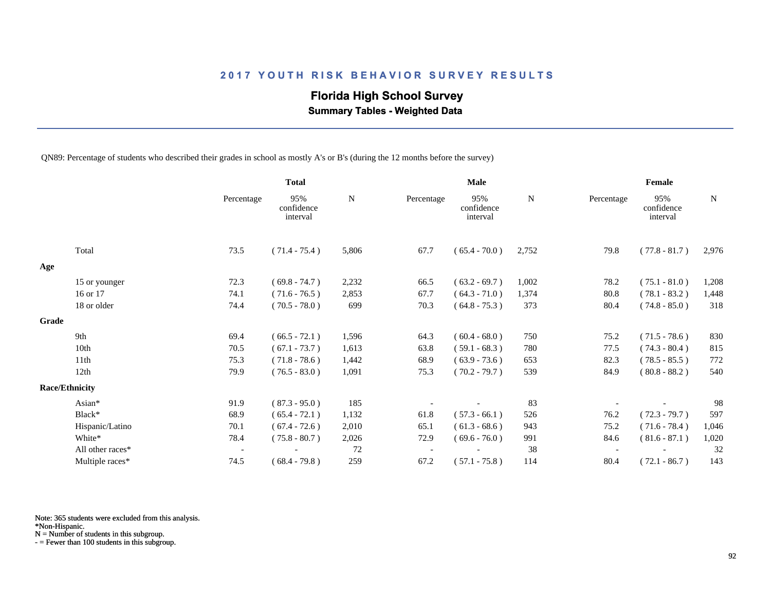## 2017 YOUTH RISK BEHAVIOR SURVEY RESULTS

**Florida High School Survey**

**Summary Tables - Weighted Data**

QN89: Percentage of students who described their grades in school as mostly A's or B's (during the 12 months before the survey)

| | Total | | | Male | | | Female | | |
|---|---|---|---|---|---|---|---|---|---|
| | Percentage | 95% confidence interval | N | Percentage | 95% confidence interval | N | Percentage | 95% confidence interval | N |
| Total | 73.5 | ( 71.4 - 75.4 ) | 5,806 | 67.7 | ( 65.4 - 70.0 ) | 2,752 | 79.8 | ( 77.8 - 81.7 ) | 2,976 |
| **Age** | | | | | | | | | |
| 15 or younger | 72.3 | ( 69.8 - 74.7 ) | 2,232 | 66.5 | ( 63.2 - 69.7 ) | 1,002 | 78.2 | ( 75.1 - 81.0 ) | 1,208 |
| 16 or 17 | 74.1 | ( 71.6 - 76.5 ) | 2,853 | 67.7 | ( 64.3 - 71.0 ) | 1,374 | 80.8 | ( 78.1 - 83.2 ) | 1,448 |
| 18 or older | 74.4 | ( 70.5 - 78.0 ) | 699 | 70.3 | ( 64.8 - 75.3 ) | 373 | 80.4 | ( 74.8 - 85.0 ) | 318 |
| **Grade** | | | | | | | | | |
| 9th | 69.4 | ( 66.5 - 72.1 ) | 1,596 | 64.3 | ( 60.4 - 68.0 ) | 750 | 75.2 | ( 71.5 - 78.6 ) | 830 |
| 10th | 70.5 | ( 67.1 - 73.7 ) | 1,613 | 63.8 | ( 59.1 - 68.3 ) | 780 | 77.5 | ( 74.3 - 80.4 ) | 815 |
| 11th | 75.3 | ( 71.8 - 78.6 ) | 1,442 | 68.9 | ( 63.9 - 73.6 ) | 653 | 82.3 | ( 78.5 - 85.5 ) | 772 |
| 12th | 79.9 | ( 76.5 - 83.0 ) | 1,091 | 75.3 | ( 70.2 - 79.7 ) | 539 | 84.9 | ( 80.8 - 88.2 ) | 540 |
| **Race/Ethnicity** | | | | | | | | | |
| Asian* | 91.9 | ( 87.3 - 95.0 ) | 185 | - | - | 83 | - | - | 98 |
| Black* | 68.9 | ( 65.4 - 72.1 ) | 1,132 | 61.8 | ( 57.3 - 66.1 ) | 526 | 76.2 | ( 72.3 - 79.7 ) | 597 |
| Hispanic/Latino | 70.1 | ( 67.4 - 72.6 ) | 2,010 | 65.1 | ( 61.3 - 68.6 ) | 943 | 75.2 | ( 71.6 - 78.4 ) | 1,046 |
| White* | 78.4 | ( 75.8 - 80.7 ) | 2,026 | 72.9 | ( 69.6 - 76.0 ) | 991 | 84.6 | ( 81.6 - 87.1 ) | 1,020 |
| All other races* | - | - | 72 | - | - | 38 | - | - | 32 |
| Multiple races* | 74.5 | ( 68.4 - 79.8 ) | 259 | 67.2 | ( 57.1 - 75.8 ) | 114 | 80.4 | ( 72.1 - 86.7 ) | 143 |

Note: 365 students were excluded from this analysis.
*Non-Hispanic.
N = Number of students in this subgroup.
- = Fewer than 100 students in this subgroup.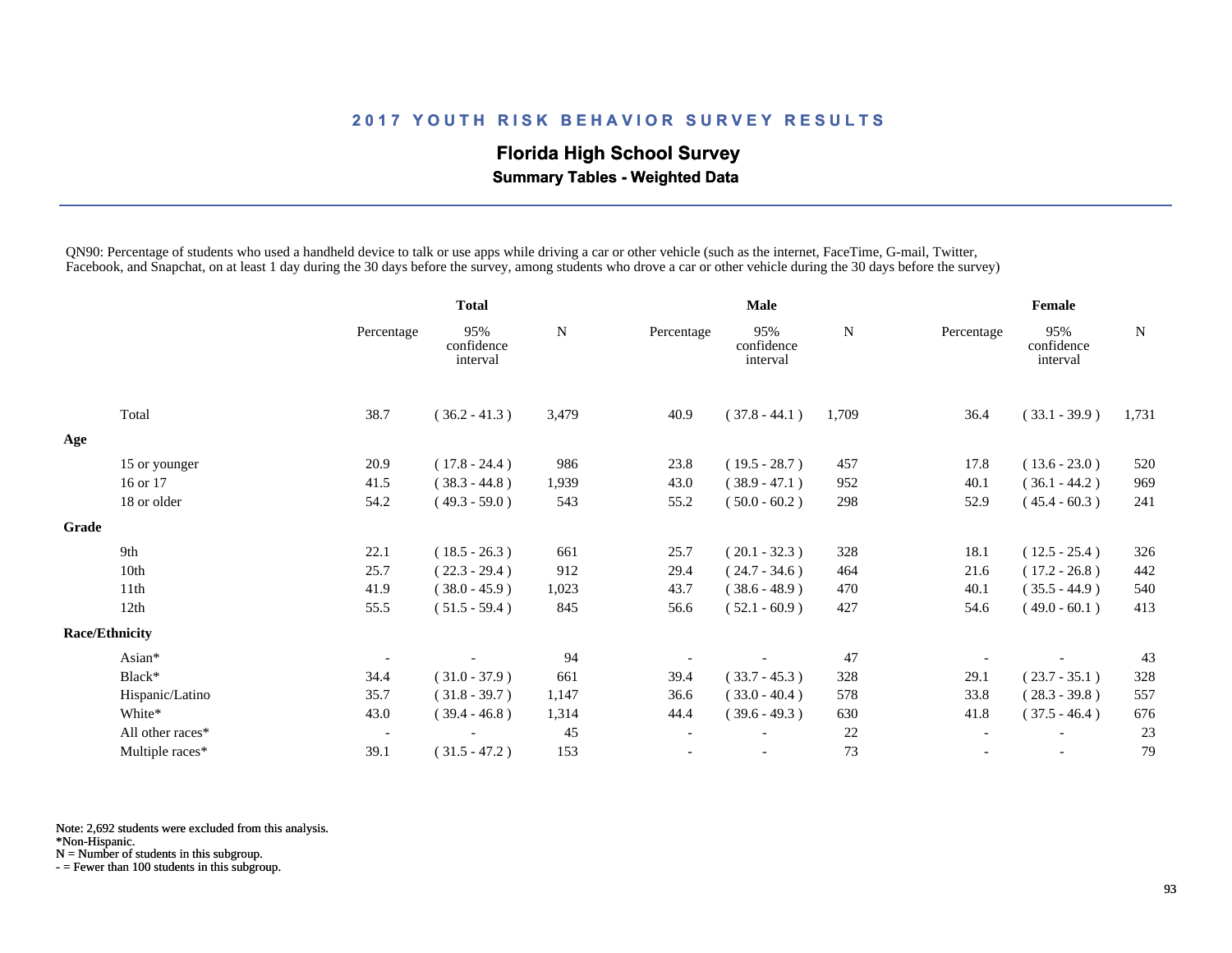## 2017 YOUTH RISK BEHAVIOR SURVEY RESULTS

### Florida High School Survey

**Summary Tables - Weighted Data**

QN90: Percentage of students who used a handheld device to talk or use apps while driving a car or other vehicle (such as the internet, FaceTime, G-mail, Twitter, Facebook, and Snapchat, on at least 1 day during the 30 days before the survey, among students who drove a car or other vehicle during the 30 days before the survey)

| | Total | | | Male | | | Female | | |
|---|---|---|---|---|---|---|---|---|---|
| | Percentage | 95% confidence interval | N | Percentage | 95% confidence interval | N | Percentage | 95% confidence interval | N |
| Total | 38.7 | ( 36.2 - 41.3 ) | 3,479 | 40.9 | ( 37.8 - 44.1 ) | 1,709 | 36.4 | ( 33.1 - 39.9 ) | 1,731 |
| **Age** | | | | | | | | | |
| 15 or younger | 20.9 | ( 17.8 - 24.4 ) | 986 | 23.8 | ( 19.5 - 28.7 ) | 457 | 17.8 | ( 13.6 - 23.0 ) | 520 |
| 16 or 17 | 41.5 | ( 38.3 - 44.8 ) | 1,939 | 43.0 | ( 38.9 - 47.1 ) | 952 | 40.1 | ( 36.1 - 44.2 ) | 969 |
| 18 or older | 54.2 | ( 49.3 - 59.0 ) | 543 | 55.2 | ( 50.0 - 60.2 ) | 298 | 52.9 | ( 45.4 - 60.3 ) | 241 |
| **Grade** | | | | | | | | | |
| 9th | 22.1 | ( 18.5 - 26.3 ) | 661 | 25.7 | ( 20.1 - 32.3 ) | 328 | 18.1 | ( 12.5 - 25.4 ) | 326 |
| 10th | 25.7 | ( 22.3 - 29.4 ) | 912 | 29.4 | ( 24.7 - 34.6 ) | 464 | 21.6 | ( 17.2 - 26.8 ) | 442 |
| 11th | 41.9 | ( 38.0 - 45.9 ) | 1,023 | 43.7 | ( 38.6 - 48.9 ) | 470 | 40.1 | ( 35.5 - 44.9 ) | 540 |
| 12th | 55.5 | ( 51.5 - 59.4 ) | 845 | 56.6 | ( 52.1 - 60.9 ) | 427 | 54.6 | ( 49.0 - 60.1 ) | 413 |
| **Race/Ethnicity** | | | | | | | | | |
| Asian* | - | - | 94 | - | - | 47 | - | - | 43 |
| Black* | 34.4 | ( 31.0 - 37.9 ) | 661 | 39.4 | ( 33.7 - 45.3 ) | 328 | 29.1 | ( 23.7 - 35.1 ) | 328 |
| Hispanic/Latino | 35.7 | ( 31.8 - 39.7 ) | 1,147 | 36.6 | ( 33.0 - 40.4 ) | 578 | 33.8 | ( 28.3 - 39.8 ) | 557 |
| White* | 43.0 | ( 39.4 - 46.8 ) | 1,314 | 44.4 | ( 39.6 - 49.3 ) | 630 | 41.8 | ( 37.5 - 46.4 ) | 676 |
| All other races* | - | - | 45 | - | - | 22 | - | - | 23 |
| Multiple races* | 39.1 | ( 31.5 - 47.2 ) | 153 | - | - | 73 | - | - | 79 |

Note: 2,692 students were excluded from this analysis.
*Non-Hispanic.
N = Number of students in this subgroup.
- = Fewer than 100 students in this subgroup.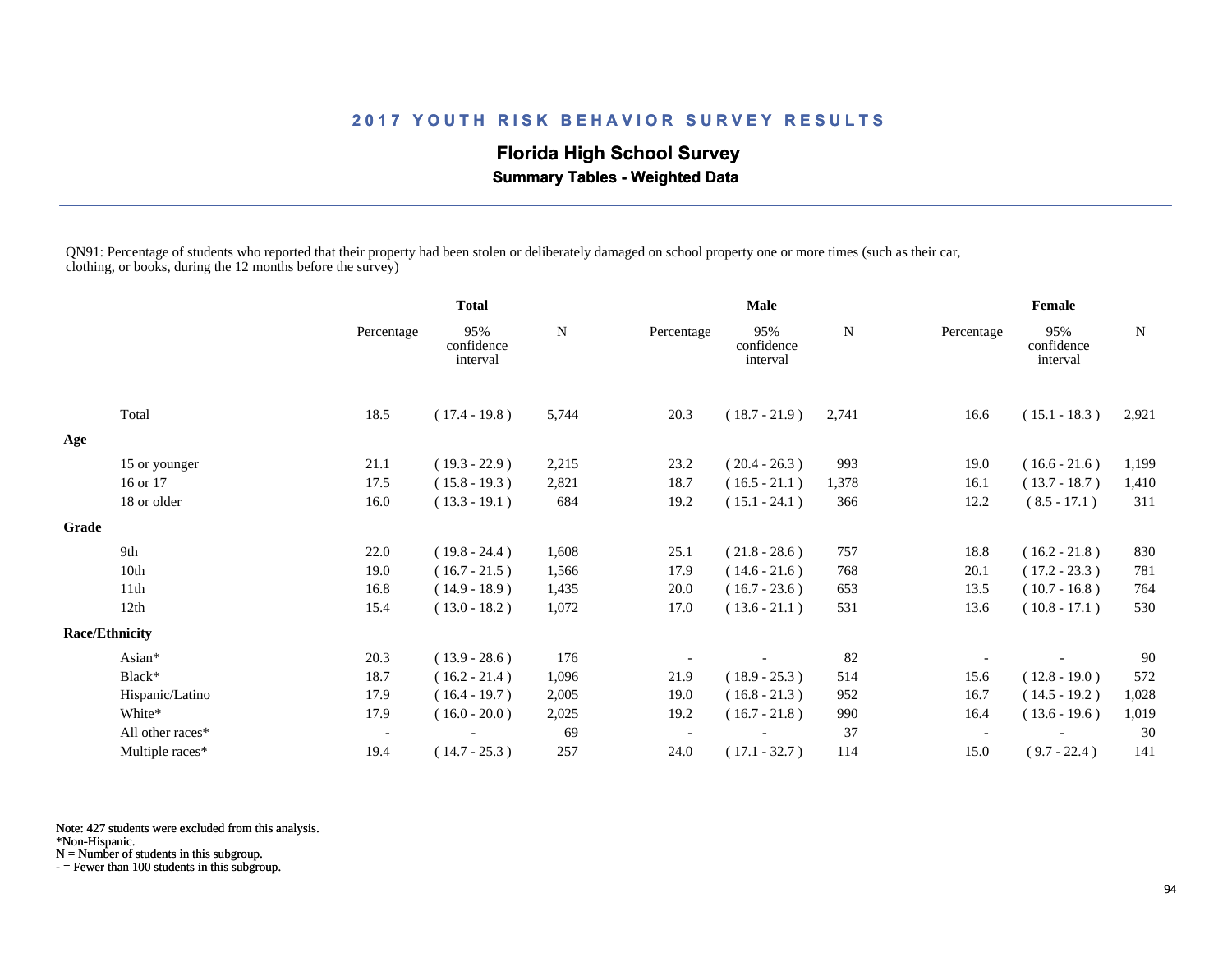## 2017 YOUTH RISK BEHAVIOR SURVEY RESULTS

### Florida High School Survey

**Summary Tables - Weighted Data**

QN91: Percentage of students who reported that their property had been stolen or deliberately damaged on school property one or more times (such as their car, clothing, or books, during the 12 months before the survey)

| | Total | | | Male | | | Female | | |
|---|---|---|---|---|---|---|---|---|---|
| | Percentage | 95% confidence interval | N | Percentage | 95% confidence interval | N | Percentage | 95% confidence interval | N |
| Total | 18.5 | ( 17.4 - 19.8 ) | 5,744 | 20.3 | ( 18.7 - 21.9 ) | 2,741 | 16.6 | ( 15.1 - 18.3 ) | 2,921 |
| **Age** | | | | | | | | | |
| 15 or younger | 21.1 | ( 19.3 - 22.9 ) | 2,215 | 23.2 | ( 20.4 - 26.3 ) | 993 | 19.0 | ( 16.6 - 21.6 ) | 1,199 |
| 16 or 17 | 17.5 | ( 15.8 - 19.3 ) | 2,821 | 18.7 | ( 16.5 - 21.1 ) | 1,378 | 16.1 | ( 13.7 - 18.7 ) | 1,410 |
| 18 or older | 16.0 | ( 13.3 - 19.1 ) | 684 | 19.2 | ( 15.1 - 24.1 ) | 366 | 12.2 | ( 8.5 - 17.1 ) | 311 |
| **Grade** | | | | | | | | | |
| 9th | 22.0 | ( 19.8 - 24.4 ) | 1,608 | 25.1 | ( 21.8 - 28.6 ) | 757 | 18.8 | ( 16.2 - 21.8 ) | 830 |
| 10th | 19.0 | ( 16.7 - 21.5 ) | 1,566 | 17.9 | ( 14.6 - 21.6 ) | 768 | 20.1 | ( 17.2 - 23.3 ) | 781 |
| 11th | 16.8 | ( 14.9 - 18.9 ) | 1,435 | 20.0 | ( 16.7 - 23.6 ) | 653 | 13.5 | ( 10.7 - 16.8 ) | 764 |
| 12th | 15.4 | ( 13.0 - 18.2 ) | 1,072 | 17.0 | ( 13.6 - 21.1 ) | 531 | 13.6 | ( 10.8 - 17.1 ) | 530 |
| **Race/Ethnicity** | | | | | | | | | |
| Asian* | 20.3 | ( 13.9 - 28.6 ) | 176 | - | - | 82 | - | - | 90 |
| Black* | 18.7 | ( 16.2 - 21.4 ) | 1,096 | 21.9 | ( 18.9 - 25.3 ) | 514 | 15.6 | ( 12.8 - 19.0 ) | 572 |
| Hispanic/Latino | 17.9 | ( 16.4 - 19.7 ) | 2,005 | 19.0 | ( 16.8 - 21.3 ) | 952 | 16.7 | ( 14.5 - 19.2 ) | 1,028 |
| White* | 17.9 | ( 16.0 - 20.0 ) | 2,025 | 19.2 | ( 16.7 - 21.8 ) | 990 | 16.4 | ( 13.6 - 19.6 ) | 1,019 |
| All other races* | - | - | 69 | - | - | 37 | - | - | 30 |
| Multiple races* | 19.4 | ( 14.7 - 25.3 ) | 257 | 24.0 | ( 17.1 - 32.7 ) | 114 | 15.0 | ( 9.7 - 22.4 ) | 141 |

Note: 427 students were excluded from this analysis.
*Non-Hispanic.
N = Number of students in this subgroup.
- = Fewer than 100 students in this subgroup.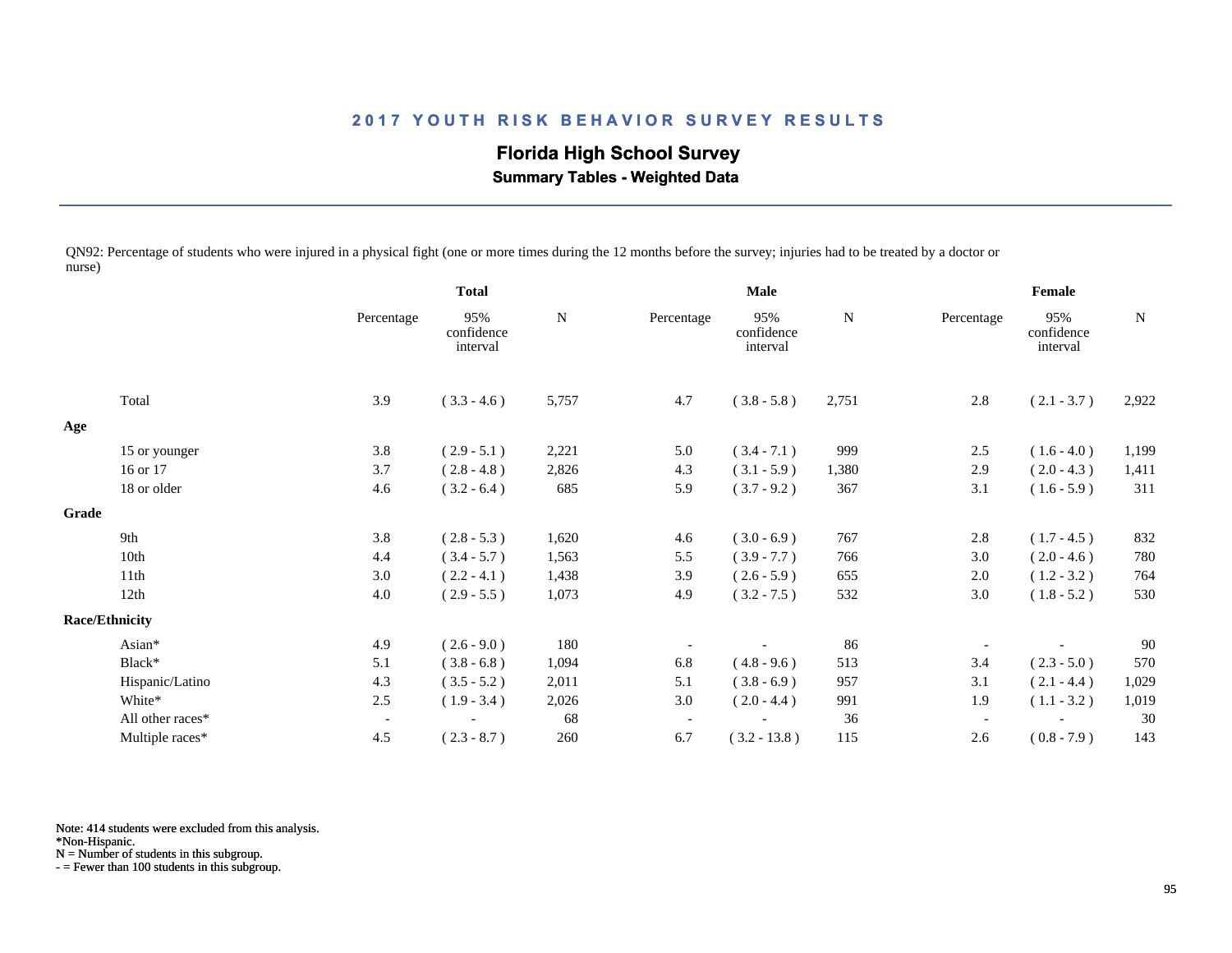## 2017 YOUTH RISK BEHAVIOR SURVEY RESULTS

**Florida High School Survey**

**Summary Tables - Weighted Data**

QN92: Percentage of students who were injured in a physical fight (one or more times during the 12 months before the survey; injuries had to be treated by a doctor or nurse)

| | Total | | | Male | | | Female | | |
|---|---|---|---|---|---|---|---|---|---|
| | Percentage | 95% confidence interval | N | Percentage | 95% confidence interval | N | Percentage | 95% confidence interval | N |
| Total | 3.9 | ( 3.3 - 4.6 ) | 5,757 | 4.7 | ( 3.8 - 5.8 ) | 2,751 | 2.8 | ( 2.1 - 3.7 ) | 2,922 |
| **Age** | | | | | | | | | |
| 15 or younger | 3.8 | ( 2.9 - 5.1 ) | 2,221 | 5.0 | ( 3.4 - 7.1 ) | 999 | 2.5 | ( 1.6 - 4.0 ) | 1,199 |
| 16 or 17 | 3.7 | ( 2.8 - 4.8 ) | 2,826 | 4.3 | ( 3.1 - 5.9 ) | 1,380 | 2.9 | ( 2.0 - 4.3 ) | 1,411 |
| 18 or older | 4.6 | ( 3.2 - 6.4 ) | 685 | 5.9 | ( 3.7 - 9.2 ) | 367 | 3.1 | ( 1.6 - 5.9 ) | 311 |
| **Grade** | | | | | | | | | |
| 9th | 3.8 | ( 2.8 - 5.3 ) | 1,620 | 4.6 | ( 3.0 - 6.9 ) | 767 | 2.8 | ( 1.7 - 4.5 ) | 832 |
| 10th | 4.4 | ( 3.4 - 5.7 ) | 1,563 | 5.5 | ( 3.9 - 7.7 ) | 766 | 3.0 | ( 2.0 - 4.6 ) | 780 |
| 11th | 3.0 | ( 2.2 - 4.1 ) | 1,438 | 3.9 | ( 2.6 - 5.9 ) | 655 | 2.0 | ( 1.2 - 3.2 ) | 764 |
| 12th | 4.0 | ( 2.9 - 5.5 ) | 1,073 | 4.9 | ( 3.2 - 7.5 ) | 532 | 3.0 | ( 1.8 - 5.2 ) | 530 |
| **Race/Ethnicity** | | | | | | | | | |
| Asian* | 4.9 | ( 2.6 - 9.0 ) | 180 | - | - | 86 | - | - | 90 |
| Black* | 5.1 | ( 3.8 - 6.8 ) | 1,094 | 6.8 | ( 4.8 - 9.6 ) | 513 | 3.4 | ( 2.3 - 5.0 ) | 570 |
| Hispanic/Latino | 4.3 | ( 3.5 - 5.2 ) | 2,011 | 5.1 | ( 3.8 - 6.9 ) | 957 | 3.1 | ( 2.1 - 4.4 ) | 1,029 |
| White* | 2.5 | ( 1.9 - 3.4 ) | 2,026 | 3.0 | ( 2.0 - 4.4 ) | 991 | 1.9 | ( 1.1 - 3.2 ) | 1,019 |
| All other races* | - | - | 68 | - | - | 36 | - | - | 30 |
| Multiple races* | 4.5 | ( 2.3 - 8.7 ) | 260 | 6.7 | ( 3.2 - 13.8 ) | 115 | 2.6 | ( 0.8 - 7.9 ) | 143 |

Note: 414 students were excluded from this analysis.
*Non-Hispanic.
N = Number of students in this subgroup.
- = Fewer than 100 students in this subgroup.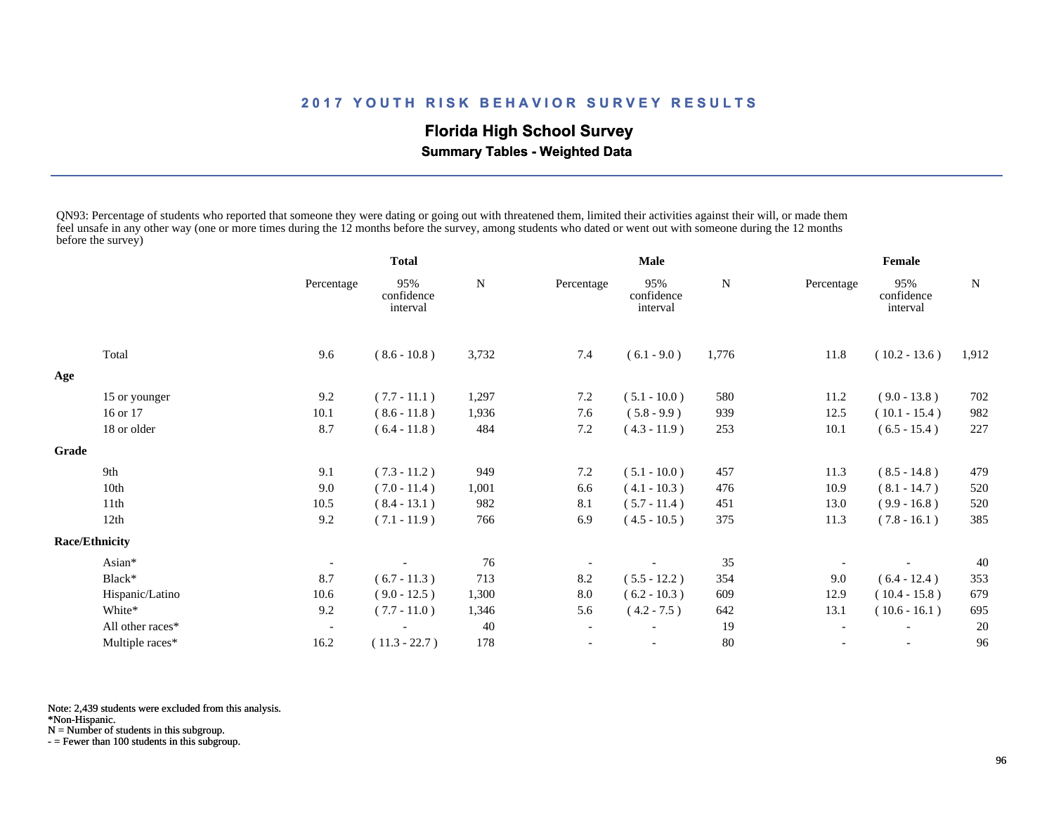## 2017 YOUTH RISK BEHAVIOR SURVEY RESULTS

### Florida High School Survey

**Summary Tables - Weighted Data**

QN93: Percentage of students who reported that someone they were dating or going out with threatened them, limited their activities against their will, or made them feel unsafe in any other way (one or more times during the 12 months before the survey, among students who dated or went out with someone during the 12 months before the survey)

| | Total | | | Male | | | Female | | |
|---|---|---|---|---|---|---|---|---|---|
| | Percentage | 95% confidence interval | N | Percentage | 95% confidence interval | N | Percentage | 95% confidence interval | N |
| Total | 9.6 | ( 8.6 - 10.8 ) | 3,732 | 7.4 | ( 6.1 - 9.0 ) | 1,776 | 11.8 | ( 10.2 - 13.6 ) | 1,912 |
| **Age** | | | | | | | | | |
| 15 or younger | 9.2 | ( 7.7 - 11.1 ) | 1,297 | 7.2 | ( 5.1 - 10.0 ) | 580 | 11.2 | ( 9.0 - 13.8 ) | 702 |
| 16 or 17 | 10.1 | ( 8.6 - 11.8 ) | 1,936 | 7.6 | ( 5.8 - 9.9 ) | 939 | 12.5 | ( 10.1 - 15.4 ) | 982 |
| 18 or older | 8.7 | ( 6.4 - 11.8 ) | 484 | 7.2 | ( 4.3 - 11.9 ) | 253 | 10.1 | ( 6.5 - 15.4 ) | 227 |
| **Grade** | | | | | | | | | |
| 9th | 9.1 | ( 7.3 - 11.2 ) | 949 | 7.2 | ( 5.1 - 10.0 ) | 457 | 11.3 | ( 8.5 - 14.8 ) | 479 |
| 10th | 9.0 | ( 7.0 - 11.4 ) | 1,001 | 6.6 | ( 4.1 - 10.3 ) | 476 | 10.9 | ( 8.1 - 14.7 ) | 520 |
| 11th | 10.5 | ( 8.4 - 13.1 ) | 982 | 8.1 | ( 5.7 - 11.4 ) | 451 | 13.0 | ( 9.9 - 16.8 ) | 520 |
| 12th | 9.2 | ( 7.1 - 11.9 ) | 766 | 6.9 | ( 4.5 - 10.5 ) | 375 | 11.3 | ( 7.8 - 16.1 ) | 385 |
| **Race/Ethnicity** | | | | | | | | | |
| Asian* | - | - | 76 | - | - | 35 | - | - | 40 |
| Black* | 8.7 | ( 6.7 - 11.3 ) | 713 | 8.2 | ( 5.5 - 12.2 ) | 354 | 9.0 | ( 6.4 - 12.4 ) | 353 |
| Hispanic/Latino | 10.6 | ( 9.0 - 12.5 ) | 1,300 | 8.0 | ( 6.2 - 10.3 ) | 609 | 12.9 | ( 10.4 - 15.8 ) | 679 |
| White* | 9.2 | ( 7.7 - 11.0 ) | 1,346 | 5.6 | ( 4.2 - 7.5 ) | 642 | 13.1 | ( 10.6 - 16.1 ) | 695 |
| All other races* | - | - | 40 | - | - | 19 | - | - | 20 |
| Multiple races* | 16.2 | ( 11.3 - 22.7 ) | 178 | - | - | 80 | - | - | 96 |

Note: 2,439 students were excluded from this analysis.
*Non-Hispanic.
N = Number of students in this subgroup.
- = Fewer than 100 students in this subgroup.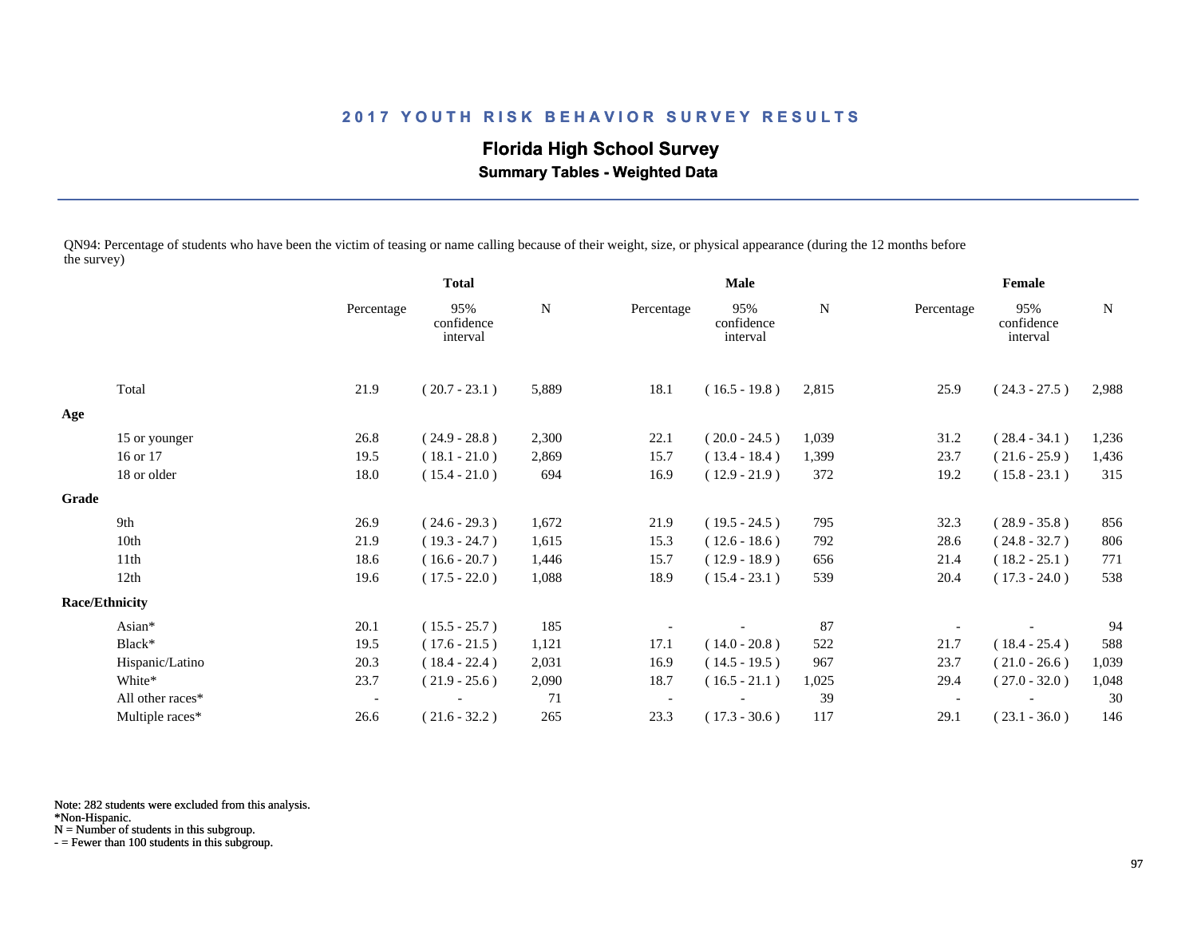## 2017 YOUTH RISK BEHAVIOR SURVEY RESULTS

### Florida High School Survey

**Summary Tables - Weighted Data**

QN94: Percentage of students who have been the victim of teasing or name calling because of their weight, size, or physical appearance (during the 12 months before the survey)

| | Total | | | Male | | | Female | | |
|---|---|---|---|---|---|---|---|---|---|
| | Percentage | 95% confidence interval | N | Percentage | 95% confidence interval | N | Percentage | 95% confidence interval | N |
| Total | 21.9 | ( 20.7 - 23.1 ) | 5,889 | 18.1 | ( 16.5 - 19.8 ) | 2,815 | 25.9 | ( 24.3 - 27.5 ) | 2,988 |
| **Age** | | | | | | | | | |
| 15 or younger | 26.8 | ( 24.9 - 28.8 ) | 2,300 | 22.1 | ( 20.0 - 24.5 ) | 1,039 | 31.2 | ( 28.4 - 34.1 ) | 1,236 |
| 16 or 17 | 19.5 | ( 18.1 - 21.0 ) | 2,869 | 15.7 | ( 13.4 - 18.4 ) | 1,399 | 23.7 | ( 21.6 - 25.9 ) | 1,436 |
| 18 or older | 18.0 | ( 15.4 - 21.0 ) | 694 | 16.9 | ( 12.9 - 21.9 ) | 372 | 19.2 | ( 15.8 - 23.1 ) | 315 |
| **Grade** | | | | | | | | | |
| 9th | 26.9 | ( 24.6 - 29.3 ) | 1,672 | 21.9 | ( 19.5 - 24.5 ) | 795 | 32.3 | ( 28.9 - 35.8 ) | 856 |
| 10th | 21.9 | ( 19.3 - 24.7 ) | 1,615 | 15.3 | ( 12.6 - 18.6 ) | 792 | 28.6 | ( 24.8 - 32.7 ) | 806 |
| 11th | 18.6 | ( 16.6 - 20.7 ) | 1,446 | 15.7 | ( 12.9 - 18.9 ) | 656 | 21.4 | ( 18.2 - 25.1 ) | 771 |
| 12th | 19.6 | ( 17.5 - 22.0 ) | 1,088 | 18.9 | ( 15.4 - 23.1 ) | 539 | 20.4 | ( 17.3 - 24.0 ) | 538 |
| **Race/Ethnicity** | | | | | | | | | |
| Asian* | 20.1 | ( 15.5 - 25.7 ) | 185 | - | - | 87 | - | - | 94 |
| Black* | 19.5 | ( 17.6 - 21.5 ) | 1,121 | 17.1 | ( 14.0 - 20.8 ) | 522 | 21.7 | ( 18.4 - 25.4 ) | 588 |
| Hispanic/Latino | 20.3 | ( 18.4 - 22.4 ) | 2,031 | 16.9 | ( 14.5 - 19.5 ) | 967 | 23.7 | ( 21.0 - 26.6 ) | 1,039 |
| White* | 23.7 | ( 21.9 - 25.6 ) | 2,090 | 18.7 | ( 16.5 - 21.1 ) | 1,025 | 29.4 | ( 27.0 - 32.0 ) | 1,048 |
| All other races* | - | - | 71 | - | - | 39 | - | - | 30 |
| Multiple races* | 26.6 | ( 21.6 - 32.2 ) | 265 | 23.3 | ( 17.3 - 30.6 ) | 117 | 29.1 | ( 23.1 - 36.0 ) | 146 |

Note: 282 students were excluded from this analysis.
*Non-Hispanic.
N = Number of students in this subgroup.
- = Fewer than 100 students in this subgroup.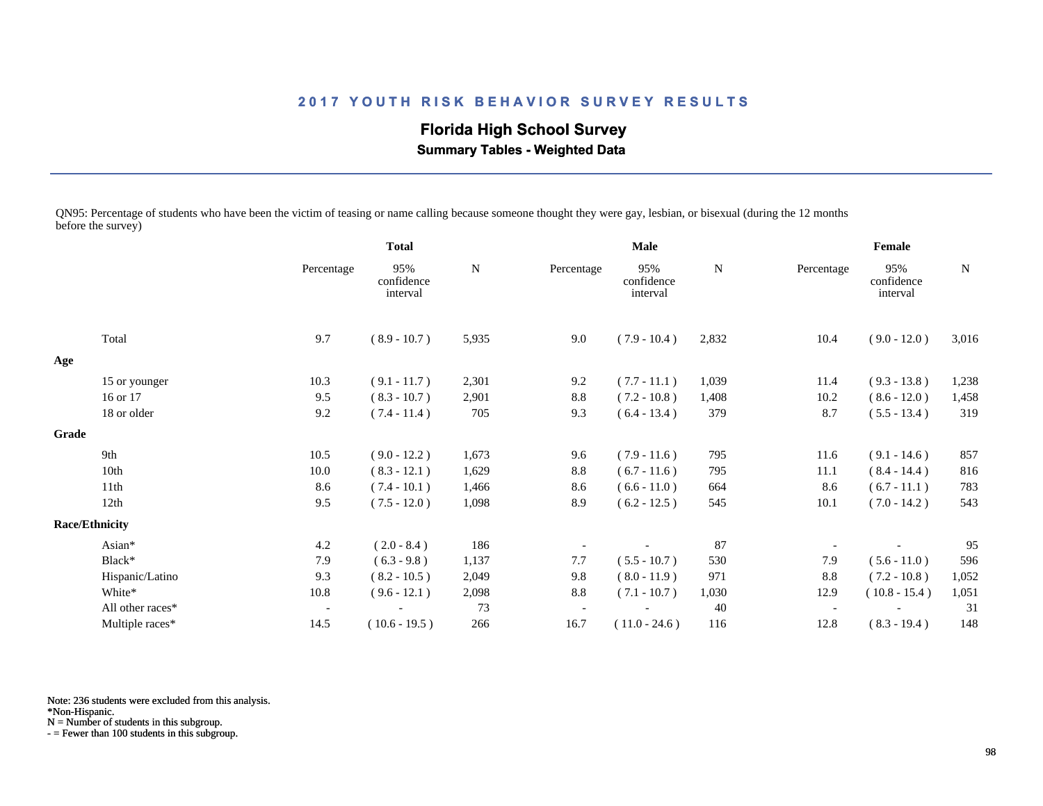## 2017 YOUTH RISK BEHAVIOR SURVEY RESULTS

### Florida High School Survey

**Summary Tables - Weighted Data**

QN95: Percentage of students who have been the victim of teasing or name calling because someone thought they were gay, lesbian, or bisexual (during the 12 months before the survey)

| | Total | | | Male | | | Female | | |
|---|---|---|---|---|---|---|---|---|---|
| | Percentage | 95% confidence interval | N | Percentage | 95% confidence interval | N | Percentage | 95% confidence interval | N |
| Total | 9.7 | ( 8.9 - 10.7 ) | 5,935 | 9.0 | ( 7.9 - 10.4 ) | 2,832 | 10.4 | ( 9.0 - 12.0 ) | 3,016 |
| **Age** | | | | | | | | | |
| 15 or younger | 10.3 | ( 9.1 - 11.7 ) | 2,301 | 9.2 | ( 7.7 - 11.1 ) | 1,039 | 11.4 | ( 9.3 - 13.8 ) | 1,238 |
| 16 or 17 | 9.5 | ( 8.3 - 10.7 ) | 2,901 | 8.8 | ( 7.2 - 10.8 ) | 1,408 | 10.2 | ( 8.6 - 12.0 ) | 1,458 |
| 18 or older | 9.2 | ( 7.4 - 11.4 ) | 705 | 9.3 | ( 6.4 - 13.4 ) | 379 | 8.7 | ( 5.5 - 13.4 ) | 319 |
| **Grade** | | | | | | | | | |
| 9th | 10.5 | ( 9.0 - 12.2 ) | 1,673 | 9.6 | ( 7.9 - 11.6 ) | 795 | 11.6 | ( 9.1 - 14.6 ) | 857 |
| 10th | 10.0 | ( 8.3 - 12.1 ) | 1,629 | 8.8 | ( 6.7 - 11.6 ) | 795 | 11.1 | ( 8.4 - 14.4 ) | 816 |
| 11th | 8.6 | ( 7.4 - 10.1 ) | 1,466 | 8.6 | ( 6.6 - 11.0 ) | 664 | 8.6 | ( 6.7 - 11.1 ) | 783 |
| 12th | 9.5 | ( 7.5 - 12.0 ) | 1,098 | 8.9 | ( 6.2 - 12.5 ) | 545 | 10.1 | ( 7.0 - 14.2 ) | 543 |
| **Race/Ethnicity** | | | | | | | | | |
| Asian* | 4.2 | ( 2.0 - 8.4 ) | 186 | - | - | 87 | - | - | 95 |
| Black* | 7.9 | ( 6.3 - 9.8 ) | 1,137 | 7.7 | ( 5.5 - 10.7 ) | 530 | 7.9 | ( 5.6 - 11.0 ) | 596 |
| Hispanic/Latino | 9.3 | ( 8.2 - 10.5 ) | 2,049 | 9.8 | ( 8.0 - 11.9 ) | 971 | 8.8 | ( 7.2 - 10.8 ) | 1,052 |
| White* | 10.8 | ( 9.6 - 12.1 ) | 2,098 | 8.8 | ( 7.1 - 10.7 ) | 1,030 | 12.9 | ( 10.8 - 15.4 ) | 1,051 |
| All other races* | - | - | 73 | - | - | 40 | - | - | 31 |
| Multiple races* | 14.5 | ( 10.6 - 19.5 ) | 266 | 16.7 | ( 11.0 - 24.6 ) | 116 | 12.8 | ( 8.3 - 19.4 ) | 148 |

Note: 236 students were excluded from this analysis.
*Non-Hispanic.
N = Number of students in this subgroup.
- = Fewer than 100 students in this subgroup.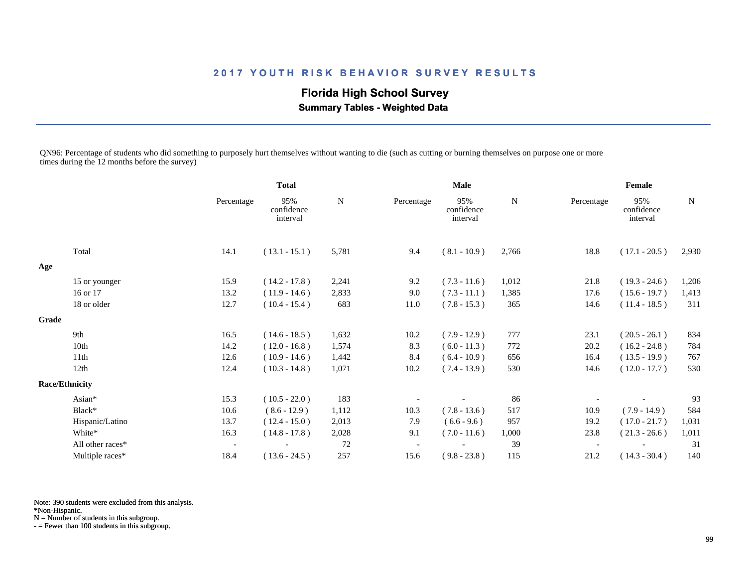# 2017 YOUTH RISK BEHAVIOR SURVEY RESULTS

## Florida High School Survey

### Summary Tables - Weighted Data

QN96: Percentage of students who did something to purposely hurt themselves without wanting to die (such as cutting or burning themselves on purpose one or more times during the 12 months before the survey)

| | Total | | | Male | | | Female | | |
|---|---|---|---|---|---|---|---|---|---|
| | Percentage | 95% confidence interval | N | Percentage | 95% confidence interval | N | Percentage | 95% confidence interval | N |
| Total | 14.1 | ( 13.1 - 15.1 ) | 5,781 | 9.4 | ( 8.1 - 10.9 ) | 2,766 | 18.8 | ( 17.1 - 20.5 ) | 2,930 |
| **Age** | | | | | | | | | |
| 15 or younger | 15.9 | ( 14.2 - 17.8 ) | 2,241 | 9.2 | ( 7.3 - 11.6 ) | 1,012 | 21.8 | ( 19.3 - 24.6 ) | 1,206 |
| 16 or 17 | 13.2 | ( 11.9 - 14.6 ) | 2,833 | 9.0 | ( 7.3 - 11.1 ) | 1,385 | 17.6 | ( 15.6 - 19.7 ) | 1,413 |
| 18 or older | 12.7 | ( 10.4 - 15.4 ) | 683 | 11.0 | ( 7.8 - 15.3 ) | 365 | 14.6 | ( 11.4 - 18.5 ) | 311 |
| **Grade** | | | | | | | | | |
| 9th | 16.5 | ( 14.6 - 18.5 ) | 1,632 | 10.2 | ( 7.9 - 12.9 ) | 777 | 23.1 | ( 20.5 - 26.1 ) | 834 |
| 10th | 14.2 | ( 12.0 - 16.8 ) | 1,574 | 8.3 | ( 6.0 - 11.3 ) | 772 | 20.2 | ( 16.2 - 24.8 ) | 784 |
| 11th | 12.6 | ( 10.9 - 14.6 ) | 1,442 | 8.4 | ( 6.4 - 10.9 ) | 656 | 16.4 | ( 13.5 - 19.9 ) | 767 |
| 12th | 12.4 | ( 10.3 - 14.8 ) | 1,071 | 10.2 | ( 7.4 - 13.9 ) | 530 | 14.6 | ( 12.0 - 17.7 ) | 530 |
| **Race/Ethnicity** | | | | | | | | | |
| Asian* | 15.3 | ( 10.5 - 22.0 ) | 183 | - | - | 86 | - | - | 93 |
| Black* | 10.6 | ( 8.6 - 12.9 ) | 1,112 | 10.3 | ( 7.8 - 13.6 ) | 517 | 10.9 | ( 7.9 - 14.9 ) | 584 |
| Hispanic/Latino | 13.7 | ( 12.4 - 15.0 ) | 2,013 | 7.9 | ( 6.6 - 9.6 ) | 957 | 19.2 | ( 17.0 - 21.7 ) | 1,031 |
| White* | 16.3 | ( 14.8 - 17.8 ) | 2,028 | 9.1 | ( 7.0 - 11.6 ) | 1,000 | 23.8 | ( 21.3 - 26.6 ) | 1,011 |
| All other races* | - | - | 72 | - | - | 39 | - | - | 31 |
| Multiple races* | 18.4 | ( 13.6 - 24.5 ) | 257 | 15.6 | ( 9.8 - 23.8 ) | 115 | 21.2 | ( 14.3 - 30.4 ) | 140 |

Note: 390 students were excluded from this analysis.
*Non-Hispanic.
N = Number of students in this subgroup.
- = Fewer than 100 students in this subgroup.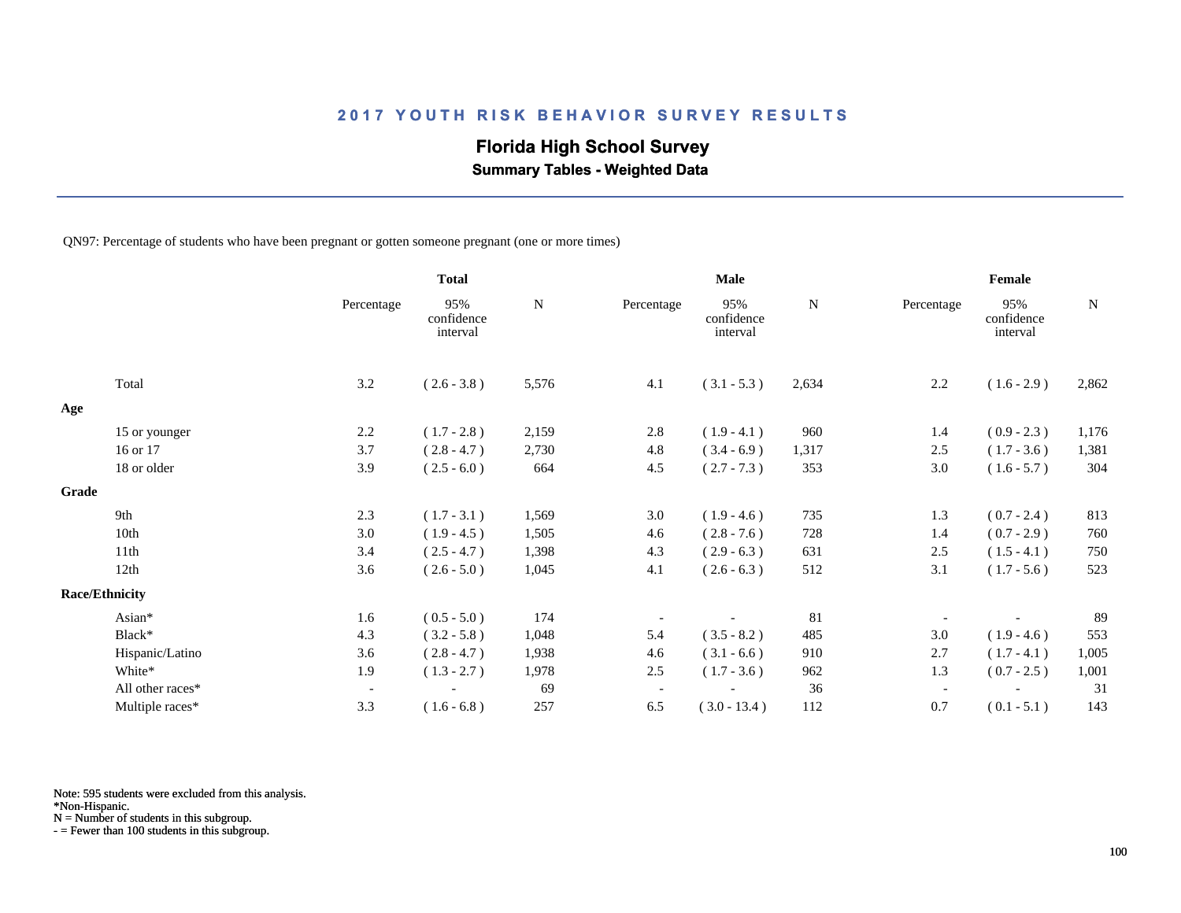## 2017 YOUTH RISK BEHAVIOR SURVEY RESULTS

**Florida High School Survey**

**Summary Tables - Weighted Data**

QN97: Percentage of students who have been pregnant or gotten someone pregnant (one or more times)

| | Total | | | Male | | | Female | | |
|---|---|---|---|---|---|---|---|---|---|
| | Percentage | 95% confidence interval | N | Percentage | 95% confidence interval | N | Percentage | 95% confidence interval | N |
| Total | 3.2 | ( 2.6 - 3.8 ) | 5,576 | 4.1 | ( 3.1 - 5.3 ) | 2,634 | 2.2 | ( 1.6 - 2.9 ) | 2,862 |
| **Age** | | | | | | | | | |
| 15 or younger | 2.2 | ( 1.7 - 2.8 ) | 2,159 | 2.8 | ( 1.9 - 4.1 ) | 960 | 1.4 | ( 0.9 - 2.3 ) | 1,176 |
| 16 or 17 | 3.7 | ( 2.8 - 4.7 ) | 2,730 | 4.8 | ( 3.4 - 6.9 ) | 1,317 | 2.5 | ( 1.7 - 3.6 ) | 1,381 |
| 18 or older | 3.9 | ( 2.5 - 6.0 ) | 664 | 4.5 | ( 2.7 - 7.3 ) | 353 | 3.0 | ( 1.6 - 5.7 ) | 304 |
| **Grade** | | | | | | | | | |
| 9th | 2.3 | ( 1.7 - 3.1 ) | 1,569 | 3.0 | ( 1.9 - 4.6 ) | 735 | 1.3 | ( 0.7 - 2.4 ) | 813 |
| 10th | 3.0 | ( 1.9 - 4.5 ) | 1,505 | 4.6 | ( 2.8 - 7.6 ) | 728 | 1.4 | ( 0.7 - 2.9 ) | 760 |
| 11th | 3.4 | ( 2.5 - 4.7 ) | 1,398 | 4.3 | ( 2.9 - 6.3 ) | 631 | 2.5 | ( 1.5 - 4.1 ) | 750 |
| 12th | 3.6 | ( 2.6 - 5.0 ) | 1,045 | 4.1 | ( 2.6 - 6.3 ) | 512 | 3.1 | ( 1.7 - 5.6 ) | 523 |
| **Race/Ethnicity** | | | | | | | | | |
| Asian* | 1.6 | ( 0.5 - 5.0 ) | 174 | - | - | 81 | - | - | 89 |
| Black* | 4.3 | ( 3.2 - 5.8 ) | 1,048 | 5.4 | ( 3.5 - 8.2 ) | 485 | 3.0 | ( 1.9 - 4.6 ) | 553 |
| Hispanic/Latino | 3.6 | ( 2.8 - 4.7 ) | 1,938 | 4.6 | ( 3.1 - 6.6 ) | 910 | 2.7 | ( 1.7 - 4.1 ) | 1,005 |
| White* | 1.9 | ( 1.3 - 2.7 ) | 1,978 | 2.5 | ( 1.7 - 3.6 ) | 962 | 1.3 | ( 0.7 - 2.5 ) | 1,001 |
| All other races* | - | - | 69 | - | - | 36 | - | - | 31 |
| Multiple races* | 3.3 | ( 1.6 - 6.8 ) | 257 | 6.5 | ( 3.0 - 13.4 ) | 112 | 0.7 | ( 0.1 - 5.1 ) | 143 |

Note: 595 students were excluded from this analysis.
*Non-Hispanic.
N = Number of students in this subgroup.
- = Fewer than 100 students in this subgroup.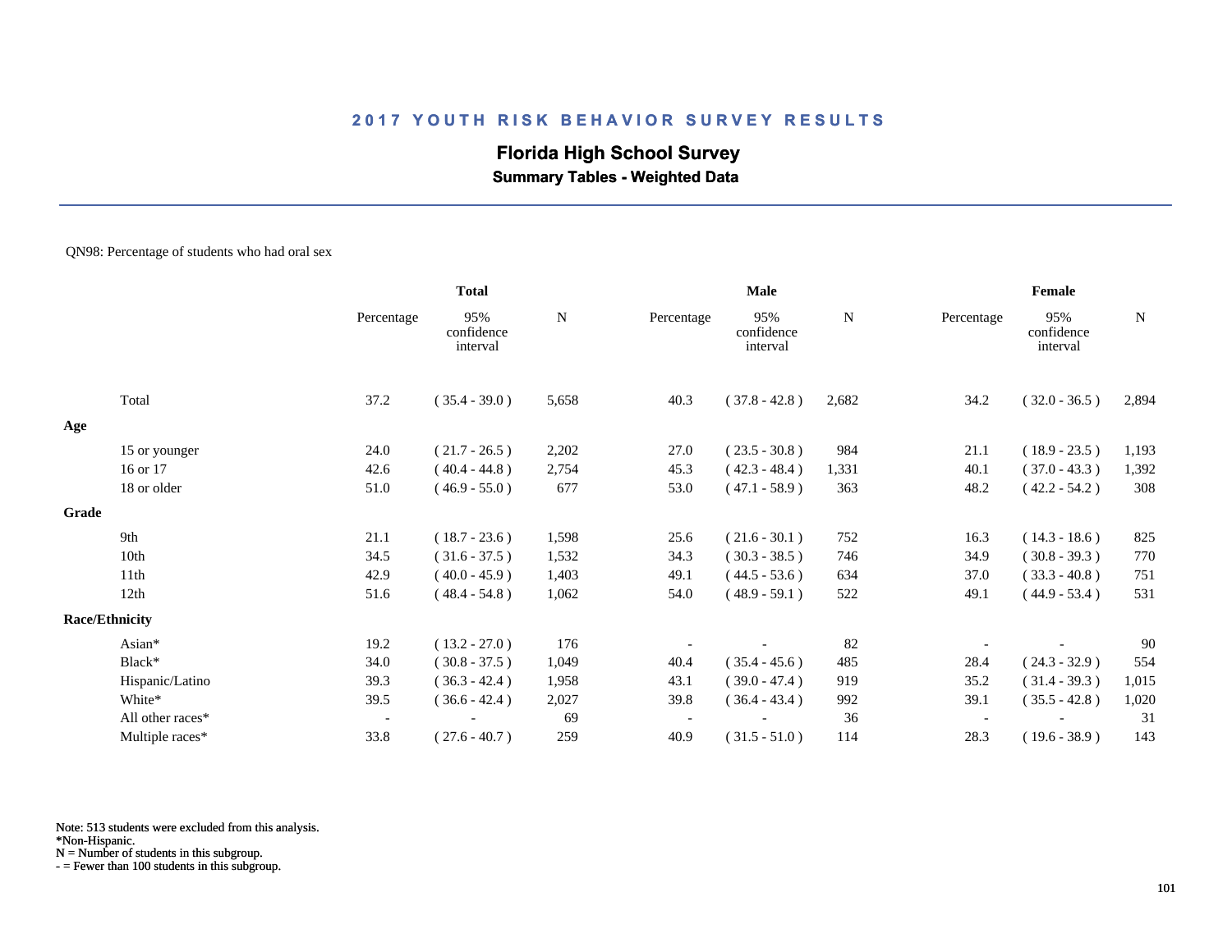# 2017 YOUTH RISK BEHAVIOR SURVEY RESULTS

## Florida High School Survey

### Summary Tables - Weighted Data

QN98: Percentage of students who had oral sex

| | Total | | | Male | | | Female | | |
|---|---|---|---|---|---|---|---|---|---|
| | Percentage | 95% confidence interval | N | Percentage | 95% confidence interval | N | Percentage | 95% confidence interval | N |
| Total | 37.2 | ( 35.4 - 39.0 ) | 5,658 | 40.3 | ( 37.8 - 42.8 ) | 2,682 | 34.2 | ( 32.0 - 36.5 ) | 2,894 |
| **Age** | | | | | | | | | |
| 15 or younger | 24.0 | ( 21.7 - 26.5 ) | 2,202 | 27.0 | ( 23.5 - 30.8 ) | 984 | 21.1 | ( 18.9 - 23.5 ) | 1,193 |
| 16 or 17 | 42.6 | ( 40.4 - 44.8 ) | 2,754 | 45.3 | ( 42.3 - 48.4 ) | 1,331 | 40.1 | ( 37.0 - 43.3 ) | 1,392 |
| 18 or older | 51.0 | ( 46.9 - 55.0 ) | 677 | 53.0 | ( 47.1 - 58.9 ) | 363 | 48.2 | ( 42.2 - 54.2 ) | 308 |
| **Grade** | | | | | | | | | |
| 9th | 21.1 | ( 18.7 - 23.6 ) | 1,598 | 25.6 | ( 21.6 - 30.1 ) | 752 | 16.3 | ( 14.3 - 18.6 ) | 825 |
| 10th | 34.5 | ( 31.6 - 37.5 ) | 1,532 | 34.3 | ( 30.3 - 38.5 ) | 746 | 34.9 | ( 30.8 - 39.3 ) | 770 |
| 11th | 42.9 | ( 40.0 - 45.9 ) | 1,403 | 49.1 | ( 44.5 - 53.6 ) | 634 | 37.0 | ( 33.3 - 40.8 ) | 751 |
| 12th | 51.6 | ( 48.4 - 54.8 ) | 1,062 | 54.0 | ( 48.9 - 59.1 ) | 522 | 49.1 | ( 44.9 - 53.4 ) | 531 |
| **Race/Ethnicity** | | | | | | | | | |
| Asian* | 19.2 | ( 13.2 - 27.0 ) | 176 | - | - | 82 | - | - | 90 |
| Black* | 34.0 | ( 30.8 - 37.5 ) | 1,049 | 40.4 | ( 35.4 - 45.6 ) | 485 | 28.4 | ( 24.3 - 32.9 ) | 554 |
| Hispanic/Latino | 39.3 | ( 36.3 - 42.4 ) | 1,958 | 43.1 | ( 39.0 - 47.4 ) | 919 | 35.2 | ( 31.4 - 39.3 ) | 1,015 |
| White* | 39.5 | ( 36.6 - 42.4 ) | 2,027 | 39.8 | ( 36.4 - 43.4 ) | 992 | 39.1 | ( 35.5 - 42.8 ) | 1,020 |
| All other races* | - | - | 69 | - | - | 36 | - | - | 31 |
| Multiple races* | 33.8 | ( 27.6 - 40.7 ) | 259 | 40.9 | ( 31.5 - 51.0 ) | 114 | 28.3 | ( 19.6 - 38.9 ) | 143 |

Note: 513 students were excluded from this analysis.
*Non-Hispanic.
N = Number of students in this subgroup.
- = Fewer than 100 students in this subgroup.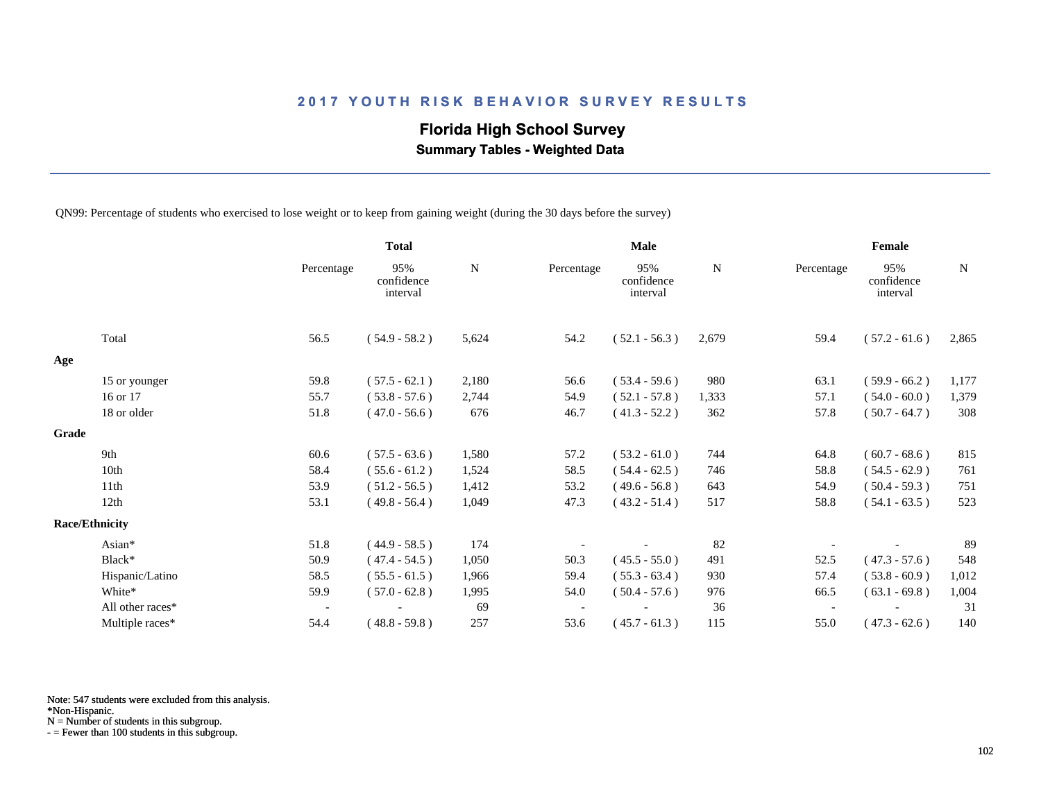## 2017 YOUTH RISK BEHAVIOR SURVEY RESULTS

### Florida High School Survey

**Summary Tables - Weighted Data**

QN99: Percentage of students who exercised to lose weight or to keep from gaining weight (during the 30 days before the survey)

| | Total | | | Male | | | Female | | |
|---|---|---|---|---|---|---|---|---|---|
| | Percentage | 95% confidence interval | N | Percentage | 95% confidence interval | N | Percentage | 95% confidence interval | N |
| Total | 56.5 | ( 54.9 - 58.2 ) | 5,624 | 54.2 | ( 52.1 - 56.3 ) | 2,679 | 59.4 | ( 57.2 - 61.6 ) | 2,865 |
| **Age** | | | | | | | | | |
| 15 or younger | 59.8 | ( 57.5 - 62.1 ) | 2,180 | 56.6 | ( 53.4 - 59.6 ) | 980 | 63.1 | ( 59.9 - 66.2 ) | 1,177 |
| 16 or 17 | 55.7 | ( 53.8 - 57.6 ) | 2,744 | 54.9 | ( 52.1 - 57.8 ) | 1,333 | 57.1 | ( 54.0 - 60.0 ) | 1,379 |
| 18 or older | 51.8 | ( 47.0 - 56.6 ) | 676 | 46.7 | ( 41.3 - 52.2 ) | 362 | 57.8 | ( 50.7 - 64.7 ) | 308 |
| **Grade** | | | | | | | | | |
| 9th | 60.6 | ( 57.5 - 63.6 ) | 1,580 | 57.2 | ( 53.2 - 61.0 ) | 744 | 64.8 | ( 60.7 - 68.6 ) | 815 |
| 10th | 58.4 | ( 55.6 - 61.2 ) | 1,524 | 58.5 | ( 54.4 - 62.5 ) | 746 | 58.8 | ( 54.5 - 62.9 ) | 761 |
| 11th | 53.9 | ( 51.2 - 56.5 ) | 1,412 | 53.2 | ( 49.6 - 56.8 ) | 643 | 54.9 | ( 50.4 - 59.3 ) | 751 |
| 12th | 53.1 | ( 49.8 - 56.4 ) | 1,049 | 47.3 | ( 43.2 - 51.4 ) | 517 | 58.8 | ( 54.1 - 63.5 ) | 523 |
| **Race/Ethnicity** | | | | | | | | | |
| Asian* | 51.8 | ( 44.9 - 58.5 ) | 174 | - | - | 82 | - | - | 89 |
| Black* | 50.9 | ( 47.4 - 54.5 ) | 1,050 | 50.3 | ( 45.5 - 55.0 ) | 491 | 52.5 | ( 47.3 - 57.6 ) | 548 |
| Hispanic/Latino | 58.5 | ( 55.5 - 61.5 ) | 1,966 | 59.4 | ( 55.3 - 63.4 ) | 930 | 57.4 | ( 53.8 - 60.9 ) | 1,012 |
| White* | 59.9 | ( 57.0 - 62.8 ) | 1,995 | 54.0 | ( 50.4 - 57.6 ) | 976 | 66.5 | ( 63.1 - 69.8 ) | 1,004 |
| All other races* | - | - | 69 | - | - | 36 | - | - | 31 |
| Multiple races* | 54.4 | ( 48.8 - 59.8 ) | 257 | 53.6 | ( 45.7 - 61.3 ) | 115 | 55.0 | ( 47.3 - 62.6 ) | 140 |

Note: 547 students were excluded from this analysis.
*Non-Hispanic.
N = Number of students in this subgroup.
- = Fewer than 100 students in this subgroup.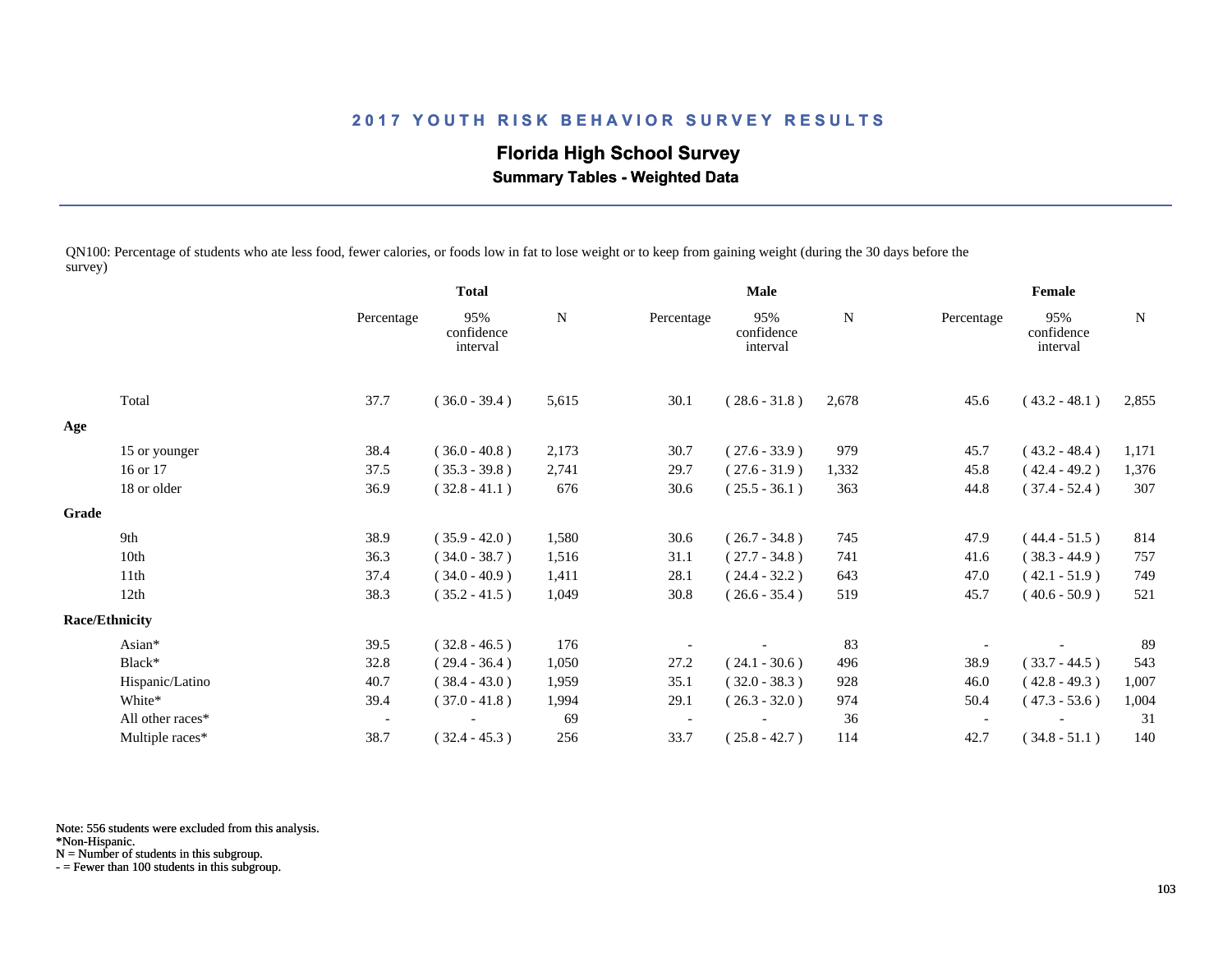## 2017 YOUTH RISK BEHAVIOR SURVEY RESULTS

### Florida High School Survey

**Summary Tables - Weighted Data**

QN100: Percentage of students who ate less food, fewer calories, or foods low in fat to lose weight or to keep from gaining weight (during the 30 days before the survey)

| | Total | | | Male | | | Female | | |
|---|---|---|---|---|---|---|---|---|---|
| | Percentage | 95% confidence interval | N | Percentage | 95% confidence interval | N | Percentage | 95% confidence interval | N |
| Total | 37.7 | ( 36.0 - 39.4 ) | 5,615 | 30.1 | ( 28.6 - 31.8 ) | 2,678 | 45.6 | ( 43.2 - 48.1 ) | 2,855 |
| **Age** | | | | | | | | | |
| 15 or younger | 38.4 | ( 36.0 - 40.8 ) | 2,173 | 30.7 | ( 27.6 - 33.9 ) | 979 | 45.7 | ( 43.2 - 48.4 ) | 1,171 |
| 16 or 17 | 37.5 | ( 35.3 - 39.8 ) | 2,741 | 29.7 | ( 27.6 - 31.9 ) | 1,332 | 45.8 | ( 42.4 - 49.2 ) | 1,376 |
| 18 or older | 36.9 | ( 32.8 - 41.1 ) | 676 | 30.6 | ( 25.5 - 36.1 ) | 363 | 44.8 | ( 37.4 - 52.4 ) | 307 |
| **Grade** | | | | | | | | | |
| 9th | 38.9 | ( 35.9 - 42.0 ) | 1,580 | 30.6 | ( 26.7 - 34.8 ) | 745 | 47.9 | ( 44.4 - 51.5 ) | 814 |
| 10th | 36.3 | ( 34.0 - 38.7 ) | 1,516 | 31.1 | ( 27.7 - 34.8 ) | 741 | 41.6 | ( 38.3 - 44.9 ) | 757 |
| 11th | 37.4 | ( 34.0 - 40.9 ) | 1,411 | 28.1 | ( 24.4 - 32.2 ) | 643 | 47.0 | ( 42.1 - 51.9 ) | 749 |
| 12th | 38.3 | ( 35.2 - 41.5 ) | 1,049 | 30.8 | ( 26.6 - 35.4 ) | 519 | 45.7 | ( 40.6 - 50.9 ) | 521 |
| **Race/Ethnicity** | | | | | | | | | |
| Asian* | 39.5 | ( 32.8 - 46.5 ) | 176 | - | - | 83 | - | - | 89 |
| Black* | 32.8 | ( 29.4 - 36.4 ) | 1,050 | 27.2 | ( 24.1 - 30.6 ) | 496 | 38.9 | ( 33.7 - 44.5 ) | 543 |
| Hispanic/Latino | 40.7 | ( 38.4 - 43.0 ) | 1,959 | 35.1 | ( 32.0 - 38.3 ) | 928 | 46.0 | ( 42.8 - 49.3 ) | 1,007 |
| White* | 39.4 | ( 37.0 - 41.8 ) | 1,994 | 29.1 | ( 26.3 - 32.0 ) | 974 | 50.4 | ( 47.3 - 53.6 ) | 1,004 |
| All other races* | - | - | 69 | - | - | 36 | - | - | 31 |
| Multiple races* | 38.7 | ( 32.4 - 45.3 ) | 256 | 33.7 | ( 25.8 - 42.7 ) | 114 | 42.7 | ( 34.8 - 51.1 ) | 140 |

Note: 556 students were excluded from this analysis.
*Non-Hispanic.
N = Number of students in this subgroup.
- = Fewer than 100 students in this subgroup.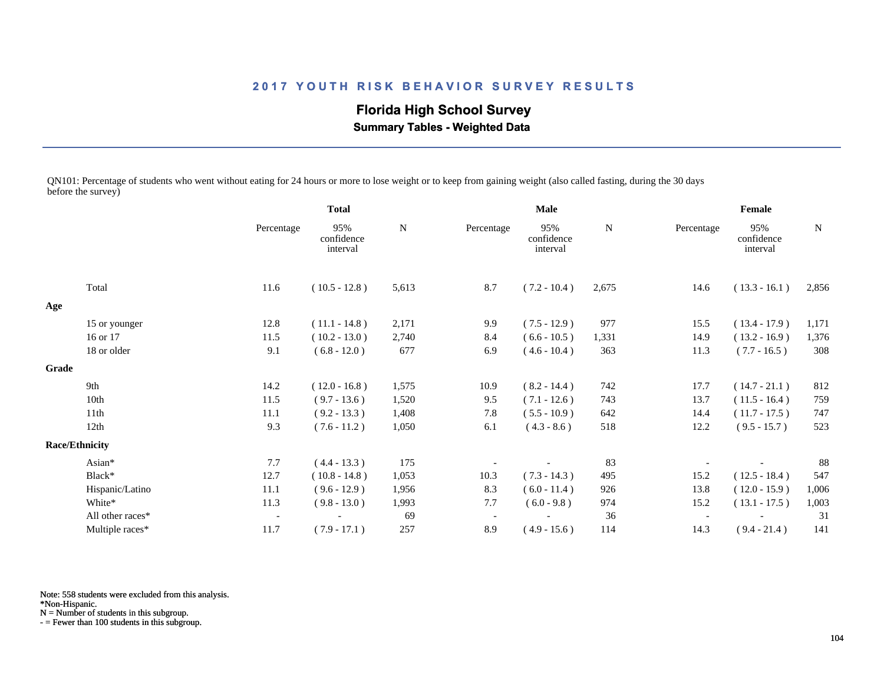## 2017 YOUTH RISK BEHAVIOR SURVEY RESULTS

### Florida High School Survey

**Summary Tables - Weighted Data**

QN101: Percentage of students who went without eating for 24 hours or more to lose weight or to keep from gaining weight (also called fasting, during the 30 days before the survey)

| | Total | | | Male | | | Female | | |
|---|---|---|---|---|---|---|---|---|---|
| | Percentage | 95% confidence interval | N | Percentage | 95% confidence interval | N | Percentage | 95% confidence interval | N |
| Total | 11.6 | ( 10.5 - 12.8 ) | 5,613 | 8.7 | ( 7.2 - 10.4 ) | 2,675 | 14.6 | ( 13.3 - 16.1 ) | 2,856 |
| **Age** | | | | | | | | | |
| 15 or younger | 12.8 | ( 11.1 - 14.8 ) | 2,171 | 9.9 | ( 7.5 - 12.9 ) | 977 | 15.5 | ( 13.4 - 17.9 ) | 1,171 |
| 16 or 17 | 11.5 | ( 10.2 - 13.0 ) | 2,740 | 8.4 | ( 6.6 - 10.5 ) | 1,331 | 14.9 | ( 13.2 - 16.9 ) | 1,376 |
| 18 or older | 9.1 | ( 6.8 - 12.0 ) | 677 | 6.9 | ( 4.6 - 10.4 ) | 363 | 11.3 | ( 7.7 - 16.5 ) | 308 |
| **Grade** | | | | | | | | | |
| 9th | 14.2 | ( 12.0 - 16.8 ) | 1,575 | 10.9 | ( 8.2 - 14.4 ) | 742 | 17.7 | ( 14.7 - 21.1 ) | 812 |
| 10th | 11.5 | ( 9.7 - 13.6 ) | 1,520 | 9.5 | ( 7.1 - 12.6 ) | 743 | 13.7 | ( 11.5 - 16.4 ) | 759 |
| 11th | 11.1 | ( 9.2 - 13.3 ) | 1,408 | 7.8 | ( 5.5 - 10.9 ) | 642 | 14.4 | ( 11.7 - 17.5 ) | 747 |
| 12th | 9.3 | ( 7.6 - 11.2 ) | 1,050 | 6.1 | ( 4.3 - 8.6 ) | 518 | 12.2 | ( 9.5 - 15.7 ) | 523 |
| **Race/Ethnicity** | | | | | | | | | |
| Asian* | 7.7 | ( 4.4 - 13.3 ) | 175 | - | - | 83 | - | - | 88 |
| Black* | 12.7 | ( 10.8 - 14.8 ) | 1,053 | 10.3 | ( 7.3 - 14.3 ) | 495 | 15.2 | ( 12.5 - 18.4 ) | 547 |
| Hispanic/Latino | 11.1 | ( 9.6 - 12.9 ) | 1,956 | 8.3 | ( 6.0 - 11.4 ) | 926 | 13.8 | ( 12.0 - 15.9 ) | 1,006 |
| White* | 11.3 | ( 9.8 - 13.0 ) | 1,993 | 7.7 | ( 6.0 - 9.8 ) | 974 | 15.2 | ( 13.1 - 17.5 ) | 1,003 |
| All other races* | - | - | 69 | - | - | 36 | - | - | 31 |
| Multiple races* | 11.7 | ( 7.9 - 17.1 ) | 257 | 8.9 | ( 4.9 - 15.6 ) | 114 | 14.3 | ( 9.4 - 21.4 ) | 141 |

Note: 558 students were excluded from this analysis.
*Non-Hispanic.
N = Number of students in this subgroup.
- = Fewer than 100 students in this subgroup.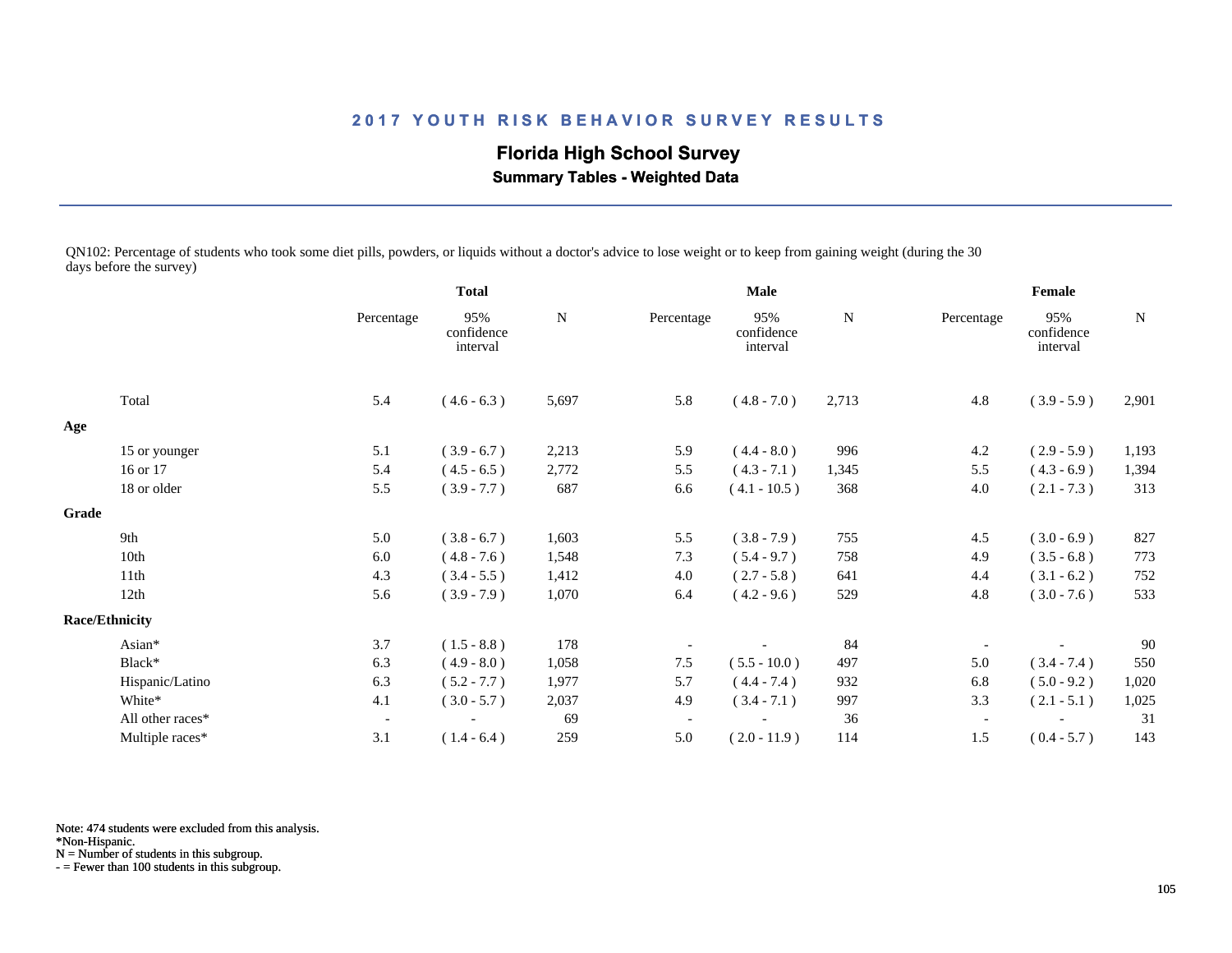## 2017 YOUTH RISK BEHAVIOR SURVEY RESULTS

### Florida High School Survey

**Summary Tables - Weighted Data**

QN102: Percentage of students who took some diet pills, powders, or liquids without a doctor's advice to lose weight or to keep from gaining weight (during the 30 days before the survey)

| | Total | | | Male | | | Female | | |
|---|---|---|---|---|---|---|---|---|---|
| | Percentage | 95% confidence interval | N | Percentage | 95% confidence interval | N | Percentage | 95% confidence interval | N |
| Total | 5.4 | ( 4.6 - 6.3 ) | 5,697 | 5.8 | ( 4.8 - 7.0 ) | 2,713 | 4.8 | ( 3.9 - 5.9 ) | 2,901 |
| **Age** | | | | | | | | | |
| 15 or younger | 5.1 | ( 3.9 - 6.7 ) | 2,213 | 5.9 | ( 4.4 - 8.0 ) | 996 | 4.2 | ( 2.9 - 5.9 ) | 1,193 |
| 16 or 17 | 5.4 | ( 4.5 - 6.5 ) | 2,772 | 5.5 | ( 4.3 - 7.1 ) | 1,345 | 5.5 | ( 4.3 - 6.9 ) | 1,394 |
| 18 or older | 5.5 | ( 3.9 - 7.7 ) | 687 | 6.6 | ( 4.1 - 10.5 ) | 368 | 4.0 | ( 2.1 - 7.3 ) | 313 |
| **Grade** | | | | | | | | | |
| 9th | 5.0 | ( 3.8 - 6.7 ) | 1,603 | 5.5 | ( 3.8 - 7.9 ) | 755 | 4.5 | ( 3.0 - 6.9 ) | 827 |
| 10th | 6.0 | ( 4.8 - 7.6 ) | 1,548 | 7.3 | ( 5.4 - 9.7 ) | 758 | 4.9 | ( 3.5 - 6.8 ) | 773 |
| 11th | 4.3 | ( 3.4 - 5.5 ) | 1,412 | 4.0 | ( 2.7 - 5.8 ) | 641 | 4.4 | ( 3.1 - 6.2 ) | 752 |
| 12th | 5.6 | ( 3.9 - 7.9 ) | 1,070 | 6.4 | ( 4.2 - 9.6 ) | 529 | 4.8 | ( 3.0 - 7.6 ) | 533 |
| **Race/Ethnicity** | | | | | | | | | |
| Asian* | 3.7 | ( 1.5 - 8.8 ) | 178 | - | - | 84 | - | - | 90 |
| Black* | 6.3 | ( 4.9 - 8.0 ) | 1,058 | 7.5 | ( 5.5 - 10.0 ) | 497 | 5.0 | ( 3.4 - 7.4 ) | 550 |
| Hispanic/Latino | 6.3 | ( 5.2 - 7.7 ) | 1,977 | 5.7 | ( 4.4 - 7.4 ) | 932 | 6.8 | ( 5.0 - 9.2 ) | 1,020 |
| White* | 4.1 | ( 3.0 - 5.7 ) | 2,037 | 4.9 | ( 3.4 - 7.1 ) | 997 | 3.3 | ( 2.1 - 5.1 ) | 1,025 |
| All other races* | - | - | 69 | - | - | 36 | - | - | 31 |
| Multiple races* | 3.1 | ( 1.4 - 6.4 ) | 259 | 5.0 | ( 2.0 - 11.9 ) | 114 | 1.5 | ( 0.4 - 5.7 ) | 143 |

Note: 474 students were excluded from this analysis.
*Non-Hispanic.
N = Number of students in this subgroup.
- = Fewer than 100 students in this subgroup.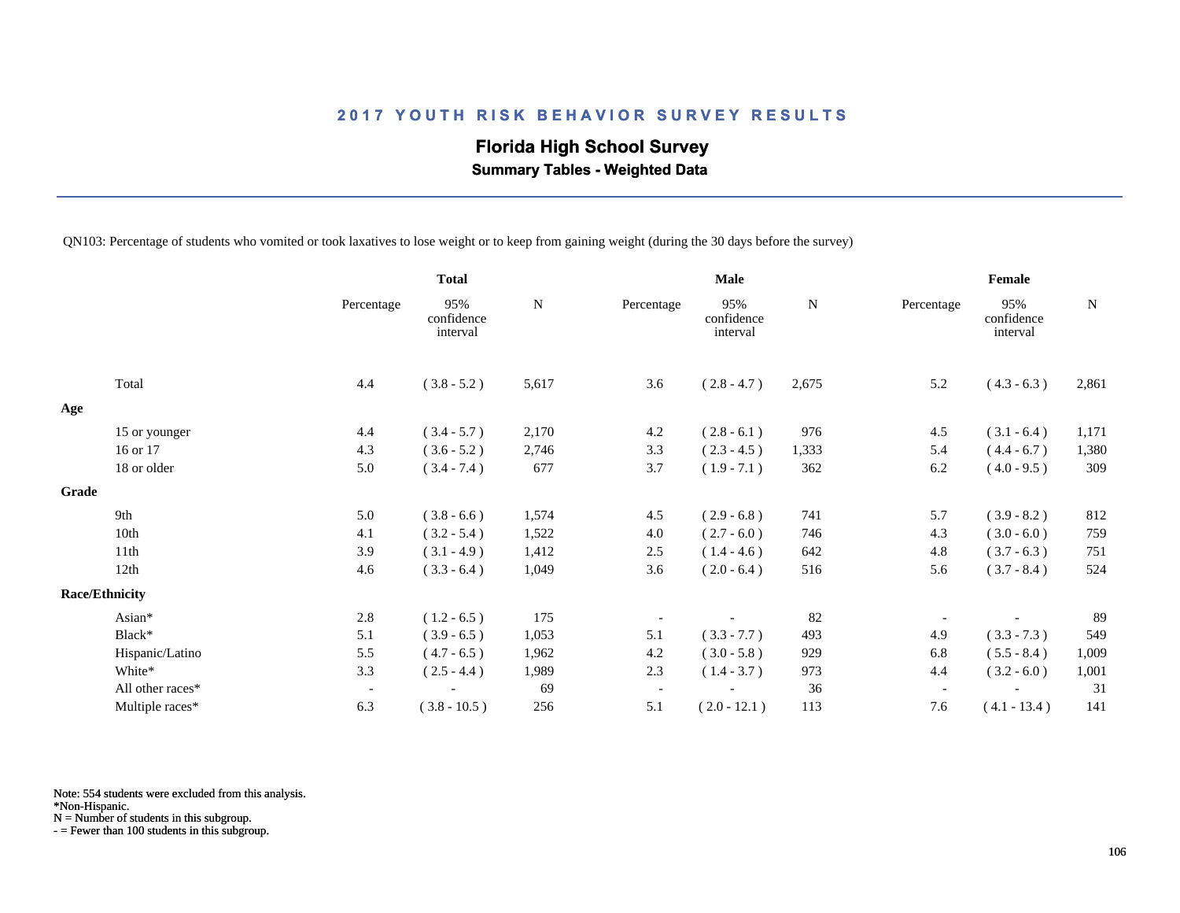## 2017 YOUTH RISK BEHAVIOR SURVEY RESULTS

### Florida High School Survey

**Summary Tables - Weighted Data**

QN103: Percentage of students who vomited or took laxatives to lose weight or to keep from gaining weight (during the 30 days before the survey)

| | Total | | | Male | | | Female | | |
|---|---|---|---|---|---|---|---|---|---|
| | Percentage | 95% confidence interval | N | Percentage | 95% confidence interval | N | Percentage | 95% confidence interval | N |
| Total | 4.4 | ( 3.8 - 5.2 ) | 5,617 | 3.6 | ( 2.8 - 4.7 ) | 2,675 | 5.2 | ( 4.3 - 6.3 ) | 2,861 |
| **Age** | | | | | | | | | |
| 15 or younger | 4.4 | ( 3.4 - 5.7 ) | 2,170 | 4.2 | ( 2.8 - 6.1 ) | 976 | 4.5 | ( 3.1 - 6.4 ) | 1,171 |
| 16 or 17 | 4.3 | ( 3.6 - 5.2 ) | 2,746 | 3.3 | ( 2.3 - 4.5 ) | 1,333 | 5.4 | ( 4.4 - 6.7 ) | 1,380 |
| 18 or older | 5.0 | ( 3.4 - 7.4 ) | 677 | 3.7 | ( 1.9 - 7.1 ) | 362 | 6.2 | ( 4.0 - 9.5 ) | 309 |
| **Grade** | | | | | | | | | |
| 9th | 5.0 | ( 3.8 - 6.6 ) | 1,574 | 4.5 | ( 2.9 - 6.8 ) | 741 | 5.7 | ( 3.9 - 8.2 ) | 812 |
| 10th | 4.1 | ( 3.2 - 5.4 ) | 1,522 | 4.0 | ( 2.7 - 6.0 ) | 746 | 4.3 | ( 3.0 - 6.0 ) | 759 |
| 11th | 3.9 | ( 3.1 - 4.9 ) | 1,412 | 2.5 | ( 1.4 - 4.6 ) | 642 | 4.8 | ( 3.7 - 6.3 ) | 751 |
| 12th | 4.6 | ( 3.3 - 6.4 ) | 1,049 | 3.6 | ( 2.0 - 6.4 ) | 516 | 5.6 | ( 3.7 - 8.4 ) | 524 |
| **Race/Ethnicity** | | | | | | | | | |
| Asian* | 2.8 | ( 1.2 - 6.5 ) | 175 | - | - | 82 | - | - | 89 |
| Black* | 5.1 | ( 3.9 - 6.5 ) | 1,053 | 5.1 | ( 3.3 - 7.7 ) | 493 | 4.9 | ( 3.3 - 7.3 ) | 549 |
| Hispanic/Latino | 5.5 | ( 4.7 - 6.5 ) | 1,962 | 4.2 | ( 3.0 - 5.8 ) | 929 | 6.8 | ( 5.5 - 8.4 ) | 1,009 |
| White* | 3.3 | ( 2.5 - 4.4 ) | 1,989 | 2.3 | ( 1.4 - 3.7 ) | 973 | 4.4 | ( 3.2 - 6.0 ) | 1,001 |
| All other races* | - | - | 69 | - | - | 36 | - | - | 31 |
| Multiple races* | 6.3 | ( 3.8 - 10.5 ) | 256 | 5.1 | ( 2.0 - 12.1 ) | 113 | 7.6 | ( 4.1 - 13.4 ) | 141 |

Note: 554 students were excluded from this analysis.
*Non-Hispanic.
N = Number of students in this subgroup.
- = Fewer than 100 students in this subgroup.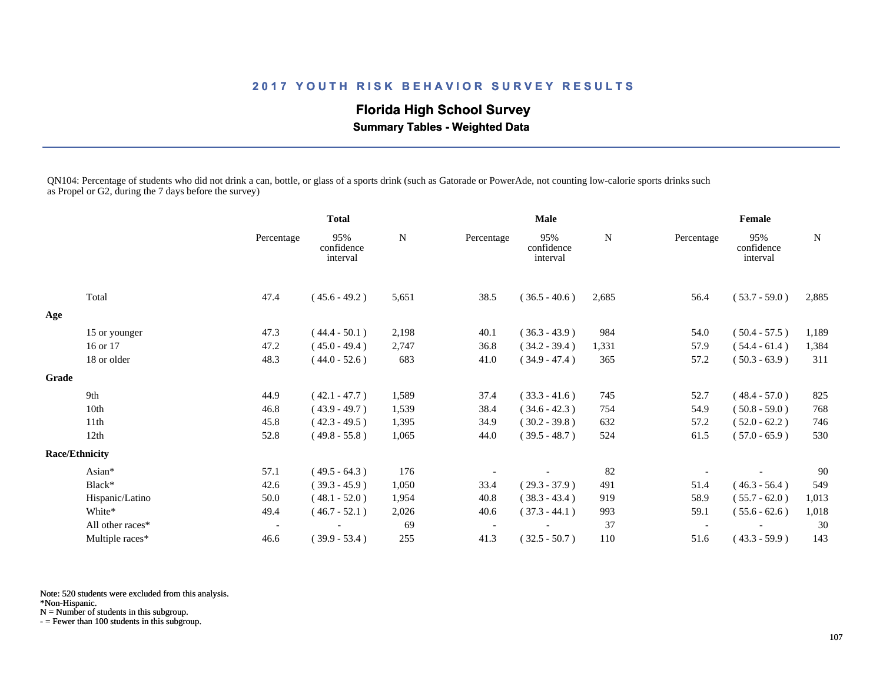# 2017 YOUTH RISK BEHAVIOR SURVEY RESULTS

## Florida High School Survey

### Summary Tables - Weighted Data

QN104: Percentage of students who did not drink a can, bottle, or glass of a sports drink (such as Gatorade or PowerAde, not counting low-calorie sports drinks such as Propel or G2, during the 7 days before the survey)

| | Total | | | Male | | | Female | | |
|---|---|---|---|---|---|---|---|---|---|
| | Percentage | 95% confidence interval | N | Percentage | 95% confidence interval | N | Percentage | 95% confidence interval | N |
| Total | 47.4 | ( 45.6 - 49.2 ) | 5,651 | 38.5 | ( 36.5 - 40.6 ) | 2,685 | 56.4 | ( 53.7 - 59.0 ) | 2,885 |
| **Age** | | | | | | | | | |
| 15 or younger | 47.3 | ( 44.4 - 50.1 ) | 2,198 | 40.1 | ( 36.3 - 43.9 ) | 984 | 54.0 | ( 50.4 - 57.5 ) | 1,189 |
| 16 or 17 | 47.2 | ( 45.0 - 49.4 ) | 2,747 | 36.8 | ( 34.2 - 39.4 ) | 1,331 | 57.9 | ( 54.4 - 61.4 ) | 1,384 |
| 18 or older | 48.3 | ( 44.0 - 52.6 ) | 683 | 41.0 | ( 34.9 - 47.4 ) | 365 | 57.2 | ( 50.3 - 63.9 ) | 311 |
| **Grade** | | | | | | | | | |
| 9th | 44.9 | ( 42.1 - 47.7 ) | 1,589 | 37.4 | ( 33.3 - 41.6 ) | 745 | 52.7 | ( 48.4 - 57.0 ) | 825 |
| 10th | 46.8 | ( 43.9 - 49.7 ) | 1,539 | 38.4 | ( 34.6 - 42.3 ) | 754 | 54.9 | ( 50.8 - 59.0 ) | 768 |
| 11th | 45.8 | ( 42.3 - 49.5 ) | 1,395 | 34.9 | ( 30.2 - 39.8 ) | 632 | 57.2 | ( 52.0 - 62.2 ) | 746 |
| 12th | 52.8 | ( 49.8 - 55.8 ) | 1,065 | 44.0 | ( 39.5 - 48.7 ) | 524 | 61.5 | ( 57.0 - 65.9 ) | 530 |
| **Race/Ethnicity** | | | | | | | | | |
| Asian* | 57.1 | ( 49.5 - 64.3 ) | 176 | - | - | 82 | - | - | 90 |
| Black* | 42.6 | ( 39.3 - 45.9 ) | 1,050 | 33.4 | ( 29.3 - 37.9 ) | 491 | 51.4 | ( 46.3 - 56.4 ) | 549 |
| Hispanic/Latino | 50.0 | ( 48.1 - 52.0 ) | 1,954 | 40.8 | ( 38.3 - 43.4 ) | 919 | 58.9 | ( 55.7 - 62.0 ) | 1,013 |
| White* | 49.4 | ( 46.7 - 52.1 ) | 2,026 | 40.6 | ( 37.3 - 44.1 ) | 993 | 59.1 | ( 55.6 - 62.6 ) | 1,018 |
| All other races* | - | - | 69 | - | - | 37 | - | - | 30 |
| Multiple races* | 46.6 | ( 39.9 - 53.4 ) | 255 | 41.3 | ( 32.5 - 50.7 ) | 110 | 51.6 | ( 43.3 - 59.9 ) | 143 |

Note: 520 students were excluded from this analysis.
*Non-Hispanic.
N = Number of students in this subgroup.
- = Fewer than 100 students in this subgroup.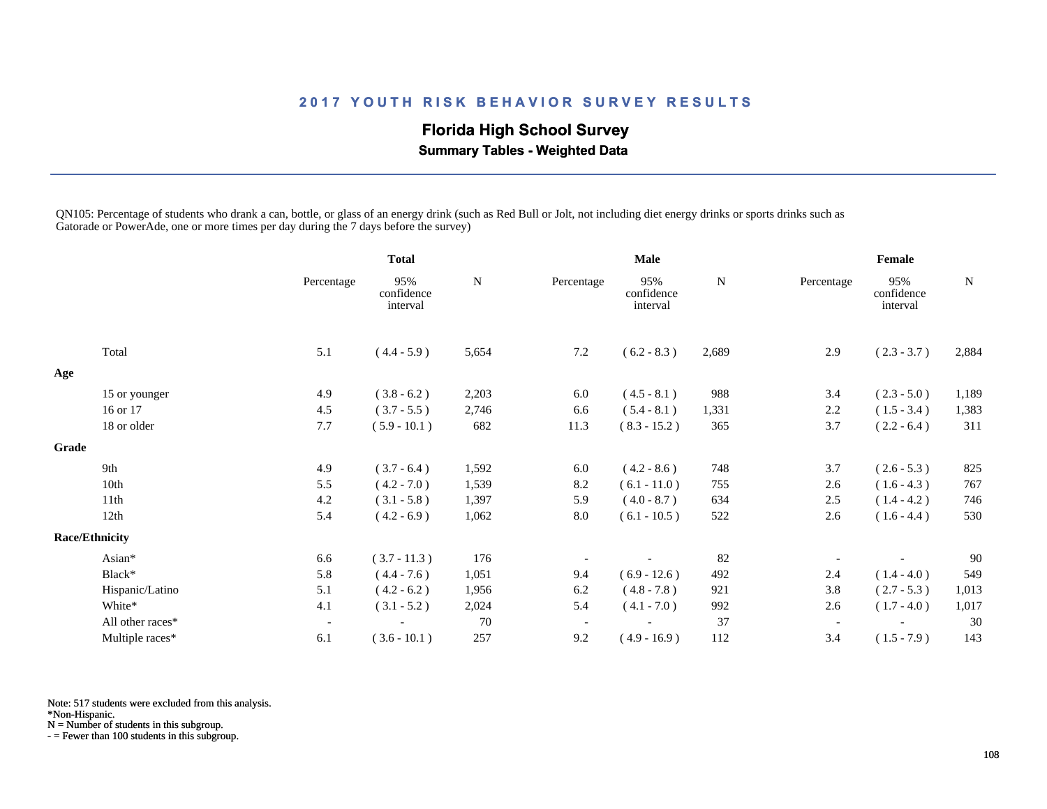## 2017 YOUTH RISK BEHAVIOR SURVEY RESULTS

### Florida High School Survey

**Summary Tables - Weighted Data**

QN105: Percentage of students who drank a can, bottle, or glass of an energy drink (such as Red Bull or Jolt, not including diet energy drinks or sports drinks such as Gatorade or PowerAde, one or more times per day during the 7 days before the survey)

| | Total | | | Male | | | Female | | |
|---|---|---|---|---|---|---|---|---|---|
| | Percentage | 95% confidence interval | N | Percentage | 95% confidence interval | N | Percentage | 95% confidence interval | N |
| Total | 5.1 | ( 4.4 - 5.9 ) | 5,654 | 7.2 | ( 6.2 - 8.3 ) | 2,689 | 2.9 | ( 2.3 - 3.7 ) | 2,884 |
| **Age** | | | | | | | | | |
| 15 or younger | 4.9 | ( 3.8 - 6.2 ) | 2,203 | 6.0 | ( 4.5 - 8.1 ) | 988 | 3.4 | ( 2.3 - 5.0 ) | 1,189 |
| 16 or 17 | 4.5 | ( 3.7 - 5.5 ) | 2,746 | 6.6 | ( 5.4 - 8.1 ) | 1,331 | 2.2 | ( 1.5 - 3.4 ) | 1,383 |
| 18 or older | 7.7 | ( 5.9 - 10.1 ) | 682 | 11.3 | ( 8.3 - 15.2 ) | 365 | 3.7 | ( 2.2 - 6.4 ) | 311 |
| **Grade** | | | | | | | | | |
| 9th | 4.9 | ( 3.7 - 6.4 ) | 1,592 | 6.0 | ( 4.2 - 8.6 ) | 748 | 3.7 | ( 2.6 - 5.3 ) | 825 |
| 10th | 5.5 | ( 4.2 - 7.0 ) | 1,539 | 8.2 | ( 6.1 - 11.0 ) | 755 | 2.6 | ( 1.6 - 4.3 ) | 767 |
| 11th | 4.2 | ( 3.1 - 5.8 ) | 1,397 | 5.9 | ( 4.0 - 8.7 ) | 634 | 2.5 | ( 1.4 - 4.2 ) | 746 |
| 12th | 5.4 | ( 4.2 - 6.9 ) | 1,062 | 8.0 | ( 6.1 - 10.5 ) | 522 | 2.6 | ( 1.6 - 4.4 ) | 530 |
| **Race/Ethnicity** | | | | | | | | | |
| Asian* | 6.6 | ( 3.7 - 11.3 ) | 176 | - | - | 82 | - | - | 90 |
| Black* | 5.8 | ( 4.4 - 7.6 ) | 1,051 | 9.4 | ( 6.9 - 12.6 ) | 492 | 2.4 | ( 1.4 - 4.0 ) | 549 |
| Hispanic/Latino | 5.1 | ( 4.2 - 6.2 ) | 1,956 | 6.2 | ( 4.8 - 7.8 ) | 921 | 3.8 | ( 2.7 - 5.3 ) | 1,013 |
| White* | 4.1 | ( 3.1 - 5.2 ) | 2,024 | 5.4 | ( 4.1 - 7.0 ) | 992 | 2.6 | ( 1.7 - 4.0 ) | 1,017 |
| All other races* | - | - | 70 | - | - | 37 | - | - | 30 |
| Multiple races* | 6.1 | ( 3.6 - 10.1 ) | 257 | 9.2 | ( 4.9 - 16.9 ) | 112 | 3.4 | ( 1.5 - 7.9 ) | 143 |

Note: 517 students were excluded from this analysis.
*Non-Hispanic.
N = Number of students in this subgroup.
- = Fewer than 100 students in this subgroup.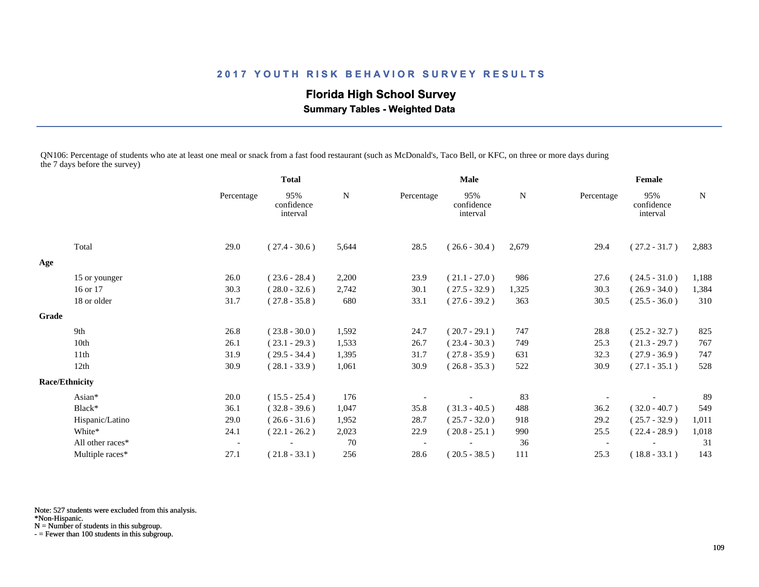## 2017 YOUTH RISK BEHAVIOR SURVEY RESULTS

### Florida High School Survey

**Summary Tables - Weighted Data**

QN106: Percentage of students who ate at least one meal or snack from a fast food restaurant (such as McDonald's, Taco Bell, or KFC, on three or more days during the 7 days before the survey)

| | Total | | | Male | | | Female | | |
|---|---|---|---|---|---|---|---|---|---|
| | Percentage | 95% confidence interval | N | Percentage | 95% confidence interval | N | Percentage | 95% confidence interval | N |
| Total | 29.0 | ( 27.4 - 30.6 ) | 5,644 | 28.5 | ( 26.6 - 30.4 ) | 2,679 | 29.4 | ( 27.2 - 31.7 ) | 2,883 |
| **Age** | | | | | | | | | |
| 15 or younger | 26.0 | ( 23.6 - 28.4 ) | 2,200 | 23.9 | ( 21.1 - 27.0 ) | 986 | 27.6 | ( 24.5 - 31.0 ) | 1,188 |
| 16 or 17 | 30.3 | ( 28.0 - 32.6 ) | 2,742 | 30.1 | ( 27.5 - 32.9 ) | 1,325 | 30.3 | ( 26.9 - 34.0 ) | 1,384 |
| 18 or older | 31.7 | ( 27.8 - 35.8 ) | 680 | 33.1 | ( 27.6 - 39.2 ) | 363 | 30.5 | ( 25.5 - 36.0 ) | 310 |
| **Grade** | | | | | | | | | |
| 9th | 26.8 | ( 23.8 - 30.0 ) | 1,592 | 24.7 | ( 20.7 - 29.1 ) | 747 | 28.8 | ( 25.2 - 32.7 ) | 825 |
| 10th | 26.1 | ( 23.1 - 29.3 ) | 1,533 | 26.7 | ( 23.4 - 30.3 ) | 749 | 25.3 | ( 21.3 - 29.7 ) | 767 |
| 11th | 31.9 | ( 29.5 - 34.4 ) | 1,395 | 31.7 | ( 27.8 - 35.9 ) | 631 | 32.3 | ( 27.9 - 36.9 ) | 747 |
| 12th | 30.9 | ( 28.1 - 33.9 ) | 1,061 | 30.9 | ( 26.8 - 35.3 ) | 522 | 30.9 | ( 27.1 - 35.1 ) | 528 |
| **Race/Ethnicity** | | | | | | | | | |
| Asian* | 20.0 | ( 15.5 - 25.4 ) | 176 | - | - | 83 | - | - | 89 |
| Black* | 36.1 | ( 32.8 - 39.6 ) | 1,047 | 35.8 | ( 31.3 - 40.5 ) | 488 | 36.2 | ( 32.0 - 40.7 ) | 549 |
| Hispanic/Latino | 29.0 | ( 26.6 - 31.6 ) | 1,952 | 28.7 | ( 25.7 - 32.0 ) | 918 | 29.2 | ( 25.7 - 32.9 ) | 1,011 |
| White* | 24.1 | ( 22.1 - 26.2 ) | 2,023 | 22.9 | ( 20.8 - 25.1 ) | 990 | 25.5 | ( 22.4 - 28.9 ) | 1,018 |
| All other races* | - | - | 70 | - | - | 36 | - | - | 31 |
| Multiple races* | 27.1 | ( 21.8 - 33.1 ) | 256 | 28.6 | ( 20.5 - 38.5 ) | 111 | 25.3 | ( 18.8 - 33.1 ) | 143 |

Note: 527 students were excluded from this analysis.
*Non-Hispanic.
N = Number of students in this subgroup.
- = Fewer than 100 students in this subgroup.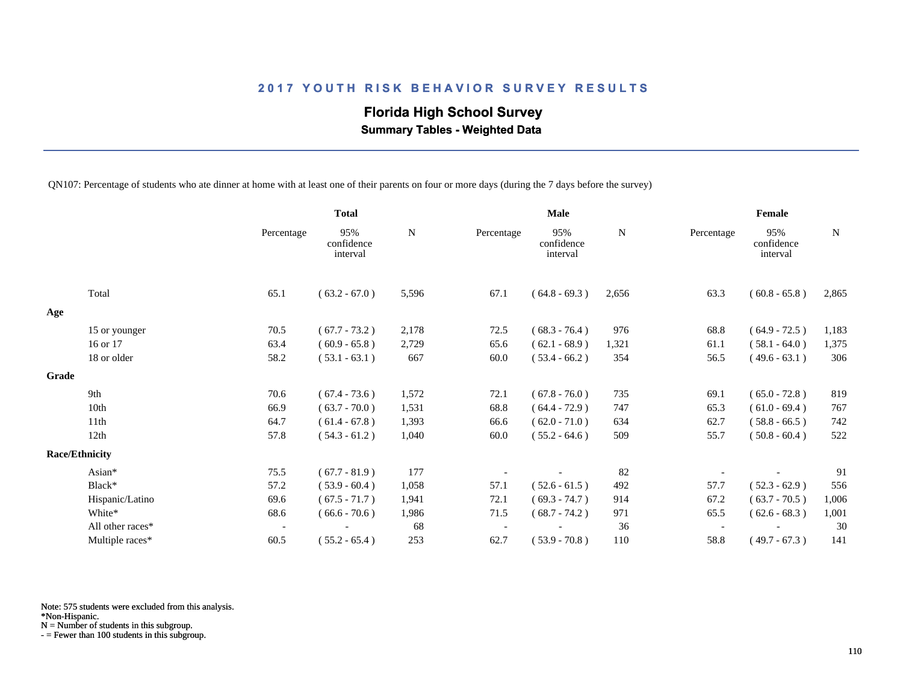## 2017 YOUTH RISK BEHAVIOR SURVEY RESULTS

### Florida High School Survey

**Summary Tables - Weighted Data**

QN107: Percentage of students who ate dinner at home with at least one of their parents on four or more days (during the 7 days before the survey)

| | Total | | | Male | | | Female | | |
|---|---|---|---|---|---|---|---|---|---|
| | Percentage | 95% confidence interval | N | Percentage | 95% confidence interval | N | Percentage | 95% confidence interval | N |
| Total | 65.1 | ( 63.2 - 67.0 ) | 5,596 | 67.1 | ( 64.8 - 69.3 ) | 2,656 | 63.3 | ( 60.8 - 65.8 ) | 2,865 |
| **Age** | | | | | | | | | |
| 15 or younger | 70.5 | ( 67.7 - 73.2 ) | 2,178 | 72.5 | ( 68.3 - 76.4 ) | 976 | 68.8 | ( 64.9 - 72.5 ) | 1,183 |
| 16 or 17 | 63.4 | ( 60.9 - 65.8 ) | 2,729 | 65.6 | ( 62.1 - 68.9 ) | 1,321 | 61.1 | ( 58.1 - 64.0 ) | 1,375 |
| 18 or older | 58.2 | ( 53.1 - 63.1 ) | 667 | 60.0 | ( 53.4 - 66.2 ) | 354 | 56.5 | ( 49.6 - 63.1 ) | 306 |
| **Grade** | | | | | | | | | |
| 9th | 70.6 | ( 67.4 - 73.6 ) | 1,572 | 72.1 | ( 67.8 - 76.0 ) | 735 | 69.1 | ( 65.0 - 72.8 ) | 819 |
| 10th | 66.9 | ( 63.7 - 70.0 ) | 1,531 | 68.8 | ( 64.4 - 72.9 ) | 747 | 65.3 | ( 61.0 - 69.4 ) | 767 |
| 11th | 64.7 | ( 61.4 - 67.8 ) | 1,393 | 66.6 | ( 62.0 - 71.0 ) | 634 | 62.7 | ( 58.8 - 66.5 ) | 742 |
| 12th | 57.8 | ( 54.3 - 61.2 ) | 1,040 | 60.0 | ( 55.2 - 64.6 ) | 509 | 55.7 | ( 50.8 - 60.4 ) | 522 |
| **Race/Ethnicity** | | | | | | | | | |
| Asian* | 75.5 | ( 67.7 - 81.9 ) | 177 | - | - | 82 | - | - | 91 |
| Black* | 57.2 | ( 53.9 - 60.4 ) | 1,058 | 57.1 | ( 52.6 - 61.5 ) | 492 | 57.7 | ( 52.3 - 62.9 ) | 556 |
| Hispanic/Latino | 69.6 | ( 67.5 - 71.7 ) | 1,941 | 72.1 | ( 69.3 - 74.7 ) | 914 | 67.2 | ( 63.7 - 70.5 ) | 1,006 |
| White* | 68.6 | ( 66.6 - 70.6 ) | 1,986 | 71.5 | ( 68.7 - 74.2 ) | 971 | 65.5 | ( 62.6 - 68.3 ) | 1,001 |
| All other races* | - | - | 68 | - | - | 36 | - | - | 30 |
| Multiple races* | 60.5 | ( 55.2 - 65.4 ) | 253 | 62.7 | ( 53.9 - 70.8 ) | 110 | 58.8 | ( 49.7 - 67.3 ) | 141 |

Note: 575 students were excluded from this analysis.
*Non-Hispanic.
N = Number of students in this subgroup.
- = Fewer than 100 students in this subgroup.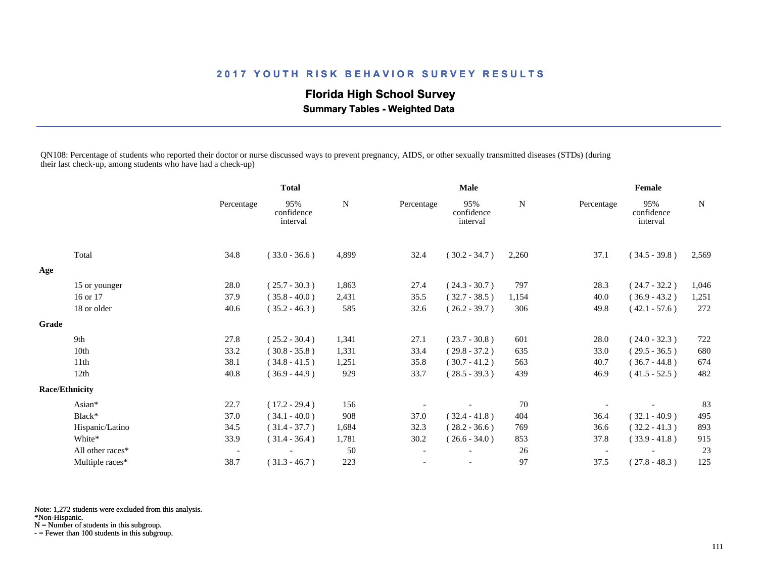# 2017 YOUTH RISK BEHAVIOR SURVEY RESULTS

## Florida High School Survey

### Summary Tables - Weighted Data

QN108: Percentage of students who reported their doctor or nurse discussed ways to prevent pregnancy, AIDS, or other sexually transmitted diseases (STDs) (during their last check-up, among students who have had a check-up)

| | Total | | | Male | | | Female | | |
|---|---|---|---|---|---|---|---|---|---|
| | Percentage | 95% confidence interval | N | Percentage | 95% confidence interval | N | Percentage | 95% confidence interval | N |
| Total | 34.8 | ( 33.0 - 36.6 ) | 4,899 | 32.4 | ( 30.2 - 34.7 ) | 2,260 | 37.1 | ( 34.5 - 39.8 ) | 2,569 |
| **Age** | | | | | | | | | |
| 15 or younger | 28.0 | ( 25.7 - 30.3 ) | 1,863 | 27.4 | ( 24.3 - 30.7 ) | 797 | 28.3 | ( 24.7 - 32.2 ) | 1,046 |
| 16 or 17 | 37.9 | ( 35.8 - 40.0 ) | 2,431 | 35.5 | ( 32.7 - 38.5 ) | 1,154 | 40.0 | ( 36.9 - 43.2 ) | 1,251 |
| 18 or older | 40.6 | ( 35.2 - 46.3 ) | 585 | 32.6 | ( 26.2 - 39.7 ) | 306 | 49.8 | ( 42.1 - 57.6 ) | 272 |
| **Grade** | | | | | | | | | |
| 9th | 27.8 | ( 25.2 - 30.4 ) | 1,341 | 27.1 | ( 23.7 - 30.8 ) | 601 | 28.0 | ( 24.0 - 32.3 ) | 722 |
| 10th | 33.2 | ( 30.8 - 35.8 ) | 1,331 | 33.4 | ( 29.8 - 37.2 ) | 635 | 33.0 | ( 29.5 - 36.5 ) | 680 |
| 11th | 38.1 | ( 34.8 - 41.5 ) | 1,251 | 35.8 | ( 30.7 - 41.2 ) | 563 | 40.7 | ( 36.7 - 44.8 ) | 674 |
| 12th | 40.8 | ( 36.9 - 44.9 ) | 929 | 33.7 | ( 28.5 - 39.3 ) | 439 | 46.9 | ( 41.5 - 52.5 ) | 482 |
| **Race/Ethnicity** | | | | | | | | | |
| Asian* | 22.7 | ( 17.2 - 29.4 ) | 156 | - | - | 70 | - | - | 83 |
| Black* | 37.0 | ( 34.1 - 40.0 ) | 908 | 37.0 | ( 32.4 - 41.8 ) | 404 | 36.4 | ( 32.1 - 40.9 ) | 495 |
| Hispanic/Latino | 34.5 | ( 31.4 - 37.7 ) | 1,684 | 32.3 | ( 28.2 - 36.6 ) | 769 | 36.6 | ( 32.2 - 41.3 ) | 893 |
| White* | 33.9 | ( 31.4 - 36.4 ) | 1,781 | 30.2 | ( 26.6 - 34.0 ) | 853 | 37.8 | ( 33.9 - 41.8 ) | 915 |
| All other races* | - | - | 50 | - | - | 26 | - | - | 23 |
| Multiple races* | 38.7 | ( 31.3 - 46.7 ) | 223 | - | - | 97 | 37.5 | ( 27.8 - 48.3 ) | 125 |

Note: 1,272 students were excluded from this analysis.
*Non-Hispanic.
N = Number of students in this subgroup.
- = Fewer than 100 students in this subgroup.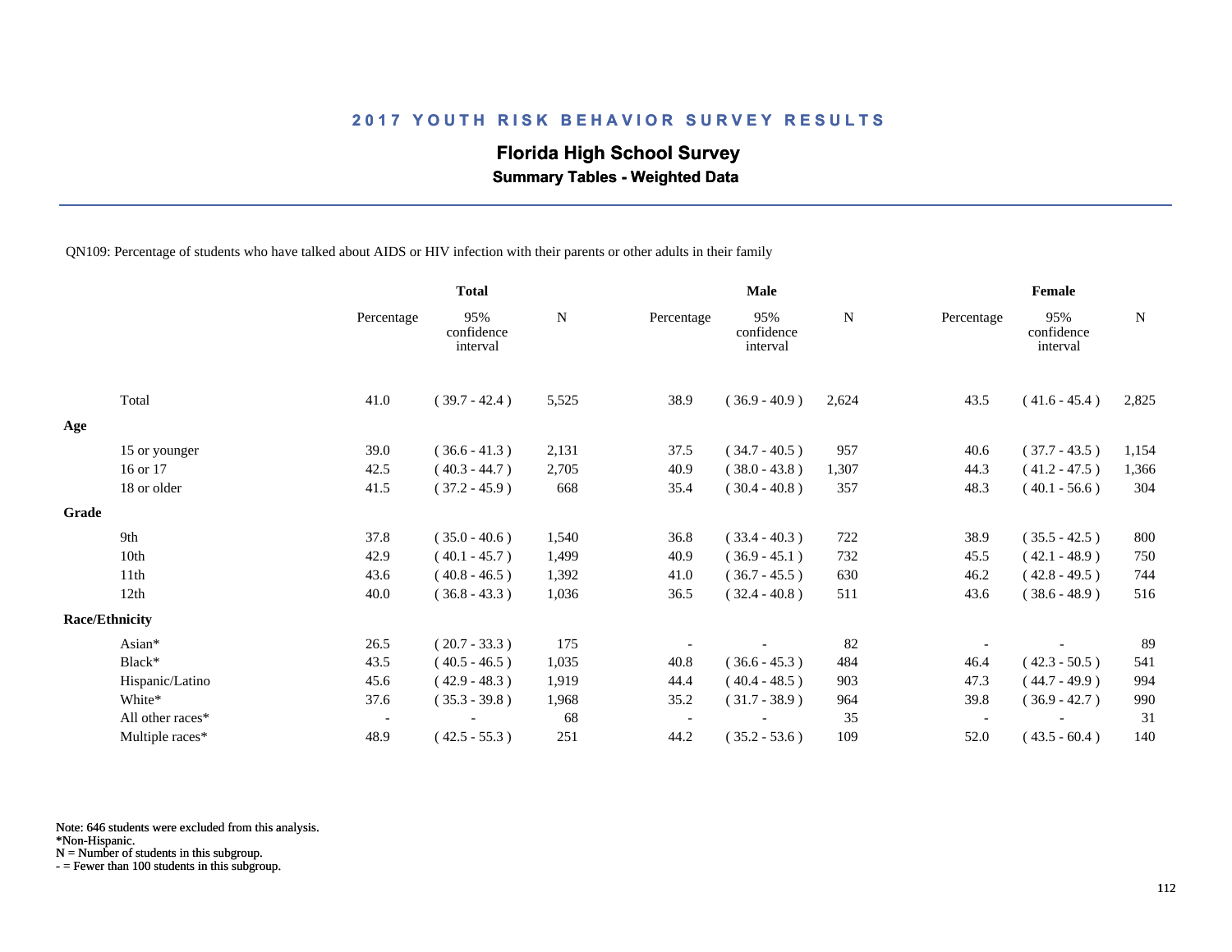## 2017 YOUTH RISK BEHAVIOR SURVEY RESULTS

### Florida High School Survey

**Summary Tables - Weighted Data**

QN109: Percentage of students who have talked about AIDS or HIV infection with their parents or other adults in their family

| | Total | | | Male | | | Female | | |
|---|---|---|---|---|---|---|---|---|---|
| | Percentage | 95% confidence interval | N | Percentage | 95% confidence interval | N | Percentage | 95% confidence interval | N |
| Total | 41.0 | ( 39.7 - 42.4 ) | 5,525 | 38.9 | ( 36.9 - 40.9 ) | 2,624 | 43.5 | ( 41.6 - 45.4 ) | 2,825 |
| **Age** | | | | | | | | | |
| 15 or younger | 39.0 | ( 36.6 - 41.3 ) | 2,131 | 37.5 | ( 34.7 - 40.5 ) | 957 | 40.6 | ( 37.7 - 43.5 ) | 1,154 |
| 16 or 17 | 42.5 | ( 40.3 - 44.7 ) | 2,705 | 40.9 | ( 38.0 - 43.8 ) | 1,307 | 44.3 | ( 41.2 - 47.5 ) | 1,366 |
| 18 or older | 41.5 | ( 37.2 - 45.9 ) | 668 | 35.4 | ( 30.4 - 40.8 ) | 357 | 48.3 | ( 40.1 - 56.6 ) | 304 |
| **Grade** | | | | | | | | | |
| 9th | 37.8 | ( 35.0 - 40.6 ) | 1,540 | 36.8 | ( 33.4 - 40.3 ) | 722 | 38.9 | ( 35.5 - 42.5 ) | 800 |
| 10th | 42.9 | ( 40.1 - 45.7 ) | 1,499 | 40.9 | ( 36.9 - 45.1 ) | 732 | 45.5 | ( 42.1 - 48.9 ) | 750 |
| 11th | 43.6 | ( 40.8 - 46.5 ) | 1,392 | 41.0 | ( 36.7 - 45.5 ) | 630 | 46.2 | ( 42.8 - 49.5 ) | 744 |
| 12th | 40.0 | ( 36.8 - 43.3 ) | 1,036 | 36.5 | ( 32.4 - 40.8 ) | 511 | 43.6 | ( 38.6 - 48.9 ) | 516 |
| **Race/Ethnicity** | | | | | | | | | |
| Asian* | 26.5 | ( 20.7 - 33.3 ) | 175 | - | - | 82 | - | - | 89 |
| Black* | 43.5 | ( 40.5 - 46.5 ) | 1,035 | 40.8 | ( 36.6 - 45.3 ) | 484 | 46.4 | ( 42.3 - 50.5 ) | 541 |
| Hispanic/Latino | 45.6 | ( 42.9 - 48.3 ) | 1,919 | 44.4 | ( 40.4 - 48.5 ) | 903 | 47.3 | ( 44.7 - 49.9 ) | 994 |
| White* | 37.6 | ( 35.3 - 39.8 ) | 1,968 | 35.2 | ( 31.7 - 38.9 ) | 964 | 39.8 | ( 36.9 - 42.7 ) | 990 |
| All other races* | - | - | 68 | - | - | 35 | - | - | 31 |
| Multiple races* | 48.9 | ( 42.5 - 55.3 ) | 251 | 44.2 | ( 35.2 - 53.6 ) | 109 | 52.0 | ( 43.5 - 60.4 ) | 140 |

Note: 646 students were excluded from this analysis.
*Non-Hispanic.
N = Number of students in this subgroup.
- = Fewer than 100 students in this subgroup.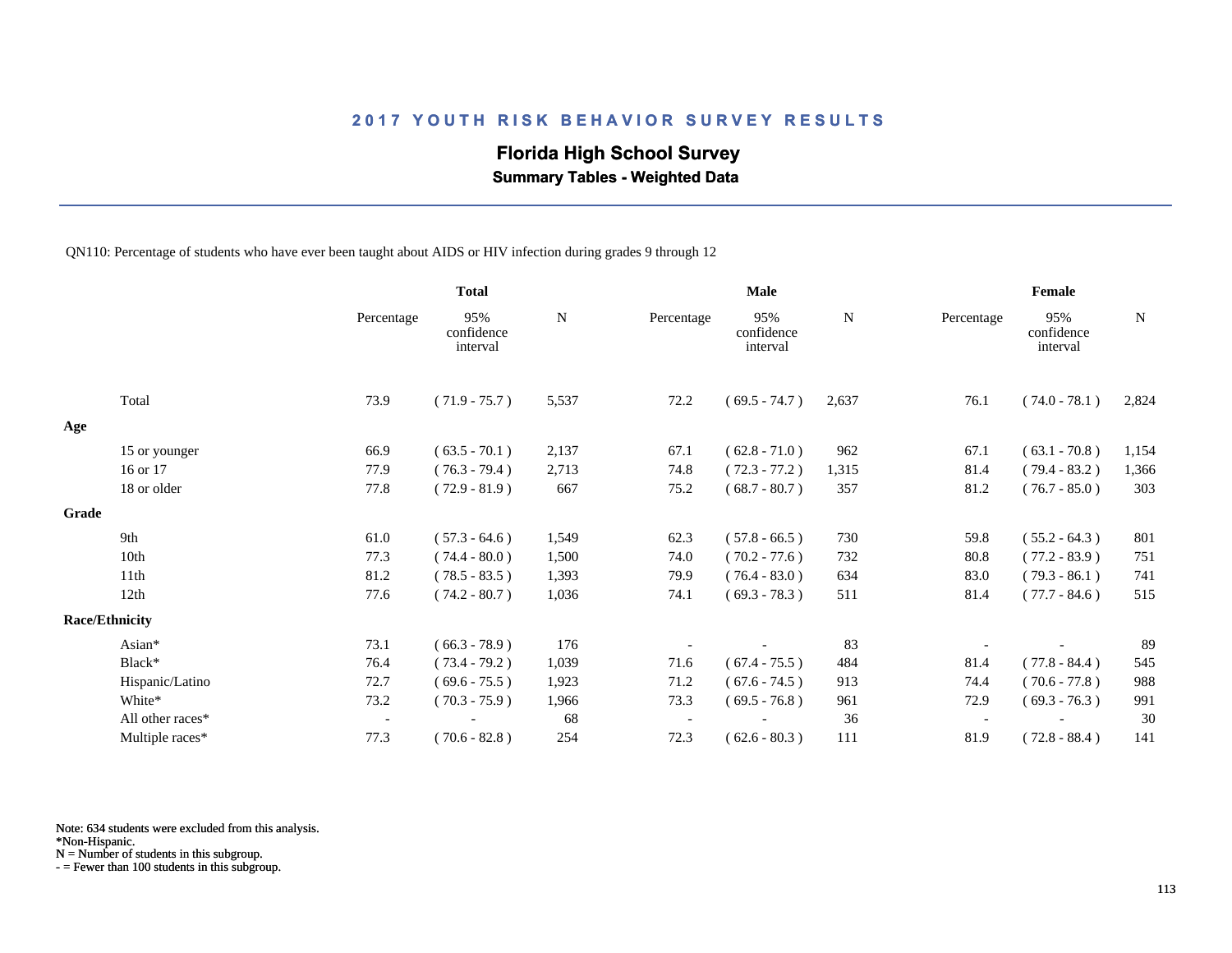## 2017 YOUTH RISK BEHAVIOR SURVEY RESULTS

### Florida High School Survey

**Summary Tables - Weighted Data**

QN110: Percentage of students who have ever been taught about AIDS or HIV infection during grades 9 through 12

| | Total | | | Male | | | Female | | |
|---|---|---|---|---|---|---|---|---|---|
| | Percentage | 95% confidence interval | N | Percentage | 95% confidence interval | N | Percentage | 95% confidence interval | N |
| Total | 73.9 | ( 71.9 - 75.7 ) | 5,537 | 72.2 | ( 69.5 - 74.7 ) | 2,637 | 76.1 | ( 74.0 - 78.1 ) | 2,824 |
| **Age** | | | | | | | | | |
| 15 or younger | 66.9 | ( 63.5 - 70.1 ) | 2,137 | 67.1 | ( 62.8 - 71.0 ) | 962 | 67.1 | ( 63.1 - 70.8 ) | 1,154 |
| 16 or 17 | 77.9 | ( 76.3 - 79.4 ) | 2,713 | 74.8 | ( 72.3 - 77.2 ) | 1,315 | 81.4 | ( 79.4 - 83.2 ) | 1,366 |
| 18 or older | 77.8 | ( 72.9 - 81.9 ) | 667 | 75.2 | ( 68.7 - 80.7 ) | 357 | 81.2 | ( 76.7 - 85.0 ) | 303 |
| **Grade** | | | | | | | | | |
| 9th | 61.0 | ( 57.3 - 64.6 ) | 1,549 | 62.3 | ( 57.8 - 66.5 ) | 730 | 59.8 | ( 55.2 - 64.3 ) | 801 |
| 10th | 77.3 | ( 74.4 - 80.0 ) | 1,500 | 74.0 | ( 70.2 - 77.6 ) | 732 | 80.8 | ( 77.2 - 83.9 ) | 751 |
| 11th | 81.2 | ( 78.5 - 83.5 ) | 1,393 | 79.9 | ( 76.4 - 83.0 ) | 634 | 83.0 | ( 79.3 - 86.1 ) | 741 |
| 12th | 77.6 | ( 74.2 - 80.7 ) | 1,036 | 74.1 | ( 69.3 - 78.3 ) | 511 | 81.4 | ( 77.7 - 84.6 ) | 515 |
| **Race/Ethnicity** | | | | | | | | | |
| Asian* | 73.1 | ( 66.3 - 78.9 ) | 176 | - | - | 83 | - | - | 89 |
| Black* | 76.4 | ( 73.4 - 79.2 ) | 1,039 | 71.6 | ( 67.4 - 75.5 ) | 484 | 81.4 | ( 77.8 - 84.4 ) | 545 |
| Hispanic/Latino | 72.7 | ( 69.6 - 75.5 ) | 1,923 | 71.2 | ( 67.6 - 74.5 ) | 913 | 74.4 | ( 70.6 - 77.8 ) | 988 |
| White* | 73.2 | ( 70.3 - 75.9 ) | 1,966 | 73.3 | ( 69.5 - 76.8 ) | 961 | 72.9 | ( 69.3 - 76.3 ) | 991 |
| All other races* | - | - | 68 | - | - | 36 | - | - | 30 |
| Multiple races* | 77.3 | ( 70.6 - 82.8 ) | 254 | 72.3 | ( 62.6 - 80.3 ) | 111 | 81.9 | ( 72.8 - 88.4 ) | 141 |

Note: 634 students were excluded from this analysis.
*Non-Hispanic.
N = Number of students in this subgroup.
- = Fewer than 100 students in this subgroup.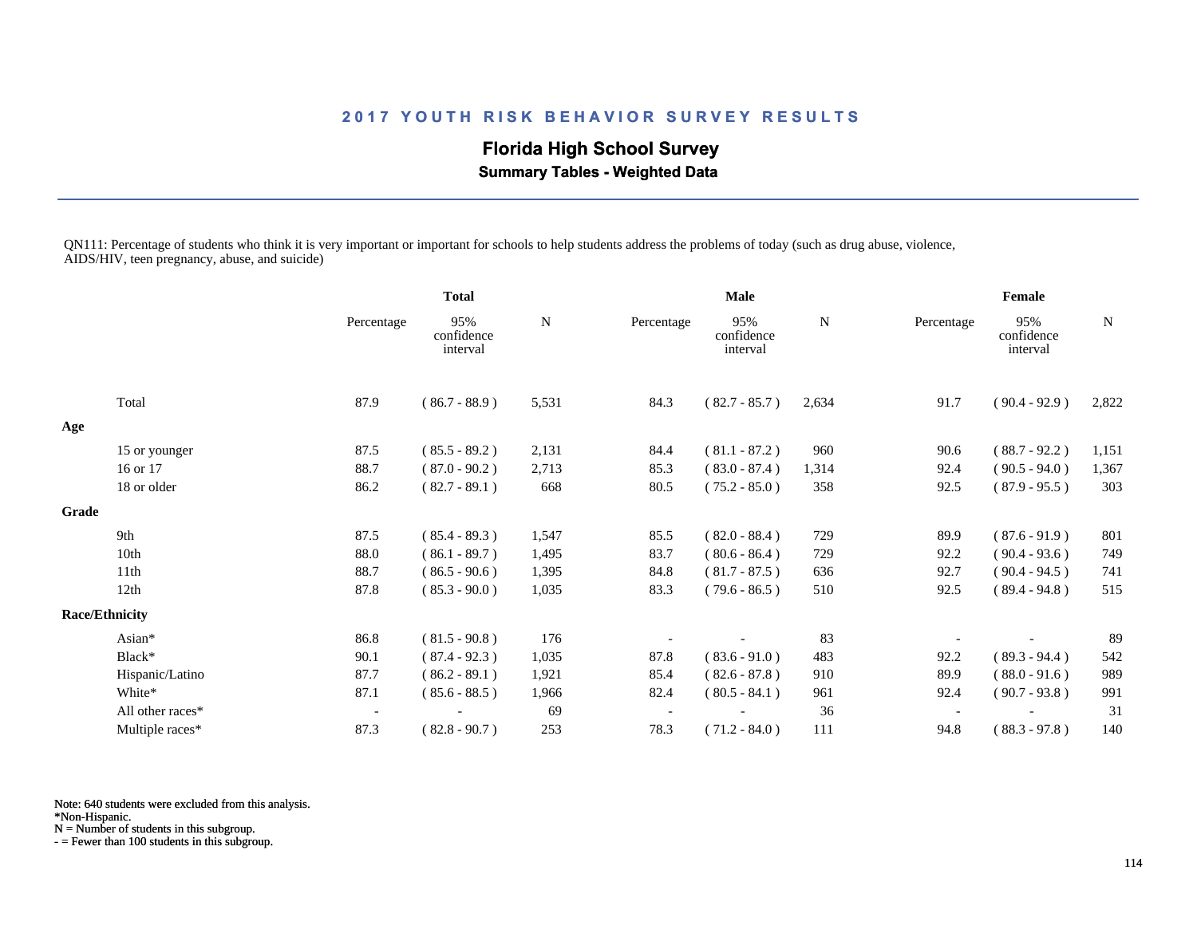## 2017 YOUTH RISK BEHAVIOR SURVEY RESULTS

### Florida High School Survey

**Summary Tables - Weighted Data**

QN111: Percentage of students who think it is very important or important for schools to help students address the problems of today (such as drug abuse, violence, AIDS/HIV, teen pregnancy, abuse, and suicide)

| | Total | | | Male | | | Female | | |
|---|---|---|---|---|---|---|---|---|---|
| | Percentage | 95% confidence interval | N | Percentage | 95% confidence interval | N | Percentage | 95% confidence interval | N |
| Total | 87.9 | ( 86.7 - 88.9 ) | 5,531 | 84.3 | ( 82.7 - 85.7 ) | 2,634 | 91.7 | ( 90.4 - 92.9 ) | 2,822 |
| **Age** | | | | | | | | | |
| 15 or younger | 87.5 | ( 85.5 - 89.2 ) | 2,131 | 84.4 | ( 81.1 - 87.2 ) | 960 | 90.6 | ( 88.7 - 92.2 ) | 1,151 |
| 16 or 17 | 88.7 | ( 87.0 - 90.2 ) | 2,713 | 85.3 | ( 83.0 - 87.4 ) | 1,314 | 92.4 | ( 90.5 - 94.0 ) | 1,367 |
| 18 or older | 86.2 | ( 82.7 - 89.1 ) | 668 | 80.5 | ( 75.2 - 85.0 ) | 358 | 92.5 | ( 87.9 - 95.5 ) | 303 |
| **Grade** | | | | | | | | | |
| 9th | 87.5 | ( 85.4 - 89.3 ) | 1,547 | 85.5 | ( 82.0 - 88.4 ) | 729 | 89.9 | ( 87.6 - 91.9 ) | 801 |
| 10th | 88.0 | ( 86.1 - 89.7 ) | 1,495 | 83.7 | ( 80.6 - 86.4 ) | 729 | 92.2 | ( 90.4 - 93.6 ) | 749 |
| 11th | 88.7 | ( 86.5 - 90.6 ) | 1,395 | 84.8 | ( 81.7 - 87.5 ) | 636 | 92.7 | ( 90.4 - 94.5 ) | 741 |
| 12th | 87.8 | ( 85.3 - 90.0 ) | 1,035 | 83.3 | ( 79.6 - 86.5 ) | 510 | 92.5 | ( 89.4 - 94.8 ) | 515 |
| **Race/Ethnicity** | | | | | | | | | |
| Asian* | 86.8 | ( 81.5 - 90.8 ) | 176 | - | - | 83 | - | - | 89 |
| Black* | 90.1 | ( 87.4 - 92.3 ) | 1,035 | 87.8 | ( 83.6 - 91.0 ) | 483 | 92.2 | ( 89.3 - 94.4 ) | 542 |
| Hispanic/Latino | 87.7 | ( 86.2 - 89.1 ) | 1,921 | 85.4 | ( 82.6 - 87.8 ) | 910 | 89.9 | ( 88.0 - 91.6 ) | 989 |
| White* | 87.1 | ( 85.6 - 88.5 ) | 1,966 | 82.4 | ( 80.5 - 84.1 ) | 961 | 92.4 | ( 90.7 - 93.8 ) | 991 |
| All other races* | - | - | 69 | - | - | 36 | - | - | 31 |
| Multiple races* | 87.3 | ( 82.8 - 90.7 ) | 253 | 78.3 | ( 71.2 - 84.0 ) | 111 | 94.8 | ( 88.3 - 97.8 ) | 140 |

Note: 640 students were excluded from this analysis.
*Non-Hispanic.
N = Number of students in this subgroup.
- = Fewer than 100 students in this subgroup.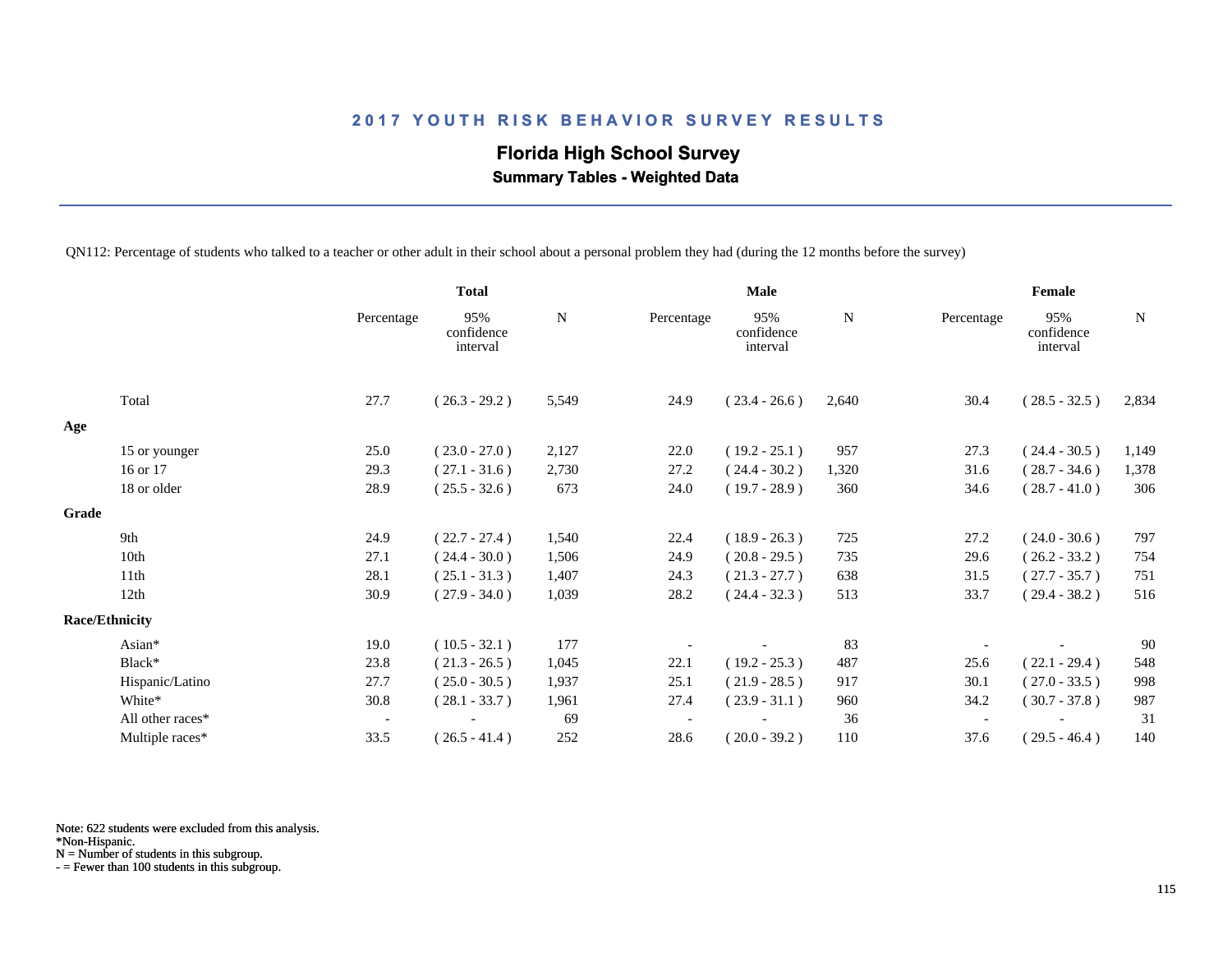## 2017 YOUTH RISK BEHAVIOR SURVEY RESULTS

### Florida High School Survey

**Summary Tables - Weighted Data**

QN112: Percentage of students who talked to a teacher or other adult in their school about a personal problem they had (during the 12 months before the survey)

| | Total | | | Male | | | Female | | |
|---|---|---|---|---|---|---|---|---|---|
| | Percentage | 95% confidence interval | N | Percentage | 95% confidence interval | N | Percentage | 95% confidence interval | N |
| Total | 27.7 | ( 26.3 - 29.2 ) | 5,549 | 24.9 | ( 23.4 - 26.6 ) | 2,640 | 30.4 | ( 28.5 - 32.5 ) | 2,834 |
| **Age** | | | | | | | | | |
| 15 or younger | 25.0 | ( 23.0 - 27.0 ) | 2,127 | 22.0 | ( 19.2 - 25.1 ) | 957 | 27.3 | ( 24.4 - 30.5 ) | 1,149 |
| 16 or 17 | 29.3 | ( 27.1 - 31.6 ) | 2,730 | 27.2 | ( 24.4 - 30.2 ) | 1,320 | 31.6 | ( 28.7 - 34.6 ) | 1,378 |
| 18 or older | 28.9 | ( 25.5 - 32.6 ) | 673 | 24.0 | ( 19.7 - 28.9 ) | 360 | 34.6 | ( 28.7 - 41.0 ) | 306 |
| **Grade** | | | | | | | | | |
| 9th | 24.9 | ( 22.7 - 27.4 ) | 1,540 | 22.4 | ( 18.9 - 26.3 ) | 725 | 27.2 | ( 24.0 - 30.6 ) | 797 |
| 10th | 27.1 | ( 24.4 - 30.0 ) | 1,506 | 24.9 | ( 20.8 - 29.5 ) | 735 | 29.6 | ( 26.2 - 33.2 ) | 754 |
| 11th | 28.1 | ( 25.1 - 31.3 ) | 1,407 | 24.3 | ( 21.3 - 27.7 ) | 638 | 31.5 | ( 27.7 - 35.7 ) | 751 |
| 12th | 30.9 | ( 27.9 - 34.0 ) | 1,039 | 28.2 | ( 24.4 - 32.3 ) | 513 | 33.7 | ( 29.4 - 38.2 ) | 516 |
| **Race/Ethnicity** | | | | | | | | | |
| Asian* | 19.0 | ( 10.5 - 32.1 ) | 177 | - | - | 83 | - | - | 90 |
| Black* | 23.8 | ( 21.3 - 26.5 ) | 1,045 | 22.1 | ( 19.2 - 25.3 ) | 487 | 25.6 | ( 22.1 - 29.4 ) | 548 |
| Hispanic/Latino | 27.7 | ( 25.0 - 30.5 ) | 1,937 | 25.1 | ( 21.9 - 28.5 ) | 917 | 30.1 | ( 27.0 - 33.5 ) | 998 |
| White* | 30.8 | ( 28.1 - 33.7 ) | 1,961 | 27.4 | ( 23.9 - 31.1 ) | 960 | 34.2 | ( 30.7 - 37.8 ) | 987 |
| All other races* | - | - | 69 | - | - | 36 | - | - | 31 |
| Multiple races* | 33.5 | ( 26.5 - 41.4 ) | 252 | 28.6 | ( 20.0 - 39.2 ) | 110 | 37.6 | ( 29.5 - 46.4 ) | 140 |

Note: 622 students were excluded from this analysis.
*Non-Hispanic.
N = Number of students in this subgroup.
- = Fewer than 100 students in this subgroup.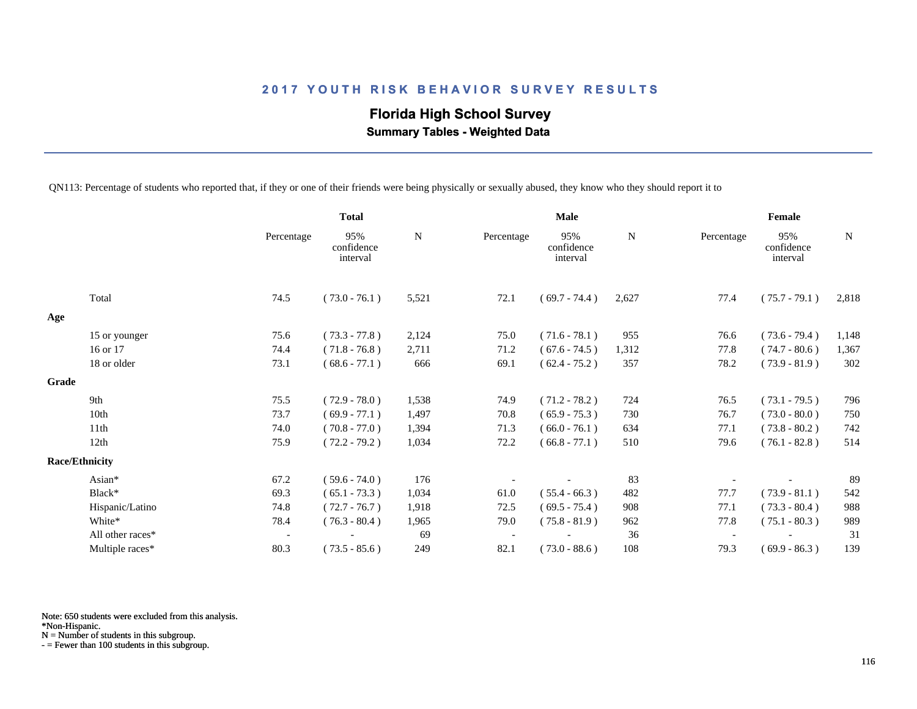# 2017 YOUTH RISK BEHAVIOR SURVEY RESULTS

## Florida High School Survey

### Summary Tables - Weighted Data

QN113: Percentage of students who reported that, if they or one of their friends were being physically or sexually abused, they know who they should report it to

| | Total | | | Male | | | Female | | |
|---|---|---|---|---|---|---|---|---|---|
| | Percentage | 95% confidence interval | N | Percentage | 95% confidence interval | N | Percentage | 95% confidence interval | N |
| Total | 74.5 | ( 73.0 - 76.1 ) | 5,521 | 72.1 | ( 69.7 - 74.4 ) | 2,627 | 77.4 | ( 75.7 - 79.1 ) | 2,818 |
| **Age** | | | | | | | | | |
| 15 or younger | 75.6 | ( 73.3 - 77.8 ) | 2,124 | 75.0 | ( 71.6 - 78.1 ) | 955 | 76.6 | ( 73.6 - 79.4 ) | 1,148 |
| 16 or 17 | 74.4 | ( 71.8 - 76.8 ) | 2,711 | 71.2 | ( 67.6 - 74.5 ) | 1,312 | 77.8 | ( 74.7 - 80.6 ) | 1,367 |
| 18 or older | 73.1 | ( 68.6 - 77.1 ) | 666 | 69.1 | ( 62.4 - 75.2 ) | 357 | 78.2 | ( 73.9 - 81.9 ) | 302 |
| **Grade** | | | | | | | | | |
| 9th | 75.5 | ( 72.9 - 78.0 ) | 1,538 | 74.9 | ( 71.2 - 78.2 ) | 724 | 76.5 | ( 73.1 - 79.5 ) | 796 |
| 10th | 73.7 | ( 69.9 - 77.1 ) | 1,497 | 70.8 | ( 65.9 - 75.3 ) | 730 | 76.7 | ( 73.0 - 80.0 ) | 750 |
| 11th | 74.0 | ( 70.8 - 77.0 ) | 1,394 | 71.3 | ( 66.0 - 76.1 ) | 634 | 77.1 | ( 73.8 - 80.2 ) | 742 |
| 12th | 75.9 | ( 72.2 - 79.2 ) | 1,034 | 72.2 | ( 66.8 - 77.1 ) | 510 | 79.6 | ( 76.1 - 82.8 ) | 514 |
| **Race/Ethnicity** | | | | | | | | | |
| Asian* | 67.2 | ( 59.6 - 74.0 ) | 176 | - | - | 83 | - | - | 89 |
| Black* | 69.3 | ( 65.1 - 73.3 ) | 1,034 | 61.0 | ( 55.4 - 66.3 ) | 482 | 77.7 | ( 73.9 - 81.1 ) | 542 |
| Hispanic/Latino | 74.8 | ( 72.7 - 76.7 ) | 1,918 | 72.5 | ( 69.5 - 75.4 ) | 908 | 77.1 | ( 73.3 - 80.4 ) | 988 |
| White* | 78.4 | ( 76.3 - 80.4 ) | 1,965 | 79.0 | ( 75.8 - 81.9 ) | 962 | 77.8 | ( 75.1 - 80.3 ) | 989 |
| All other races* | - | - | 69 | - | - | 36 | - | - | 31 |
| Multiple races* | 80.3 | ( 73.5 - 85.6 ) | 249 | 82.1 | ( 73.0 - 88.6 ) | 108 | 79.3 | ( 69.9 - 86.3 ) | 139 |

Note: 650 students were excluded from this analysis.
*Non-Hispanic.
N = Number of students in this subgroup.
- = Fewer than 100 students in this subgroup.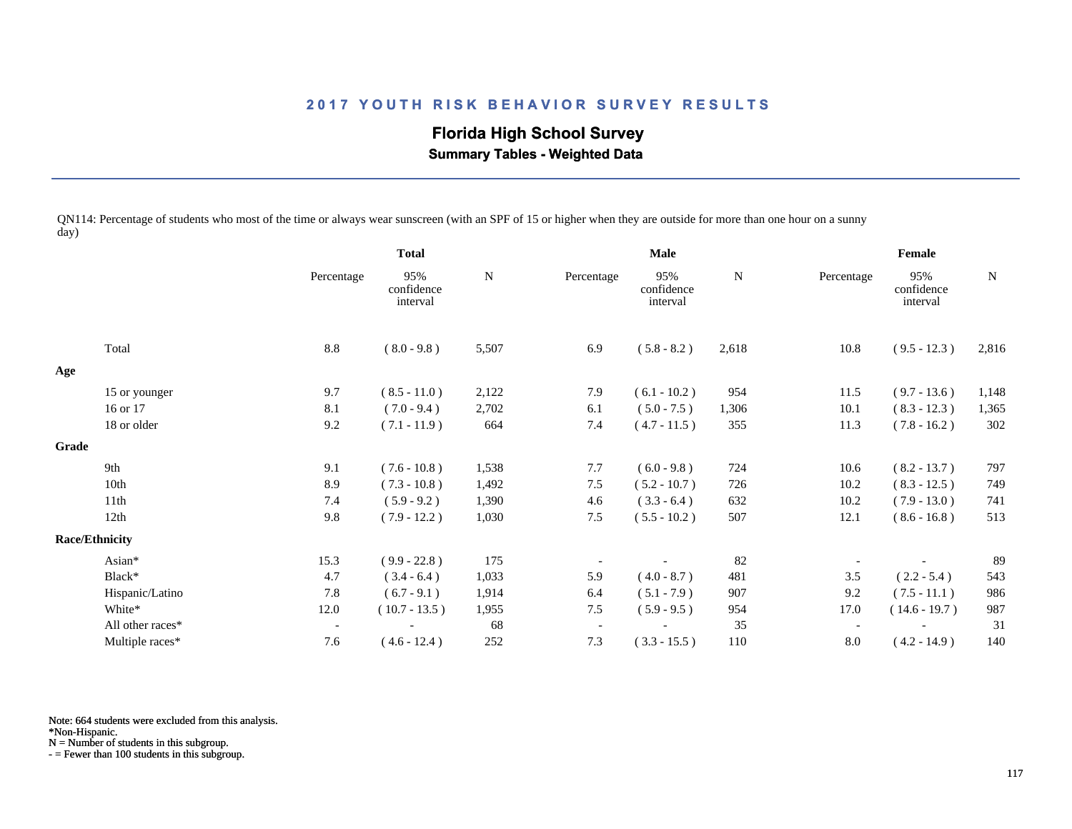## 2017 YOUTH RISK BEHAVIOR SURVEY RESULTS

### Florida High School Survey

**Summary Tables - Weighted Data**

QN114: Percentage of students who most of the time or always wear sunscreen (with an SPF of 15 or higher when they are outside for more than one hour on a sunny day)

| | Total | | | Male | | | Female | | |
|---|---|---|---|---|---|---|---|---|---|
| | Percentage | 95% confidence interval | N | Percentage | 95% confidence interval | N | Percentage | 95% confidence interval | N |
| Total | 8.8 | ( 8.0 - 9.8 ) | 5,507 | 6.9 | ( 5.8 - 8.2 ) | 2,618 | 10.8 | ( 9.5 - 12.3 ) | 2,816 |
| **Age** | | | | | | | | | |
| 15 or younger | 9.7 | ( 8.5 - 11.0 ) | 2,122 | 7.9 | ( 6.1 - 10.2 ) | 954 | 11.5 | ( 9.7 - 13.6 ) | 1,148 |
| 16 or 17 | 8.1 | ( 7.0 - 9.4 ) | 2,702 | 6.1 | ( 5.0 - 7.5 ) | 1,306 | 10.1 | ( 8.3 - 12.3 ) | 1,365 |
| 18 or older | 9.2 | ( 7.1 - 11.9 ) | 664 | 7.4 | ( 4.7 - 11.5 ) | 355 | 11.3 | ( 7.8 - 16.2 ) | 302 |
| **Grade** | | | | | | | | | |
| 9th | 9.1 | ( 7.6 - 10.8 ) | 1,538 | 7.7 | ( 6.0 - 9.8 ) | 724 | 10.6 | ( 8.2 - 13.7 ) | 797 |
| 10th | 8.9 | ( 7.3 - 10.8 ) | 1,492 | 7.5 | ( 5.2 - 10.7 ) | 726 | 10.2 | ( 8.3 - 12.5 ) | 749 |
| 11th | 7.4 | ( 5.9 - 9.2 ) | 1,390 | 4.6 | ( 3.3 - 6.4 ) | 632 | 10.2 | ( 7.9 - 13.0 ) | 741 |
| 12th | 9.8 | ( 7.9 - 12.2 ) | 1,030 | 7.5 | ( 5.5 - 10.2 ) | 507 | 12.1 | ( 8.6 - 16.8 ) | 513 |
| **Race/Ethnicity** | | | | | | | | | |
| Asian* | 15.3 | ( 9.9 - 22.8 ) | 175 | - | - | 82 | - | - | 89 |
| Black* | 4.7 | ( 3.4 - 6.4 ) | 1,033 | 5.9 | ( 4.0 - 8.7 ) | 481 | 3.5 | ( 2.2 - 5.4 ) | 543 |
| Hispanic/Latino | 7.8 | ( 6.7 - 9.1 ) | 1,914 | 6.4 | ( 5.1 - 7.9 ) | 907 | 9.2 | ( 7.5 - 11.1 ) | 986 |
| White* | 12.0 | ( 10.7 - 13.5 ) | 1,955 | 7.5 | ( 5.9 - 9.5 ) | 954 | 17.0 | ( 14.6 - 19.7 ) | 987 |
| All other races* | - | - | 68 | - | - | 35 | - | - | 31 |
| Multiple races* | 7.6 | ( 4.6 - 12.4 ) | 252 | 7.3 | ( 3.3 - 15.5 ) | 110 | 8.0 | ( 4.2 - 14.9 ) | 140 |

Note: 664 students were excluded from this analysis.
*Non-Hispanic.
N = Number of students in this subgroup.
- = Fewer than 100 students in this subgroup.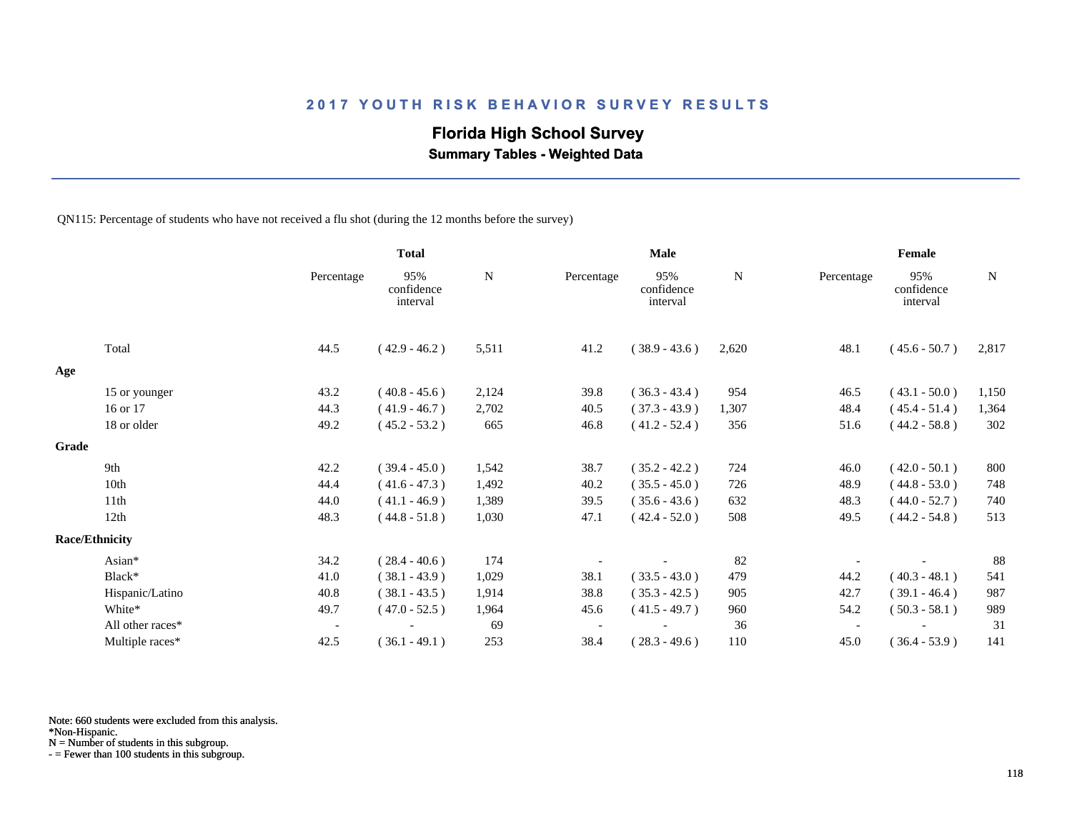## 2017 YOUTH RISK BEHAVIOR SURVEY RESULTS

### Florida High School Survey

**Summary Tables - Weighted Data**

QN115: Percentage of students who have not received a flu shot (during the 12 months before the survey)

| | Total | | | Male | | | Female | | |
|---|---|---|---|---|---|---|---|---|---|
| | Percentage | 95% confidence interval | N | Percentage | 95% confidence interval | N | Percentage | 95% confidence interval | N |
| Total | 44.5 | ( 42.9 - 46.2 ) | 5,511 | 41.2 | ( 38.9 - 43.6 ) | 2,620 | 48.1 | ( 45.6 - 50.7 ) | 2,817 |
| **Age** | | | | | | | | | |
| 15 or younger | 43.2 | ( 40.8 - 45.6 ) | 2,124 | 39.8 | ( 36.3 - 43.4 ) | 954 | 46.5 | ( 43.1 - 50.0 ) | 1,150 |
| 16 or 17 | 44.3 | ( 41.9 - 46.7 ) | 2,702 | 40.5 | ( 37.3 - 43.9 ) | 1,307 | 48.4 | ( 45.4 - 51.4 ) | 1,364 |
| 18 or older | 49.2 | ( 45.2 - 53.2 ) | 665 | 46.8 | ( 41.2 - 52.4 ) | 356 | 51.6 | ( 44.2 - 58.8 ) | 302 |
| **Grade** | | | | | | | | | |
| 9th | 42.2 | ( 39.4 - 45.0 ) | 1,542 | 38.7 | ( 35.2 - 42.2 ) | 724 | 46.0 | ( 42.0 - 50.1 ) | 800 |
| 10th | 44.4 | ( 41.6 - 47.3 ) | 1,492 | 40.2 | ( 35.5 - 45.0 ) | 726 | 48.9 | ( 44.8 - 53.0 ) | 748 |
| 11th | 44.0 | ( 41.1 - 46.9 ) | 1,389 | 39.5 | ( 35.6 - 43.6 ) | 632 | 48.3 | ( 44.0 - 52.7 ) | 740 |
| 12th | 48.3 | ( 44.8 - 51.8 ) | 1,030 | 47.1 | ( 42.4 - 52.0 ) | 508 | 49.5 | ( 44.2 - 54.8 ) | 513 |
| **Race/Ethnicity** | | | | | | | | | |
| Asian* | 34.2 | ( 28.4 - 40.6 ) | 174 | - | - | 82 | - | - | 88 |
| Black* | 41.0 | ( 38.1 - 43.9 ) | 1,029 | 38.1 | ( 33.5 - 43.0 ) | 479 | 44.2 | ( 40.3 - 48.1 ) | 541 |
| Hispanic/Latino | 40.8 | ( 38.1 - 43.5 ) | 1,914 | 38.8 | ( 35.3 - 42.5 ) | 905 | 42.7 | ( 39.1 - 46.4 ) | 987 |
| White* | 49.7 | ( 47.0 - 52.5 ) | 1,964 | 45.6 | ( 41.5 - 49.7 ) | 960 | 54.2 | ( 50.3 - 58.1 ) | 989 |
| All other races* | - | - | 69 | - | - | 36 | - | - | 31 |
| Multiple races* | 42.5 | ( 36.1 - 49.1 ) | 253 | 38.4 | ( 28.3 - 49.6 ) | 110 | 45.0 | ( 36.4 - 53.9 ) | 141 |

Note: 660 students were excluded from this analysis.
*Non-Hispanic.
N = Number of students in this subgroup.
- = Fewer than 100 students in this subgroup.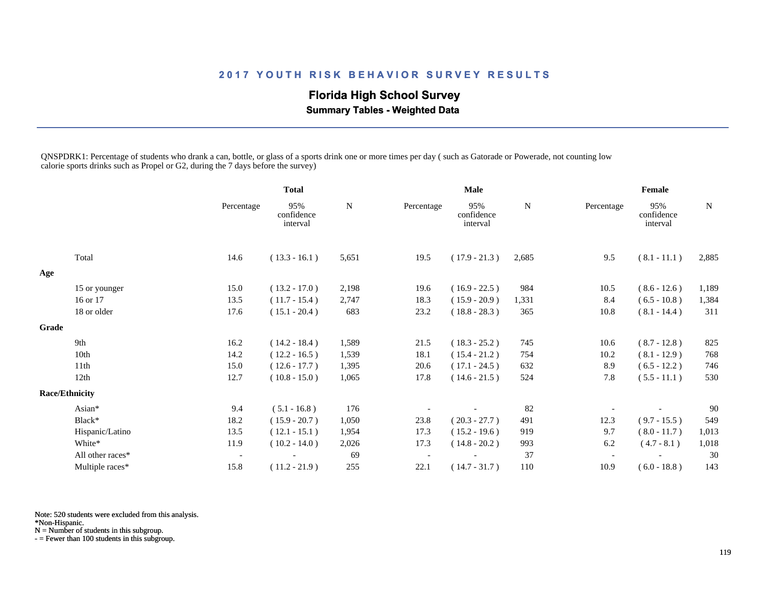## 2017 YOUTH RISK BEHAVIOR SURVEY RESULTS

### Florida High School Survey

**Summary Tables - Weighted Data**

QNSPDRK1: Percentage of students who drank a can, bottle, or glass of a sports drink one or more times per day ( such as Gatorade or Powerade, not counting low calorie sports drinks such as Propel or G2, during the 7 days before the survey)

| | Total | | | Male | | | Female | | |
|---|---|---|---|---|---|---|---|---|---|
| | Percentage | 95% confidence interval | N | Percentage | 95% confidence interval | N | Percentage | 95% confidence interval | N |
| Total | 14.6 | ( 13.3 - 16.1 ) | 5,651 | 19.5 | ( 17.9 - 21.3 ) | 2,685 | 9.5 | ( 8.1 - 11.1 ) | 2,885 |
| **Age** | | | | | | | | | |
| 15 or younger | 15.0 | ( 13.2 - 17.0 ) | 2,198 | 19.6 | ( 16.9 - 22.5 ) | 984 | 10.5 | ( 8.6 - 12.6 ) | 1,189 |
| 16 or 17 | 13.5 | ( 11.7 - 15.4 ) | 2,747 | 18.3 | ( 15.9 - 20.9 ) | 1,331 | 8.4 | ( 6.5 - 10.8 ) | 1,384 |
| 18 or older | 17.6 | ( 15.1 - 20.4 ) | 683 | 23.2 | ( 18.8 - 28.3 ) | 365 | 10.8 | ( 8.1 - 14.4 ) | 311 |
| **Grade** | | | | | | | | | |
| 9th | 16.2 | ( 14.2 - 18.4 ) | 1,589 | 21.5 | ( 18.3 - 25.2 ) | 745 | 10.6 | ( 8.7 - 12.8 ) | 825 |
| 10th | 14.2 | ( 12.2 - 16.5 ) | 1,539 | 18.1 | ( 15.4 - 21.2 ) | 754 | 10.2 | ( 8.1 - 12.9 ) | 768 |
| 11th | 15.0 | ( 12.6 - 17.7 ) | 1,395 | 20.6 | ( 17.1 - 24.5 ) | 632 | 8.9 | ( 6.5 - 12.2 ) | 746 |
| 12th | 12.7 | ( 10.8 - 15.0 ) | 1,065 | 17.8 | ( 14.6 - 21.5 ) | 524 | 7.8 | ( 5.5 - 11.1 ) | 530 |
| **Race/Ethnicity** | | | | | | | | | |
| Asian* | 9.4 | ( 5.1 - 16.8 ) | 176 | - | - | 82 | - | - | 90 |
| Black* | 18.2 | ( 15.9 - 20.7 ) | 1,050 | 23.8 | ( 20.3 - 27.7 ) | 491 | 12.3 | ( 9.7 - 15.5 ) | 549 |
| Hispanic/Latino | 13.5 | ( 12.1 - 15.1 ) | 1,954 | 17.3 | ( 15.2 - 19.6 ) | 919 | 9.7 | ( 8.0 - 11.7 ) | 1,013 |
| White* | 11.9 | ( 10.2 - 14.0 ) | 2,026 | 17.3 | ( 14.8 - 20.2 ) | 993 | 6.2 | ( 4.7 - 8.1 ) | 1,018 |
| All other races* | - | - | 69 | - | - | 37 | - | - | 30 |
| Multiple races* | 15.8 | ( 11.2 - 21.9 ) | 255 | 22.1 | ( 14.7 - 31.7 ) | 110 | 10.9 | ( 6.0 - 18.8 ) | 143 |

Note: 520 students were excluded from this analysis.
*Non-Hispanic.
N = Number of students in this subgroup.
- = Fewer than 100 students in this subgroup.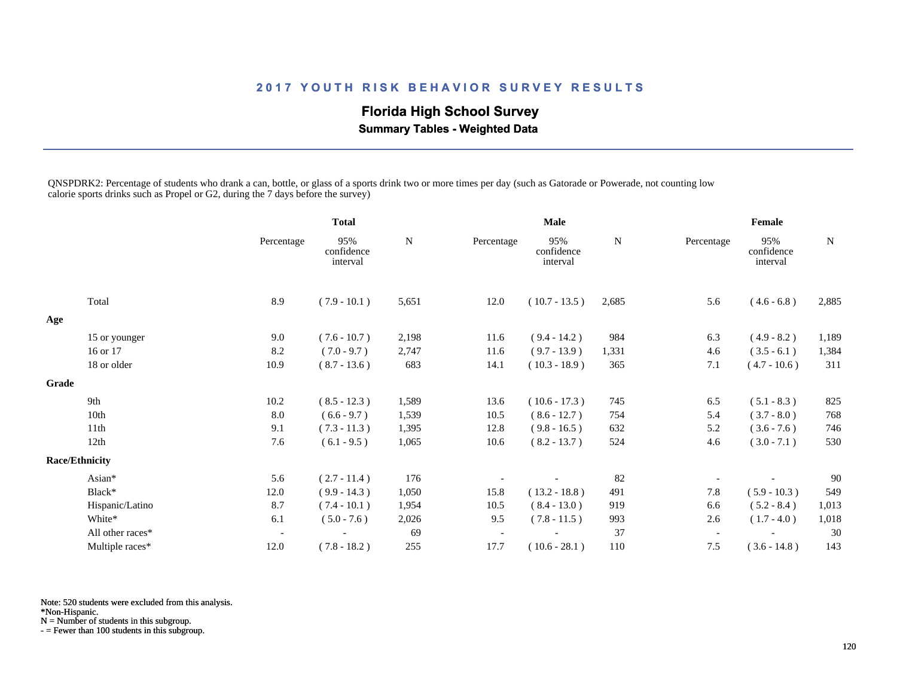# 2017 YOUTH RISK BEHAVIOR SURVEY RESULTS

## Florida High School Survey

### Summary Tables - Weighted Data

QNSPDRK2: Percentage of students who drank a can, bottle, or glass of a sports drink two or more times per day (such as Gatorade or Powerade, not counting low calorie sports drinks such as Propel or G2, during the 7 days before the survey)

| | Total | | | Male | | | Female | | |
|---|---|---|---|---|---|---|---|---|---|
| | Percentage | 95% confidence interval | N | Percentage | 95% confidence interval | N | Percentage | 95% confidence interval | N |
| Total | 8.9 | ( 7.9 - 10.1 ) | 5,651 | 12.0 | ( 10.7 - 13.5 ) | 2,685 | 5.6 | ( 4.6 - 6.8 ) | 2,885 |
| **Age** | | | | | | | | | |
| 15 or younger | 9.0 | ( 7.6 - 10.7 ) | 2,198 | 11.6 | ( 9.4 - 14.2 ) | 984 | 6.3 | ( 4.9 - 8.2 ) | 1,189 |
| 16 or 17 | 8.2 | ( 7.0 - 9.7 ) | 2,747 | 11.6 | ( 9.7 - 13.9 ) | 1,331 | 4.6 | ( 3.5 - 6.1 ) | 1,384 |
| 18 or older | 10.9 | ( 8.7 - 13.6 ) | 683 | 14.1 | ( 10.3 - 18.9 ) | 365 | 7.1 | ( 4.7 - 10.6 ) | 311 |
| **Grade** | | | | | | | | | |
| 9th | 10.2 | ( 8.5 - 12.3 ) | 1,589 | 13.6 | ( 10.6 - 17.3 ) | 745 | 6.5 | ( 5.1 - 8.3 ) | 825 |
| 10th | 8.0 | ( 6.6 - 9.7 ) | 1,539 | 10.5 | ( 8.6 - 12.7 ) | 754 | 5.4 | ( 3.7 - 8.0 ) | 768 |
| 11th | 9.1 | ( 7.3 - 11.3 ) | 1,395 | 12.8 | ( 9.8 - 16.5 ) | 632 | 5.2 | ( 3.6 - 7.6 ) | 746 |
| 12th | 7.6 | ( 6.1 - 9.5 ) | 1,065 | 10.6 | ( 8.2 - 13.7 ) | 524 | 4.6 | ( 3.0 - 7.1 ) | 530 |
| **Race/Ethnicity** | | | | | | | | | |
| Asian* | 5.6 | ( 2.7 - 11.4 ) | 176 | - | - | 82 | - | - | 90 |
| Black* | 12.0 | ( 9.9 - 14.3 ) | 1,050 | 15.8 | ( 13.2 - 18.8 ) | 491 | 7.8 | ( 5.9 - 10.3 ) | 549 |
| Hispanic/Latino | 8.7 | ( 7.4 - 10.1 ) | 1,954 | 10.5 | ( 8.4 - 13.0 ) | 919 | 6.6 | ( 5.2 - 8.4 ) | 1,013 |
| White* | 6.1 | ( 5.0 - 7.6 ) | 2,026 | 9.5 | ( 7.8 - 11.5 ) | 993 | 2.6 | ( 1.7 - 4.0 ) | 1,018 |
| All other races* | - | - | 69 | - | - | 37 | - | - | 30 |
| Multiple races* | 12.0 | ( 7.8 - 18.2 ) | 255 | 17.7 | ( 10.6 - 28.1 ) | 110 | 7.5 | ( 3.6 - 14.8 ) | 143 |

Note: 520 students were excluded from this analysis.
*Non-Hispanic.
N = Number of students in this subgroup.
- = Fewer than 100 students in this subgroup.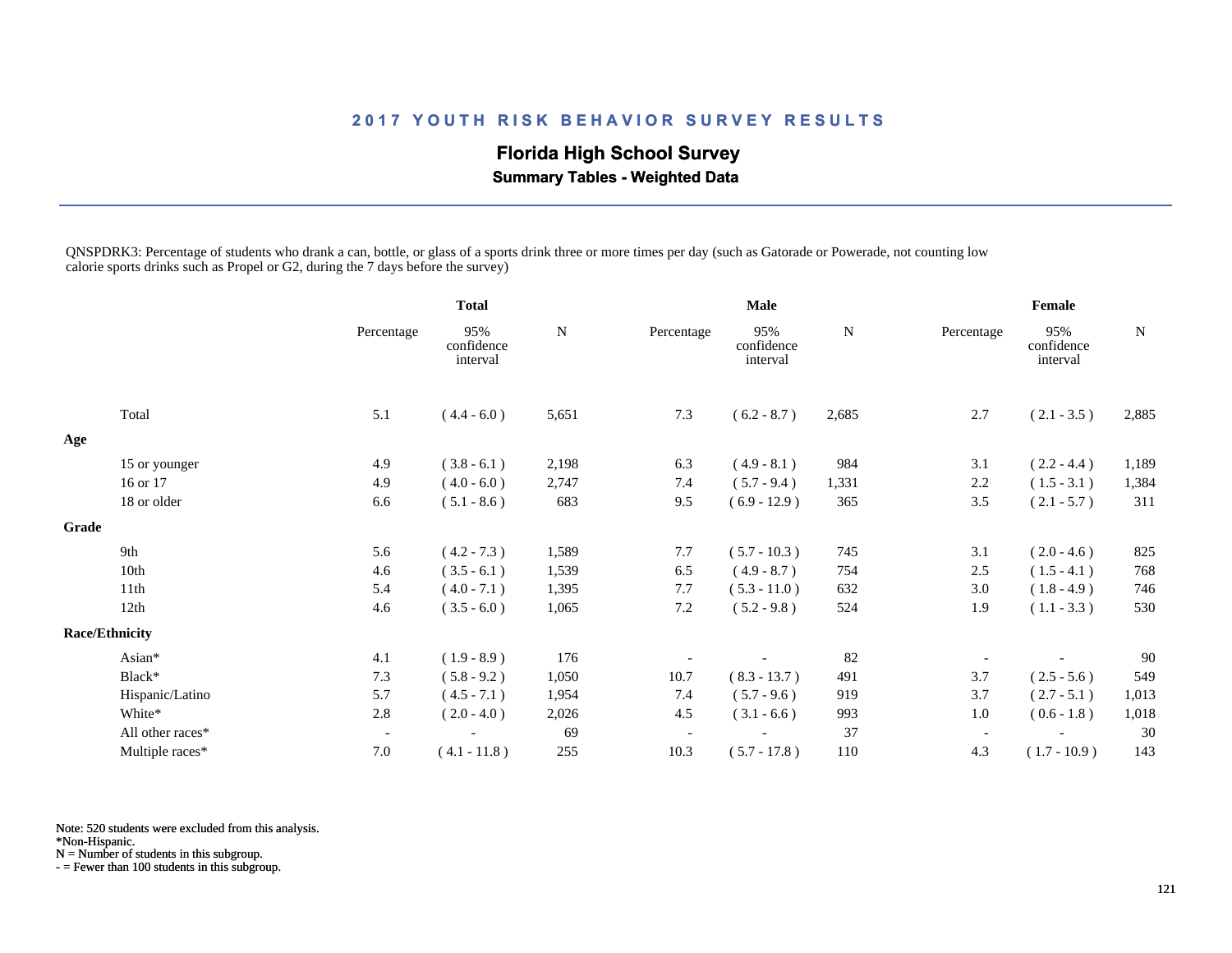## 2017 YOUTH RISK BEHAVIOR SURVEY RESULTS

### Florida High School Survey

**Summary Tables - Weighted Data**

QNSPDRK3: Percentage of students who drank a can, bottle, or glass of a sports drink three or more times per day (such as Gatorade or Powerade, not counting low calorie sports drinks such as Propel or G2, during the 7 days before the survey)

| | Total | | | Male | | | Female | | |
|---|---|---|---|---|---|---|---|---|---|
| | Percentage | 95% confidence interval | N | Percentage | 95% confidence interval | N | Percentage | 95% confidence interval | N |
| Total | 5.1 | ( 4.4 - 6.0 ) | 5,651 | 7.3 | ( 6.2 - 8.7 ) | 2,685 | 2.7 | ( 2.1 - 3.5 ) | 2,885 |
| **Age** | | | | | | | | | |
| 15 or younger | 4.9 | ( 3.8 - 6.1 ) | 2,198 | 6.3 | ( 4.9 - 8.1 ) | 984 | 3.1 | ( 2.2 - 4.4 ) | 1,189 |
| 16 or 17 | 4.9 | ( 4.0 - 6.0 ) | 2,747 | 7.4 | ( 5.7 - 9.4 ) | 1,331 | 2.2 | ( 1.5 - 3.1 ) | 1,384 |
| 18 or older | 6.6 | ( 5.1 - 8.6 ) | 683 | 9.5 | ( 6.9 - 12.9 ) | 365 | 3.5 | ( 2.1 - 5.7 ) | 311 |
| **Grade** | | | | | | | | | |
| 9th | 5.6 | ( 4.2 - 7.3 ) | 1,589 | 7.7 | ( 5.7 - 10.3 ) | 745 | 3.1 | ( 2.0 - 4.6 ) | 825 |
| 10th | 4.6 | ( 3.5 - 6.1 ) | 1,539 | 6.5 | ( 4.9 - 8.7 ) | 754 | 2.5 | ( 1.5 - 4.1 ) | 768 |
| 11th | 5.4 | ( 4.0 - 7.1 ) | 1,395 | 7.7 | ( 5.3 - 11.0 ) | 632 | 3.0 | ( 1.8 - 4.9 ) | 746 |
| 12th | 4.6 | ( 3.5 - 6.0 ) | 1,065 | 7.2 | ( 5.2 - 9.8 ) | 524 | 1.9 | ( 1.1 - 3.3 ) | 530 |
| **Race/Ethnicity** | | | | | | | | | |
| Asian* | 4.1 | ( 1.9 - 8.9 ) | 176 | - | - | 82 | - | - | 90 |
| Black* | 7.3 | ( 5.8 - 9.2 ) | 1,050 | 10.7 | ( 8.3 - 13.7 ) | 491 | 3.7 | ( 2.5 - 5.6 ) | 549 |
| Hispanic/Latino | 5.7 | ( 4.5 - 7.1 ) | 1,954 | 7.4 | ( 5.7 - 9.6 ) | 919 | 3.7 | ( 2.7 - 5.1 ) | 1,013 |
| White* | 2.8 | ( 2.0 - 4.0 ) | 2,026 | 4.5 | ( 3.1 - 6.6 ) | 993 | 1.0 | ( 0.6 - 1.8 ) | 1,018 |
| All other races* | - | - | 69 | - | - | 37 | - | - | 30 |
| Multiple races* | 7.0 | ( 4.1 - 11.8 ) | 255 | 10.3 | ( 5.7 - 17.8 ) | 110 | 4.3 | ( 1.7 - 10.9 ) | 143 |

Note: 520 students were excluded from this analysis.
*Non-Hispanic.
N = Number of students in this subgroup.
- = Fewer than 100 students in this subgroup.